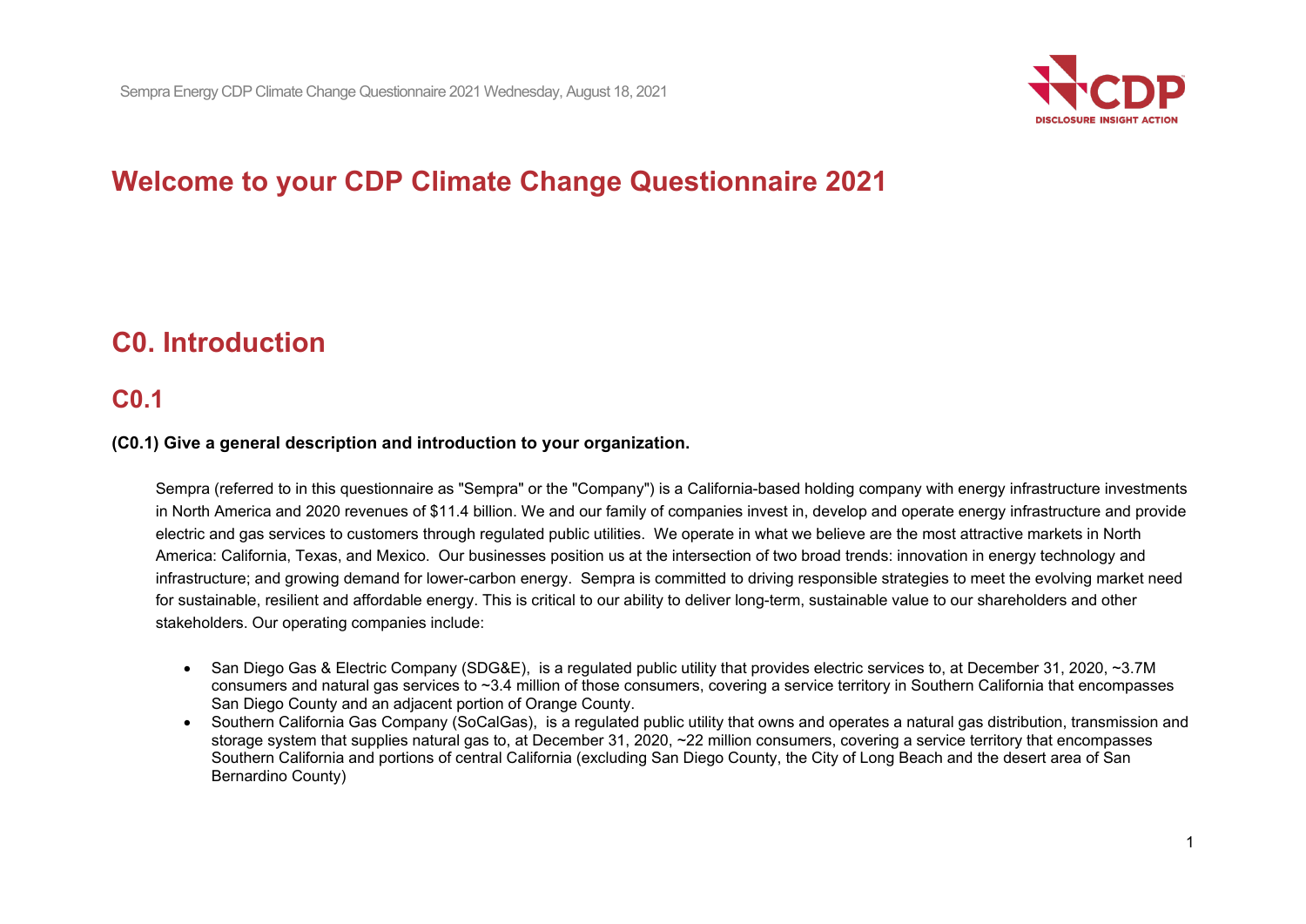# Welcome to your CDP Climate Change Questionnaire 2021

## C0. Introduction

### C0.1

**(C0.1) Give a general description and introduction to your organization.**

Sempra (referred to in this questionnaire as "Sempra" or the "Company") is a California-based holding company with energy infrastructure investments in North America and 2020 revenues of $11.4 billion. We and our family of companies invest in, develop and operate energy infrastructure and provide electric and gas services to customers through regulated public utilities. We operate in what we believe are the most attractive markets in North America: California, Texas, and Mexico. Our businesses position us at the intersection of two broad trends: innovation in energy technology and infrastructure; and growing demand for lower-carbon energy. Sempra is committed to driving responsible strategies to meet the evolving market need for sustainable, resilient and affordable energy. This is critical to our ability to deliver long-term, sustainable value to our shareholders and other stakeholders. Our operating companies include:

- San Diego Gas & Electric Company (SDG&E), is a regulated public utility that provides electric services to, at December 31, 2020, ~3.7M consumers and natural gas services to ~3.4 million of those consumers, covering a service territory in Southern California that encompasses San Diego County and an adjacent portion of Orange County.
- Southern California Gas Company (SoCalGas), is a regulated public utility that owns and operates a natural gas distribution, transmission and storage system that supplies natural gas to, at December 31, 2020, ~22 million consumers, covering a service territory that encompasses Southern California and portions of central California (excluding San Diego County, the City of Long Beach and the desert area of San Bernardino County)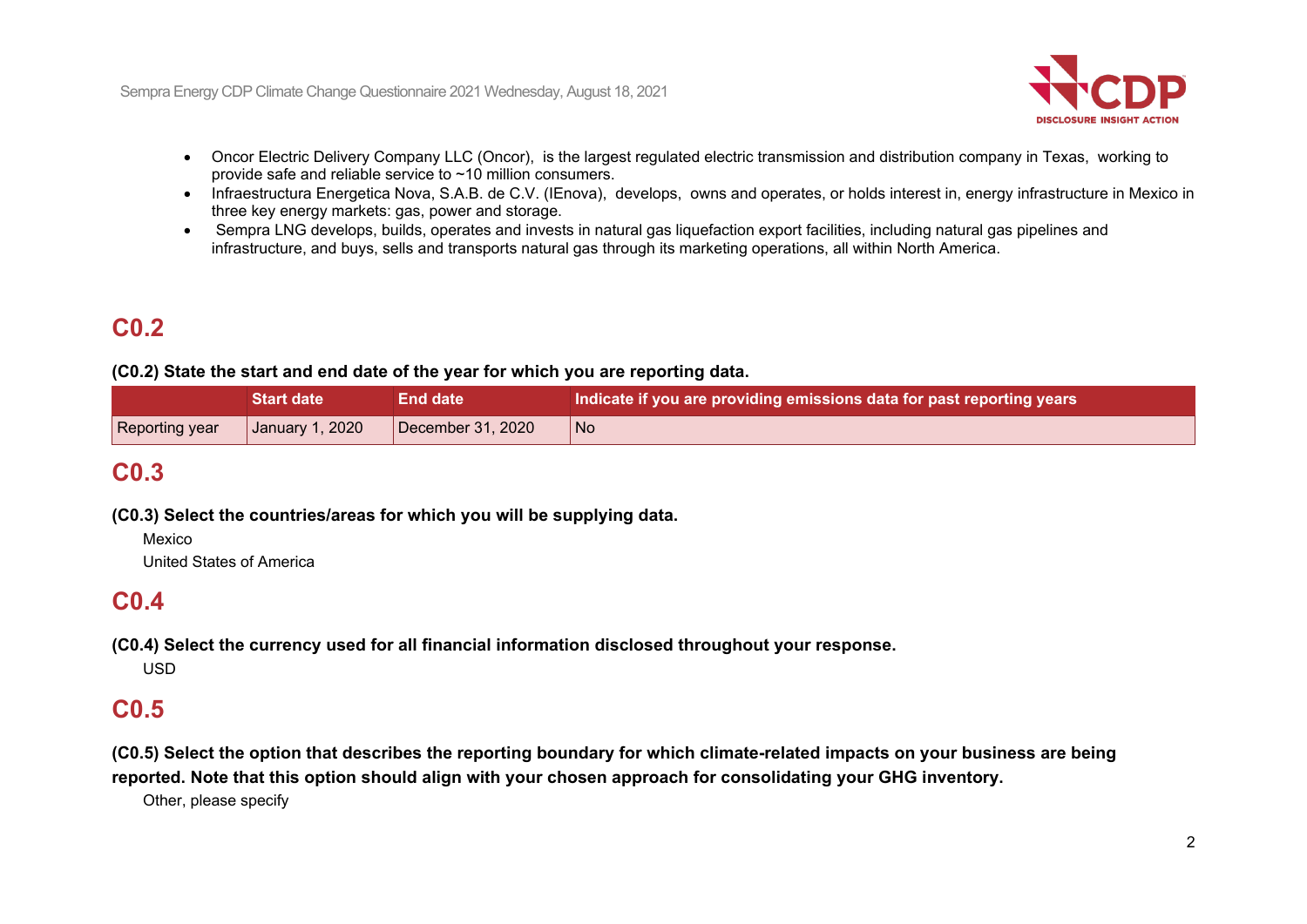- Oncor Electric Delivery Company LLC (Oncor), is the largest regulated electric transmission and distribution company in Texas, working to provide safe and reliable service to ~10 million consumers.
- Infraestructura Energetica Nova, S.A.B. de C.V. (IEnova), develops, owns and operates, or holds interest in, energy infrastructure in Mexico in three key energy markets: gas, power and storage.
- Sempra LNG develops, builds, operates and invests in natural gas liquefaction export facilities, including natural gas pipelines and infrastructure, and buys, sells and transports natural gas through its marketing operations, all within North America.

## C0.2

**(C0.2) State the start and end date of the year for which you are reporting data.**

| | Start date | End date | Indicate if you are providing emissions data for past reporting years |
|---|---|---|---|
| Reporting year | January 1, 2020 | December 31, 2020 | No |

## C0.3

**(C0.3) Select the countries/areas for which you will be supplying data.**

Mexico
United States of America

## C0.4

**(C0.4) Select the currency used for all financial information disclosed throughout your response.**

USD

## C0.5

**(C0.5) Select the option that describes the reporting boundary for which climate-related impacts on your business are being reported. Note that this option should align with your chosen approach for consolidating your GHG inventory.**

Other, please specify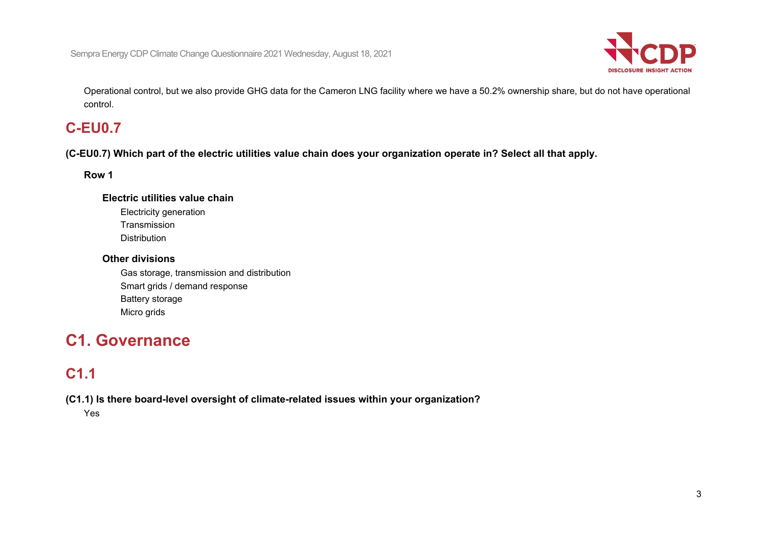Operational control, but we also provide GHG data for the Cameron LNG facility where we have a 50.2% ownership share, but do not have operational control.

## C-EU0.7

**(C-EU0.7) Which part of the electric utilities value chain does your organization operate in? Select all that apply.**

**Row 1**

**Electric utilities value chain**

Electricity generation
Transmission
Distribution

**Other divisions**

Gas storage, transmission and distribution
Smart grids / demand response
Battery storage
Micro grids

# C1. Governance

## C1.1

**(C1.1) Is there board-level oversight of climate-related issues within your organization?**

Yes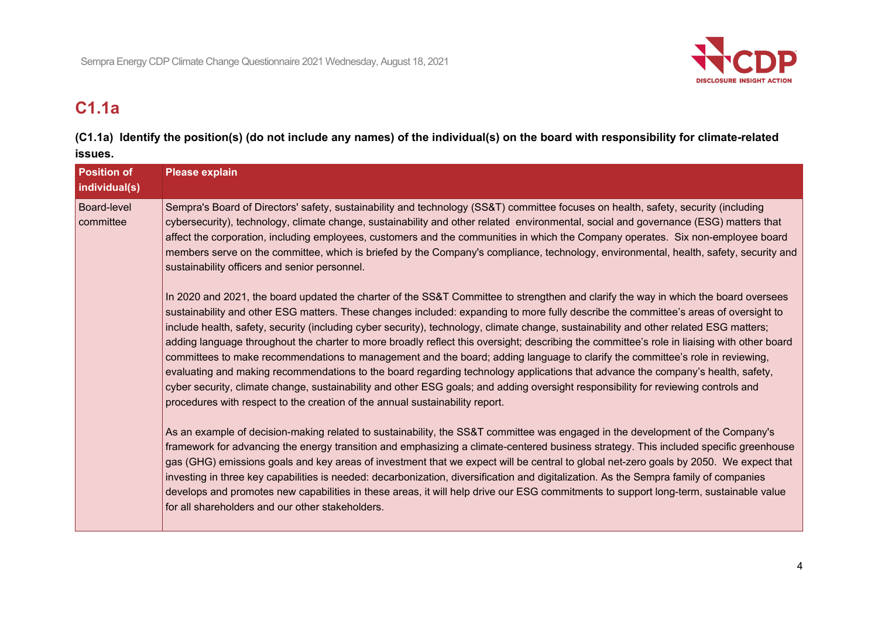## C1.1a

**(C1.1a) Identify the position(s) (do not include any names) of the individual(s) on the board with responsibility for climate-related issues.**

| Position of individual(s) | Please explain |
|---|---|
| Board-level committee | Sempra's Board of Directors' safety, sustainability and technology (SS&T) committee focuses on health, safety, security (including cybersecurity), technology, climate change, sustainability and other related environmental, social and governance (ESG) matters that affect the corporation, including employees, customers and the communities in which the Company operates. Six non-employee board members serve on the committee, which is briefed by the Company's compliance, technology, environmental, health, safety, security and sustainability officers and senior personnel.<br><br>In 2020 and 2021, the board updated the charter of the SS&T Committee to strengthen and clarify the way in which the board oversees sustainability and other ESG matters. These changes included: expanding to more fully describe the committee's areas of oversight to include health, safety, security (including cyber security), technology, climate change, sustainability and other related ESG matters; adding language throughout the charter to more broadly reflect this oversight; describing the committee's role in liaising with other board committees to make recommendations to management and the board; adding language to clarify the committee's role in reviewing, evaluating and making recommendations to the board regarding technology applications that advance the company's health, safety, cyber security, climate change, sustainability and other ESG goals; and adding oversight responsibility for reviewing controls and procedures with respect to the creation of the annual sustainability report.<br><br>As an example of decision-making related to sustainability, the SS&T committee was engaged in the development of the Company's framework for advancing the energy transition and emphasizing a climate-centered business strategy. This included specific greenhouse gas (GHG) emissions goals and key areas of investment that we expect will be central to global net-zero goals by 2050. We expect that investing in three key capabilities is needed: decarbonization, diversification and digitalization. As the Sempra family of companies develops and promotes new capabilities in these areas, it will help drive our ESG commitments to support long-term, sustainable value for all shareholders and our other stakeholders. |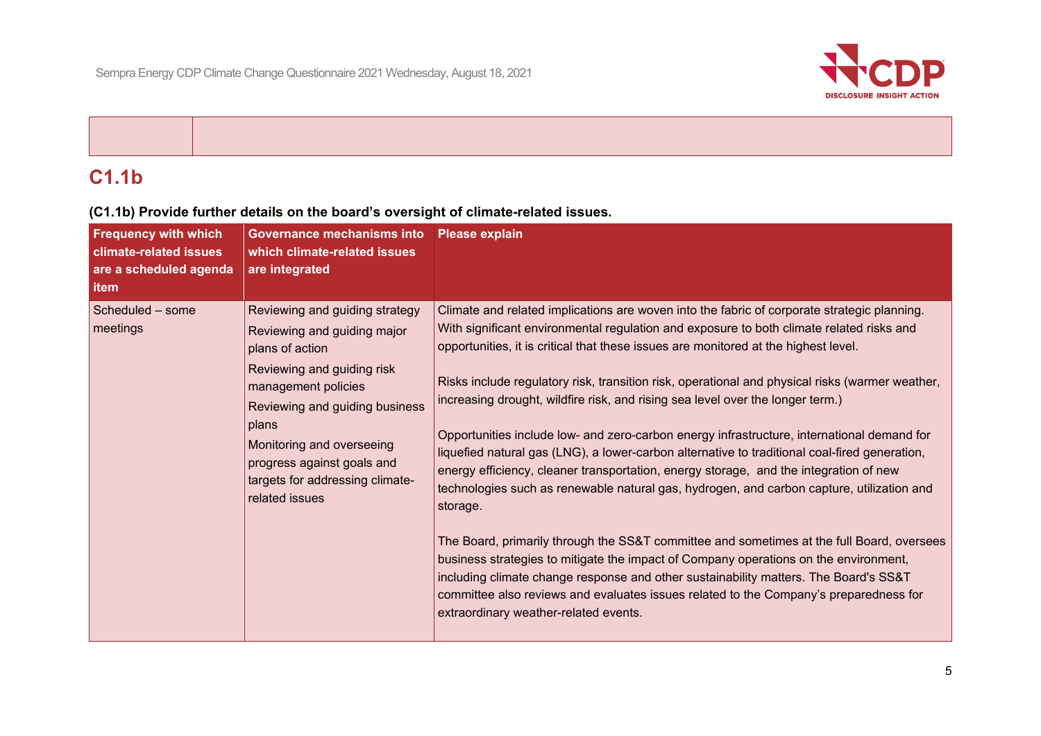| | |
|---|---|
| | |

## C1.1b

**(C1.1b) Provide further details on the board's oversight of climate-related issues.**

| Frequency with which climate-related issues are a scheduled agenda item | Governance mechanisms into which climate-related issues are integrated | Please explain |
|---|---|---|
| Scheduled – some meetings | Reviewing and guiding strategy<br>Reviewing and guiding major plans of action<br>Reviewing and guiding risk management policies<br>Reviewing and guiding business plans<br>Monitoring and overseeing progress against goals and targets for addressing climate-related issues | Climate and related implications are woven into the fabric of corporate strategic planning. With significant environmental regulation and exposure to both climate related risks and opportunities, it is critical that these issues are monitored at the highest level.<br><br>Risks include regulatory risk, transition risk, operational and physical risks (warmer weather, increasing drought, wildfire risk, and rising sea level over the longer term.)<br><br>Opportunities include low- and zero-carbon energy infrastructure, international demand for liquefied natural gas (LNG), a lower-carbon alternative to traditional coal-fired generation, energy efficiency, cleaner transportation, energy storage, and the integration of new technologies such as renewable natural gas, hydrogen, and carbon capture, utilization and storage.<br><br>The Board, primarily through the SS&T committee and sometimes at the full Board, oversees business strategies to mitigate the impact of Company operations on the environment, including climate change response and other sustainability matters. The Board's SS&T committee also reviews and evaluates issues related to the Company's preparedness for extraordinary weather-related events. |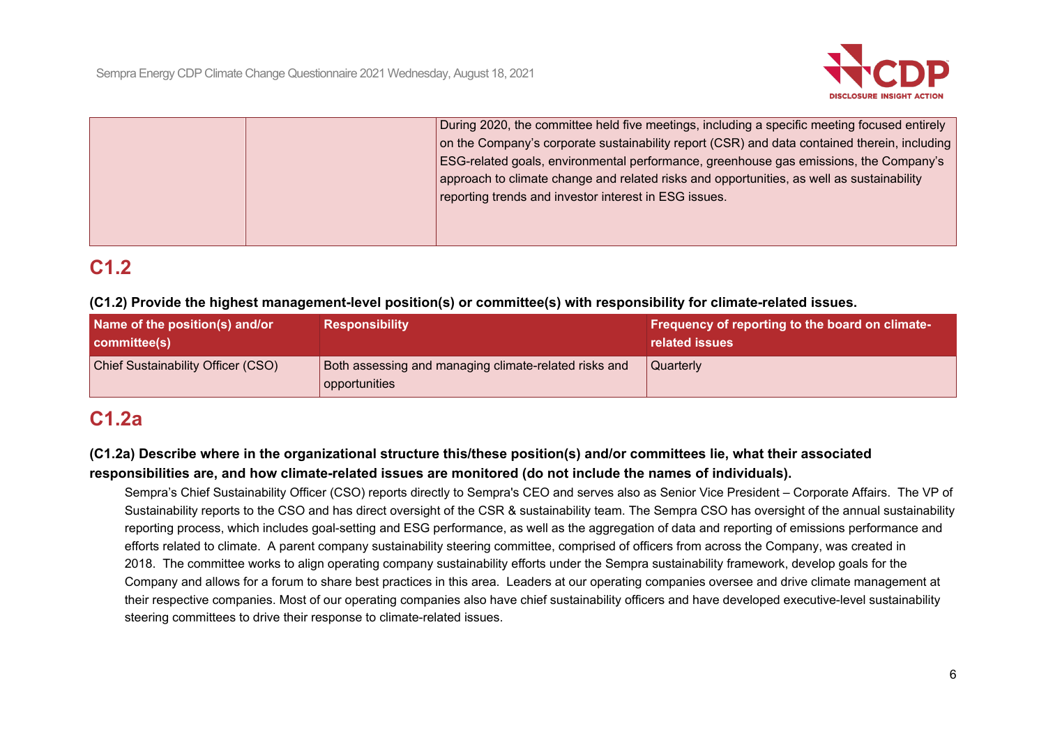|  |  | During 2020, the committee held five meetings, including a specific meeting focused entirely on the Company's corporate sustainability report (CSR) and data contained therein, including ESG-related goals, environmental performance, greenhouse gas emissions, the Company's approach to climate change and related risks and opportunities, as well as sustainability reporting trends and investor interest in ESG issues. |
|---|---|---|

## C1.2

**(C1.2) Provide the highest management-level position(s) or committee(s) with responsibility for climate-related issues.**

| Name of the position(s) and/or committee(s) | Responsibility | Frequency of reporting to the board on climate-related issues |
|---|---|---|
| Chief Sustainability Officer (CSO) | Both assessing and managing climate-related risks and opportunities | Quarterly |

## C1.2a

**(C1.2a) Describe where in the organizational structure this/these position(s) and/or committees lie, what their associated responsibilities are, and how climate-related issues are monitored (do not include the names of individuals).**

Sempra's Chief Sustainability Officer (CSO) reports directly to Sempra's CEO and serves also as Senior Vice President – Corporate Affairs. The VP of Sustainability reports to the CSO and has direct oversight of the CSR & sustainability team. The Sempra CSO has oversight of the annual sustainability reporting process, which includes goal-setting and ESG performance, as well as the aggregation of data and reporting of emissions performance and efforts related to climate. A parent company sustainability steering committee, comprised of officers from across the Company, was created in 2018. The committee works to align operating company sustainability efforts under the Sempra sustainability framework, develop goals for the Company and allows for a forum to share best practices in this area. Leaders at our operating companies oversee and drive climate management at their respective companies. Most of our operating companies also have chief sustainability officers and have developed executive-level sustainability steering committees to drive their response to climate-related issues.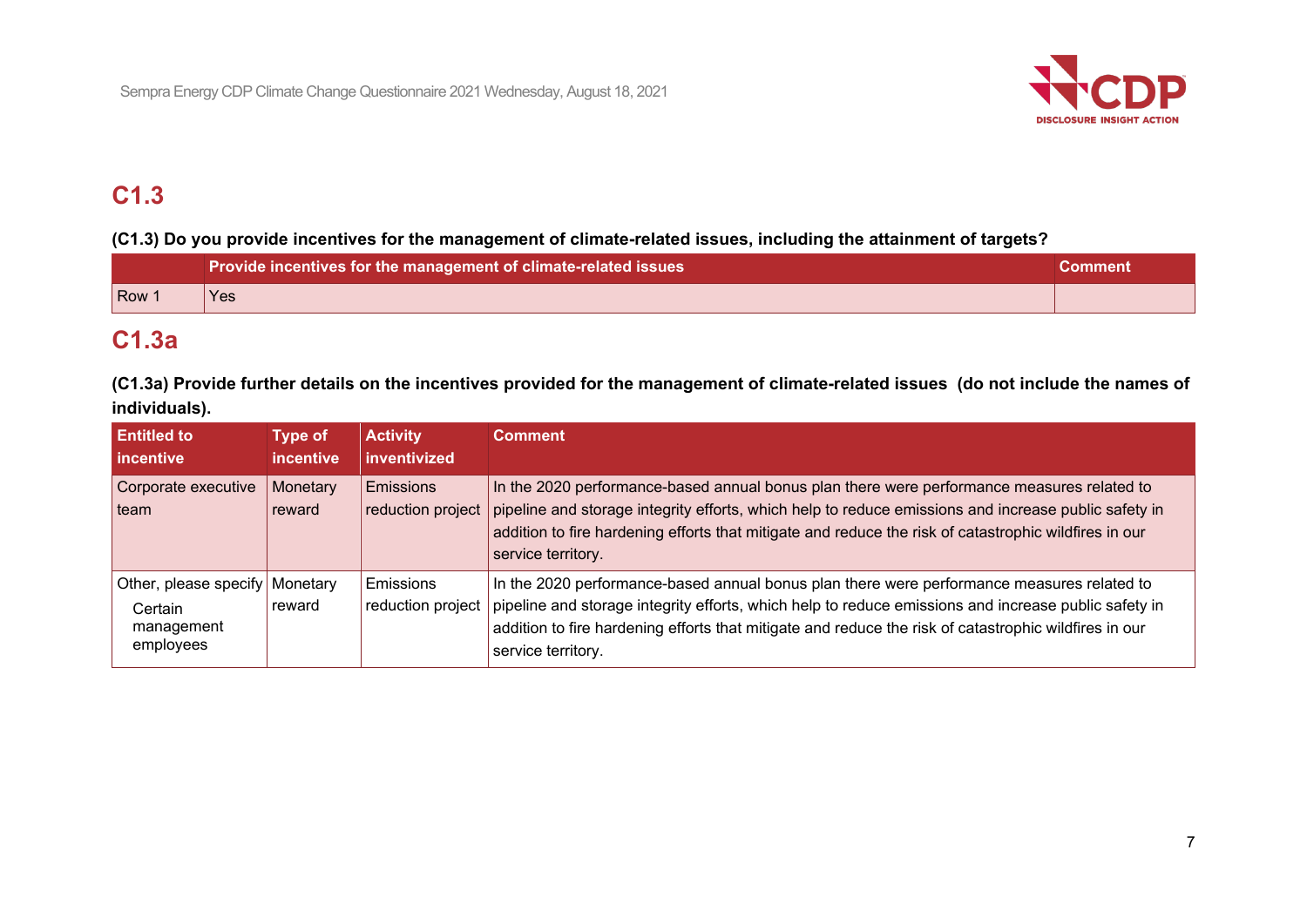## C1.3

**(C1.3) Do you provide incentives for the management of climate-related issues, including the attainment of targets?**

| | Provide incentives for the management of climate-related issues | Comment |
|---|---|---|
| Row 1 | Yes | |

## C1.3a

**(C1.3a) Provide further details on the incentives provided for the management of climate-related issues (do not include the names of individuals).**

| Entitled to incentive | Type of incentive | Activity inventivized | Comment |
|---|---|---|---|
| Corporate executive team | Monetary reward | Emissions reduction project | In the 2020 performance-based annual bonus plan there were performance measures related to pipeline and storage integrity efforts, which help to reduce emissions and increase public safety in addition to fire hardening efforts that mitigate and reduce the risk of catastrophic wildfires in our service territory. |
| Other, please specify<br>Certain management employees | Monetary reward | Emissions reduction project | In the 2020 performance-based annual bonus plan there were performance measures related to pipeline and storage integrity efforts, which help to reduce emissions and increase public safety in addition to fire hardening efforts that mitigate and reduce the risk of catastrophic wildfires in our service territory. |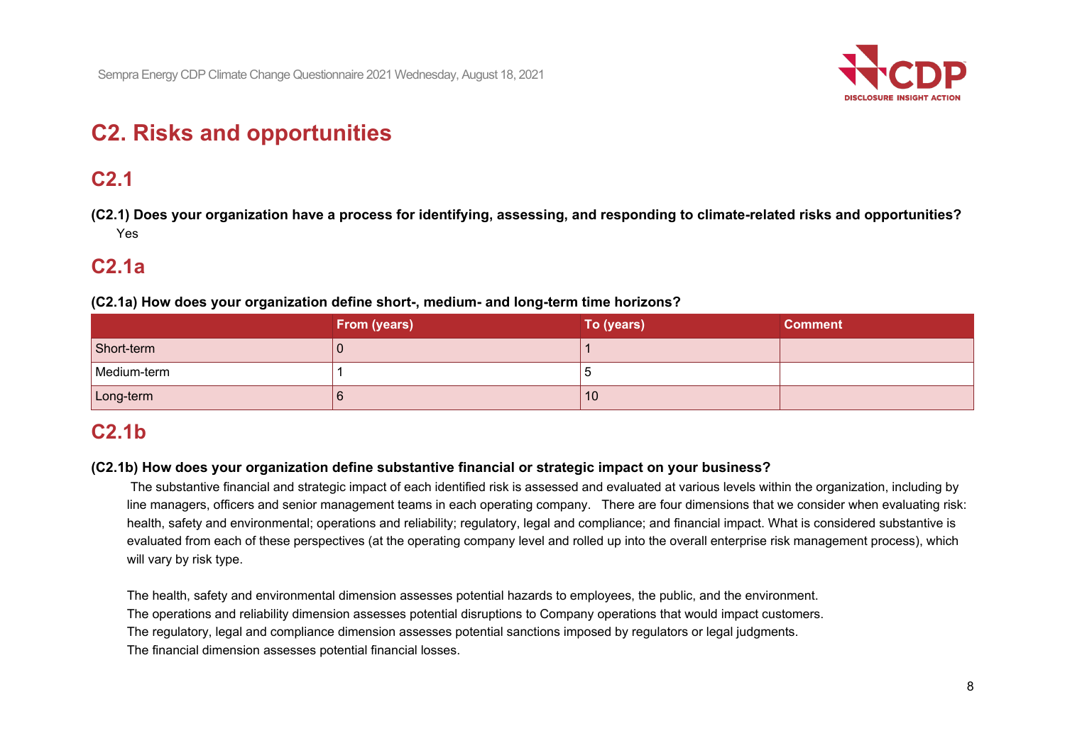# C2. Risks and opportunities

## C2.1

**(C2.1) Does your organization have a process for identifying, assessing, and responding to climate-related risks and opportunities?**

Yes

## C2.1a

**(C2.1a) How does your organization define short-, medium- and long-term time horizons?**

| | From (years) | To (years) | Comment |
|---|---|---|---|
| Short-term | 0 | 1 | |
| Medium-term | 1 | 5 | |
| Long-term | 6 | 10 | |

## C2.1b

**(C2.1b) How does your organization define substantive financial or strategic impact on your business?**

The substantive financial and strategic impact of each identified risk is assessed and evaluated at various levels within the organization, including by line managers, officers and senior management teams in each operating company. There are four dimensions that we consider when evaluating risk: health, safety and environmental; operations and reliability; regulatory, legal and compliance; and financial impact. What is considered substantive is evaluated from each of these perspectives (at the operating company level and rolled up into the overall enterprise risk management process), which will vary by risk type.

The health, safety and environmental dimension assesses potential hazards to employees, the public, and the environment.
The operations and reliability dimension assesses potential disruptions to Company operations that would impact customers.
The regulatory, legal and compliance dimension assesses potential sanctions imposed by regulators or legal judgments.
The financial dimension assesses potential financial losses.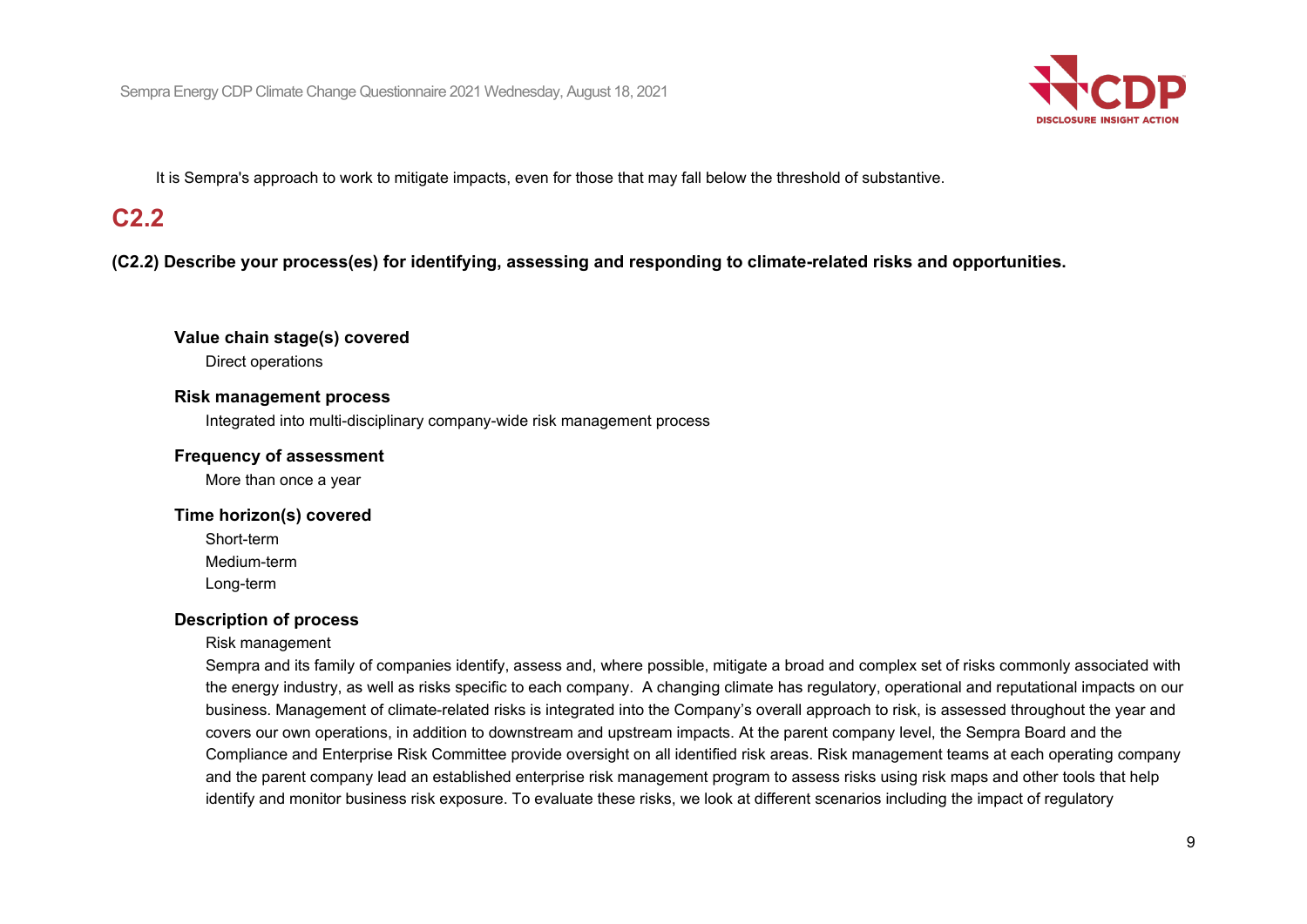It is Sempra's approach to work to mitigate impacts, even for those that may fall below the threshold of substantive.

## C2.2

**(C2.2) Describe your process(es) for identifying, assessing and responding to climate-related risks and opportunities.**

**Value chain stage(s) covered**

Direct operations

**Risk management process**

Integrated into multi-disciplinary company-wide risk management process

**Frequency of assessment**

More than once a year

**Time horizon(s) covered**

Short-term
Medium-term
Long-term

**Description of process**

Risk management

Sempra and its family of companies identify, assess and, where possible, mitigate a broad and complex set of risks commonly associated with the energy industry, as well as risks specific to each company. A changing climate has regulatory, operational and reputational impacts on our business. Management of climate-related risks is integrated into the Company's overall approach to risk, is assessed throughout the year and covers our own operations, in addition to downstream and upstream impacts. At the parent company level, the Sempra Board and the Compliance and Enterprise Risk Committee provide oversight on all identified risk areas. Risk management teams at each operating company and the parent company lead an established enterprise risk management program to assess risks using risk maps and other tools that help identify and monitor business risk exposure. To evaluate these risks, we look at different scenarios including the impact of regulatory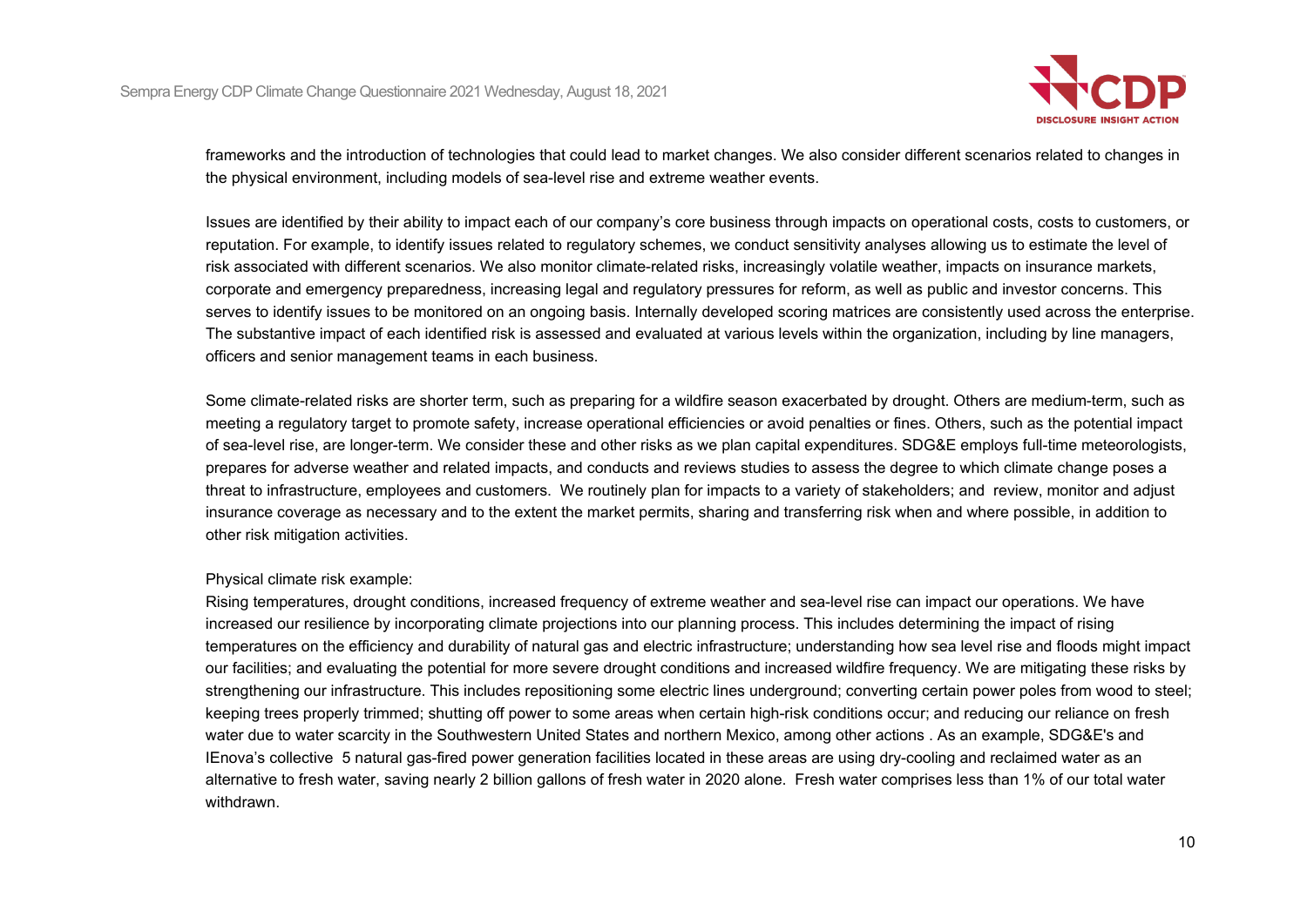frameworks and the introduction of technologies that could lead to market changes. We also consider different scenarios related to changes in the physical environment, including models of sea-level rise and extreme weather events.

Issues are identified by their ability to impact each of our company's core business through impacts on operational costs, costs to customers, or reputation. For example, to identify issues related to regulatory schemes, we conduct sensitivity analyses allowing us to estimate the level of risk associated with different scenarios. We also monitor climate-related risks, increasingly volatile weather, impacts on insurance markets, corporate and emergency preparedness, increasing legal and regulatory pressures for reform, as well as public and investor concerns. This serves to identify issues to be monitored on an ongoing basis. Internally developed scoring matrices are consistently used across the enterprise. The substantive impact of each identified risk is assessed and evaluated at various levels within the organization, including by line managers, officers and senior management teams in each business.

Some climate-related risks are shorter term, such as preparing for a wildfire season exacerbated by drought. Others are medium-term, such as meeting a regulatory target to promote safety, increase operational efficiencies or avoid penalties or fines. Others, such as the potential impact of sea-level rise, are longer-term. We consider these and other risks as we plan capital expenditures. SDG&E employs full-time meteorologists, prepares for adverse weather and related impacts, and conducts and reviews studies to assess the degree to which climate change poses a threat to infrastructure, employees and customers. We routinely plan for impacts to a variety of stakeholders; and review, monitor and adjust insurance coverage as necessary and to the extent the market permits, sharing and transferring risk when and where possible, in addition to other risk mitigation activities.

Physical climate risk example:
Rising temperatures, drought conditions, increased frequency of extreme weather and sea-level rise can impact our operations. We have increased our resilience by incorporating climate projections into our planning process. This includes determining the impact of rising temperatures on the efficiency and durability of natural gas and electric infrastructure; understanding how sea level rise and floods might impact our facilities; and evaluating the potential for more severe drought conditions and increased wildfire frequency. We are mitigating these risks by strengthening our infrastructure. This includes repositioning some electric lines underground; converting certain power poles from wood to steel; keeping trees properly trimmed; shutting off power to some areas when certain high-risk conditions occur; and reducing our reliance on fresh water due to water scarcity in the Southwestern United States and northern Mexico, among other actions . As an example, SDG&E's and IEnova's collective 5 natural gas-fired power generation facilities located in these areas are using dry-cooling and reclaimed water as an alternative to fresh water, saving nearly 2 billion gallons of fresh water in 2020 alone. Fresh water comprises less than 1% of our total water withdrawn.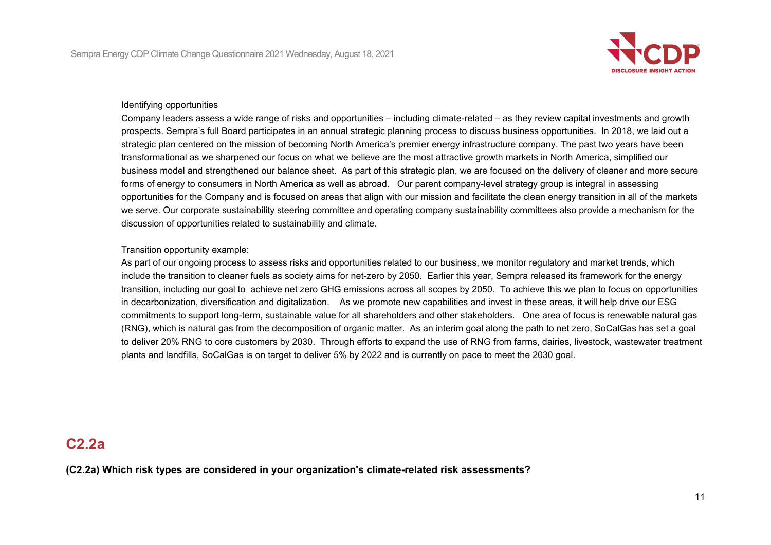Identifying opportunities

Company leaders assess a wide range of risks and opportunities – including climate-related – as they review capital investments and growth prospects. Sempra's full Board participates in an annual strategic planning process to discuss business opportunities. In 2018, we laid out a strategic plan centered on the mission of becoming North America's premier energy infrastructure company. The past two years have been transformational as we sharpened our focus on what we believe are the most attractive growth markets in North America, simplified our business model and strengthened our balance sheet. As part of this strategic plan, we are focused on the delivery of cleaner and more secure forms of energy to consumers in North America as well as abroad. Our parent company-level strategy group is integral in assessing opportunities for the Company and is focused on areas that align with our mission and facilitate the clean energy transition in all of the markets we serve. Our corporate sustainability steering committee and operating company sustainability committees also provide a mechanism for the discussion of opportunities related to sustainability and climate.

Transition opportunity example:

As part of our ongoing process to assess risks and opportunities related to our business, we monitor regulatory and market trends, which include the transition to cleaner fuels as society aims for net-zero by 2050. Earlier this year, Sempra released its framework for the energy transition, including our goal to achieve net zero GHG emissions across all scopes by 2050. To achieve this we plan to focus on opportunities in decarbonization, diversification and digitalization. As we promote new capabilities and invest in these areas, it will help drive our ESG commitments to support long-term, sustainable value for all shareholders and other stakeholders. One area of focus is renewable natural gas (RNG), which is natural gas from the decomposition of organic matter. As an interim goal along the path to net zero, SoCalGas has set a goal to deliver 20% RNG to core customers by 2030. Through efforts to expand the use of RNG from farms, dairies, livestock, wastewater treatment plants and landfills, SoCalGas is on target to deliver 5% by 2022 and is currently on pace to meet the 2030 goal.

## C2.2a

**(C2.2a) Which risk types are considered in your organization's climate-related risk assessments?**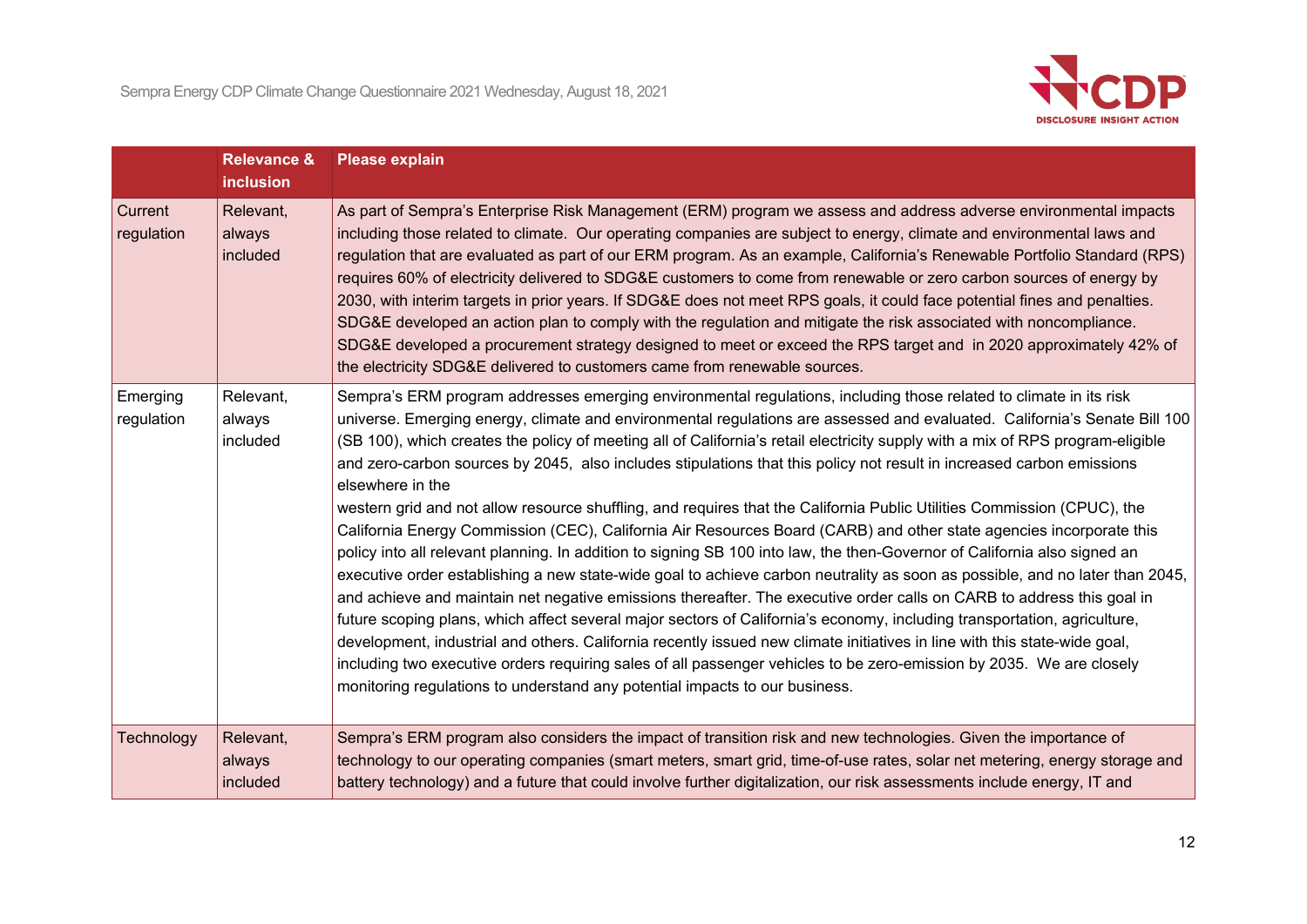| | Relevance & inclusion | Please explain |
|---|---|---|
| Current regulation | Relevant, always included | As part of Sempra's Enterprise Risk Management (ERM) program we assess and address adverse environmental impacts including those related to climate. Our operating companies are subject to energy, climate and environmental laws and regulation that are evaluated as part of our ERM program. As an example, California's Renewable Portfolio Standard (RPS) requires 60% of electricity delivered to SDG&E customers to come from renewable or zero carbon sources of energy by 2030, with interim targets in prior years. If SDG&E does not meet RPS goals, it could face potential fines and penalties. SDG&E developed an action plan to comply with the regulation and mitigate the risk associated with noncompliance. SDG&E developed a procurement strategy designed to meet or exceed the RPS target and in 2020 approximately 42% of the electricity SDG&E delivered to customers came from renewable sources. |
| Emerging regulation | Relevant, always included | Sempra's ERM program addresses emerging environmental regulations, including those related to climate in its risk universe. Emerging energy, climate and environmental regulations are assessed and evaluated. California's Senate Bill 100 (SB 100), which creates the policy of meeting all of California's retail electricity supply with a mix of RPS program-eligible and zero-carbon sources by 2045, also includes stipulations that this policy not result in increased carbon emissions elsewhere in the western grid and not allow resource shuffling, and requires that the California Public Utilities Commission (CPUC), the California Energy Commission (CEC), California Air Resources Board (CARB) and other state agencies incorporate this policy into all relevant planning. In addition to signing SB 100 into law, the then-Governor of California also signed an executive order establishing a new state-wide goal to achieve carbon neutrality as soon as possible, and no later than 2045, and achieve and maintain net negative emissions thereafter. The executive order calls on CARB to address this goal in future scoping plans, which affect several major sectors of California's economy, including transportation, agriculture, development, industrial and others. California recently issued new climate initiatives in line with this state-wide goal, including two executive orders requiring sales of all passenger vehicles to be zero-emission by 2035. We are closely monitoring regulations to understand any potential impacts to our business. |
| Technology | Relevant, always included | Sempra's ERM program also considers the impact of transition risk and new technologies. Given the importance of technology to our operating companies (smart meters, smart grid, time-of-use rates, solar net metering, energy storage and battery technology) and a future that could involve further digitalization, our risk assessments include energy, IT and |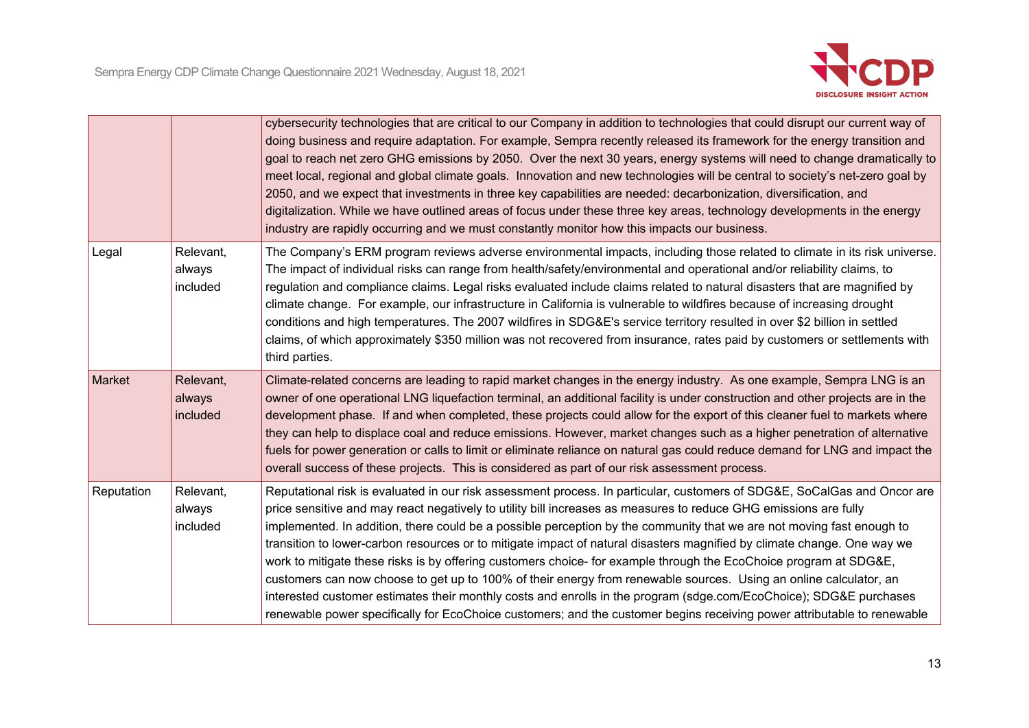| | | |
|---|---|---|
| | | cybersecurity technologies that are critical to our Company in addition to technologies that could disrupt our current way of doing business and require adaptation. For example, Sempra recently released its framework for the energy transition and goal to reach net zero GHG emissions by 2050. Over the next 30 years, energy systems will need to change dramatically to meet local, regional and global climate goals. Innovation and new technologies will be central to society's net-zero goal by 2050, and we expect that investments in three key capabilities are needed: decarbonization, diversification, and digitalization. While we have outlined areas of focus under these three key areas, technology developments in the energy industry are rapidly occurring and we must constantly monitor how this impacts our business. |
| Legal | Relevant, always included | The Company's ERM program reviews adverse environmental impacts, including those related to climate in its risk universe. The impact of individual risks can range from health/safety/environmental and operational and/or reliability claims, to regulation and compliance claims. Legal risks evaluated include claims related to natural disasters that are magnified by climate change. For example, our infrastructure in California is vulnerable to wildfires because of increasing drought conditions and high temperatures. The 2007 wildfires in SDG&E's service territory resulted in over $2 billion in settled claims, of which approximately $350 million was not recovered from insurance, rates paid by customers or settlements with third parties. |
| Market | Relevant, always included | Climate-related concerns are leading to rapid market changes in the energy industry. As one example, Sempra LNG is an owner of one operational LNG liquefaction terminal, an additional facility is under construction and other projects are in the development phase. If and when completed, these projects could allow for the export of this cleaner fuel to markets where they can help to displace coal and reduce emissions. However, market changes such as a higher penetration of alternative fuels for power generation or calls to limit or eliminate reliance on natural gas could reduce demand for LNG and impact the overall success of these projects. This is considered as part of our risk assessment process. |
| Reputation | Relevant, always included | Reputational risk is evaluated in our risk assessment process. In particular, customers of SDG&E, SoCalGas and Oncor are price sensitive and may react negatively to utility bill increases as measures to reduce GHG emissions are fully implemented. In addition, there could be a possible perception by the community that we are not moving fast enough to transition to lower-carbon resources or to mitigate impact of natural disasters magnified by climate change. One way we work to mitigate these risks is by offering customers choice- for example through the EcoChoice program at SDG&E, customers can now choose to get up to 100% of their energy from renewable sources. Using an online calculator, an interested customer estimates their monthly costs and enrolls in the program (sdge.com/EcoChoice); SDG&E purchases renewable power specifically for EcoChoice customers; and the customer begins receiving power attributable to renewable |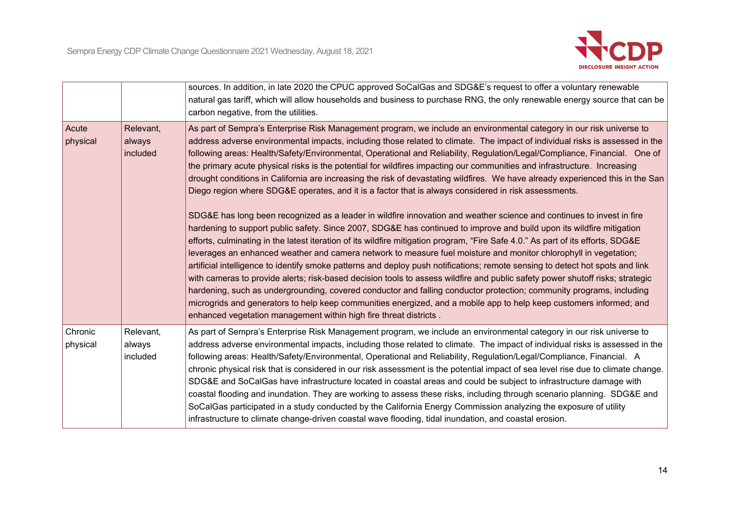| | | |
|---|---|---|
| | | sources. In addition, in late 2020 the CPUC approved SoCalGas and SDG&E's request to offer a voluntary renewable natural gas tariff, which will allow households and business to purchase RNG, the only renewable energy source that can be carbon negative, from the utilities. |
| Acute physical | Relevant, always included | As part of Sempra's Enterprise Risk Management program, we include an environmental category in our risk universe to address adverse environmental impacts, including those related to climate. The impact of individual risks is assessed in the following areas: Health/Safety/Environmental, Operational and Reliability, Regulation/Legal/Compliance, Financial. One of the primary acute physical risks is the potential for wildfires impacting our communities and infrastructure. Increasing drought conditions in California are increasing the risk of devastating wildfires. We have already experienced this in the San Diego region where SDG&E operates, and it is a factor that is always considered in risk assessments.<br><br>SDG&E has long been recognized as a leader in wildfire innovation and weather science and continues to invest in fire hardening to support public safety. Since 2007, SDG&E has continued to improve and build upon its wildfire mitigation efforts, culminating in the latest iteration of its wildfire mitigation program, "Fire Safe 4.0." As part of its efforts, SDG&E leverages an enhanced weather and camera network to measure fuel moisture and monitor chlorophyll in vegetation; artificial intelligence to identify smoke patterns and deploy push notifications; remote sensing to detect hot spots and link with cameras to provide alerts; risk-based decision tools to assess wildfire and public safety power shutoff risks; strategic hardening, such as undergrounding, covered conductor and falling conductor protection; community programs, including microgrids and generators to help keep communities energized, and a mobile app to help keep customers informed; and enhanced vegetation management within high fire threat districts . |
| Chronic physical | Relevant, always included | As part of Sempra's Enterprise Risk Management program, we include an environmental category in our risk universe to address adverse environmental impacts, including those related to climate. The impact of individual risks is assessed in the following areas: Health/Safety/Environmental, Operational and Reliability, Regulation/Legal/Compliance, Financial. A chronic physical risk that is considered in our risk assessment is the potential impact of sea level rise due to climate change. SDG&E and SoCalGas have infrastructure located in coastal areas and could be subject to infrastructure damage with coastal flooding and inundation. They are working to assess these risks, including through scenario planning. SDG&E and SoCalGas participated in a study conducted by the California Energy Commission analyzing the exposure of utility infrastructure to climate change-driven coastal wave flooding, tidal inundation, and coastal erosion. |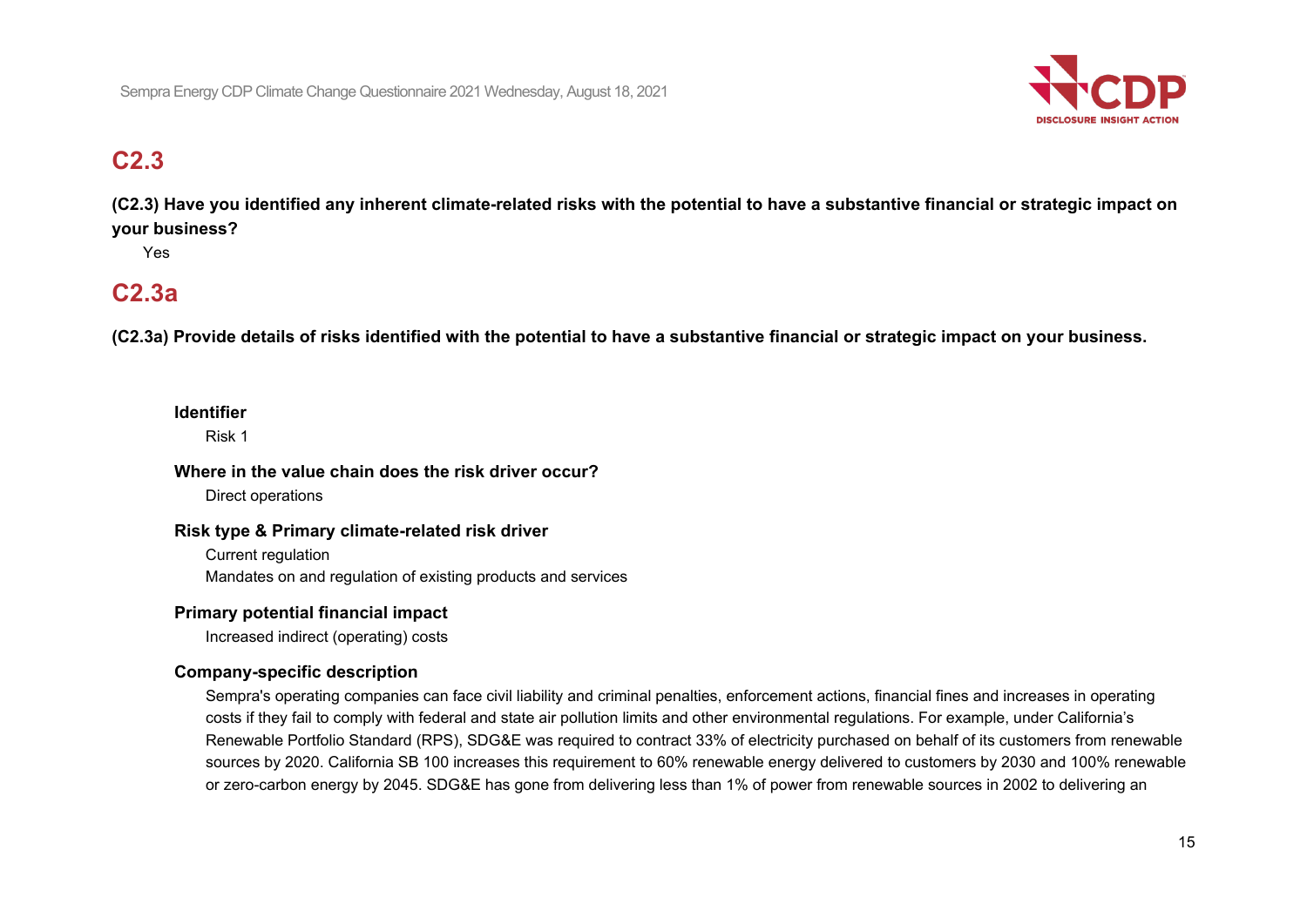## C2.3

**(C2.3) Have you identified any inherent climate-related risks with the potential to have a substantive financial or strategic impact on your business?**

Yes

## C2.3a

**(C2.3a) Provide details of risks identified with the potential to have a substantive financial or strategic impact on your business.**

**Identifier**

Risk 1

**Where in the value chain does the risk driver occur?**

Direct operations

**Risk type & Primary climate-related risk driver**

Current regulation

Mandates on and regulation of existing products and services

**Primary potential financial impact**

Increased indirect (operating) costs

**Company-specific description**

Sempra's operating companies can face civil liability and criminal penalties, enforcement actions, financial fines and increases in operating costs if they fail to comply with federal and state air pollution limits and other environmental regulations. For example, under California's Renewable Portfolio Standard (RPS), SDG&E was required to contract 33% of electricity purchased on behalf of its customers from renewable sources by 2020. California SB 100 increases this requirement to 60% renewable energy delivered to customers by 2030 and 100% renewable or zero-carbon energy by 2045. SDG&E has gone from delivering less than 1% of power from renewable sources in 2002 to delivering an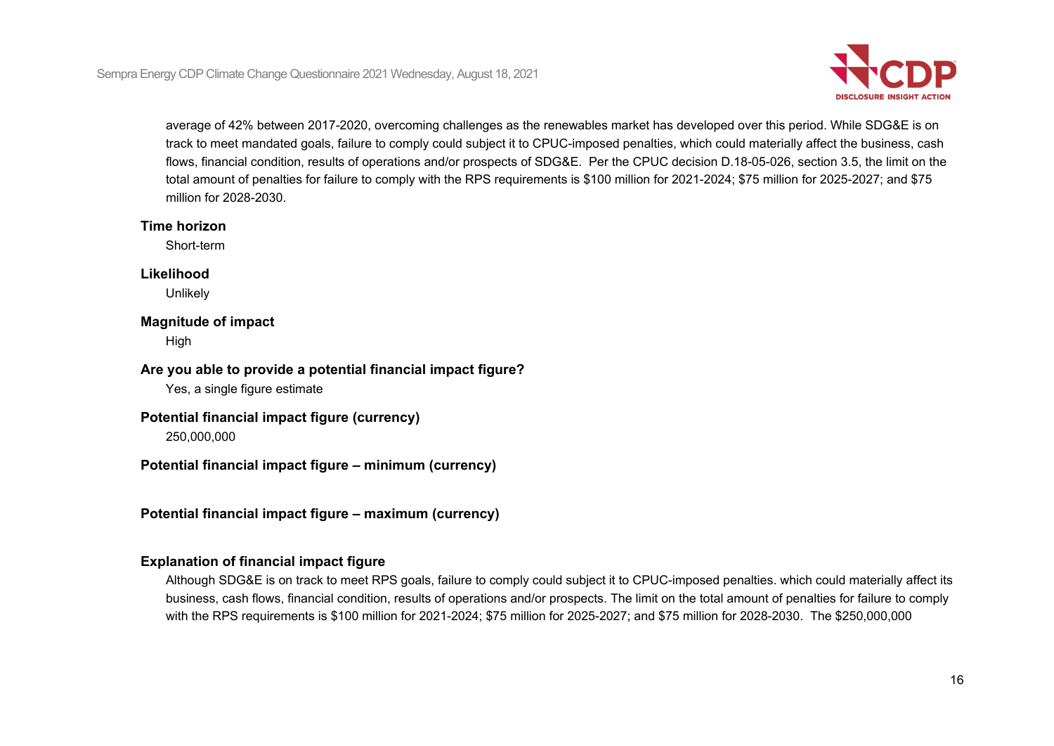average of 42% between 2017-2020, overcoming challenges as the renewables market has developed over this period. While SDG&E is on track to meet mandated goals, failure to comply could subject it to CPUC-imposed penalties, which could materially affect the business, cash flows, financial condition, results of operations and/or prospects of SDG&E. Per the CPUC decision D.18-05-026, section 3.5, the limit on the total amount of penalties for failure to comply with the RPS requirements is $100 million for 2021-2024; $75 million for 2025-2027; and $75 million for 2028-2030.

**Time horizon**

Short-term

**Likelihood**

Unlikely

**Magnitude of impact**

High

**Are you able to provide a potential financial impact figure?**

Yes, a single figure estimate

**Potential financial impact figure (currency)**

250,000,000

**Potential financial impact figure – minimum (currency)**

**Potential financial impact figure – maximum (currency)**

**Explanation of financial impact figure**

Although SDG&E is on track to meet RPS goals, failure to comply could subject it to CPUC-imposed penalties. which could materially affect its business, cash flows, financial condition, results of operations and/or prospects. The limit on the total amount of penalties for failure to comply with the RPS requirements is $100 million for 2021-2024; $75 million for 2025-2027; and $75 million for 2028-2030. The $250,000,000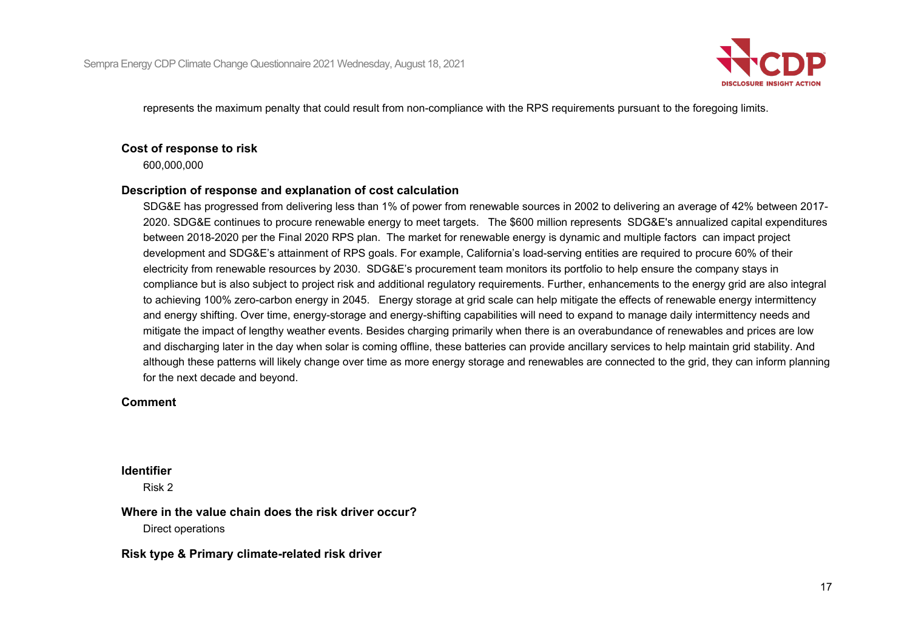represents the maximum penalty that could result from non-compliance with the RPS requirements pursuant to the foregoing limits.

**Cost of response to risk**

600,000,000

**Description of response and explanation of cost calculation**

SDG&E has progressed from delivering less than 1% of power from renewable sources in 2002 to delivering an average of 42% between 2017-2020. SDG&E continues to procure renewable energy to meet targets. The $600 million represents SDG&E's annualized capital expenditures between 2018-2020 per the Final 2020 RPS plan. The market for renewable energy is dynamic and multiple factors can impact project development and SDG&E's attainment of RPS goals. For example, California's load-serving entities are required to procure 60% of their electricity from renewable resources by 2030. SDG&E's procurement team monitors its portfolio to help ensure the company stays in compliance but is also subject to project risk and additional regulatory requirements. Further, enhancements to the energy grid are also integral to achieving 100% zero-carbon energy in 2045. Energy storage at grid scale can help mitigate the effects of renewable energy intermittency and energy shifting. Over time, energy-storage and energy-shifting capabilities will need to expand to manage daily intermittency needs and mitigate the impact of lengthy weather events. Besides charging primarily when there is an overabundance of renewables and prices are low and discharging later in the day when solar is coming offline, these batteries can provide ancillary services to help maintain grid stability. And although these patterns will likely change over time as more energy storage and renewables are connected to the grid, they can inform planning for the next decade and beyond.

**Comment**

**Identifier**

Risk 2

**Where in the value chain does the risk driver occur?**

Direct operations

**Risk type & Primary climate-related risk driver**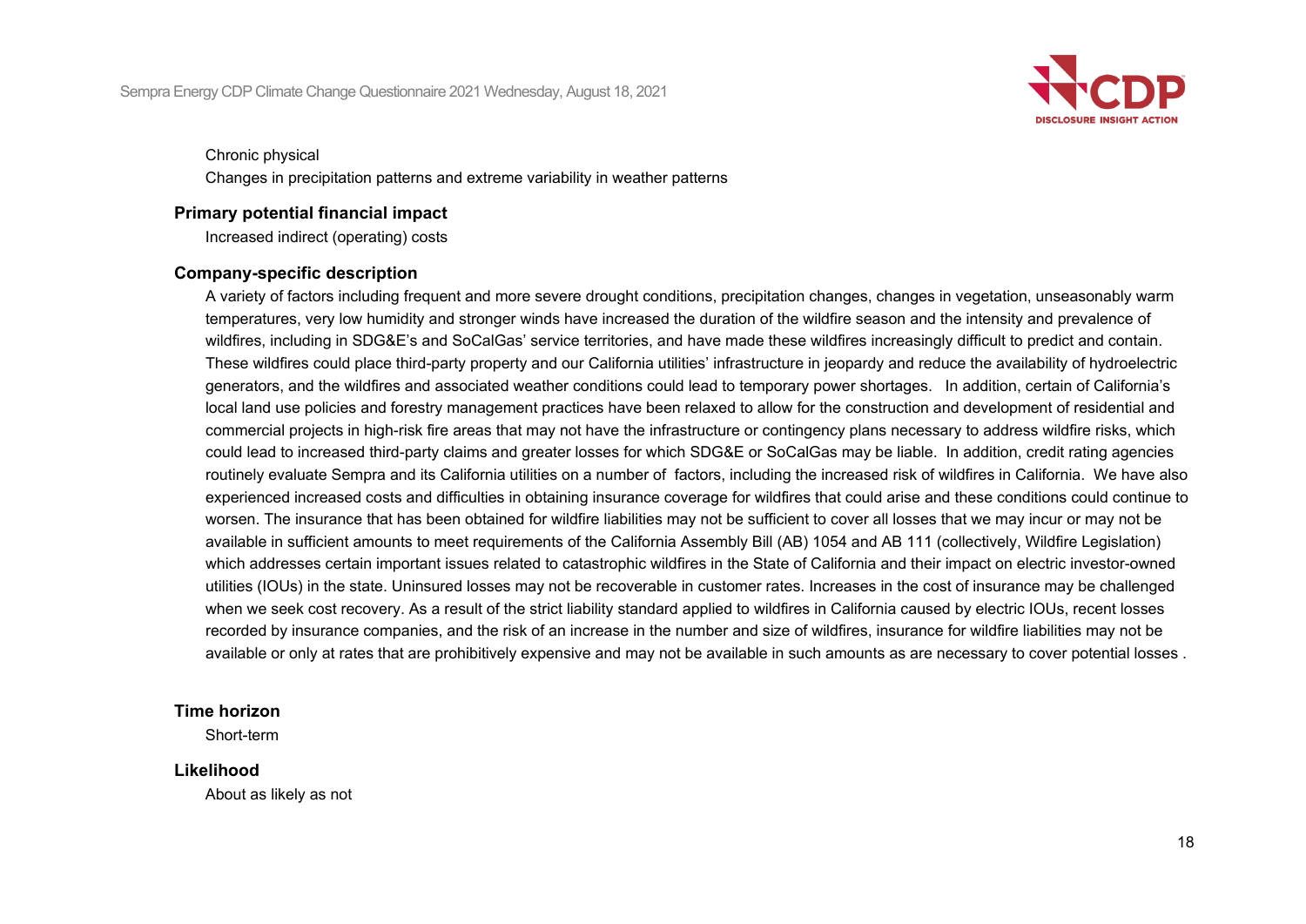Chronic physical

Changes in precipitation patterns and extreme variability in weather patterns

**Primary potential financial impact**

Increased indirect (operating) costs

**Company-specific description**

A variety of factors including frequent and more severe drought conditions, precipitation changes, changes in vegetation, unseasonably warm temperatures, very low humidity and stronger winds have increased the duration of the wildfire season and the intensity and prevalence of wildfires, including in SDG&E's and SoCalGas' service territories, and have made these wildfires increasingly difficult to predict and contain. These wildfires could place third-party property and our California utilities' infrastructure in jeopardy and reduce the availability of hydroelectric generators, and the wildfires and associated weather conditions could lead to temporary power shortages. In addition, certain of California's local land use policies and forestry management practices have been relaxed to allow for the construction and development of residential and commercial projects in high-risk fire areas that may not have the infrastructure or contingency plans necessary to address wildfire risks, which could lead to increased third-party claims and greater losses for which SDG&E or SoCalGas may be liable. In addition, credit rating agencies routinely evaluate Sempra and its California utilities on a number of factors, including the increased risk of wildfires in California. We have also experienced increased costs and difficulties in obtaining insurance coverage for wildfires that could arise and these conditions could continue to worsen. The insurance that has been obtained for wildfire liabilities may not be sufficient to cover all losses that we may incur or may not be available in sufficient amounts to meet requirements of the California Assembly Bill (AB) 1054 and AB 111 (collectively, Wildfire Legislation) which addresses certain important issues related to catastrophic wildfires in the State of California and their impact on electric investor-owned utilities (IOUs) in the state. Uninsured losses may not be recoverable in customer rates. Increases in the cost of insurance may be challenged when we seek cost recovery. As a result of the strict liability standard applied to wildfires in California caused by electric IOUs, recent losses recorded by insurance companies, and the risk of an increase in the number and size of wildfires, insurance for wildfire liabilities may not be available or only at rates that are prohibitively expensive and may not be available in such amounts as are necessary to cover potential losses .

**Time horizon**

Short-term

**Likelihood**

About as likely as not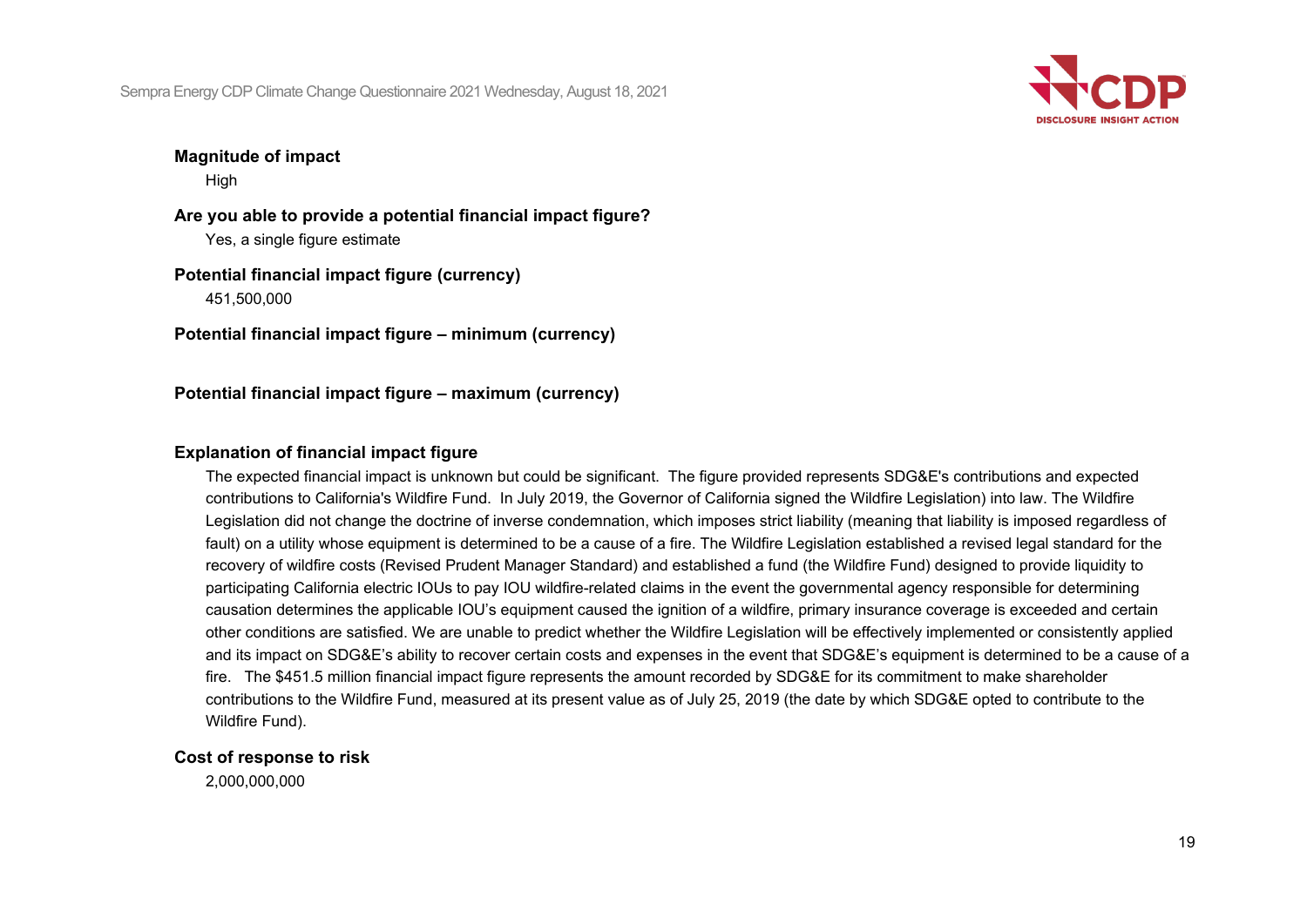**Magnitude of impact**

High

**Are you able to provide a potential financial impact figure?**

Yes, a single figure estimate

**Potential financial impact figure (currency)**

451,500,000

**Potential financial impact figure – minimum (currency)**

**Potential financial impact figure – maximum (currency)**

**Explanation of financial impact figure**

The expected financial impact is unknown but could be significant. The figure provided represents SDG&E's contributions and expected contributions to California's Wildfire Fund. In July 2019, the Governor of California signed the Wildfire Legislation) into law. The Wildfire Legislation did not change the doctrine of inverse condemnation, which imposes strict liability (meaning that liability is imposed regardless of fault) on a utility whose equipment is determined to be a cause of a fire. The Wildfire Legislation established a revised legal standard for the recovery of wildfire costs (Revised Prudent Manager Standard) and established a fund (the Wildfire Fund) designed to provide liquidity to participating California electric IOUs to pay IOU wildfire-related claims in the event the governmental agency responsible for determining causation determines the applicable IOU's equipment caused the ignition of a wildfire, primary insurance coverage is exceeded and certain other conditions are satisfied. We are unable to predict whether the Wildfire Legislation will be effectively implemented or consistently applied and its impact on SDG&E's ability to recover certain costs and expenses in the event that SDG&E's equipment is determined to be a cause of a fire. The $451.5 million financial impact figure represents the amount recorded by SDG&E for its commitment to make shareholder contributions to the Wildfire Fund, measured at its present value as of July 25, 2019 (the date by which SDG&E opted to contribute to the Wildfire Fund).

**Cost of response to risk**

2,000,000,000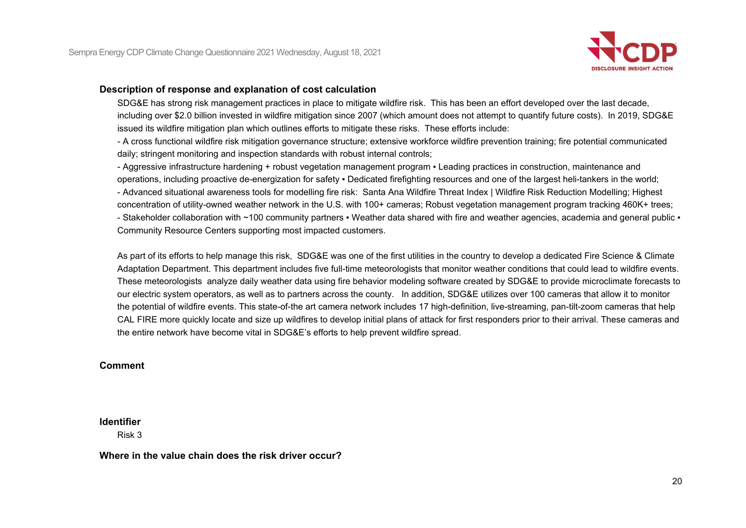**Description of response and explanation of cost calculation**

SDG&E has strong risk management practices in place to mitigate wildfire risk. This has been an effort developed over the last decade, including over $2.0 billion invested in wildfire mitigation since 2007 (which amount does not attempt to quantify future costs). In 2019, SDG&E issued its wildfire mitigation plan which outlines efforts to mitigate these risks. These efforts include:

- A cross functional wildfire risk mitigation governance structure; extensive workforce wildfire prevention training; fire potential communicated daily; stringent monitoring and inspection standards with robust internal controls;
- Aggressive infrastructure hardening + robust vegetation management program ▪ Leading practices in construction, maintenance and operations, including proactive de-energization for safety ▪ Dedicated firefighting resources and one of the largest heli-tankers in the world;
- Advanced situational awareness tools for modelling fire risk: Santa Ana Wildfire Threat Index | Wildfire Risk Reduction Modelling; Highest concentration of utility-owned weather network in the U.S. with 100+ cameras; Robust vegetation management program tracking 460K+ trees;
- Stakeholder collaboration with ~100 community partners ▪ Weather data shared with fire and weather agencies, academia and general public ▪ Community Resource Centers supporting most impacted customers.

As part of its efforts to help manage this risk, SDG&E was one of the first utilities in the country to develop a dedicated Fire Science & Climate Adaptation Department. This department includes five full-time meteorologists that monitor weather conditions that could lead to wildfire events. These meteorologists analyze daily weather data using fire behavior modeling software created by SDG&E to provide microclimate forecasts to our electric system operators, as well as to partners across the county. In addition, SDG&E utilizes over 100 cameras that allow it to monitor the potential of wildfire events. This state-of-the art camera network includes 17 high-definition, live-streaming, pan-tilt-zoom cameras that help CAL FIRE more quickly locate and size up wildfires to develop initial plans of attack for first responders prior to their arrival. These cameras and the entire network have become vital in SDG&E's efforts to help prevent wildfire spread.

**Comment**

**Identifier**

Risk 3

**Where in the value chain does the risk driver occur?**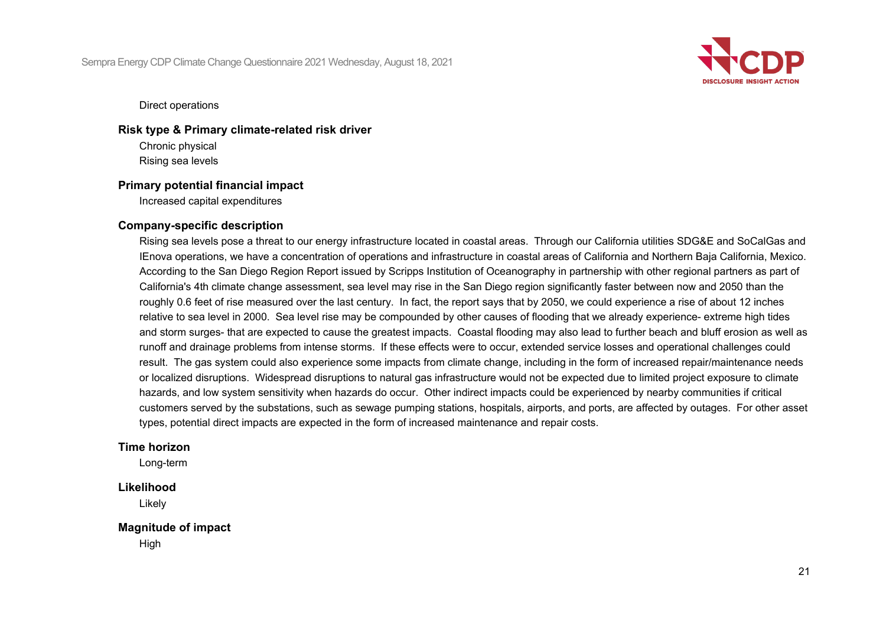Direct operations

**Risk type & Primary climate-related risk driver**

Chronic physical
Rising sea levels

**Primary potential financial impact**

Increased capital expenditures

**Company-specific description**

Rising sea levels pose a threat to our energy infrastructure located in coastal areas. Through our California utilities SDG&E and SoCalGas and IEnova operations, we have a concentration of operations and infrastructure in coastal areas of California and Northern Baja California, Mexico. According to the San Diego Region Report issued by Scripps Institution of Oceanography in partnership with other regional partners as part of California's 4th climate change assessment, sea level may rise in the San Diego region significantly faster between now and 2050 than the roughly 0.6 feet of rise measured over the last century. In fact, the report says that by 2050, we could experience a rise of about 12 inches relative to sea level in 2000. Sea level rise may be compounded by other causes of flooding that we already experience- extreme high tides and storm surges- that are expected to cause the greatest impacts. Coastal flooding may also lead to further beach and bluff erosion as well as runoff and drainage problems from intense storms. If these effects were to occur, extended service losses and operational challenges could result. The gas system could also experience some impacts from climate change, including in the form of increased repair/maintenance needs or localized disruptions. Widespread disruptions to natural gas infrastructure would not be expected due to limited project exposure to climate hazards, and low system sensitivity when hazards do occur. Other indirect impacts could be experienced by nearby communities if critical customers served by the substations, such as sewage pumping stations, hospitals, airports, and ports, are affected by outages. For other asset types, potential direct impacts are expected in the form of increased maintenance and repair costs.

**Time horizon**

Long-term

**Likelihood**

Likely

**Magnitude of impact**

High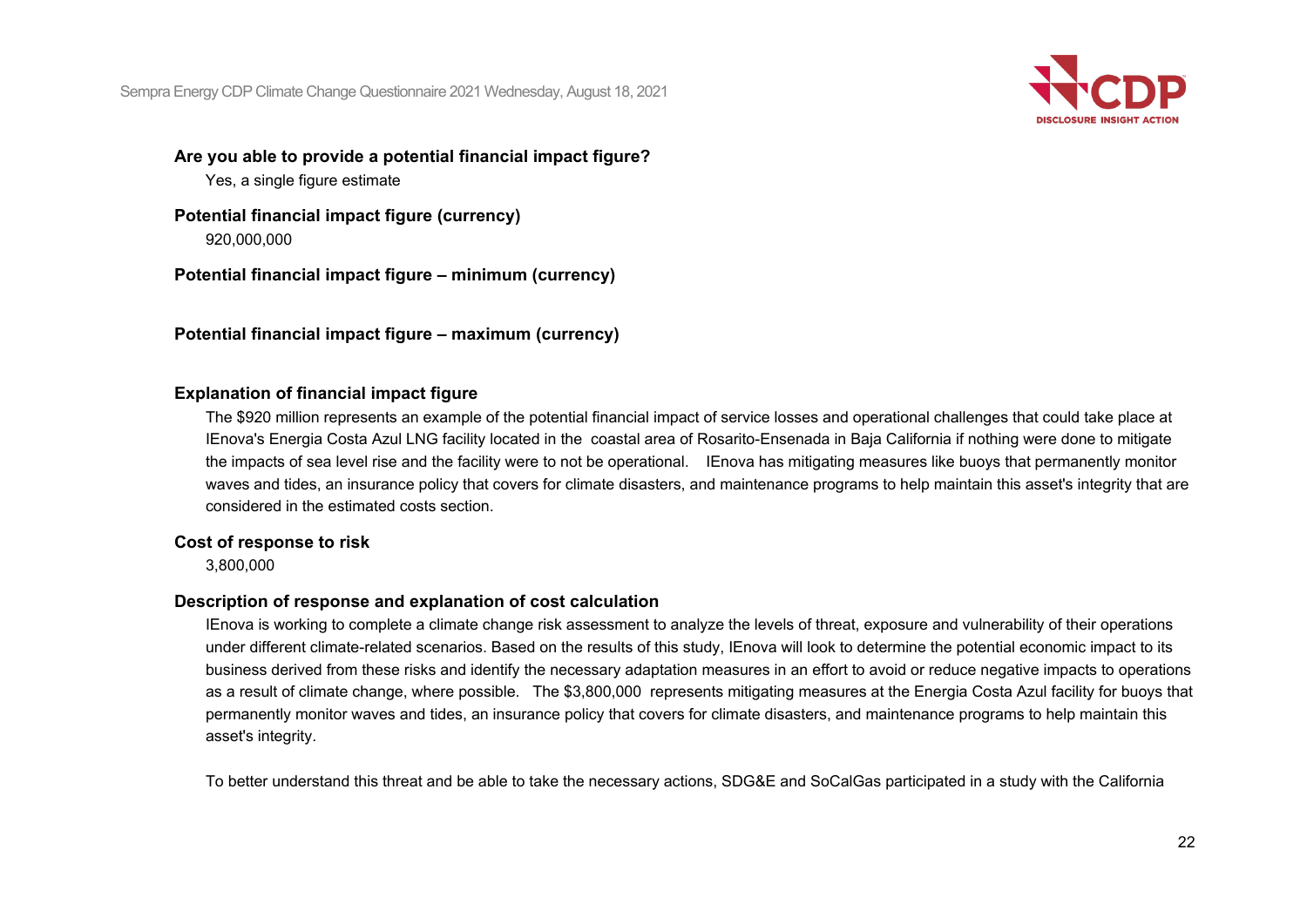**Are you able to provide a potential financial impact figure?**

Yes, a single figure estimate

**Potential financial impact figure (currency)**

920,000,000

**Potential financial impact figure – minimum (currency)**

**Potential financial impact figure – maximum (currency)**

**Explanation of financial impact figure**

The $920 million represents an example of the potential financial impact of service losses and operational challenges that could take place at IEnova's Energia Costa Azul LNG facility located in the coastal area of Rosarito-Ensenada in Baja California if nothing were done to mitigate the impacts of sea level rise and the facility were to not be operational. IEnova has mitigating measures like buoys that permanently monitor waves and tides, an insurance policy that covers for climate disasters, and maintenance programs to help maintain this asset's integrity that are considered in the estimated costs section.

**Cost of response to risk**

3,800,000

**Description of response and explanation of cost calculation**

IEnova is working to complete a climate change risk assessment to analyze the levels of threat, exposure and vulnerability of their operations under different climate-related scenarios. Based on the results of this study, IEnova will look to determine the potential economic impact to its business derived from these risks and identify the necessary adaptation measures in an effort to avoid or reduce negative impacts to operations as a result of climate change, where possible. The $3,800,000 represents mitigating measures at the Energia Costa Azul facility for buoys that permanently monitor waves and tides, an insurance policy that covers for climate disasters, and maintenance programs to help maintain this asset's integrity.

To better understand this threat and be able to take the necessary actions, SDG&E and SoCalGas participated in a study with the California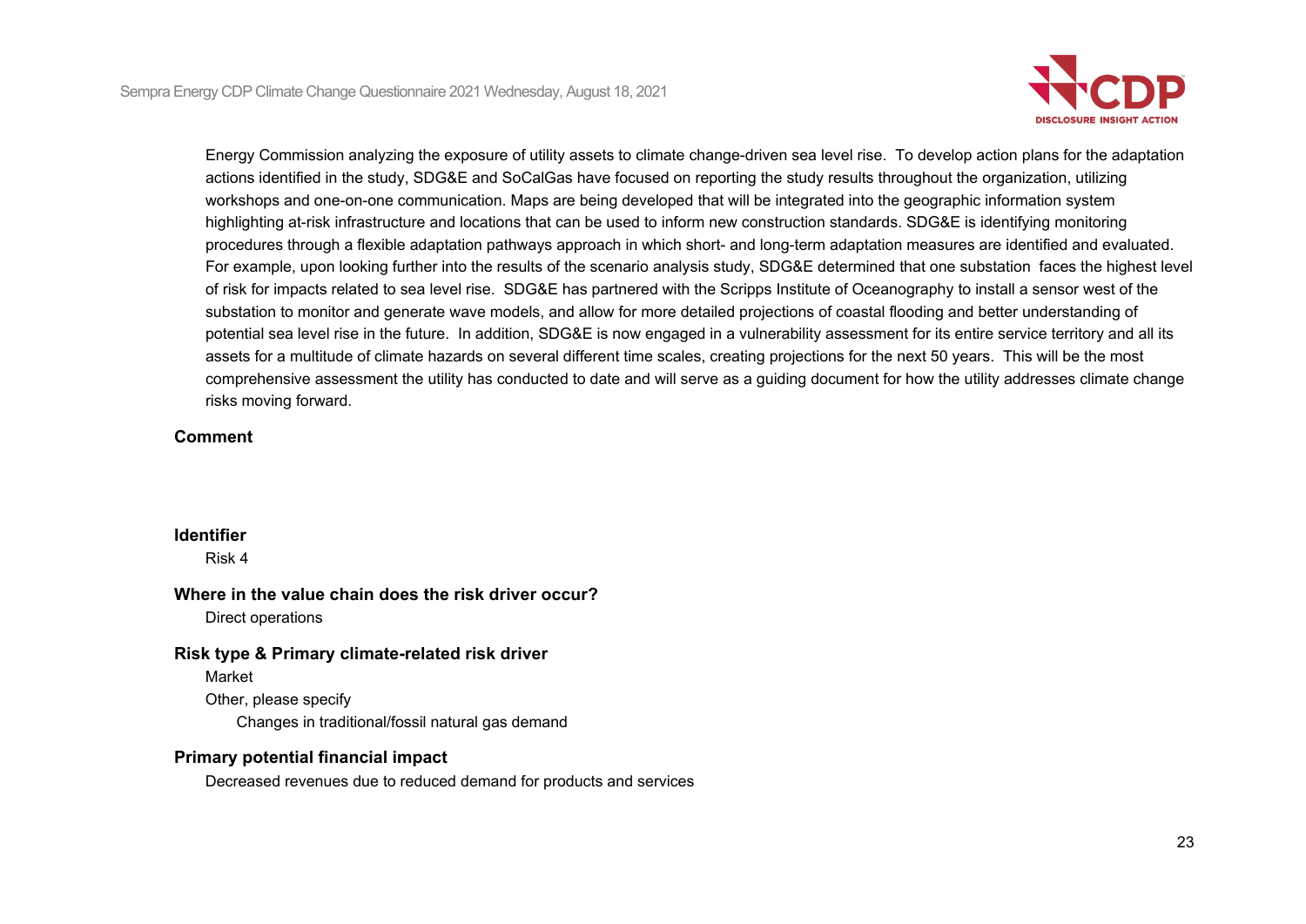Energy Commission analyzing the exposure of utility assets to climate change-driven sea level rise. To develop action plans for the adaptation actions identified in the study, SDG&E and SoCalGas have focused on reporting the study results throughout the organization, utilizing workshops and one-on-one communication. Maps are being developed that will be integrated into the geographic information system highlighting at-risk infrastructure and locations that can be used to inform new construction standards. SDG&E is identifying monitoring procedures through a flexible adaptation pathways approach in which short- and long-term adaptation measures are identified and evaluated. For example, upon looking further into the results of the scenario analysis study, SDG&E determined that one substation faces the highest level of risk for impacts related to sea level rise. SDG&E has partnered with the Scripps Institute of Oceanography to install a sensor west of the substation to monitor and generate wave models, and allow for more detailed projections of coastal flooding and better understanding of potential sea level rise in the future. In addition, SDG&E is now engaged in a vulnerability assessment for its entire service territory and all its assets for a multitude of climate hazards on several different time scales, creating projections for the next 50 years. This will be the most comprehensive assessment the utility has conducted to date and will serve as a guiding document for how the utility addresses climate change risks moving forward.

**Comment**

**Identifier**

Risk 4

**Where in the value chain does the risk driver occur?**

Direct operations

**Risk type & Primary climate-related risk driver**

Market

Other, please specify

Changes in traditional/fossil natural gas demand

**Primary potential financial impact**

Decreased revenues due to reduced demand for products and services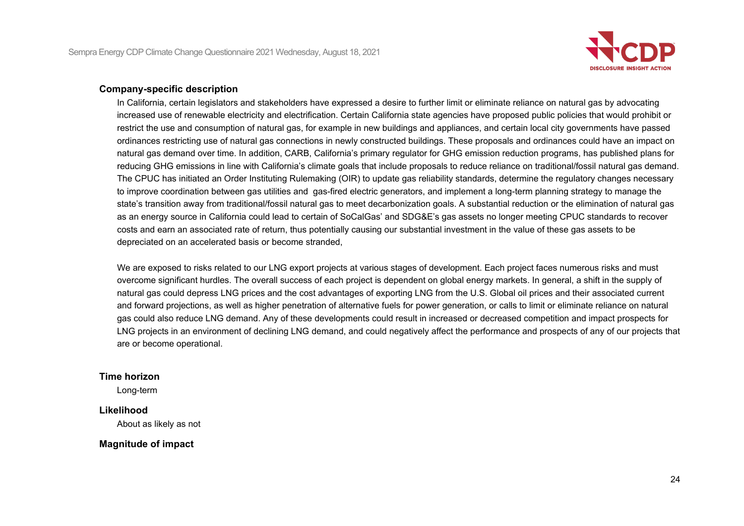#### Company-specific description

In California, certain legislators and stakeholders have expressed a desire to further limit or eliminate reliance on natural gas by advocating increased use of renewable electricity and electrification. Certain California state agencies have proposed public policies that would prohibit or restrict the use and consumption of natural gas, for example in new buildings and appliances, and certain local city governments have passed ordinances restricting use of natural gas connections in newly constructed buildings. These proposals and ordinances could have an impact on natural gas demand over time. In addition, CARB, California's primary regulator for GHG emission reduction programs, has published plans for reducing GHG emissions in line with California's climate goals that include proposals to reduce reliance on traditional/fossil natural gas demand. The CPUC has initiated an Order Instituting Rulemaking (OIR) to update gas reliability standards, determine the regulatory changes necessary to improve coordination between gas utilities and gas-fired electric generators, and implement a long-term planning strategy to manage the state's transition away from traditional/fossil natural gas to meet decarbonization goals. A substantial reduction or the elimination of natural gas as an energy source in California could lead to certain of SoCalGas' and SDG&E's gas assets no longer meeting CPUC standards to recover costs and earn an associated rate of return, thus potentially causing our substantial investment in the value of these gas assets to be depreciated on an accelerated basis or become stranded,

We are exposed to risks related to our LNG export projects at various stages of development. Each project faces numerous risks and must overcome significant hurdles. The overall success of each project is dependent on global energy markets. In general, a shift in the supply of natural gas could depress LNG prices and the cost advantages of exporting LNG from the U.S. Global oil prices and their associated current and forward projections, as well as higher penetration of alternative fuels for power generation, or calls to limit or eliminate reliance on natural gas could also reduce LNG demand. Any of these developments could result in increased or decreased competition and impact prospects for LNG projects in an environment of declining LNG demand, and could negatively affect the performance and prospects of any of our projects that are or become operational.

#### Time horizon

Long-term

#### Likelihood

About as likely as not

#### Magnitude of impact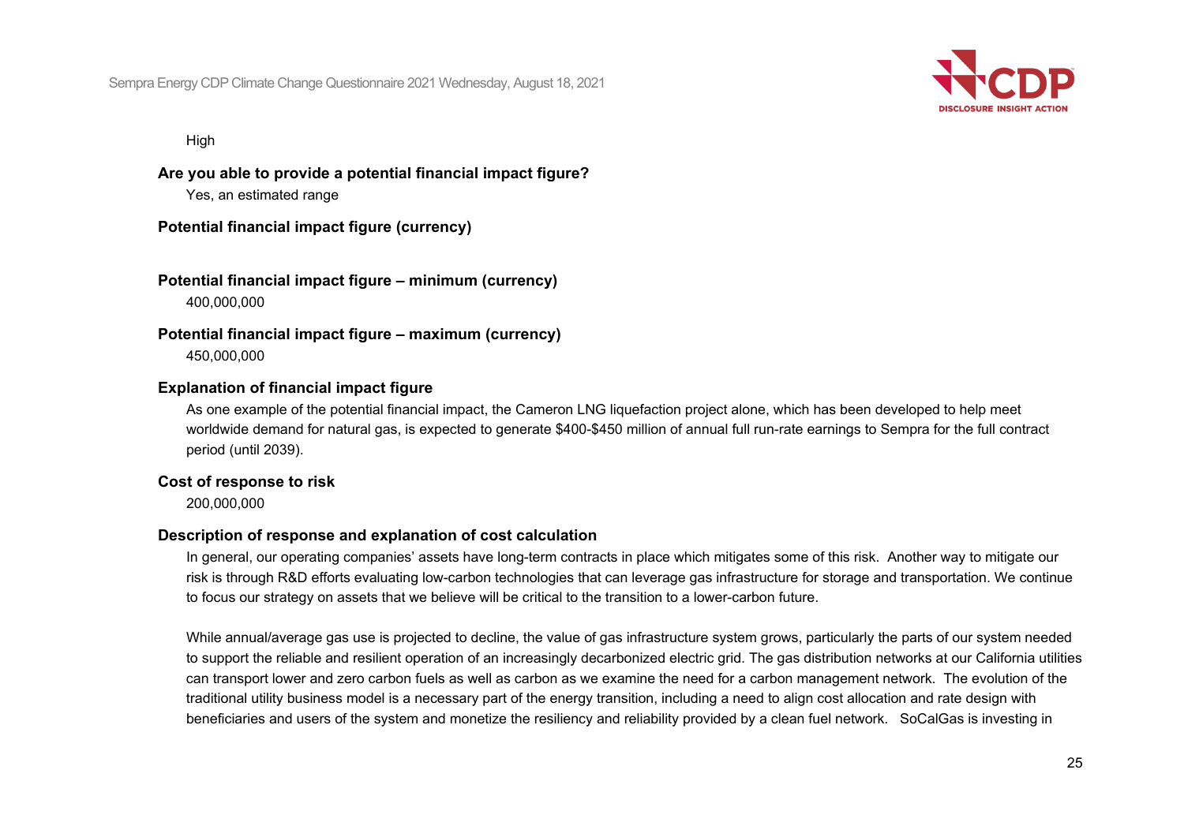High

**Are you able to provide a potential financial impact figure?**

Yes, an estimated range

**Potential financial impact figure (currency)**

**Potential financial impact figure – minimum (currency)**

400,000,000

**Potential financial impact figure – maximum (currency)**

450,000,000

**Explanation of financial impact figure**

As one example of the potential financial impact, the Cameron LNG liquefaction project alone, which has been developed to help meet worldwide demand for natural gas, is expected to generate $400-$450 million of annual full run-rate earnings to Sempra for the full contract period (until 2039).

**Cost of response to risk**

200,000,000

**Description of response and explanation of cost calculation**

In general, our operating companies' assets have long-term contracts in place which mitigates some of this risk. Another way to mitigate our risk is through R&D efforts evaluating low-carbon technologies that can leverage gas infrastructure for storage and transportation. We continue to focus our strategy on assets that we believe will be critical to the transition to a lower-carbon future.

While annual/average gas use is projected to decline, the value of gas infrastructure system grows, particularly the parts of our system needed to support the reliable and resilient operation of an increasingly decarbonized electric grid. The gas distribution networks at our California utilities can transport lower and zero carbon fuels as well as carbon as we examine the need for a carbon management network. The evolution of the traditional utility business model is a necessary part of the energy transition, including a need to align cost allocation and rate design with beneficiaries and users of the system and monetize the resiliency and reliability provided by a clean fuel network. SoCalGas is investing in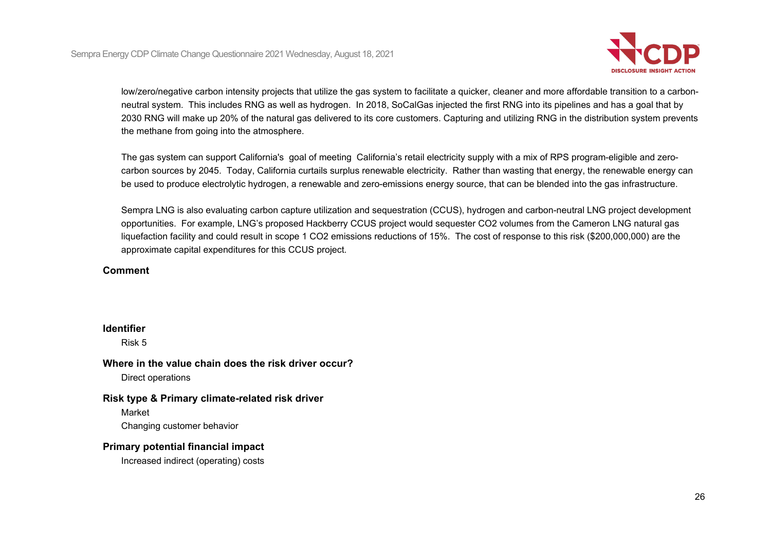low/zero/negative carbon intensity projects that utilize the gas system to facilitate a quicker, cleaner and more affordable transition to a carbon-neutral system. This includes RNG as well as hydrogen. In 2018, SoCalGas injected the first RNG into its pipelines and has a goal that by 2030 RNG will make up 20% of the natural gas delivered to its core customers. Capturing and utilizing RNG in the distribution system prevents the methane from going into the atmosphere.

The gas system can support California's goal of meeting California's retail electricity supply with a mix of RPS program-eligible and zero-carbon sources by 2045. Today, California curtails surplus renewable electricity. Rather than wasting that energy, the renewable energy can be used to produce electrolytic hydrogen, a renewable and zero-emissions energy source, that can be blended into the gas infrastructure.

Sempra LNG is also evaluating carbon capture utilization and sequestration (CCUS), hydrogen and carbon-neutral LNG project development opportunities. For example, LNG's proposed Hackberry CCUS project would sequester $CO_2$ volumes from the Cameron LNG natural gas liquefaction facility and could result in scope 1 $CO_2$ emissions reductions of 15%. The cost of response to this risk ($200,000,000) are the approximate capital expenditures for this CCUS project.

**Comment**

**Identifier**

Risk 5

**Where in the value chain does the risk driver occur?**

Direct operations

**Risk type & Primary climate-related risk driver**

Market

Changing customer behavior

**Primary potential financial impact**

Increased indirect (operating) costs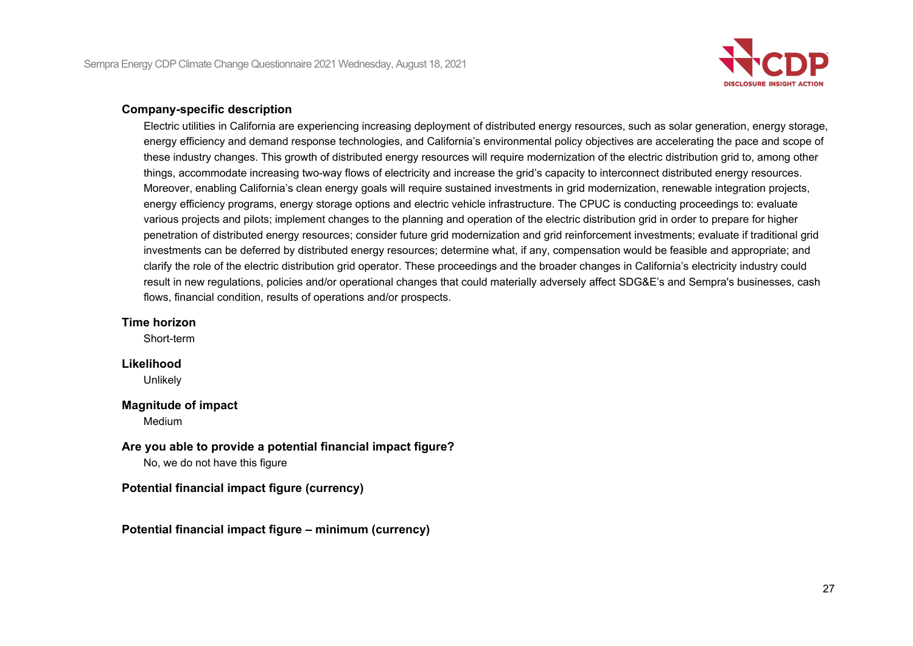**Company-specific description**

Electric utilities in California are experiencing increasing deployment of distributed energy resources, such as solar generation, energy storage, energy efficiency and demand response technologies, and California's environmental policy objectives are accelerating the pace and scope of these industry changes. This growth of distributed energy resources will require modernization of the electric distribution grid to, among other things, accommodate increasing two-way flows of electricity and increase the grid's capacity to interconnect distributed energy resources. Moreover, enabling California's clean energy goals will require sustained investments in grid modernization, renewable integration projects, energy efficiency programs, energy storage options and electric vehicle infrastructure. The CPUC is conducting proceedings to: evaluate various projects and pilots; implement changes to the planning and operation of the electric distribution grid in order to prepare for higher penetration of distributed energy resources; consider future grid modernization and grid reinforcement investments; evaluate if traditional grid investments can be deferred by distributed energy resources; determine what, if any, compensation would be feasible and appropriate; and clarify the role of the electric distribution grid operator. These proceedings and the broader changes in California's electricity industry could result in new regulations, policies and/or operational changes that could materially adversely affect SDG&E's and Sempra's businesses, cash flows, financial condition, results of operations and/or prospects.

**Time horizon**

Short-term

**Likelihood**

Unlikely

**Magnitude of impact**

Medium

**Are you able to provide a potential financial impact figure?**

No, we do not have this figure

**Potential financial impact figure (currency)**

**Potential financial impact figure – minimum (currency)**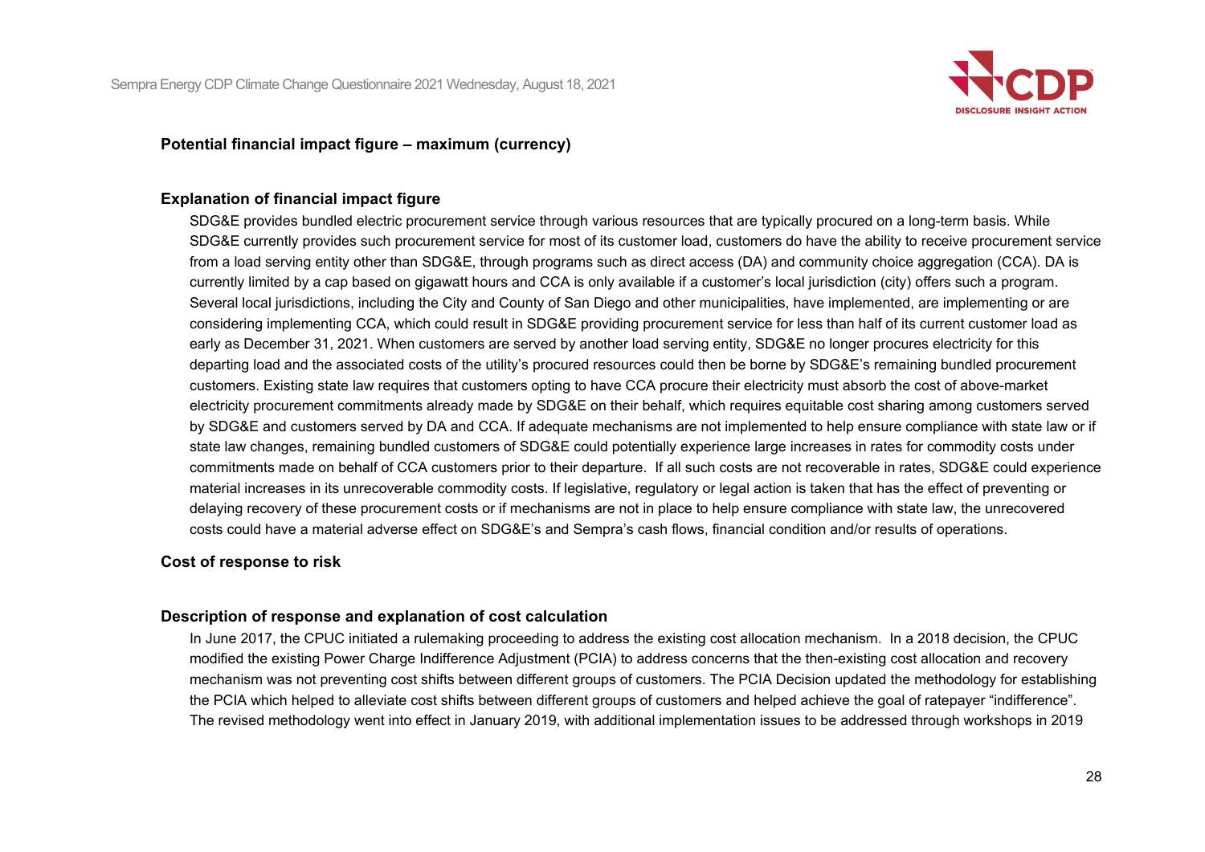**Potential financial impact figure – maximum (currency)**

**Explanation of financial impact figure**

SDG&E provides bundled electric procurement service through various resources that are typically procured on a long-term basis. While SDG&E currently provides such procurement service for most of its customer load, customers do have the ability to receive procurement service from a load serving entity other than SDG&E, through programs such as direct access (DA) and community choice aggregation (CCA). DA is currently limited by a cap based on gigawatt hours and CCA is only available if a customer's local jurisdiction (city) offers such a program. Several local jurisdictions, including the City and County of San Diego and other municipalities, have implemented, are implementing or are considering implementing CCA, which could result in SDG&E providing procurement service for less than half of its current customer load as early as December 31, 2021. When customers are served by another load serving entity, SDG&E no longer procures electricity for this departing load and the associated costs of the utility's procured resources could then be borne by SDG&E's remaining bundled procurement customers. Existing state law requires that customers opting to have CCA procure their electricity must absorb the cost of above-market electricity procurement commitments already made by SDG&E on their behalf, which requires equitable cost sharing among customers served by SDG&E and customers served by DA and CCA. If adequate mechanisms are not implemented to help ensure compliance with state law or if state law changes, remaining bundled customers of SDG&E could potentially experience large increases in rates for commodity costs under commitments made on behalf of CCA customers prior to their departure. If all such costs are not recoverable in rates, SDG&E could experience material increases in its unrecoverable commodity costs. If legislative, regulatory or legal action is taken that has the effect of preventing or delaying recovery of these procurement costs or if mechanisms are not in place to help ensure compliance with state law, the unrecovered costs could have a material adverse effect on SDG&E's and Sempra's cash flows, financial condition and/or results of operations.

**Cost of response to risk**

**Description of response and explanation of cost calculation**

In June 2017, the CPUC initiated a rulemaking proceeding to address the existing cost allocation mechanism. In a 2018 decision, the CPUC modified the existing Power Charge Indifference Adjustment (PCIA) to address concerns that the then-existing cost allocation and recovery mechanism was not preventing cost shifts between different groups of customers. The PCIA Decision updated the methodology for establishing the PCIA which helped to alleviate cost shifts between different groups of customers and helped achieve the goal of ratepayer "indifference". The revised methodology went into effect in January 2019, with additional implementation issues to be addressed through workshops in 2019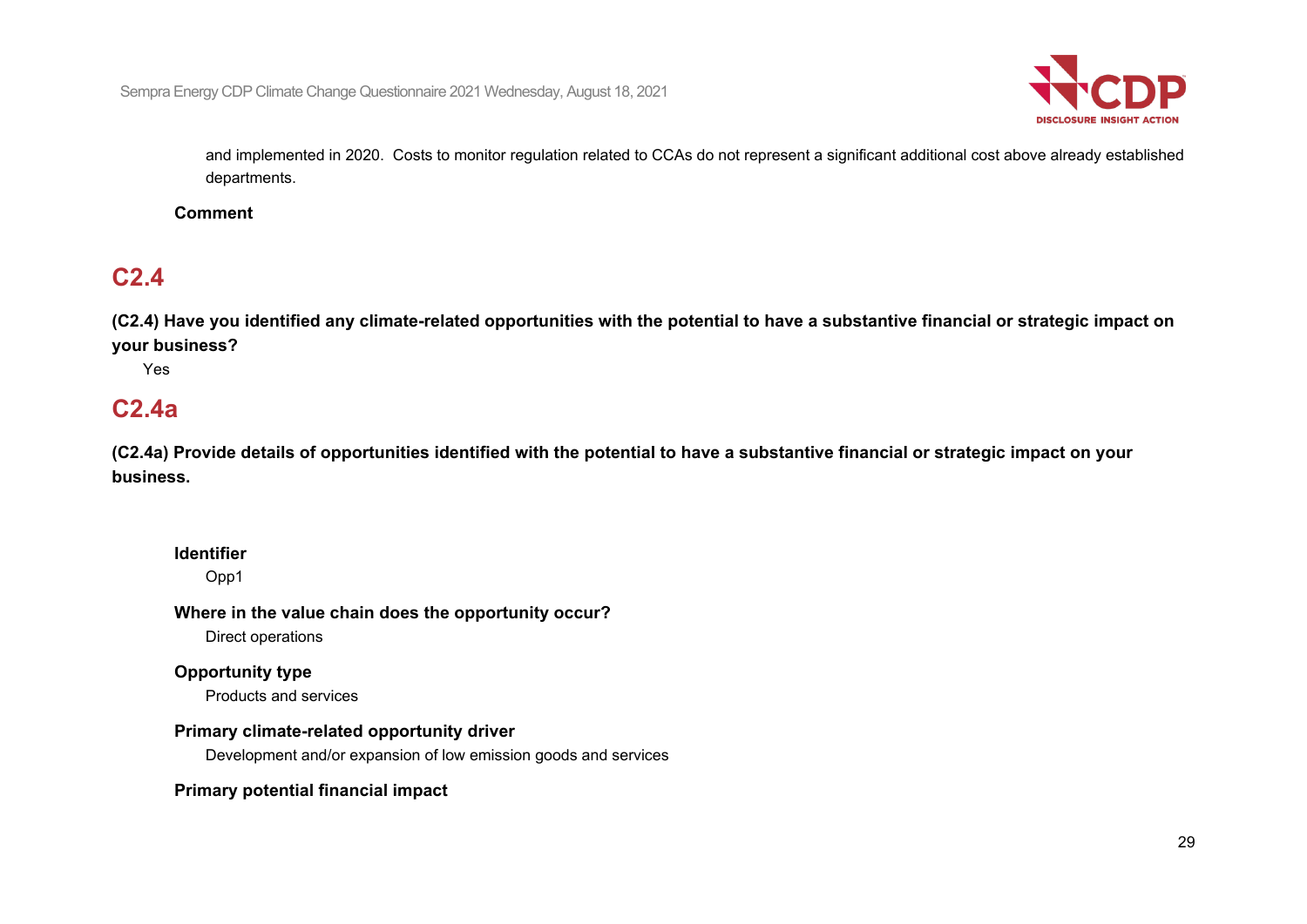and implemented in 2020. Costs to monitor regulation related to CCAs do not represent a significant additional cost above already established departments.

**Comment**

## C2.4

**(C2.4) Have you identified any climate-related opportunities with the potential to have a substantive financial or strategic impact on your business?**

Yes

## C2.4a

**(C2.4a) Provide details of opportunities identified with the potential to have a substantive financial or strategic impact on your business.**

**Identifier**

Opp1

**Where in the value chain does the opportunity occur?**

Direct operations

**Opportunity type**

Products and services

**Primary climate-related opportunity driver**

Development and/or expansion of low emission goods and services

**Primary potential financial impact**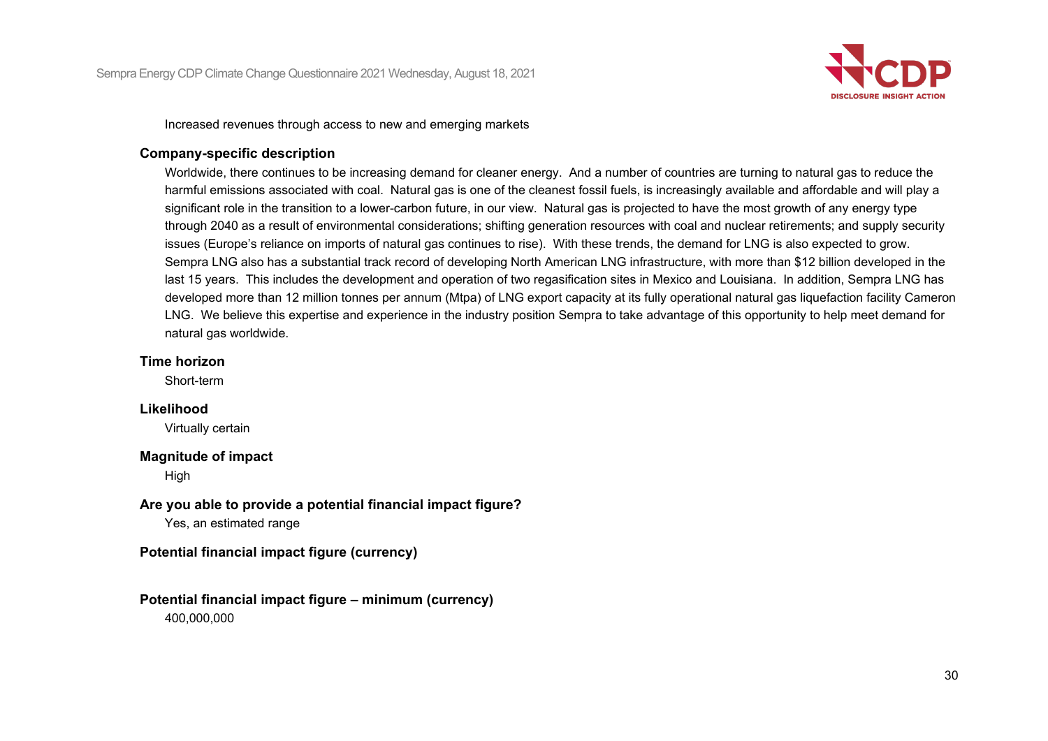Increased revenues through access to new and emerging markets

**Company-specific description**

Worldwide, there continues to be increasing demand for cleaner energy. And a number of countries are turning to natural gas to reduce the harmful emissions associated with coal. Natural gas is one of the cleanest fossil fuels, is increasingly available and affordable and will play a significant role in the transition to a lower-carbon future, in our view. Natural gas is projected to have the most growth of any energy type through 2040 as a result of environmental considerations; shifting generation resources with coal and nuclear retirements; and supply security issues (Europe's reliance on imports of natural gas continues to rise). With these trends, the demand for LNG is also expected to grow. Sempra LNG also has a substantial track record of developing North American LNG infrastructure, with more than $12 billion developed in the last 15 years. This includes the development and operation of two regasification sites in Mexico and Louisiana. In addition, Sempra LNG has developed more than 12 million tonnes per annum (Mtpa) of LNG export capacity at its fully operational natural gas liquefaction facility Cameron LNG. We believe this expertise and experience in the industry position Sempra to take advantage of this opportunity to help meet demand for natural gas worldwide.

**Time horizon**

Short-term

**Likelihood**

Virtually certain

**Magnitude of impact**

High

**Are you able to provide a potential financial impact figure?**

Yes, an estimated range

**Potential financial impact figure (currency)**

**Potential financial impact figure – minimum (currency)**

400,000,000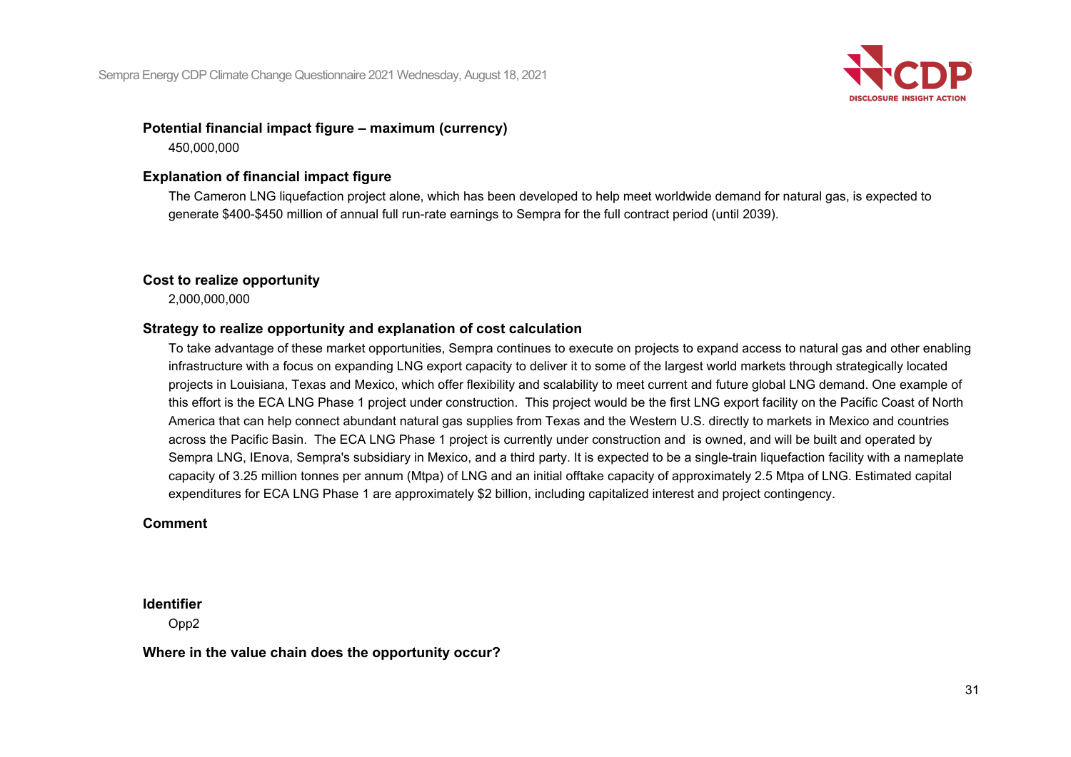**Potential financial impact figure – maximum (currency)**

450,000,000

**Explanation of financial impact figure**

The Cameron LNG liquefaction project alone, which has been developed to help meet worldwide demand for natural gas, is expected to generate $400-$450 million of annual full run-rate earnings to Sempra for the full contract period (until 2039).

**Cost to realize opportunity**

2,000,000,000

**Strategy to realize opportunity and explanation of cost calculation**

To take advantage of these market opportunities, Sempra continues to execute on projects to expand access to natural gas and other enabling infrastructure with a focus on expanding LNG export capacity to deliver it to some of the largest world markets through strategically located projects in Louisiana, Texas and Mexico, which offer flexibility and scalability to meet current and future global LNG demand. One example of this effort is the ECA LNG Phase 1 project under construction. This project would be the first LNG export facility on the Pacific Coast of North America that can help connect abundant natural gas supplies from Texas and the Western U.S. directly to markets in Mexico and countries across the Pacific Basin. The ECA LNG Phase 1 project is currently under construction and is owned, and will be built and operated by Sempra LNG, IEnova, Sempra's subsidiary in Mexico, and a third party. It is expected to be a single-train liquefaction facility with a nameplate capacity of 3.25 million tonnes per annum (Mtpa) of LNG and an initial offtake capacity of approximately 2.5 Mtpa of LNG. Estimated capital expenditures for ECA LNG Phase 1 are approximately $2 billion, including capitalized interest and project contingency.

**Comment**

**Identifier**

Opp2

**Where in the value chain does the opportunity occur?**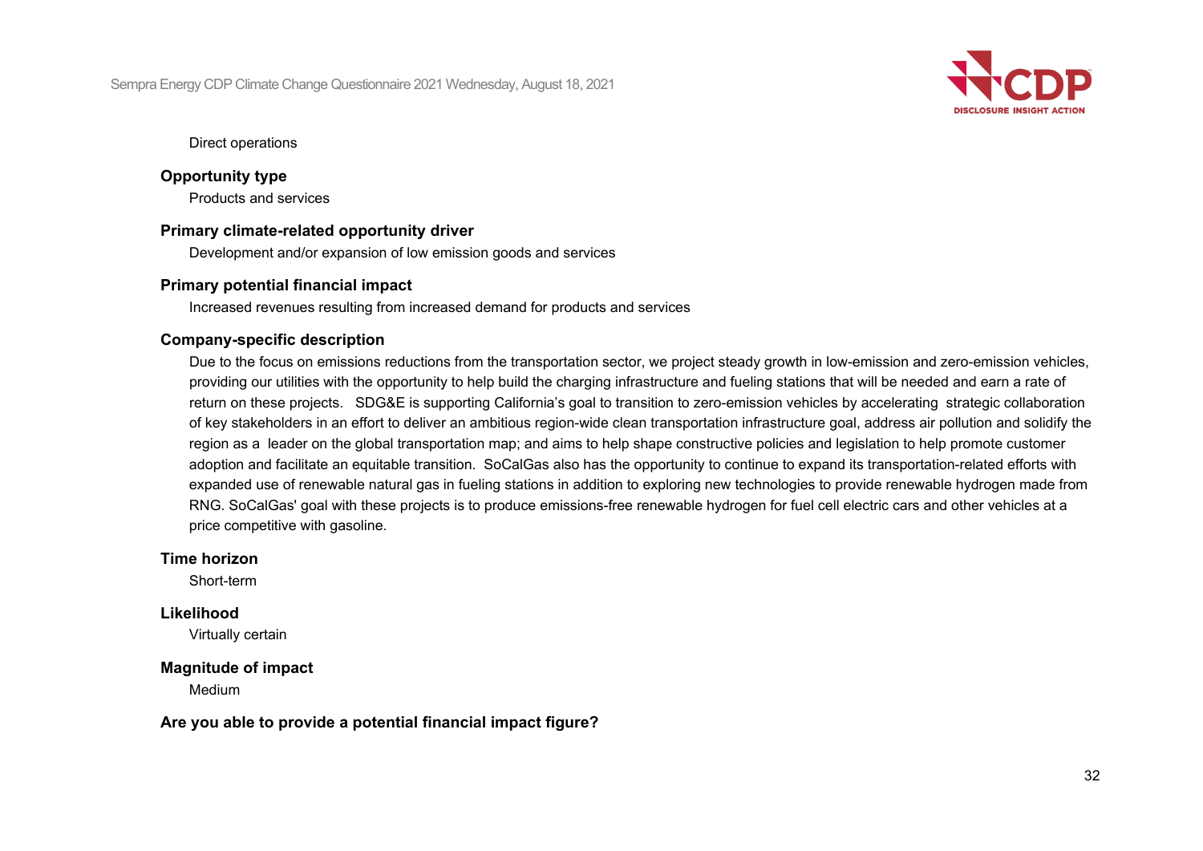Direct operations

**Opportunity type**

Products and services

**Primary climate-related opportunity driver**

Development and/or expansion of low emission goods and services

**Primary potential financial impact**

Increased revenues resulting from increased demand for products and services

**Company-specific description**

Due to the focus on emissions reductions from the transportation sector, we project steady growth in low-emission and zero-emission vehicles, providing our utilities with the opportunity to help build the charging infrastructure and fueling stations that will be needed and earn a rate of return on these projects. SDG&E is supporting California's goal to transition to zero-emission vehicles by accelerating strategic collaboration of key stakeholders in an effort to deliver an ambitious region-wide clean transportation infrastructure goal, address air pollution and solidify the region as a leader on the global transportation map; and aims to help shape constructive policies and legislation to help promote customer adoption and facilitate an equitable transition. SoCalGas also has the opportunity to continue to expand its transportation-related efforts with expanded use of renewable natural gas in fueling stations in addition to exploring new technologies to provide renewable hydrogen made from RNG. SoCalGas' goal with these projects is to produce emissions-free renewable hydrogen for fuel cell electric cars and other vehicles at a price competitive with gasoline.

**Time horizon**

Short-term

**Likelihood**

Virtually certain

**Magnitude of impact**

Medium

**Are you able to provide a potential financial impact figure?**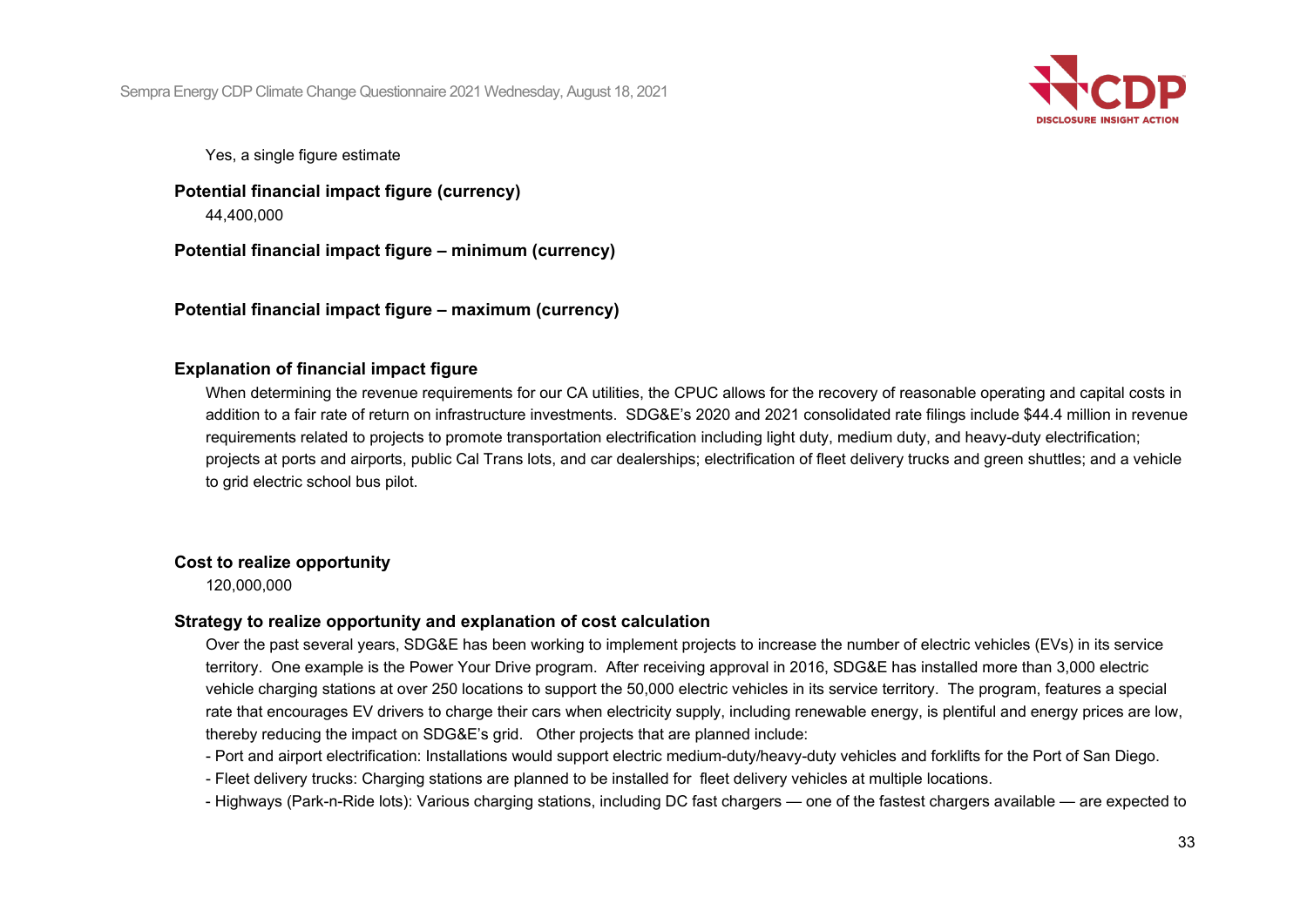Yes, a single figure estimate

**Potential financial impact figure (currency)**

44,400,000

**Potential financial impact figure – minimum (currency)**

**Potential financial impact figure – maximum (currency)**

**Explanation of financial impact figure**

When determining the revenue requirements for our CA utilities, the CPUC allows for the recovery of reasonable operating and capital costs in addition to a fair rate of return on infrastructure investments. SDG&E's 2020 and 2021 consolidated rate filings include $44.4 million in revenue requirements related to projects to promote transportation electrification including light duty, medium duty, and heavy-duty electrification; projects at ports and airports, public Cal Trans lots, and car dealerships; electrification of fleet delivery trucks and green shuttles; and a vehicle to grid electric school bus pilot.

**Cost to realize opportunity**

120,000,000

**Strategy to realize opportunity and explanation of cost calculation**

Over the past several years, SDG&E has been working to implement projects to increase the number of electric vehicles (EVs) in its service territory. One example is the Power Your Drive program. After receiving approval in 2016, SDG&E has installed more than 3,000 electric vehicle charging stations at over 250 locations to support the 50,000 electric vehicles in its service territory. The program, features a special rate that encourages EV drivers to charge their cars when electricity supply, including renewable energy, is plentiful and energy prices are low, thereby reducing the impact on SDG&E's grid. Other projects that are planned include:

- Port and airport electrification: Installations would support electric medium-duty/heavy-duty vehicles and forklifts for the Port of San Diego.
- Fleet delivery trucks: Charging stations are planned to be installed for fleet delivery vehicles at multiple locations.
- Highways (Park-n-Ride lots): Various charging stations, including DC fast chargers — one of the fastest chargers available — are expected to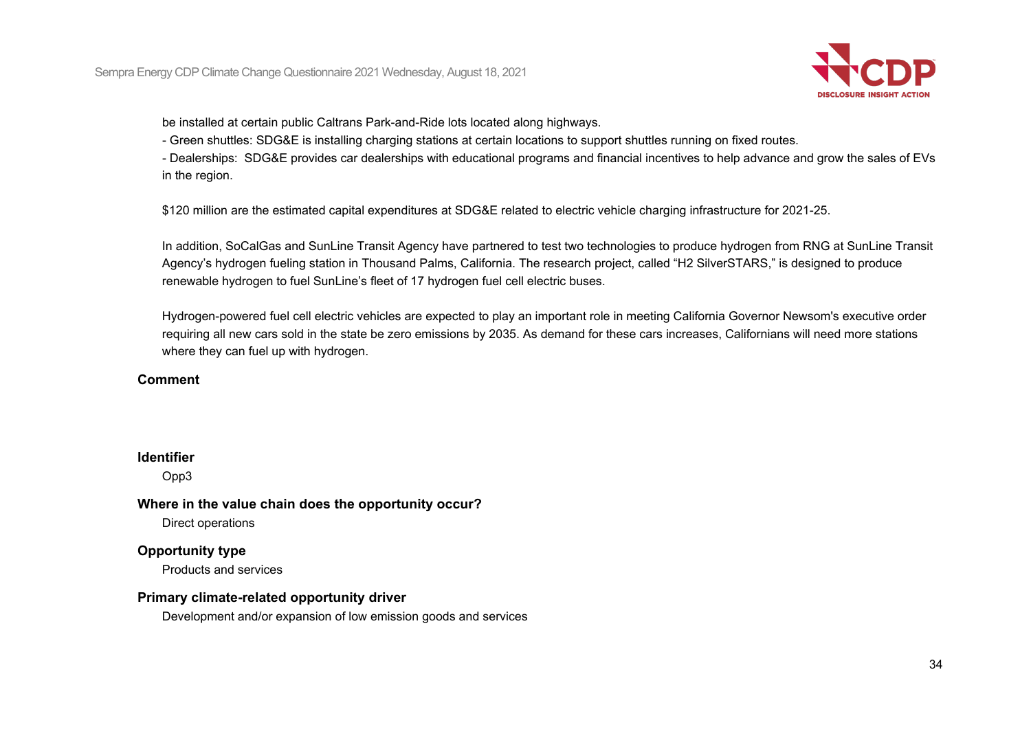be installed at certain public Caltrans Park-and-Ride lots located along highways.

- Green shuttles: SDG&E is installing charging stations at certain locations to support shuttles running on fixed routes.
- Dealerships: SDG&E provides car dealerships with educational programs and financial incentives to help advance and grow the sales of EVs in the region.

$120 million are the estimated capital expenditures at SDG&E related to electric vehicle charging infrastructure for 2021-25.

In addition, SoCalGas and SunLine Transit Agency have partnered to test two technologies to produce hydrogen from RNG at SunLine Transit Agency's hydrogen fueling station in Thousand Palms, California. The research project, called "H2 SilverSTARS," is designed to produce renewable hydrogen to fuel SunLine's fleet of 17 hydrogen fuel cell electric buses.

Hydrogen-powered fuel cell electric vehicles are expected to play an important role in meeting California Governor Newsom's executive order requiring all new cars sold in the state be zero emissions by 2035. As demand for these cars increases, Californians will need more stations where they can fuel up with hydrogen.

**Comment**

**Identifier**

Opp3

**Where in the value chain does the opportunity occur?**

Direct operations

**Opportunity type**

Products and services

**Primary climate-related opportunity driver**

Development and/or expansion of low emission goods and services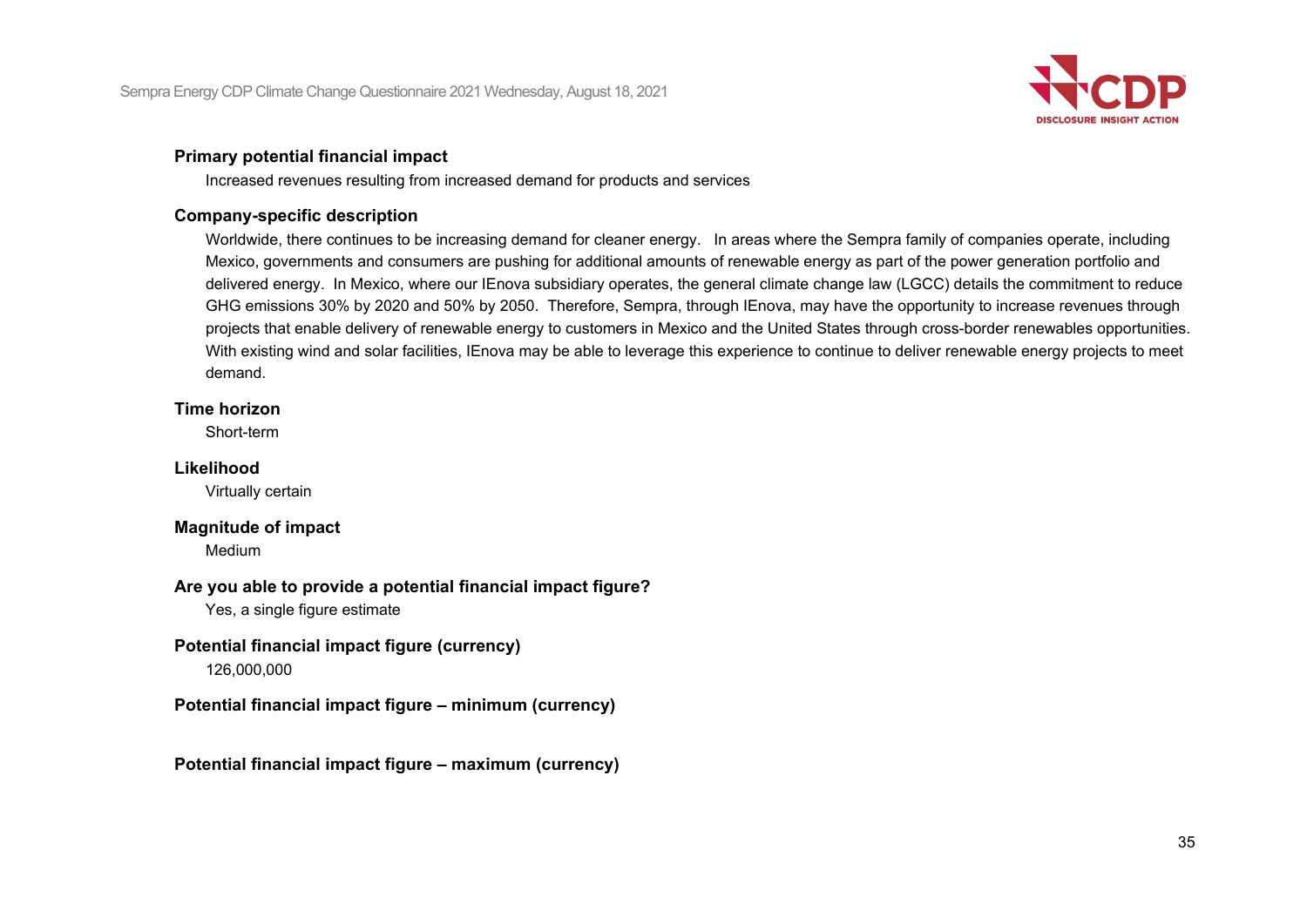**Primary potential financial impact**

Increased revenues resulting from increased demand for products and services

**Company-specific description**

Worldwide, there continues to be increasing demand for cleaner energy. In areas where the Sempra family of companies operate, including Mexico, governments and consumers are pushing for additional amounts of renewable energy as part of the power generation portfolio and delivered energy. In Mexico, where our IEnova subsidiary operates, the general climate change law (LGCC) details the commitment to reduce GHG emissions 30% by 2020 and 50% by 2050. Therefore, Sempra, through IEnova, may have the opportunity to increase revenues through projects that enable delivery of renewable energy to customers in Mexico and the United States through cross-border renewables opportunities. With existing wind and solar facilities, IEnova may be able to leverage this experience to continue to deliver renewable energy projects to meet demand.

**Time horizon**

Short-term

**Likelihood**

Virtually certain

**Magnitude of impact**

Medium

**Are you able to provide a potential financial impact figure?**

Yes, a single figure estimate

**Potential financial impact figure (currency)**

126,000,000

**Potential financial impact figure – minimum (currency)**

**Potential financial impact figure – maximum (currency)**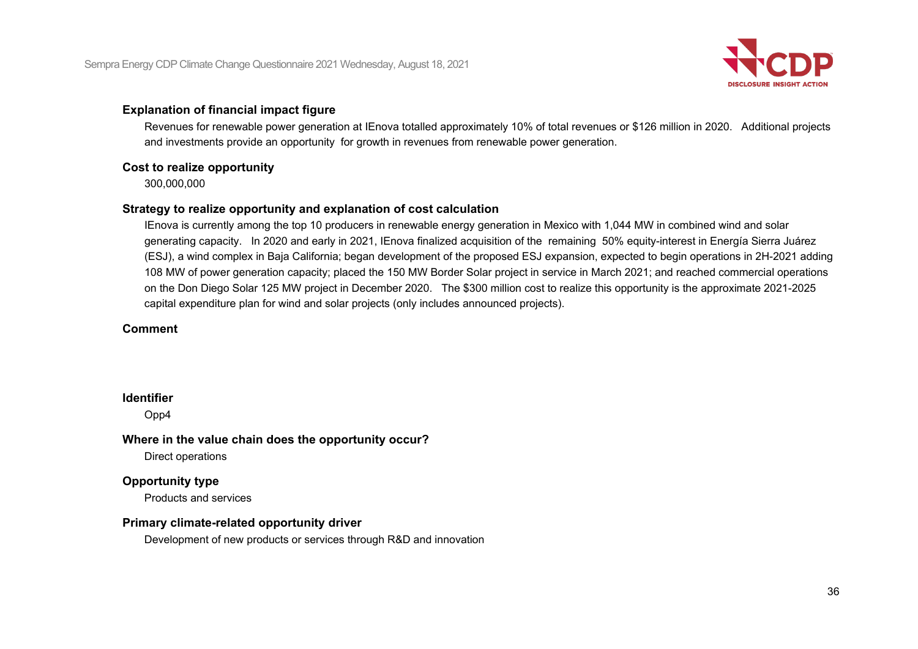**Explanation of financial impact figure**

Revenues for renewable power generation at IEnova totalled approximately 10% of total revenues or $126 million in 2020. Additional projects and investments provide an opportunity for growth in revenues from renewable power generation.

**Cost to realize opportunity**

300,000,000

**Strategy to realize opportunity and explanation of cost calculation**

IEnova is currently among the top 10 producers in renewable energy generation in Mexico with 1,044 MW in combined wind and solar generating capacity. In 2020 and early in 2021, IEnova finalized acquisition of the remaining 50% equity-interest in Energía Sierra Juárez (ESJ), a wind complex in Baja California; began development of the proposed ESJ expansion, expected to begin operations in 2H-2021 adding 108 MW of power generation capacity; placed the 150 MW Border Solar project in service in March 2021; and reached commercial operations on the Don Diego Solar 125 MW project in December 2020. The $300 million cost to realize this opportunity is the approximate 2021-2025 capital expenditure plan for wind and solar projects (only includes announced projects).

**Comment**

**Identifier**

Opp4

**Where in the value chain does the opportunity occur?**

Direct operations

**Opportunity type**

Products and services

**Primary climate-related opportunity driver**

Development of new products or services through R&D and innovation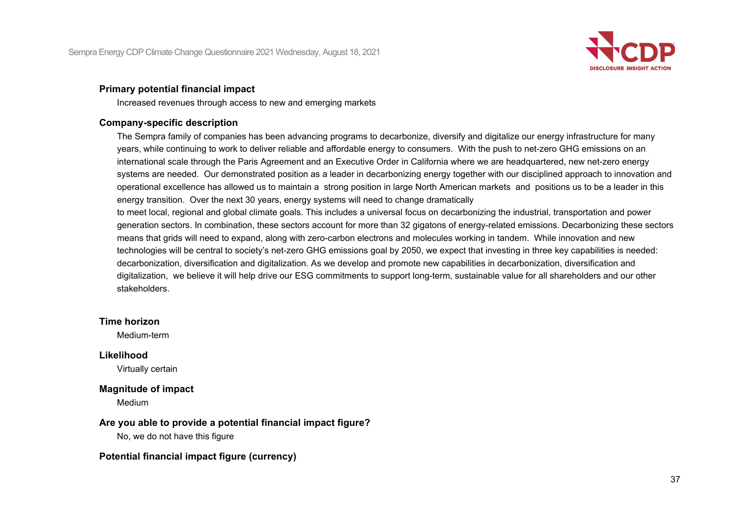**Primary potential financial impact**

Increased revenues through access to new and emerging markets

**Company-specific description**

The Sempra family of companies has been advancing programs to decarbonize, diversify and digitalize our energy infrastructure for many years, while continuing to work to deliver reliable and affordable energy to consumers. With the push to net-zero GHG emissions on an international scale through the Paris Agreement and an Executive Order in California where we are headquartered, new net-zero energy systems are needed. Our demonstrated position as a leader in decarbonizing energy together with our disciplined approach to innovation and operational excellence has allowed us to maintain a strong position in large North American markets and positions us to be a leader in this energy transition. Over the next 30 years, energy systems will need to change dramatically
to meet local, regional and global climate goals. This includes a universal focus on decarbonizing the industrial, transportation and power generation sectors. In combination, these sectors account for more than 32 gigatons of energy-related emissions. Decarbonizing these sectors means that grids will need to expand, along with zero-carbon electrons and molecules working in tandem. While innovation and new technologies will be central to society's net-zero GHG emissions goal by 2050, we expect that investing in three key capabilities is needed: decarbonization, diversification and digitalization. As we develop and promote new capabilities in decarbonization, diversification and digitalization, we believe it will help drive our ESG commitments to support long-term, sustainable value for all shareholders and our other stakeholders.

**Time horizon**

Medium-term

**Likelihood**

Virtually certain

**Magnitude of impact**

Medium

**Are you able to provide a potential financial impact figure?**

No, we do not have this figure

**Potential financial impact figure (currency)**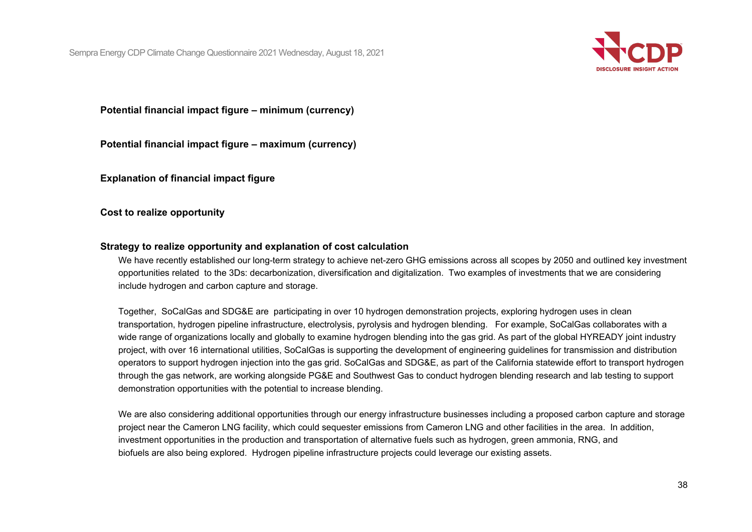**Potential financial impact figure – minimum (currency)**

**Potential financial impact figure – maximum (currency)**

**Explanation of financial impact figure**

**Cost to realize opportunity**

**Strategy to realize opportunity and explanation of cost calculation**

We have recently established our long-term strategy to achieve net-zero GHG emissions across all scopes by 2050 and outlined key investment opportunities related to the 3Ds: decarbonization, diversification and digitalization. Two examples of investments that we are considering include hydrogen and carbon capture and storage.

Together, SoCalGas and SDG&E are participating in over 10 hydrogen demonstration projects, exploring hydrogen uses in clean transportation, hydrogen pipeline infrastructure, electrolysis, pyrolysis and hydrogen blending. For example, SoCalGas collaborates with a wide range of organizations locally and globally to examine hydrogen blending into the gas grid. As part of the global HYREADY joint industry project, with over 16 international utilities, SoCalGas is supporting the development of engineering guidelines for transmission and distribution operators to support hydrogen injection into the gas grid. SoCalGas and SDG&E, as part of the California statewide effort to transport hydrogen through the gas network, are working alongside PG&E and Southwest Gas to conduct hydrogen blending research and lab testing to support demonstration opportunities with the potential to increase blending.

We are also considering additional opportunities through our energy infrastructure businesses including a proposed carbon capture and storage project near the Cameron LNG facility, which could sequester emissions from Cameron LNG and other facilities in the area. In addition, investment opportunities in the production and transportation of alternative fuels such as hydrogen, green ammonia, RNG, and biofuels are also being explored. Hydrogen pipeline infrastructure projects could leverage our existing assets.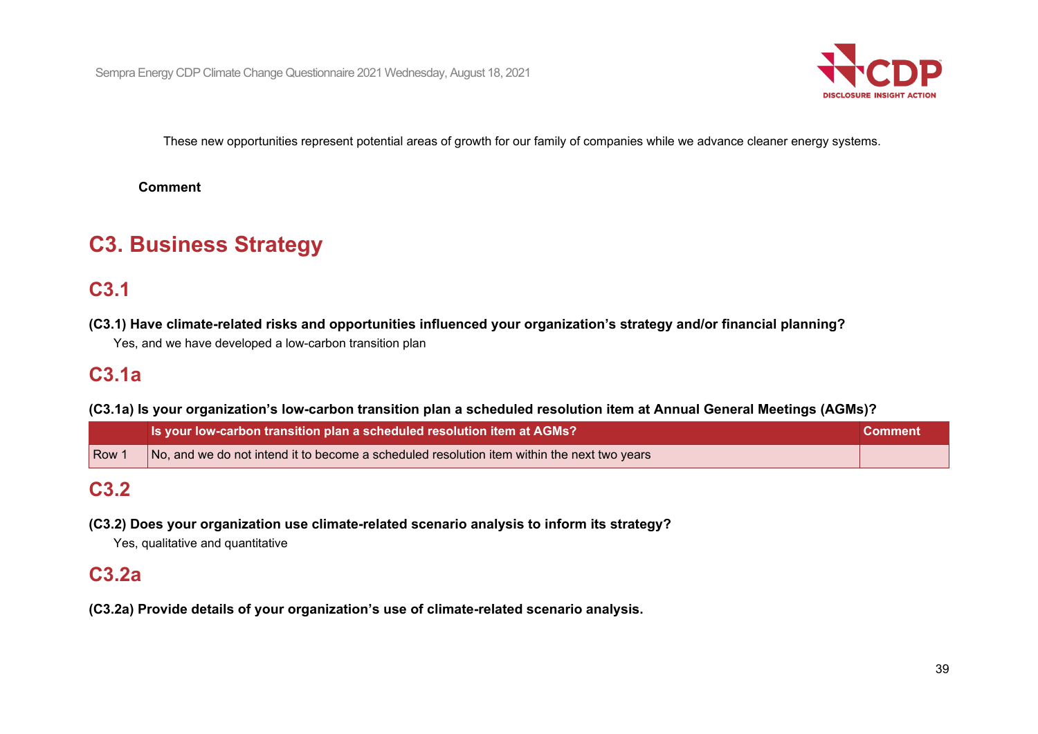These new opportunities represent potential areas of growth for our family of companies while we advance cleaner energy systems.

**Comment**

# C3. Business Strategy

## C3.1

**(C3.1) Have climate-related risks and opportunities influenced your organization's strategy and/or financial planning?**

Yes, and we have developed a low-carbon transition plan

## C3.1a

**(C3.1a) Is your organization's low-carbon transition plan a scheduled resolution item at Annual General Meetings (AGMs)?**

| | Is your low-carbon transition plan a scheduled resolution item at AGMs? | Comment |
|---|---|---|
| Row 1 | No, and we do not intend it to become a scheduled resolution item within the next two years | |

## C3.2

**(C3.2) Does your organization use climate-related scenario analysis to inform its strategy?**

Yes, qualitative and quantitative

## C3.2a

**(C3.2a) Provide details of your organization's use of climate-related scenario analysis.**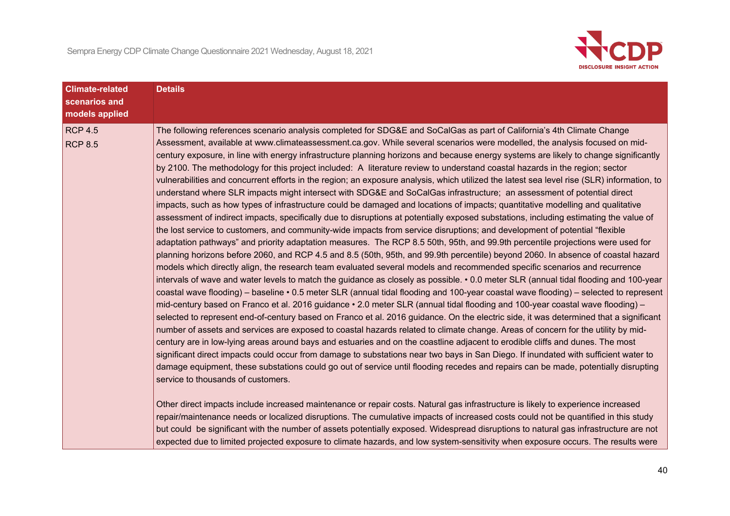| Climate-related scenarios and models applied | Details |
|---|---|
| RCP 4.5<br>RCP 8.5 | The following references scenario analysis completed for SDG&E and SoCalGas as part of California's 4th Climate Change Assessment, available at www.climateassessment.ca.gov. While several scenarios were modelled, the analysis focused on mid-century exposure, in line with energy infrastructure planning horizons and because energy systems are likely to change significantly by 2100. The methodology for this project included: A literature review to understand coastal hazards in the region; sector vulnerabilities and concurrent efforts in the region; an exposure analysis, which utilized the latest sea level rise (SLR) information, to understand where SLR impacts might intersect with SDG&E and SoCalGas infrastructure; an assessment of potential direct impacts, such as how types of infrastructure could be damaged and locations of impacts; quantitative modelling and qualitative assessment of indirect impacts, specifically due to disruptions at potentially exposed substations, including estimating the value of the lost service to customers, and community-wide impacts from service disruptions; and development of potential "flexible adaptation pathways" and priority adaptation measures. The RCP 8.5 50th, 95th, and 99.9th percentile projections were used for planning horizons before 2060, and RCP 4.5 and 8.5 (50th, 95th, and 99.9th percentile) beyond 2060. In absence of coastal hazard models which directly align, the research team evaluated several models and recommended specific scenarios and recurrence intervals of wave and water levels to match the guidance as closely as possible. • 0.0 meter SLR (annual tidal flooding and 100-year coastal wave flooding) – baseline • 0.5 meter SLR (annual tidal flooding and 100-year coastal wave flooding) – selected to represent mid-century based on Franco et al. 2016 guidance • 2.0 meter SLR (annual tidal flooding and 100-year coastal wave flooding) – selected to represent end-of-century based on Franco et al. 2016 guidance. On the electric side, it was determined that a significant number of assets and services are exposed to coastal hazards related to climate change. Areas of concern for the utility by mid-century are in low-lying areas around bays and estuaries and on the coastline adjacent to erodible cliffs and dunes. The most significant direct impacts could occur from damage to substations near two bays in San Diego. If inundated with sufficient water to damage equipment, these substations could go out of service until flooding recedes and repairs can be made, potentially disrupting service to thousands of customers.<br><br>Other direct impacts include increased maintenance or repair costs. Natural gas infrastructure is likely to experience increased repair/maintenance needs or localized disruptions. The cumulative impacts of increased costs could not be quantified in this study but could be significant with the number of assets potentially exposed. Widespread disruptions to natural gas infrastructure are not expected due to limited projected exposure to climate hazards, and low system-sensitivity when exposure occurs. The results were |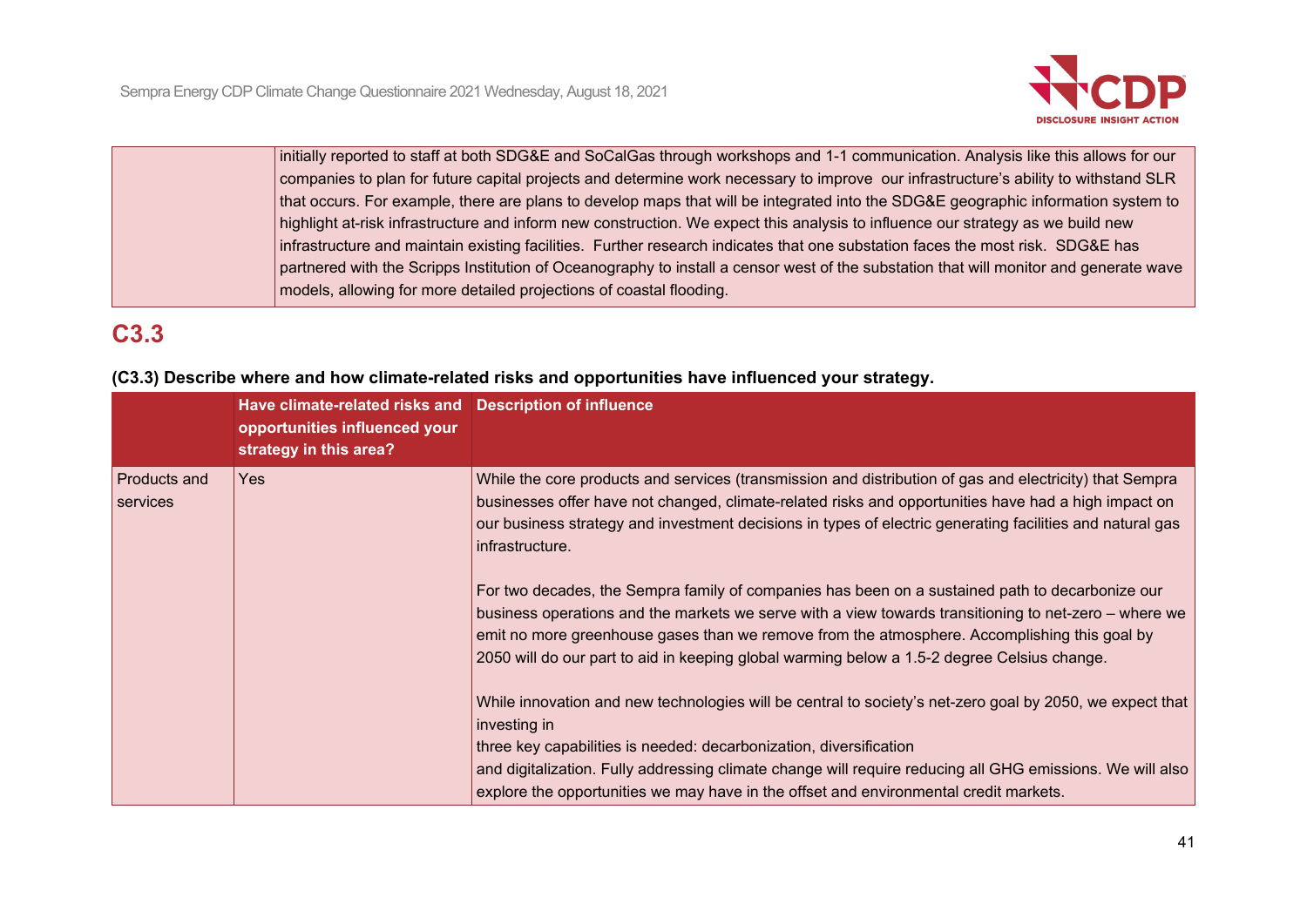| | |
|---|---|
| | initially reported to staff at both SDG&E and SoCalGas through workshops and 1-1 communication. Analysis like this allows for our companies to plan for future capital projects and determine work necessary to improve our infrastructure's ability to withstand SLR that occurs. For example, there are plans to develop maps that will be integrated into the SDG&E geographic information system to highlight at-risk infrastructure and inform new construction. We expect this analysis to influence our strategy as we build new infrastructure and maintain existing facilities. Further research indicates that one substation faces the most risk. SDG&E has partnered with the Scripps Institution of Oceanography to install a censor west of the substation that will monitor and generate wave models, allowing for more detailed projections of coastal flooding. |

## C3.3

**(C3.3) Describe where and how climate-related risks and opportunities have influenced your strategy.**

| | Have climate-related risks and opportunities influenced your strategy in this area? | Description of influence |
|---|---|---|
| Products and services | Yes | While the core products and services (transmission and distribution of gas and electricity) that Sempra businesses offer have not changed, climate-related risks and opportunities have had a high impact on our business strategy and investment decisions in types of electric generating facilities and natural gas infrastructure.<br><br>For two decades, the Sempra family of companies has been on a sustained path to decarbonize our business operations and the markets we serve with a view towards transitioning to net-zero – where we emit no more greenhouse gases than we remove from the atmosphere. Accomplishing this goal by 2050 will do our part to aid in keeping global warming below a 1.5-2 degree Celsius change.<br><br>While innovation and new technologies will be central to society's net-zero goal by 2050, we expect that investing in<br>three key capabilities is needed: decarbonization, diversification<br>and digitalization. Fully addressing climate change will require reducing all GHG emissions. We will also explore the opportunities we may have in the offset and environmental credit markets. |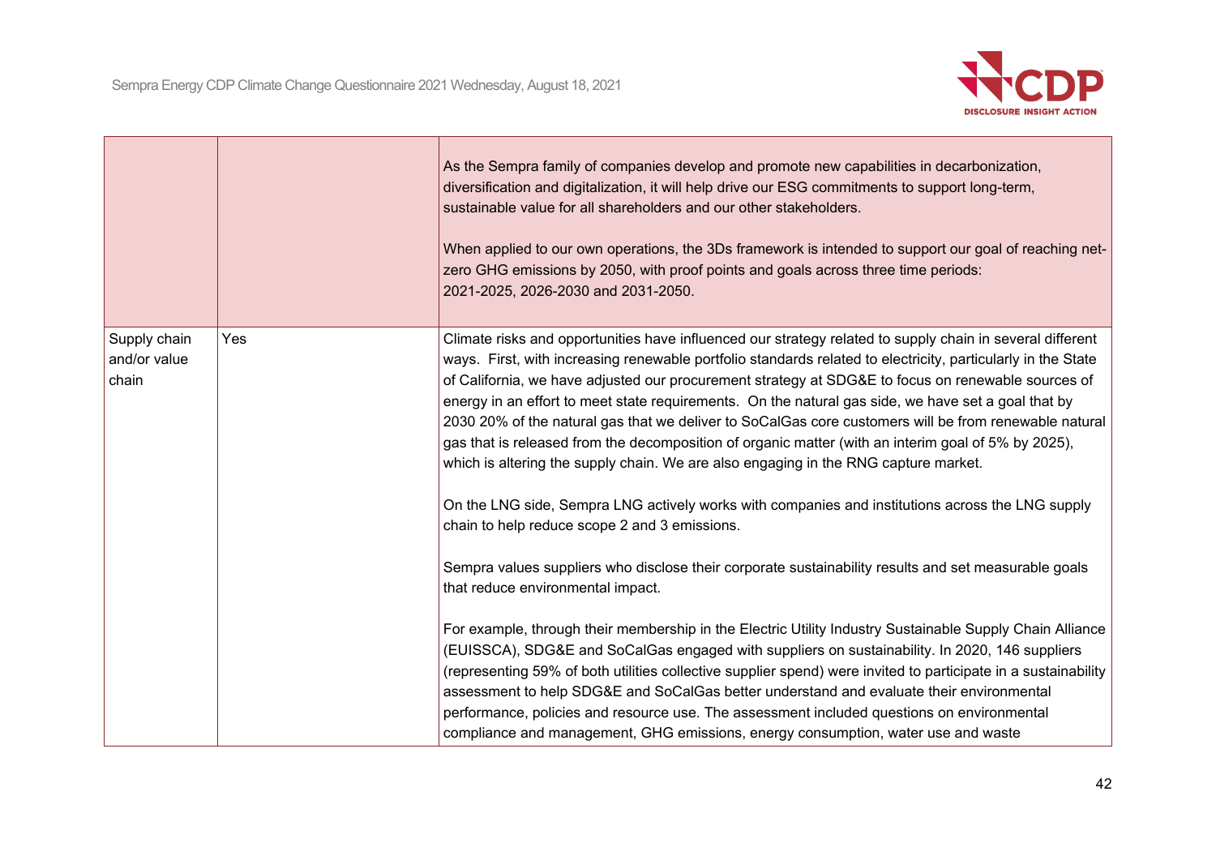| | | |
|---|---|---|
| | | As the Sempra family of companies develop and promote new capabilities in decarbonization, diversification and digitalization, it will help drive our ESG commitments to support long-term, sustainable value for all shareholders and our other stakeholders.<br><br>When applied to our own operations, the 3Ds framework is intended to support our goal of reaching net-zero GHG emissions by 2050, with proof points and goals across three time periods: 2021-2025, 2026-2030 and 2031-2050. |
| Supply chain and/or value chain | Yes | Climate risks and opportunities have influenced our strategy related to supply chain in several different ways. First, with increasing renewable portfolio standards related to electricity, particularly in the State of California, we have adjusted our procurement strategy at SDG&E to focus on renewable sources of energy in an effort to meet state requirements. On the natural gas side, we have set a goal that by 2030 20% of the natural gas that we deliver to SoCalGas core customers will be from renewable natural gas that is released from the decomposition of organic matter (with an interim goal of 5% by 2025), which is altering the supply chain. We are also engaging in the RNG capture market.<br><br>On the LNG side, Sempra LNG actively works with companies and institutions across the LNG supply chain to help reduce scope 2 and 3 emissions.<br><br>Sempra values suppliers who disclose their corporate sustainability results and set measurable goals that reduce environmental impact.<br><br>For example, through their membership in the Electric Utility Industry Sustainable Supply Chain Alliance (EUISSCA), SDG&E and SoCalGas engaged with suppliers on sustainability. In 2020, 146 suppliers (representing 59% of both utilities collective supplier spend) were invited to participate in a sustainability assessment to help SDG&E and SoCalGas better understand and evaluate their environmental performance, policies and resource use. The assessment included questions on environmental compliance and management, GHG emissions, energy consumption, water use and waste |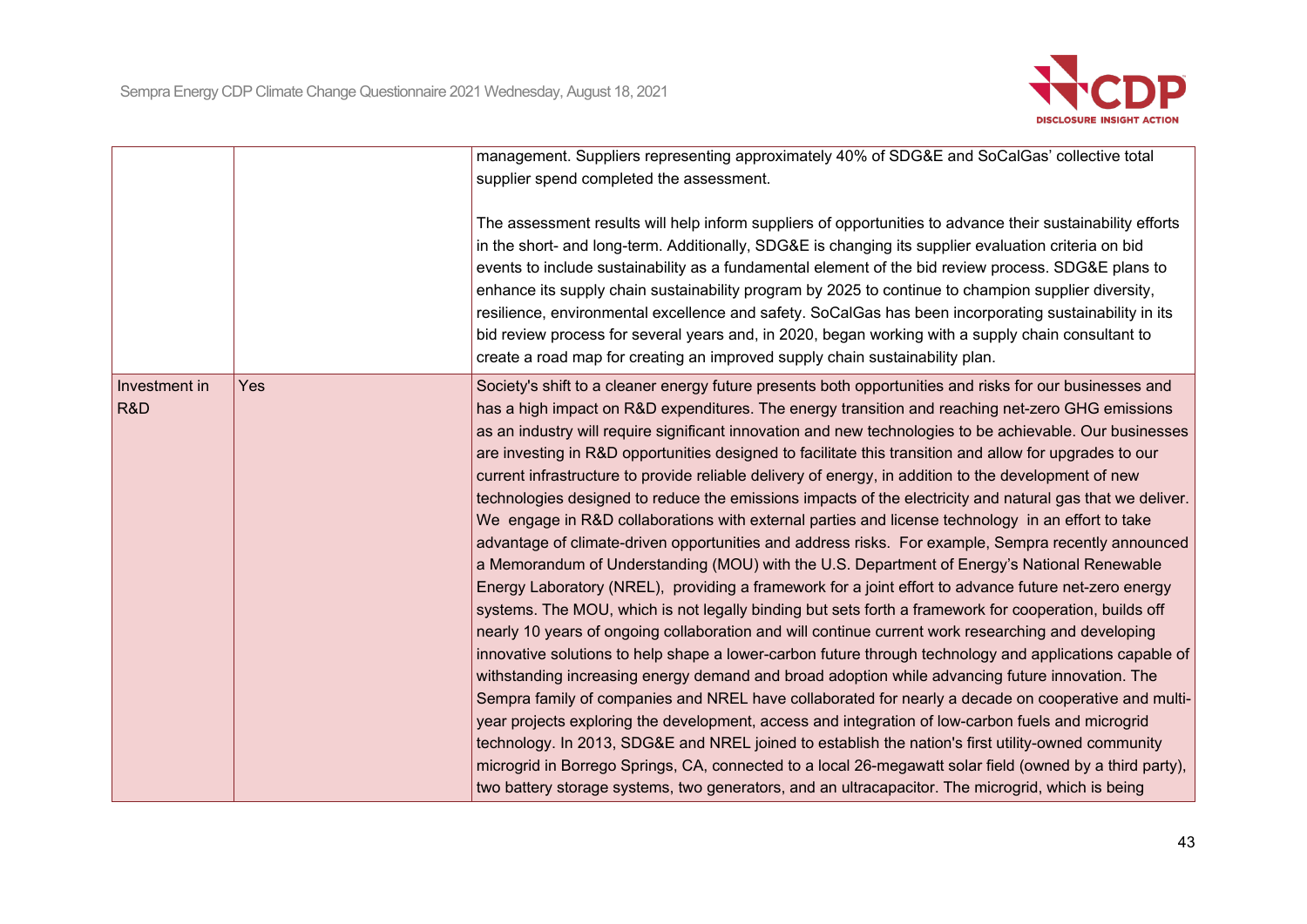| | | |
|---|---|---|
| | | management. Suppliers representing approximately 40% of SDG&E and SoCalGas' collective total supplier spend completed the assessment.<br><br>The assessment results will help inform suppliers of opportunities to advance their sustainability efforts in the short- and long-term. Additionally, SDG&E is changing its supplier evaluation criteria on bid events to include sustainability as a fundamental element of the bid review process. SDG&E plans to enhance its supply chain sustainability program by 2025 to continue to champion supplier diversity, resilience, environmental excellence and safety. SoCalGas has been incorporating sustainability in its bid review process for several years and, in 2020, began working with a supply chain consultant to create a road map for creating an improved supply chain sustainability plan. |
| Investment in R&D | Yes | Society's shift to a cleaner energy future presents both opportunities and risks for our businesses and has a high impact on R&D expenditures. The energy transition and reaching net-zero GHG emissions as an industry will require significant innovation and new technologies to be achievable. Our businesses are investing in R&D opportunities designed to facilitate this transition and allow for upgrades to our current infrastructure to provide reliable delivery of energy, in addition to the development of new technologies designed to reduce the emissions impacts of the electricity and natural gas that we deliver. We engage in R&D collaborations with external parties and license technology in an effort to take advantage of climate-driven opportunities and address risks. For example, Sempra recently announced a Memorandum of Understanding (MOU) with the U.S. Department of Energy's National Renewable Energy Laboratory (NREL), providing a framework for a joint effort to advance future net-zero energy systems. The MOU, which is not legally binding but sets forth a framework for cooperation, builds off nearly 10 years of ongoing collaboration and will continue current work researching and developing innovative solutions to help shape a lower-carbon future through technology and applications capable of withstanding increasing energy demand and broad adoption while advancing future innovation. The Sempra family of companies and NREL have collaborated for nearly a decade on cooperative and multi-year projects exploring the development, access and integration of low-carbon fuels and microgrid technology. In 2013, SDG&E and NREL joined to establish the nation's first utility-owned community microgrid in Borrego Springs, CA, connected to a local 26-megawatt solar field (owned by a third party), two battery storage systems, two generators, and an ultracapacitor. The microgrid, which is being |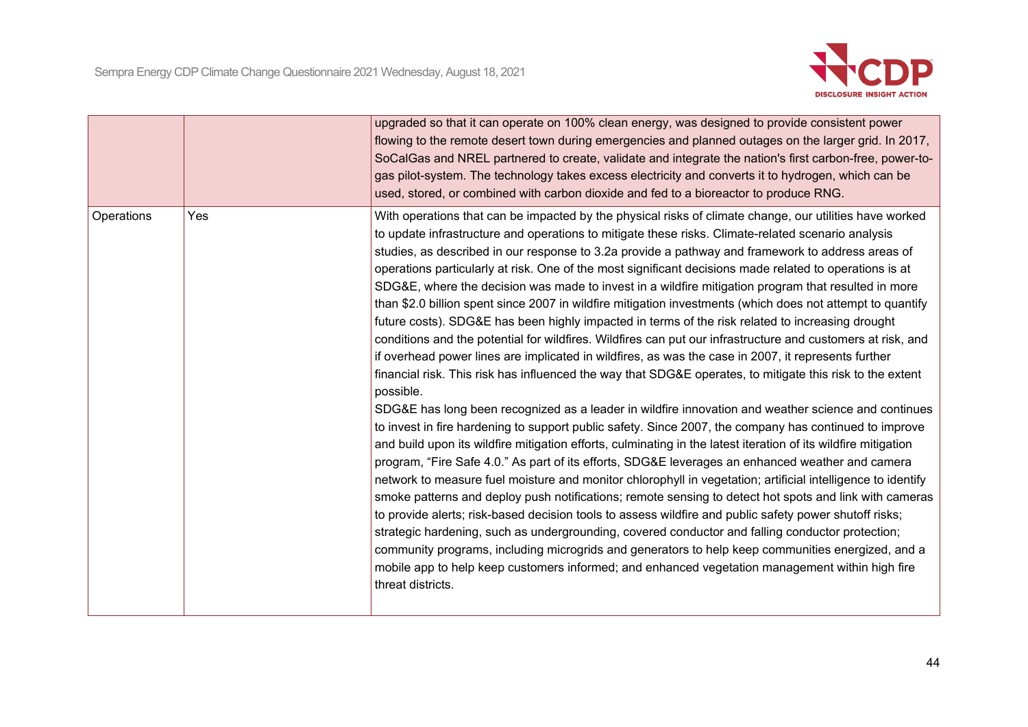| | | |
|---|---|---|
| | | upgraded so that it can operate on 100% clean energy, was designed to provide consistent power flowing to the remote desert town during emergencies and planned outages on the larger grid. In 2017, SoCalGas and NREL partnered to create, validate and integrate the nation's first carbon-free, power-to-gas pilot-system. The technology takes excess electricity and converts it to hydrogen, which can be used, stored, or combined with carbon dioxide and fed to a bioreactor to produce RNG. |
| Operations | Yes | With operations that can be impacted by the physical risks of climate change, our utilities have worked to update infrastructure and operations to mitigate these risks. Climate-related scenario analysis studies, as described in our response to 3.2a provide a pathway and framework to address areas of operations particularly at risk. One of the most significant decisions made related to operations is at SDG&E, where the decision was made to invest in a wildfire mitigation program that resulted in more than $2.0 billion spent since 2007 in wildfire mitigation investments (which does not attempt to quantify future costs). SDG&E has been highly impacted in terms of the risk related to increasing drought conditions and the potential for wildfires. Wildfires can put our infrastructure and customers at risk, and if overhead power lines are implicated in wildfires, as was the case in 2007, it represents further financial risk. This risk has influenced the way that SDG&E operates, to mitigate this risk to the extent possible.<br>SDG&E has long been recognized as a leader in wildfire innovation and weather science and continues to invest in fire hardening to support public safety. Since 2007, the company has continued to improve and build upon its wildfire mitigation efforts, culminating in the latest iteration of its wildfire mitigation program, "Fire Safe 4.0." As part of its efforts, SDG&E leverages an enhanced weather and camera network to measure fuel moisture and monitor chlorophyll in vegetation; artificial intelligence to identify smoke patterns and deploy push notifications; remote sensing to detect hot spots and link with cameras to provide alerts; risk-based decision tools to assess wildfire and public safety power shutoff risks; strategic hardening, such as undergrounding, covered conductor and falling conductor protection; community programs, including microgrids and generators to help keep communities energized, and a mobile app to help keep customers informed; and enhanced vegetation management within high fire threat districts. |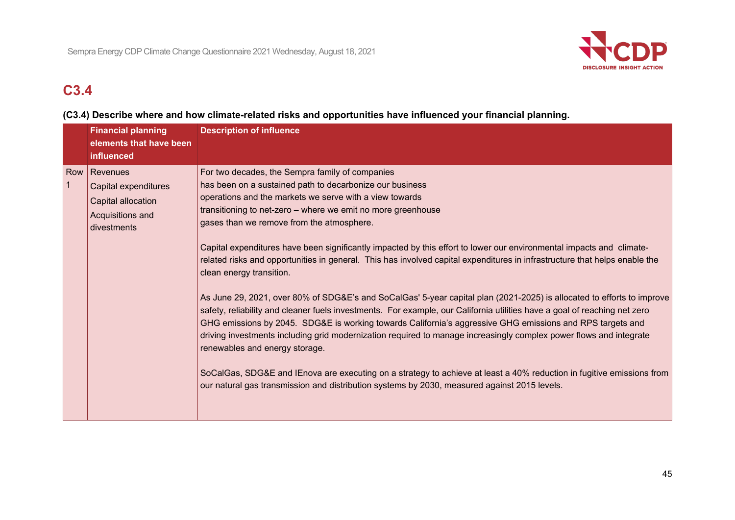## C3.4

**(C3.4) Describe where and how climate-related risks and opportunities have influenced your financial planning.**

| | Financial planning elements that have been influenced | Description of influence |
|---|---|---|
| Row 1 | Revenues<br>Capital expenditures<br>Capital allocation<br>Acquisitions and divestments | For two decades, the Sempra family of companies has been on a sustained path to decarbonize our business operations and the markets we serve with a view towards transitioning to net-zero – where we emit no more greenhouse gases than we remove from the atmosphere.<br><br>Capital expenditures have been significantly impacted by this effort to lower our environmental impacts and climate-related risks and opportunities in general. This has involved capital expenditures in infrastructure that helps enable the clean energy transition.<br><br>As June 29, 2021, over 80% of SDG&E's and SoCalGas' 5-year capital plan (2021-2025) is allocated to efforts to improve safety, reliability and cleaner fuels investments. For example, our California utilities have a goal of reaching net zero GHG emissions by 2045. SDG&E is working towards California's aggressive GHG emissions and RPS targets and driving investments including grid modernization required to manage increasingly complex power flows and integrate renewables and energy storage.<br><br>SoCalGas, SDG&E and IEnova are executing on a strategy to achieve at least a 40% reduction in fugitive emissions from our natural gas transmission and distribution systems by 2030, measured against 2015 levels. |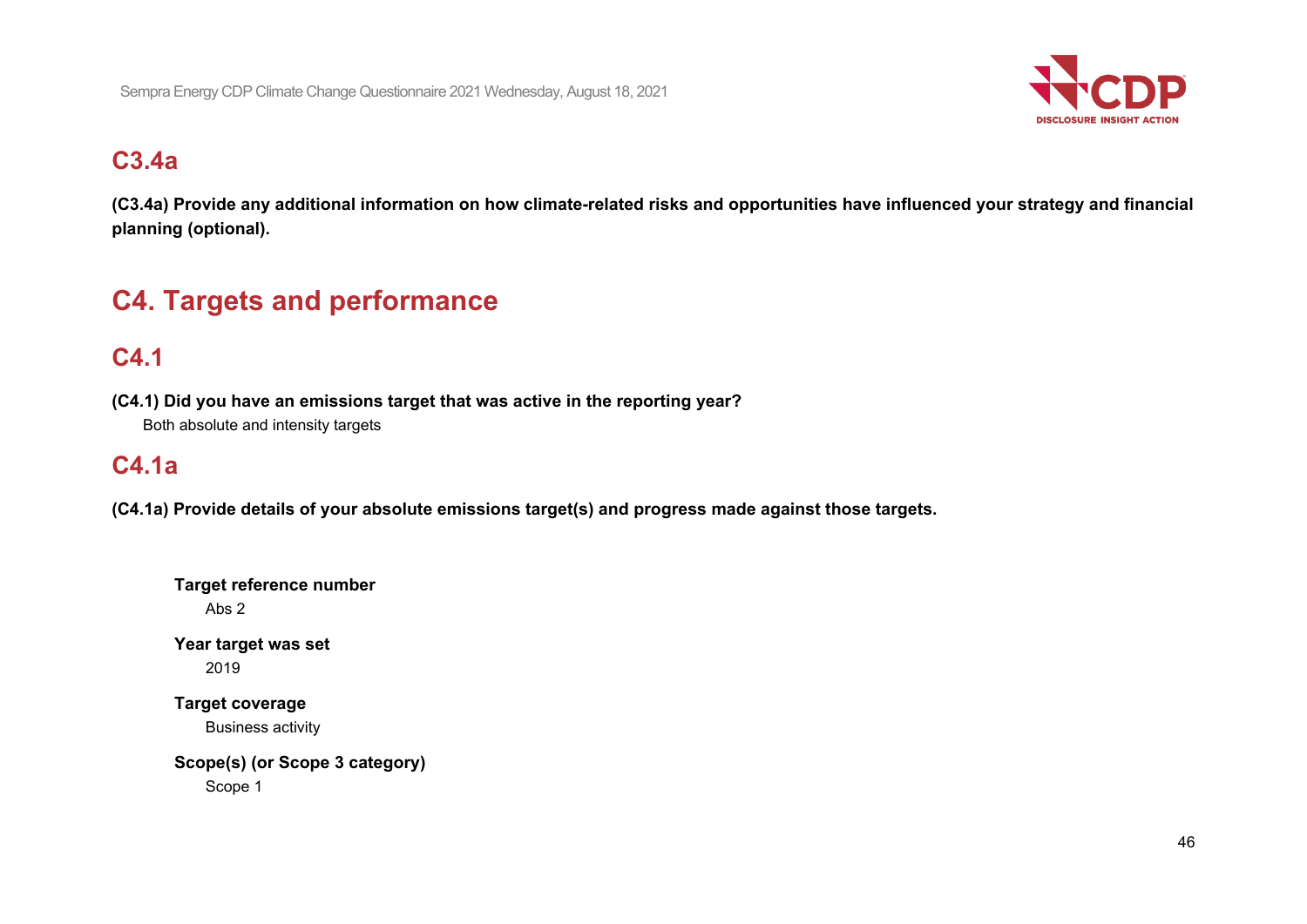## C3.4a

**(C3.4a) Provide any additional information on how climate-related risks and opportunities have influenced your strategy and financial planning (optional).**

# C4. Targets and performance

## C4.1

**(C4.1) Did you have an emissions target that was active in the reporting year?**

Both absolute and intensity targets

## C4.1a

**(C4.1a) Provide details of your absolute emissions target(s) and progress made against those targets.**

**Target reference number**

Abs 2

**Year target was set**

2019

**Target coverage**

Business activity

**Scope(s) (or Scope 3 category)**

Scope 1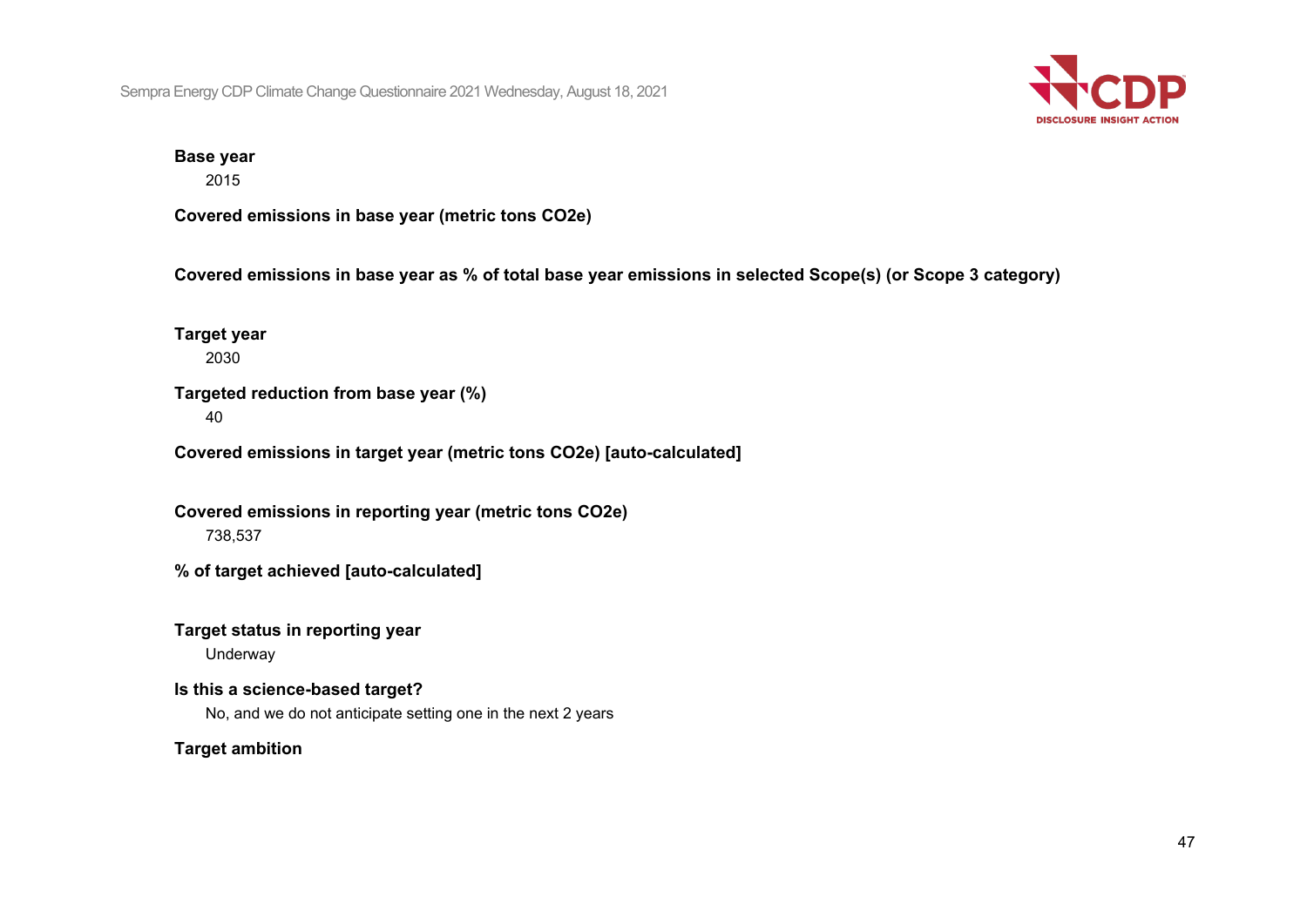**Base year**

2015

**Covered emissions in base year (metric tons CO2e)**

**Covered emissions in base year as % of total base year emissions in selected Scope(s) (or Scope 3 category)**

**Target year**

2030

**Targeted reduction from base year (%)**

40

**Covered emissions in target year (metric tons CO2e) [auto-calculated]**

**Covered emissions in reporting year (metric tons CO2e)**

738,537

**% of target achieved [auto-calculated]**

**Target status in reporting year**

Underway

**Is this a science-based target?**

No, and we do not anticipate setting one in the next 2 years

**Target ambition**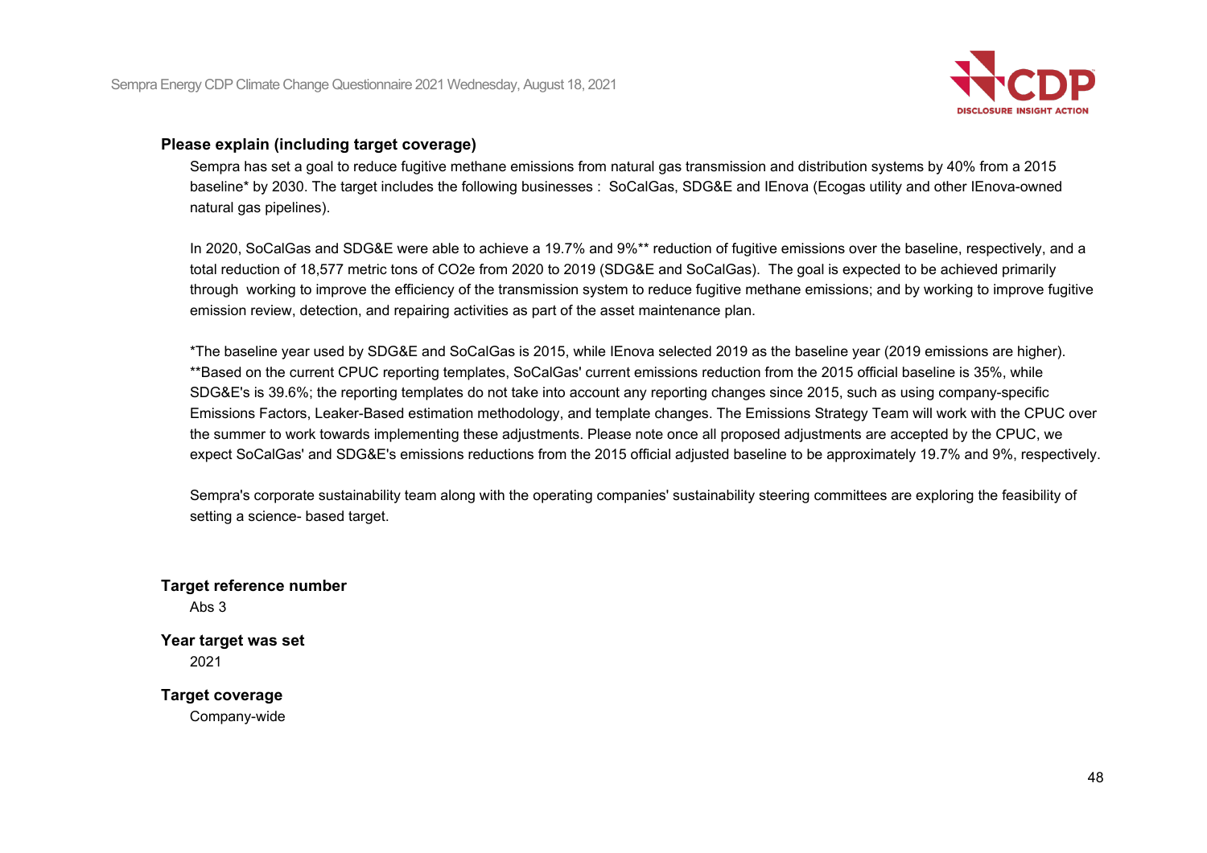**Please explain (including target coverage)**

Sempra has set a goal to reduce fugitive methane emissions from natural gas transmission and distribution systems by 40% from a 2015 baseline* by 2030. The target includes the following businesses : SoCalGas, SDG&E and IEnova (Ecogas utility and other IEnova-owned natural gas pipelines).

In 2020, SoCalGas and SDG&E were able to achieve a 19.7% and 9%** reduction of fugitive emissions over the baseline, respectively, and a total reduction of 18,577 metric tons of CO2e from 2020 to 2019 (SDG&E and SoCalGas). The goal is expected to be achieved primarily through working to improve the efficiency of the transmission system to reduce fugitive methane emissions; and by working to improve fugitive emission review, detection, and repairing activities as part of the asset maintenance plan.

*The baseline year used by SDG&E and SoCalGas is 2015, while IEnova selected 2019 as the baseline year (2019 emissions are higher).
**Based on the current CPUC reporting templates, SoCalGas' current emissions reduction from the 2015 official baseline is 35%, while SDG&E's is 39.6%; the reporting templates do not take into account any reporting changes since 2015, such as using company-specific Emissions Factors, Leaker-Based estimation methodology, and template changes. The Emissions Strategy Team will work with the CPUC over the summer to work towards implementing these adjustments. Please note once all proposed adjustments are accepted by the CPUC, we expect SoCalGas' and SDG&E's emissions reductions from the 2015 official adjusted baseline to be approximately 19.7% and 9%, respectively.

Sempra's corporate sustainability team along with the operating companies' sustainability steering committees are exploring the feasibility of setting a science- based target.

**Target reference number**

Abs 3

**Year target was set**

2021

**Target coverage**

Company-wide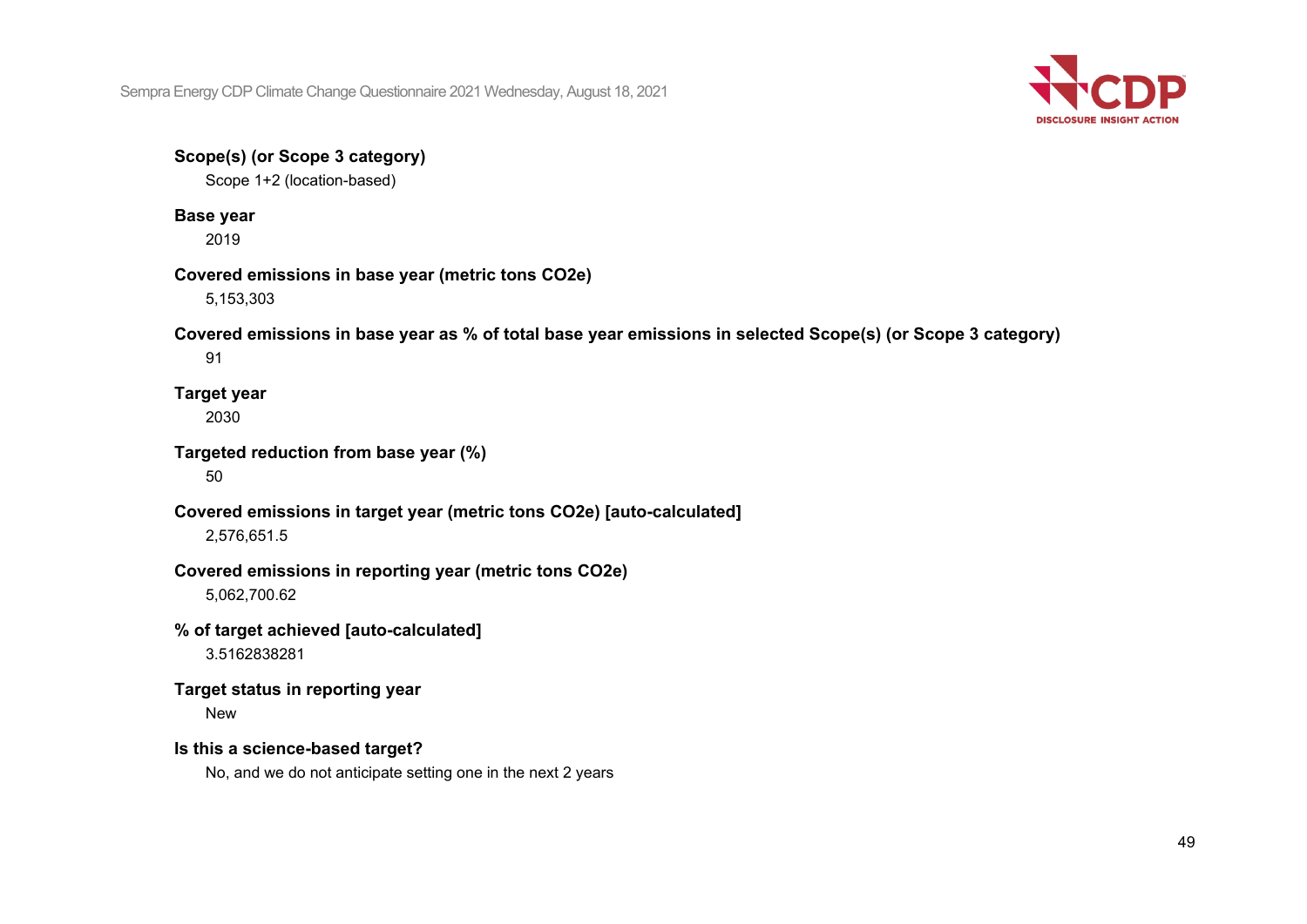**Scope(s) (or Scope 3 category)**

Scope 1+2 (location-based)

**Base year**

2019

**Covered emissions in base year (metric tons CO2e)**

5,153,303

**Covered emissions in base year as % of total base year emissions in selected Scope(s) (or Scope 3 category)**

91

**Target year**

2030

**Targeted reduction from base year (%)**

50

**Covered emissions in target year (metric tons CO2e) [auto-calculated]**

2,576,651.5

**Covered emissions in reporting year (metric tons CO2e)**

5,062,700.62

**% of target achieved [auto-calculated]**

3.5162838281

**Target status in reporting year**

New

**Is this a science-based target?**

No, and we do not anticipate setting one in the next 2 years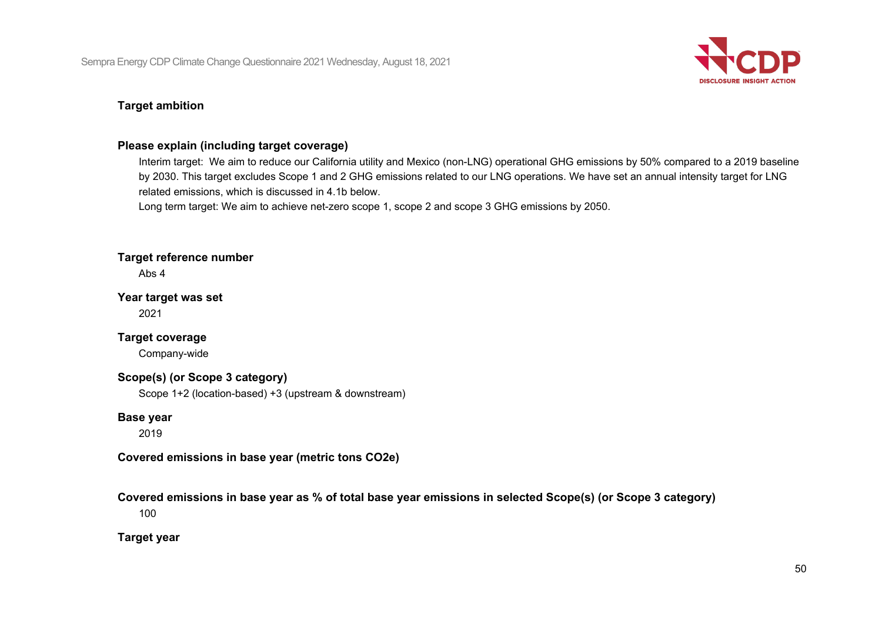**Target ambition**

**Please explain (including target coverage)**

Interim target: We aim to reduce our California utility and Mexico (non-LNG) operational GHG emissions by 50% compared to a 2019 baseline by 2030. This target excludes Scope 1 and 2 GHG emissions related to our LNG operations. We have set an annual intensity target for LNG related emissions, which is discussed in 4.1b below.

Long term target: We aim to achieve net-zero scope 1, scope 2 and scope 3 GHG emissions by 2050.

**Target reference number**

Abs 4

**Year target was set**

2021

**Target coverage**

Company-wide

**Scope(s) (or Scope 3 category)**

Scope 1+2 (location-based) +3 (upstream & downstream)

**Base year**

2019

**Covered emissions in base year (metric tons CO2e)**

**Covered emissions in base year as % of total base year emissions in selected Scope(s) (or Scope 3 category)**

100

**Target year**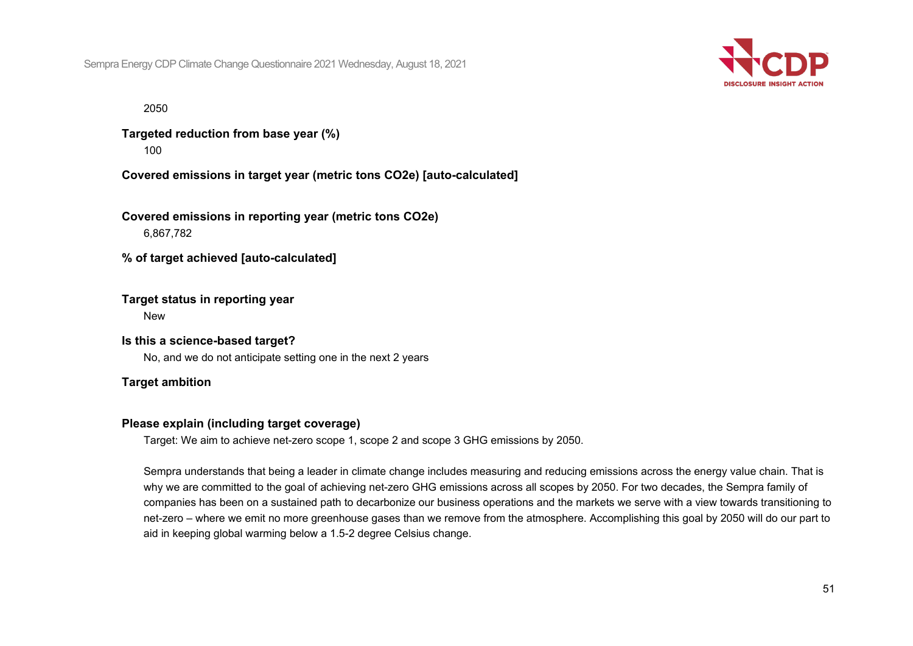2050

**Targeted reduction from base year (%)**

100

**Covered emissions in target year (metric tons CO2e) [auto-calculated]**

**Covered emissions in reporting year (metric tons CO2e)**

6,867,782

**% of target achieved [auto-calculated]**

**Target status in reporting year**

New

**Is this a science-based target?**

No, and we do not anticipate setting one in the next 2 years

**Target ambition**

**Please explain (including target coverage)**

Target: We aim to achieve net-zero scope 1, scope 2 and scope 3 GHG emissions by 2050.

Sempra understands that being a leader in climate change includes measuring and reducing emissions across the energy value chain. That is why we are committed to the goal of achieving net-zero GHG emissions across all scopes by 2050. For two decades, the Sempra family of companies has been on a sustained path to decarbonize our business operations and the markets we serve with a view towards transitioning to net-zero – where we emit no more greenhouse gases than we remove from the atmosphere. Accomplishing this goal by 2050 will do our part to aid in keeping global warming below a 1.5-2 degree Celsius change.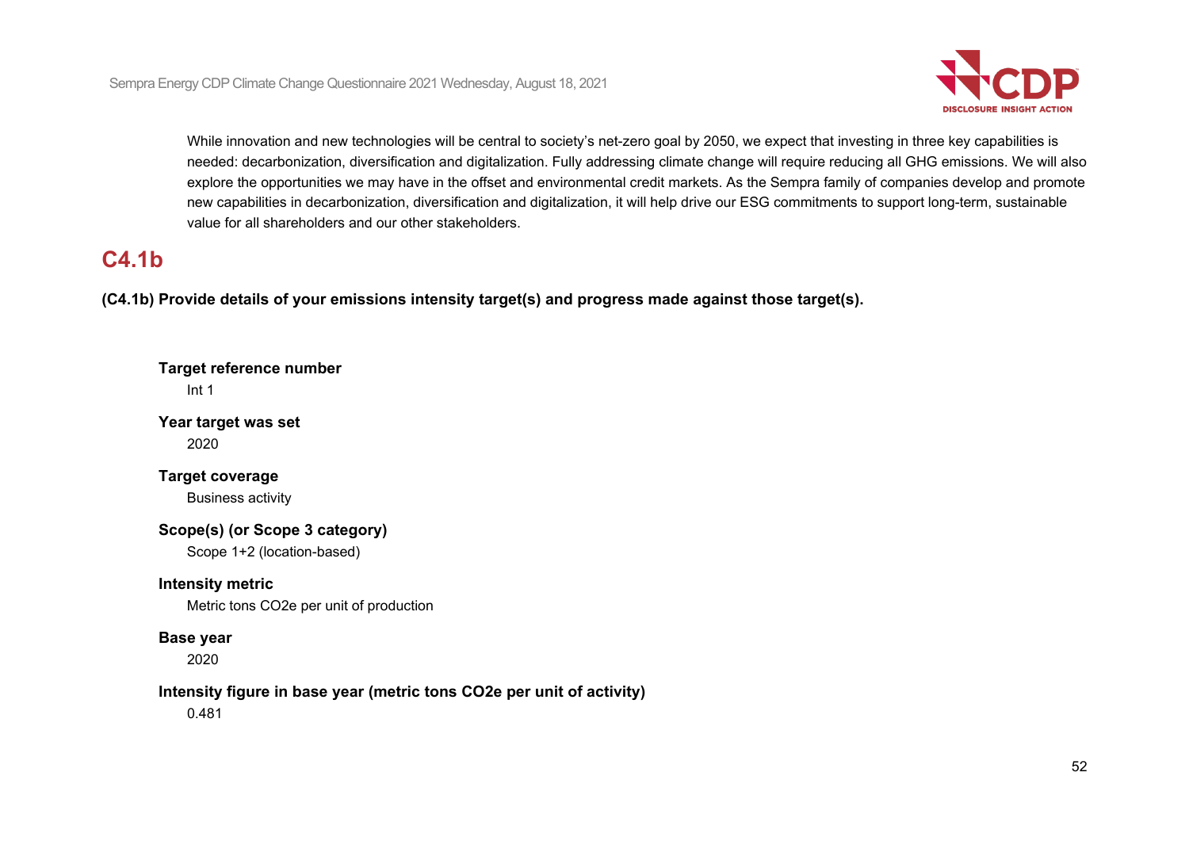While innovation and new technologies will be central to society's net-zero goal by 2050, we expect that investing in three key capabilities is needed: decarbonization, diversification and digitalization. Fully addressing climate change will require reducing all GHG emissions. We will also explore the opportunities we may have in the offset and environmental credit markets. As the Sempra family of companies develop and promote new capabilities in decarbonization, diversification and digitalization, it will help drive our ESG commitments to support long-term, sustainable value for all shareholders and our other stakeholders.

## C4.1b

**(C4.1b) Provide details of your emissions intensity target(s) and progress made against those target(s).**

**Target reference number**

Int 1

**Year target was set**

2020

**Target coverage**

Business activity

**Scope(s) (or Scope 3 category)**

Scope 1+2 (location-based)

**Intensity metric**

Metric tons CO2e per unit of production

**Base year**

2020

**Intensity figure in base year (metric tons CO2e per unit of activity)**

0.481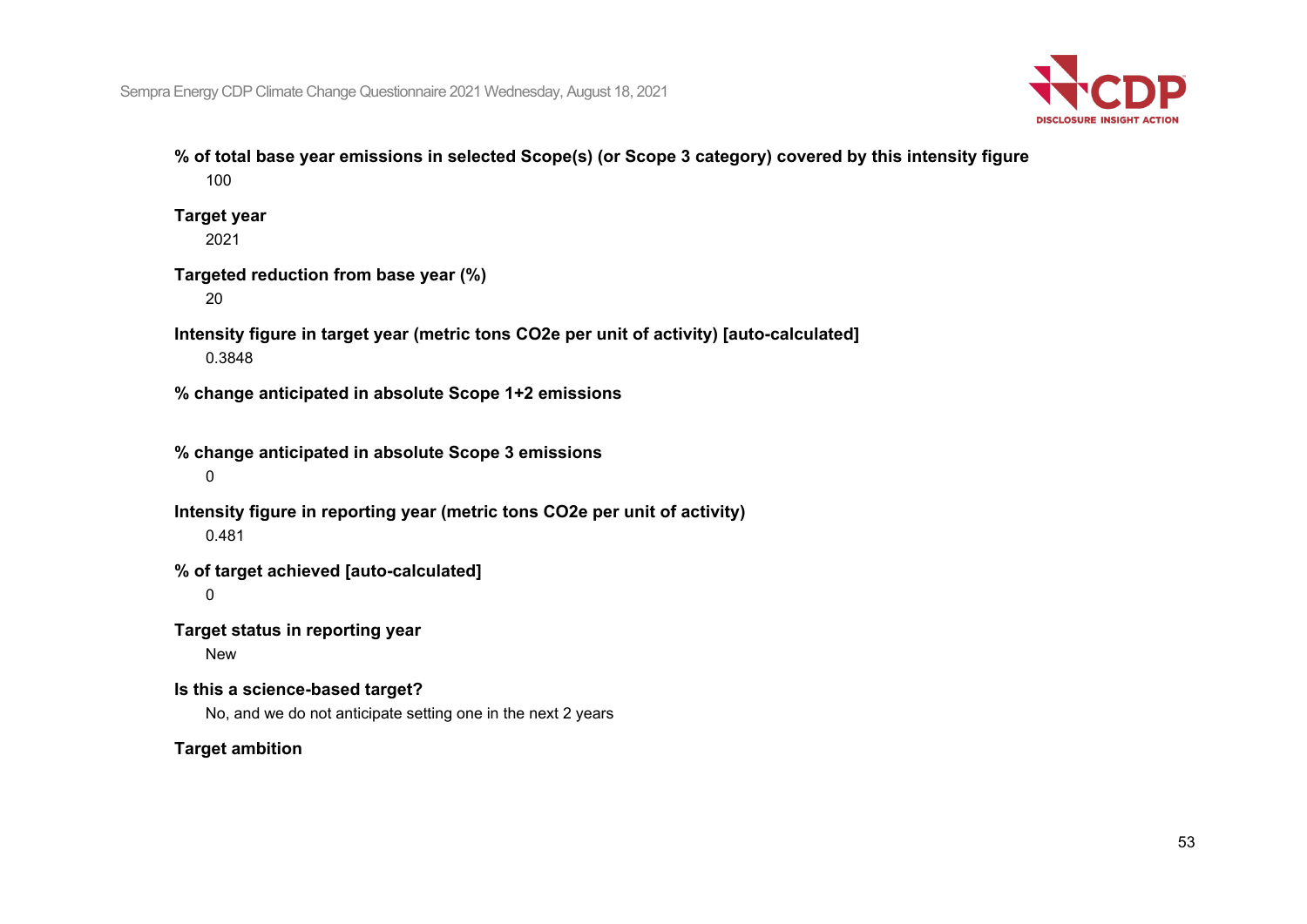**% of total base year emissions in selected Scope(s) (or Scope 3 category) covered by this intensity figure**

100

**Target year**

2021

**Targeted reduction from base year (%)**

20

**Intensity figure in target year (metric tons CO2e per unit of activity) [auto-calculated]**

0.3848

**% change anticipated in absolute Scope 1+2 emissions**

**% change anticipated in absolute Scope 3 emissions**

0

**Intensity figure in reporting year (metric tons CO2e per unit of activity)**

0.481

**% of target achieved [auto-calculated]**

0

**Target status in reporting year**

New

**Is this a science-based target?**

No, and we do not anticipate setting one in the next 2 years

**Target ambition**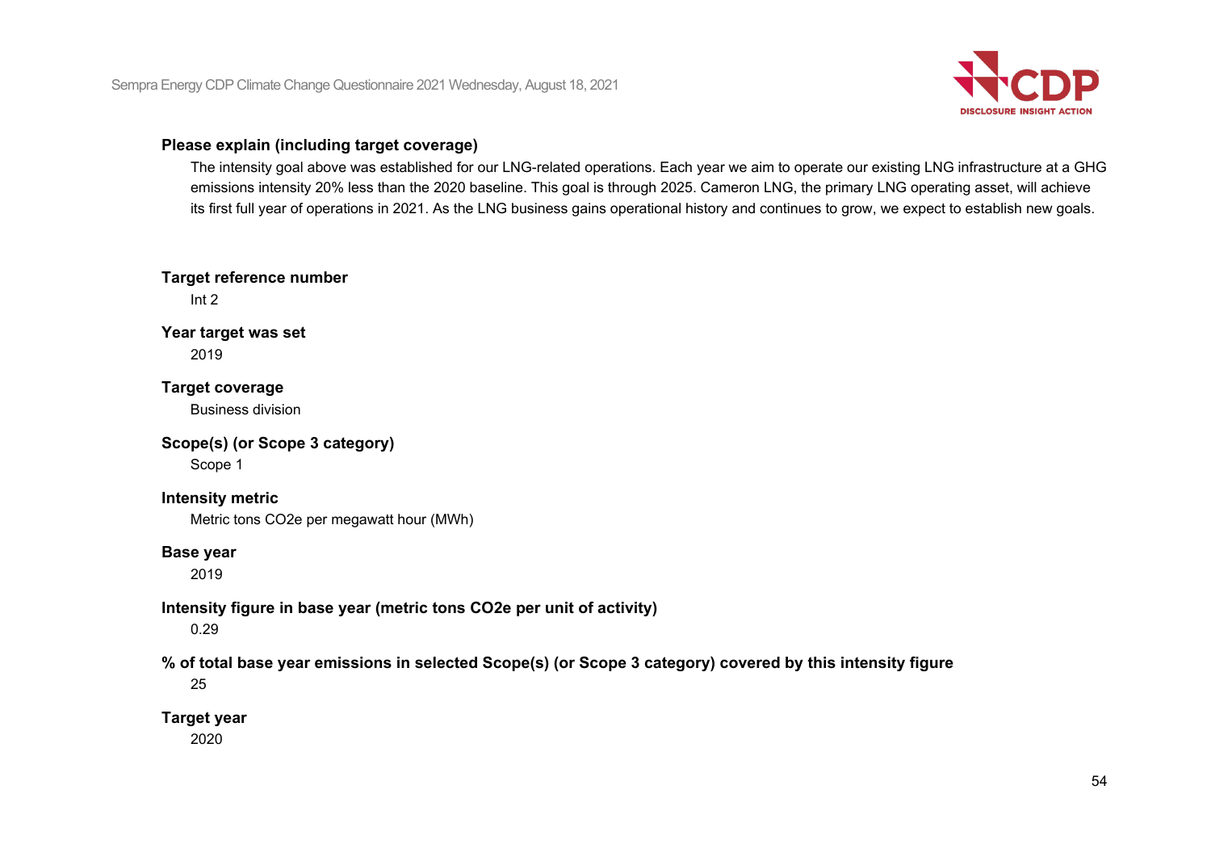**Please explain (including target coverage)**

The intensity goal above was established for our LNG-related operations. Each year we aim to operate our existing LNG infrastructure at a GHG emissions intensity 20% less than the 2020 baseline. This goal is through 2025. Cameron LNG, the primary LNG operating asset, will achieve its first full year of operations in 2021. As the LNG business gains operational history and continues to grow, we expect to establish new goals.

**Target reference number**

Int 2

**Year target was set**

2019

**Target coverage**

Business division

**Scope(s) (or Scope 3 category)**

Scope 1

**Intensity metric**

Metric tons CO2e per megawatt hour (MWh)

**Base year**

2019

**Intensity figure in base year (metric tons CO2e per unit of activity)**

0.29

**% of total base year emissions in selected Scope(s) (or Scope 3 category) covered by this intensity figure**

25

**Target year**

2020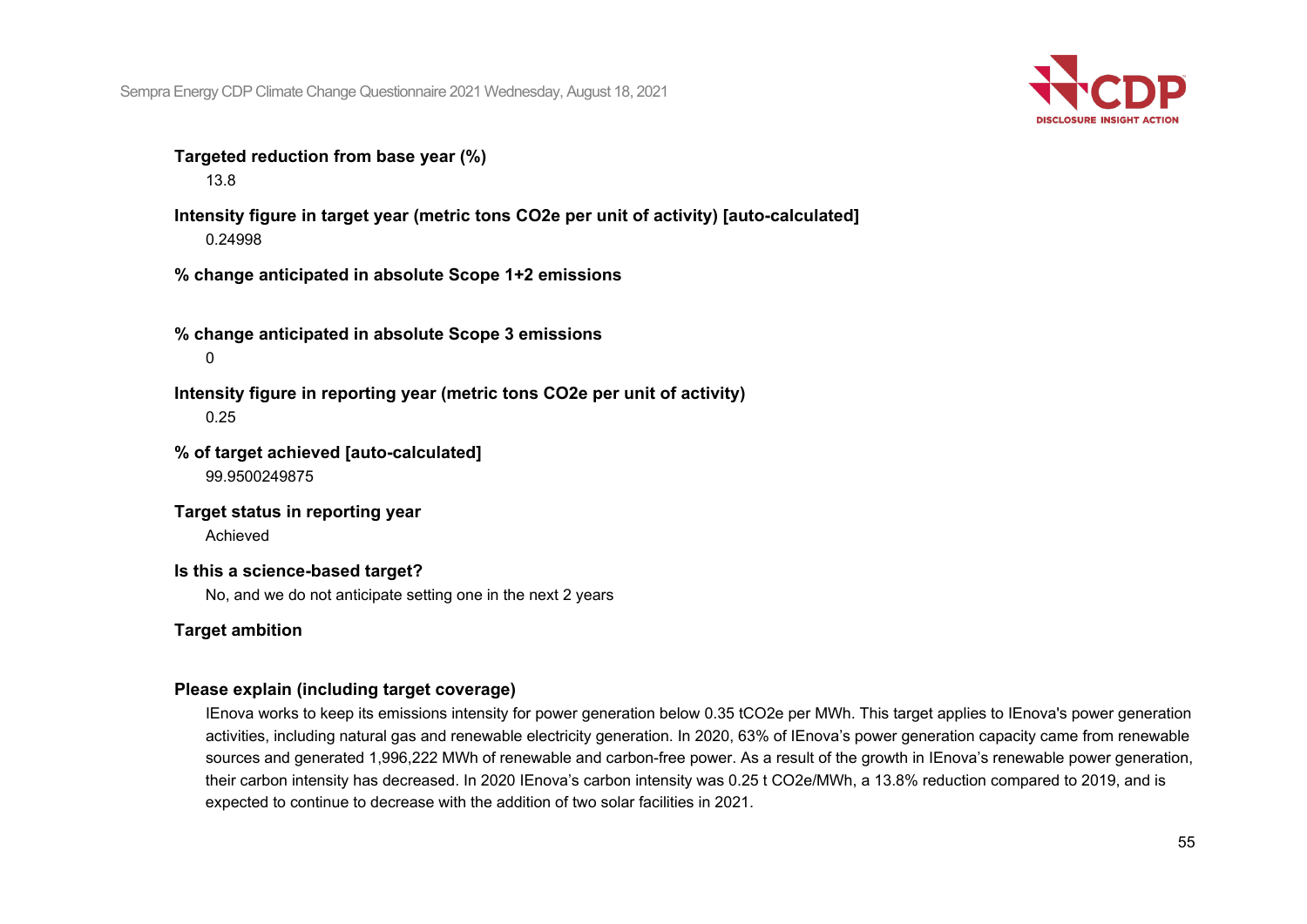**Targeted reduction from base year (%)**

13.8

**Intensity figure in target year (metric tons CO2e per unit of activity) [auto-calculated]**

0.24998

**% change anticipated in absolute Scope 1+2 emissions**

**% change anticipated in absolute Scope 3 emissions**

0

**Intensity figure in reporting year (metric tons CO2e per unit of activity)**

0.25

**% of target achieved [auto-calculated]**

99.9500249875

**Target status in reporting year**

Achieved

**Is this a science-based target?**

No, and we do not anticipate setting one in the next 2 years

**Target ambition**

**Please explain (including target coverage)**

IEnova works to keep its emissions intensity for power generation below 0.35 tCO2e per MWh. This target applies to IEnova's power generation activities, including natural gas and renewable electricity generation. In 2020, 63% of IEnova's power generation capacity came from renewable sources and generated 1,996,222 MWh of renewable and carbon-free power. As a result of the growth in IEnova's renewable power generation, their carbon intensity has decreased. In 2020 IEnova's carbon intensity was 0.25 t CO2e/MWh, a 13.8% reduction compared to 2019, and is expected to continue to decrease with the addition of two solar facilities in 2021.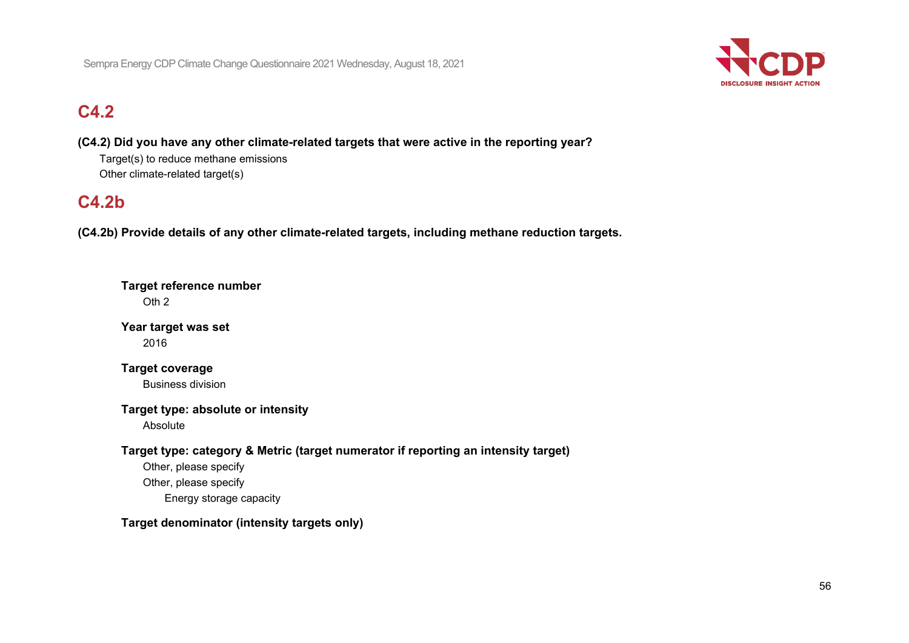## C4.2

**(C4.2) Did you have any other climate-related targets that were active in the reporting year?**

Target(s) to reduce methane emissions
Other climate-related target(s)

## C4.2b

**(C4.2b) Provide details of any other climate-related targets, including methane reduction targets.**

**Target reference number**
Oth 2

**Year target was set**
2016

**Target coverage**
Business division

**Target type: absolute or intensity**
Absolute

**Target type: category & Metric (target numerator if reporting an intensity target)**
Other, please specify
Other, please specify
Energy storage capacity

**Target denominator (intensity targets only)**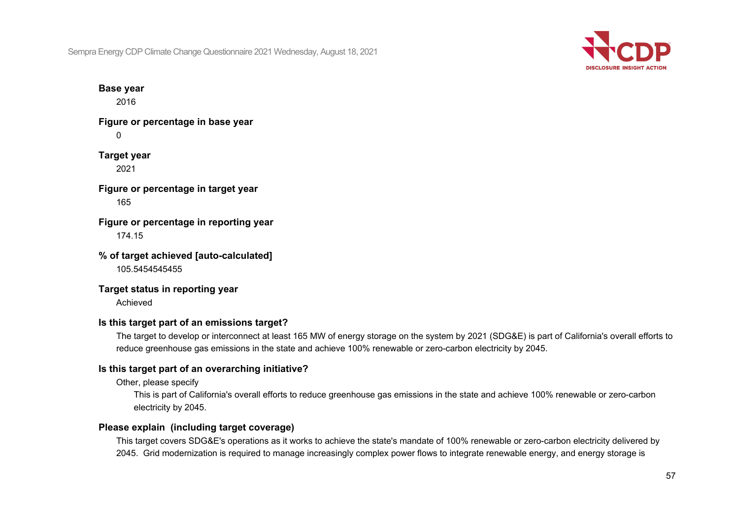**Base year**

2016

**Figure or percentage in base year**

0

**Target year**

2021

**Figure or percentage in target year**

165

**Figure or percentage in reporting year**

174.15

**% of target achieved [auto-calculated]**

105.5454545455

**Target status in reporting year**

Achieved

**Is this target part of an emissions target?**

The target to develop or interconnect at least 165 MW of energy storage on the system by 2021 (SDG&E) is part of California's overall efforts to reduce greenhouse gas emissions in the state and achieve 100% renewable or zero-carbon electricity by 2045.

**Is this target part of an overarching initiative?**

Other, please specify

This is part of California's overall efforts to reduce greenhouse gas emissions in the state and achieve 100% renewable or zero-carbon electricity by 2045.

**Please explain (including target coverage)**

This target covers SDG&E's operations as it works to achieve the state's mandate of 100% renewable or zero-carbon electricity delivered by 2045. Grid modernization is required to manage increasingly complex power flows to integrate renewable energy, and energy storage is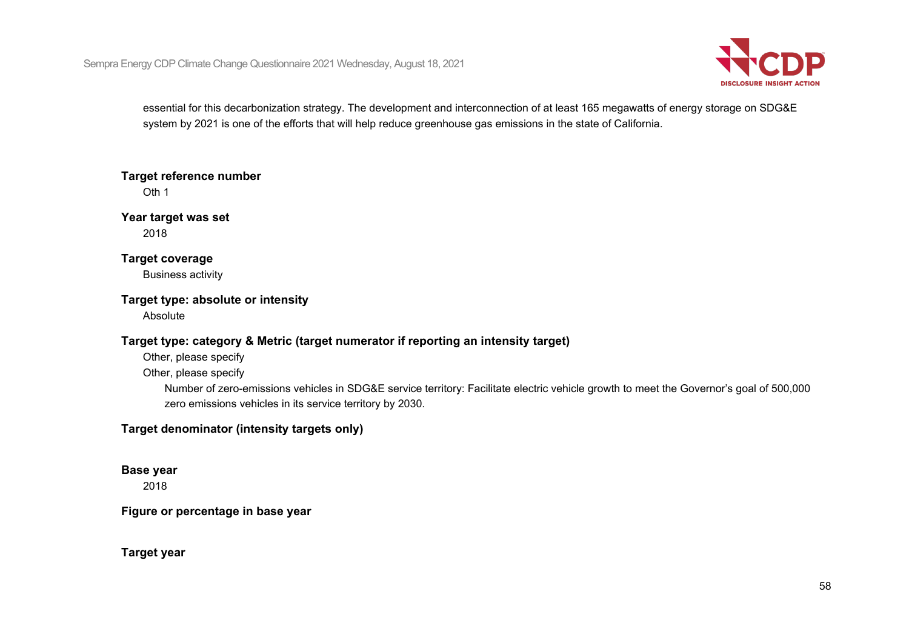essential for this decarbonization strategy. The development and interconnection of at least 165 megawatts of energy storage on SDG&E system by 2021 is one of the efforts that will help reduce greenhouse gas emissions in the state of California.

**Target reference number**

Oth 1

**Year target was set**

2018

**Target coverage**

Business activity

**Target type: absolute or intensity**

Absolute

**Target type: category & Metric (target numerator if reporting an intensity target)**

Other, please specify

Other, please specify

Number of zero-emissions vehicles in SDG&E service territory: Facilitate electric vehicle growth to meet the Governor's goal of 500,000 zero emissions vehicles in its service territory by 2030.

**Target denominator (intensity targets only)**

**Base year**

2018

**Figure or percentage in base year**

**Target year**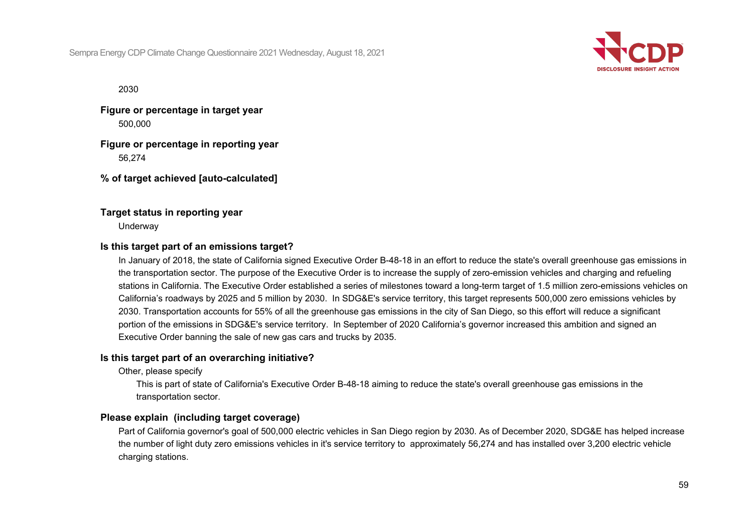2030

**Figure or percentage in target year**

500,000

**Figure or percentage in reporting year**

56,274

**% of target achieved [auto-calculated]**

**Target status in reporting year**

Underway

**Is this target part of an emissions target?**

In January of 2018, the state of California signed Executive Order B-48-18 in an effort to reduce the state's overall greenhouse gas emissions in the transportation sector. The purpose of the Executive Order is to increase the supply of zero-emission vehicles and charging and refueling stations in California. The Executive Order established a series of milestones toward a long-term target of 1.5 million zero-emissions vehicles on California's roadways by 2025 and 5 million by 2030. In SDG&E's service territory, this target represents 500,000 zero emissions vehicles by 2030. Transportation accounts for 55% of all the greenhouse gas emissions in the city of San Diego, so this effort will reduce a significant portion of the emissions in SDG&E's service territory. In September of 2020 California's governor increased this ambition and signed an Executive Order banning the sale of new gas cars and trucks by 2035.

**Is this target part of an overarching initiative?**

Other, please specify

This is part of state of California's Executive Order B-48-18 aiming to reduce the state's overall greenhouse gas emissions in the transportation sector.

**Please explain (including target coverage)**

Part of California governor's goal of 500,000 electric vehicles in San Diego region by 2030. As of December 2020, SDG&E has helped increase the number of light duty zero emissions vehicles in it's service territory to approximately 56,274 and has installed over 3,200 electric vehicle charging stations.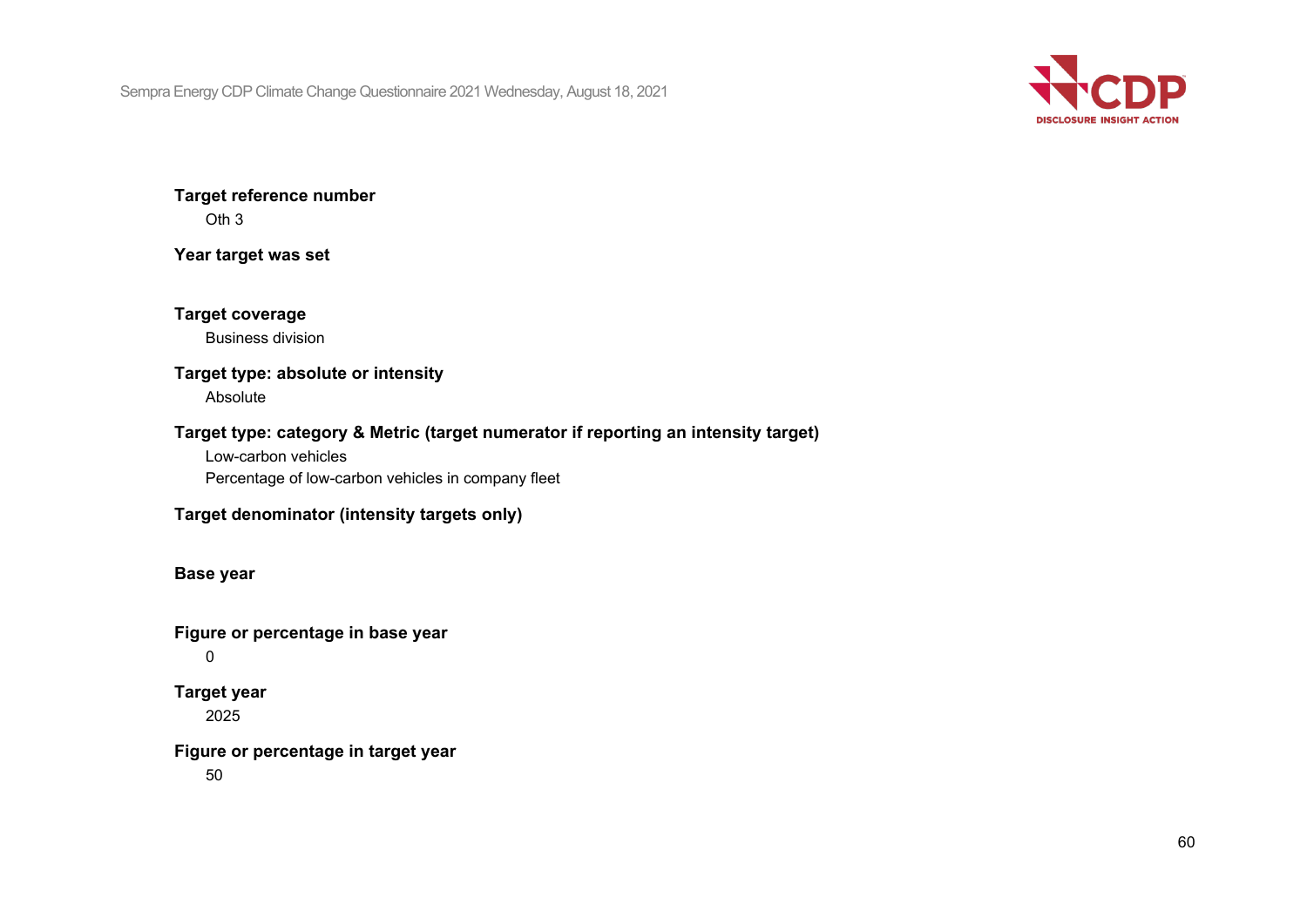**Target reference number**

Oth 3

**Year target was set**

**Target coverage**

Business division

**Target type: absolute or intensity**

Absolute

**Target type: category & Metric (target numerator if reporting an intensity target)**

Low-carbon vehicles

Percentage of low-carbon vehicles in company fleet

**Target denominator (intensity targets only)**

**Base year**

**Figure or percentage in base year**

0

**Target year**

2025

**Figure or percentage in target year**

50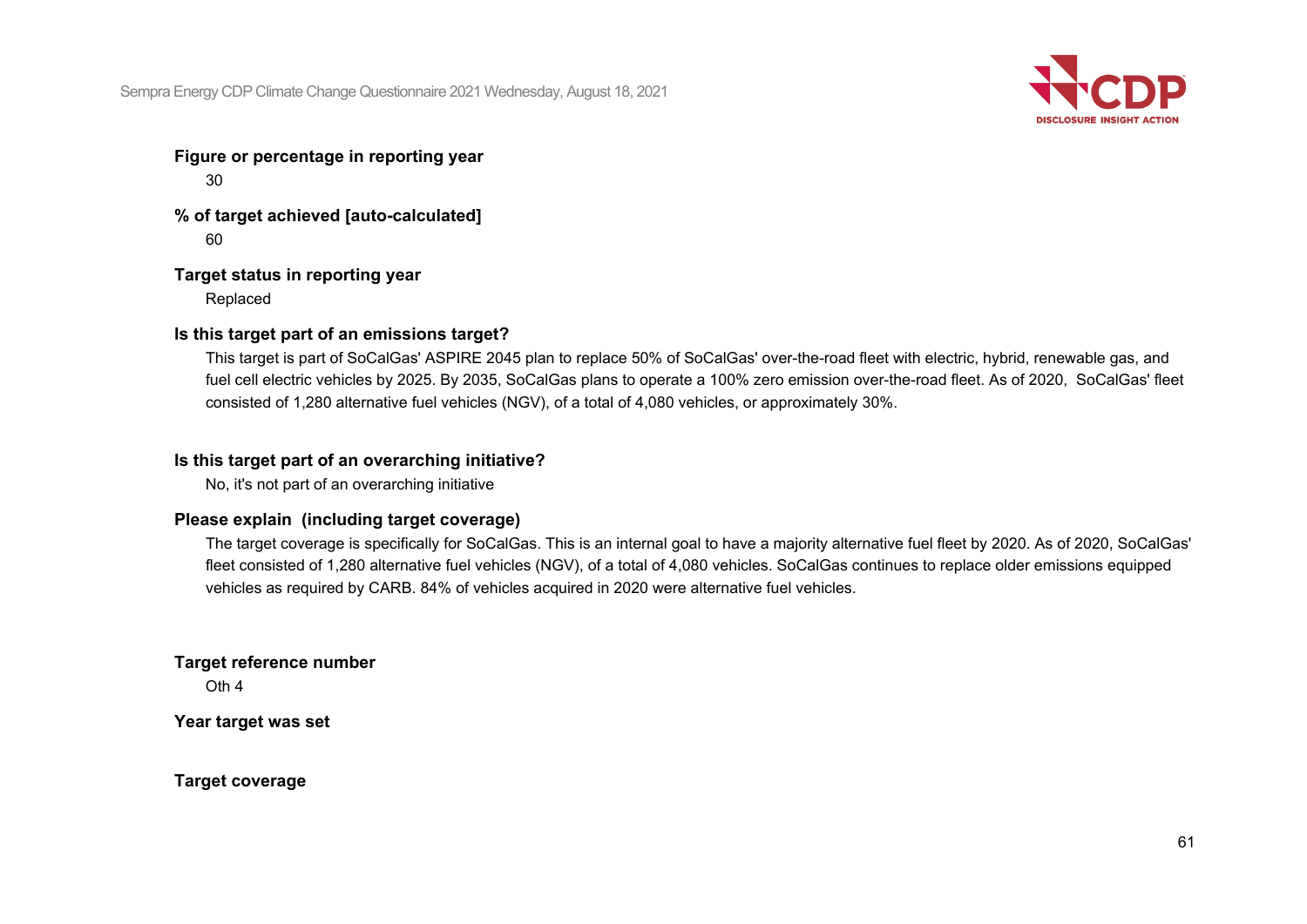**Figure or percentage in reporting year**

30

**% of target achieved [auto-calculated]**

60

**Target status in reporting year**

Replaced

**Is this target part of an emissions target?**

This target is part of SoCalGas' ASPIRE 2045 plan to replace 50% of SoCalGas' over-the-road fleet with electric, hybrid, renewable gas, and fuel cell electric vehicles by 2025. By 2035, SoCalGas plans to operate a 100% zero emission over-the-road fleet. As of 2020, SoCalGas' fleet consisted of 1,280 alternative fuel vehicles (NGV), of a total of 4,080 vehicles, or approximately 30%.

**Is this target part of an overarching initiative?**

No, it's not part of an overarching initiative

**Please explain (including target coverage)**

The target coverage is specifically for SoCalGas. This is an internal goal to have a majority alternative fuel fleet by 2020. As of 2020, SoCalGas' fleet consisted of 1,280 alternative fuel vehicles (NGV), of a total of 4,080 vehicles. SoCalGas continues to replace older emissions equipped vehicles as required by CARB. 84% of vehicles acquired in 2020 were alternative fuel vehicles.

**Target reference number**

Oth 4

**Year target was set**

**Target coverage**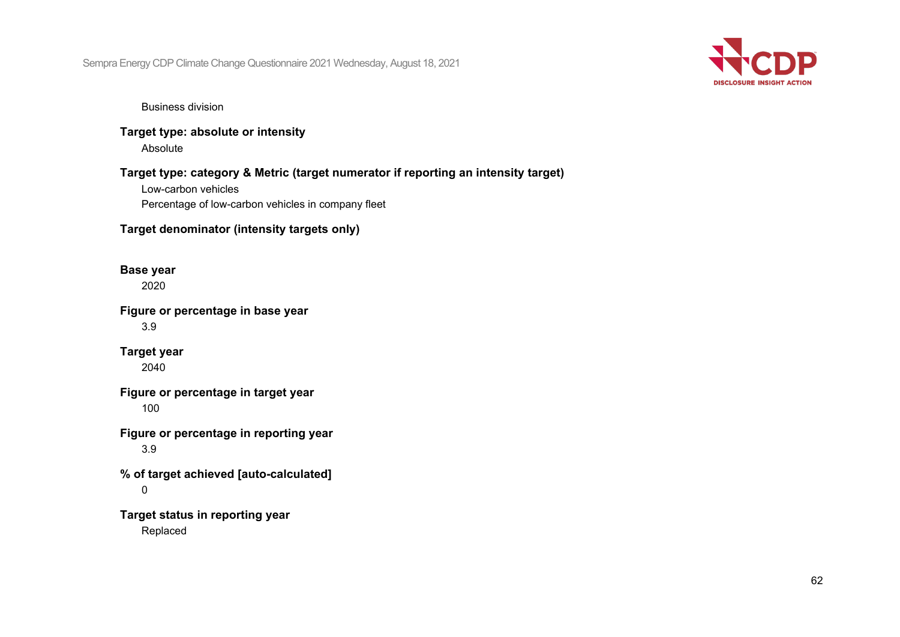Business division

**Target type: absolute or intensity**

Absolute

**Target type: category & Metric (target numerator if reporting an intensity target)**

Low-carbon vehicles

Percentage of low-carbon vehicles in company fleet

**Target denominator (intensity targets only)**

**Base year**

2020

**Figure or percentage in base year**

3.9

**Target year**

2040

**Figure or percentage in target year**

100

**Figure or percentage in reporting year**

3.9

**% of target achieved [auto-calculated]**

0

**Target status in reporting year**

Replaced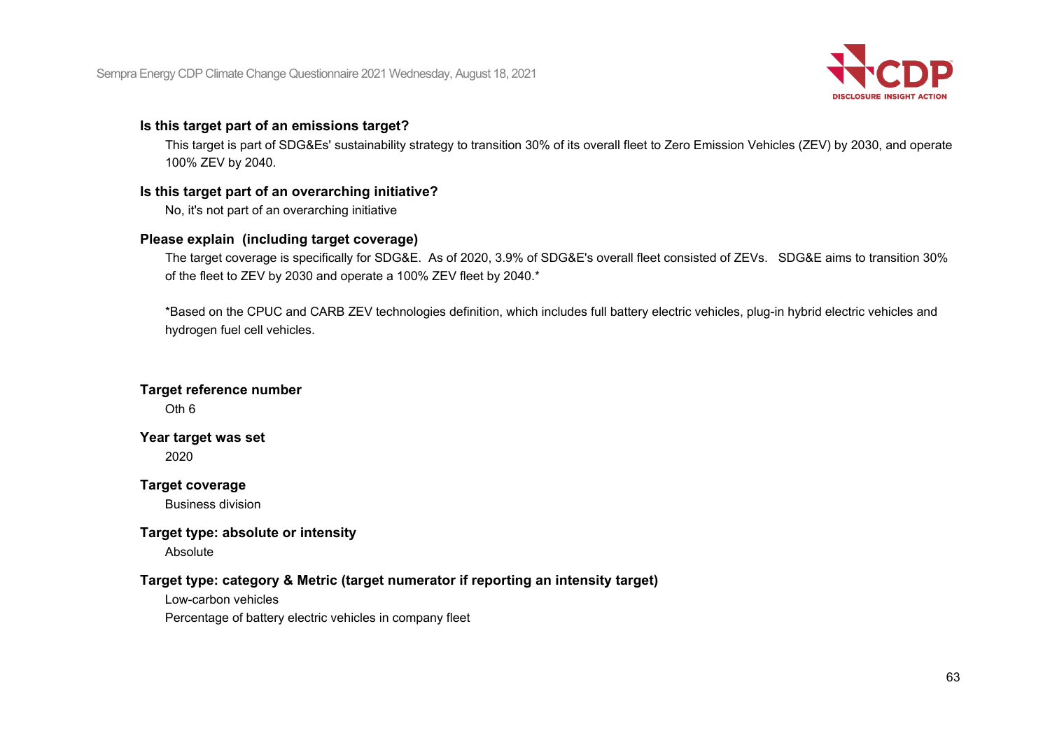**Is this target part of an emissions target?**

This target is part of SDG&Es' sustainability strategy to transition 30% of its overall fleet to Zero Emission Vehicles (ZEV) by 2030, and operate 100% ZEV by 2040.

**Is this target part of an overarching initiative?**

No, it's not part of an overarching initiative

**Please explain (including target coverage)**

The target coverage is specifically for SDG&E. As of 2020, 3.9% of SDG&E's overall fleet consisted of ZEVs. SDG&E aims to transition 30% of the fleet to ZEV by 2030 and operate a 100% ZEV fleet by 2040.*

*Based on the CPUC and CARB ZEV technologies definition, which includes full battery electric vehicles, plug-in hybrid electric vehicles and hydrogen fuel cell vehicles.

**Target reference number**

Oth 6

**Year target was set**

2020

**Target coverage**

Business division

**Target type: absolute or intensity**

Absolute

**Target type: category & Metric (target numerator if reporting an intensity target)**

Low-carbon vehicles

Percentage of battery electric vehicles in company fleet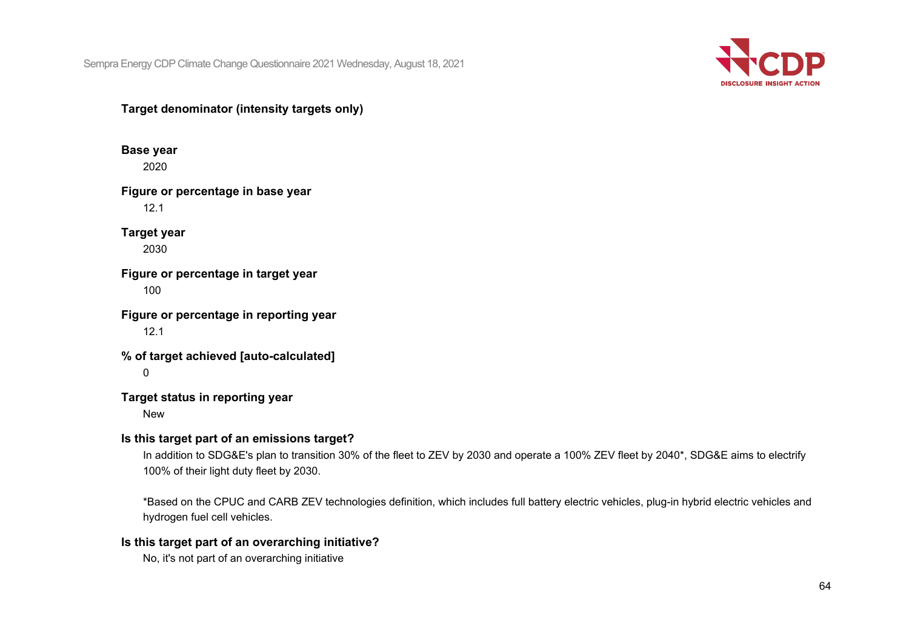**Target denominator (intensity targets only)**

**Base year**

2020

**Figure or percentage in base year**

12.1

**Target year**

2030

**Figure or percentage in target year**

100

**Figure or percentage in reporting year**

12.1

**% of target achieved [auto-calculated]**

0

**Target status in reporting year**

New

**Is this target part of an emissions target?**

In addition to SDG&E's plan to transition 30% of the fleet to ZEV by 2030 and operate a 100% ZEV fleet by 2040*, SDG&E aims to electrify 100% of their light duty fleet by 2030.

*Based on the CPUC and CARB ZEV technologies definition, which includes full battery electric vehicles, plug-in hybrid electric vehicles and hydrogen fuel cell vehicles.

**Is this target part of an overarching initiative?**

No, it's not part of an overarching initiative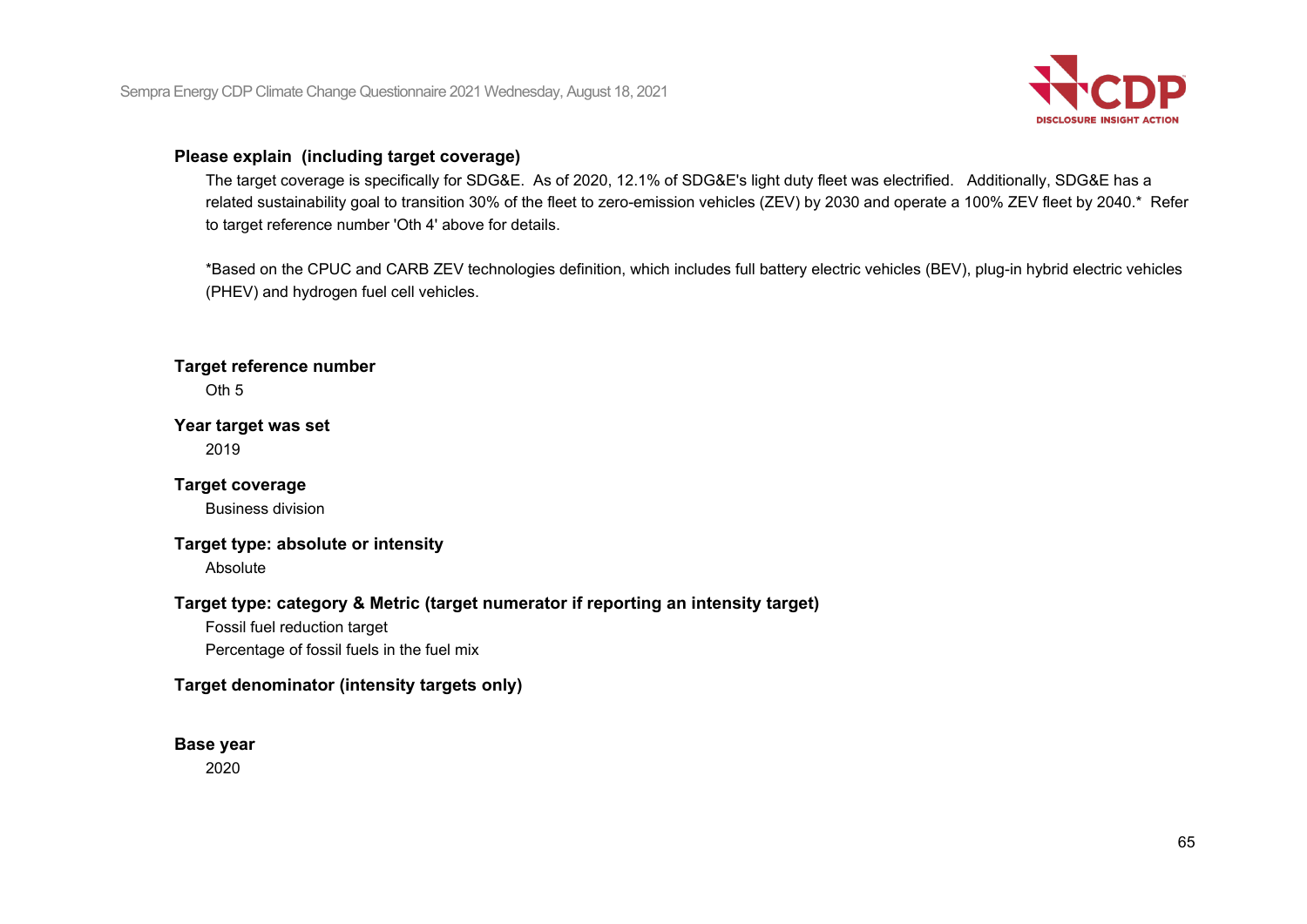**Please explain (including target coverage)**

The target coverage is specifically for SDG&E. As of 2020, 12.1% of SDG&E's light duty fleet was electrified. Additionally, SDG&E has a related sustainability goal to transition 30% of the fleet to zero-emission vehicles (ZEV) by 2030 and operate a 100% ZEV fleet by 2040.* Refer to target reference number 'Oth 4' above for details.

*Based on the CPUC and CARB ZEV technologies definition, which includes full battery electric vehicles (BEV), plug-in hybrid electric vehicles (PHEV) and hydrogen fuel cell vehicles.

**Target reference number**

Oth 5

**Year target was set**

2019

**Target coverage**

Business division

**Target type: absolute or intensity**

Absolute

**Target type: category & Metric (target numerator if reporting an intensity target)**

Fossil fuel reduction target

Percentage of fossil fuels in the fuel mix

**Target denominator (intensity targets only)**

**Base year**

2020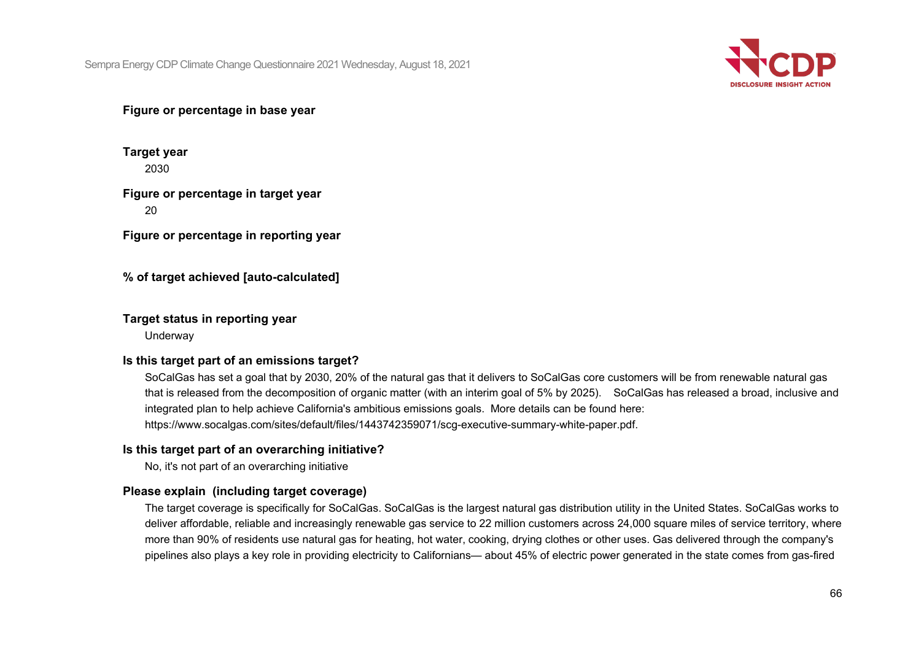**Figure or percentage in base year**

**Target year**

2030

**Figure or percentage in target year**

20

**Figure or percentage in reporting year**

**% of target achieved [auto-calculated]**

**Target status in reporting year**

Underway

**Is this target part of an emissions target?**

SoCalGas has set a goal that by 2030, 20% of the natural gas that it delivers to SoCalGas core customers will be from renewable natural gas that is released from the decomposition of organic matter (with an interim goal of 5% by 2025). SoCalGas has released a broad, inclusive and integrated plan to help achieve California's ambitious emissions goals. More details can be found here: https://www.socalgas.com/sites/default/files/1443742359071/scg-executive-summary-white-paper.pdf.

**Is this target part of an overarching initiative?**

No, it's not part of an overarching initiative

**Please explain (including target coverage)**

The target coverage is specifically for SoCalGas. SoCalGas is the largest natural gas distribution utility in the United States. SoCalGas works to deliver affordable, reliable and increasingly renewable gas service to 22 million customers across 24,000 square miles of service territory, where more than 90% of residents use natural gas for heating, hot water, cooking, drying clothes or other uses. Gas delivered through the company's pipelines also plays a key role in providing electricity to Californians— about 45% of electric power generated in the state comes from gas-fired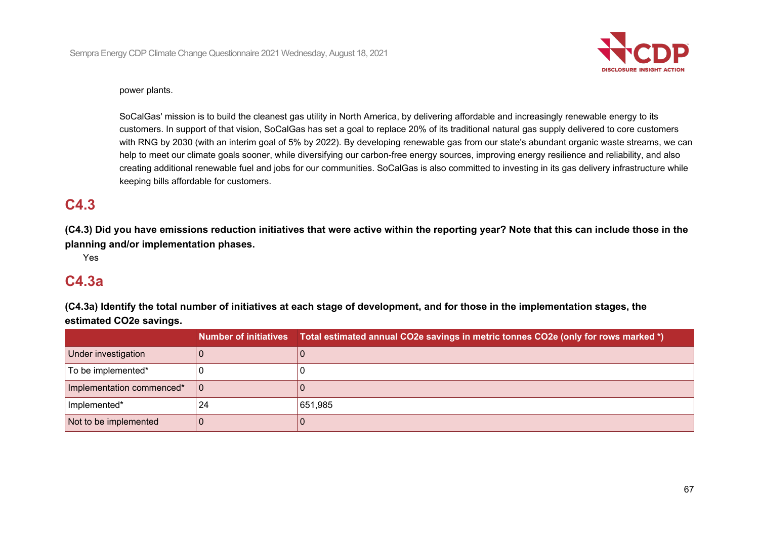power plants.

SoCalGas' mission is to build the cleanest gas utility in North America, by delivering affordable and increasingly renewable energy to its customers. In support of that vision, SoCalGas has set a goal to replace 20% of its traditional natural gas supply delivered to core customers with RNG by 2030 (with an interim goal of 5% by 2022). By developing renewable gas from our state's abundant organic waste streams, we can help to meet our climate goals sooner, while diversifying our carbon-free energy sources, improving energy resilience and reliability, and also creating additional renewable fuel and jobs for our communities. SoCalGas is also committed to investing in its gas delivery infrastructure while keeping bills affordable for customers.

## C4.3

**(C4.3) Did you have emissions reduction initiatives that were active within the reporting year? Note that this can include those in the planning and/or implementation phases.**

Yes

## C4.3a

**(C4.3a) Identify the total number of initiatives at each stage of development, and for those in the implementation stages, the estimated CO2e savings.**

| | Number of initiatives | Total estimated annual CO2e savings in metric tonnes CO2e (only for rows marked *) |
|---|---|---|
| Under investigation | 0 | 0 |
| To be implemented* | 0 | 0 |
| Implementation commenced* | 0 | 0 |
| Implemented* | 24 | 651,985 |
| Not to be implemented | 0 | 0 |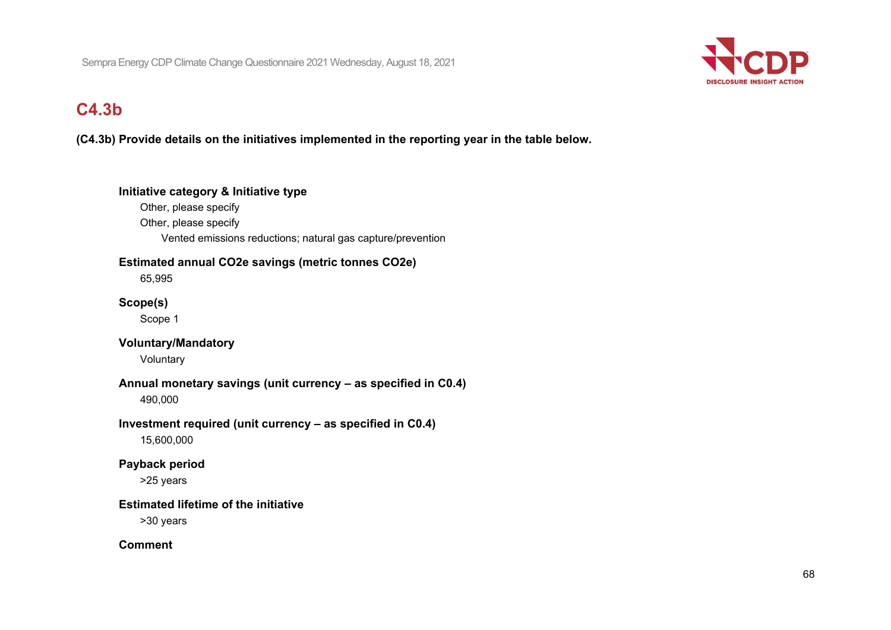## C4.3b

**(C4.3b) Provide details on the initiatives implemented in the reporting year in the table below.**

**Initiative category & Initiative type**

Other, please specify

Other, please specify

Vented emissions reductions; natural gas capture/prevention

**Estimated annual CO2e savings (metric tonnes CO2e)**

65,995

**Scope(s)**

Scope 1

**Voluntary/Mandatory**

Voluntary

**Annual monetary savings (unit currency – as specified in C0.4)**

490,000

**Investment required (unit currency – as specified in C0.4)**

15,600,000

**Payback period**

>25 years

**Estimated lifetime of the initiative**

>30 years

**Comment**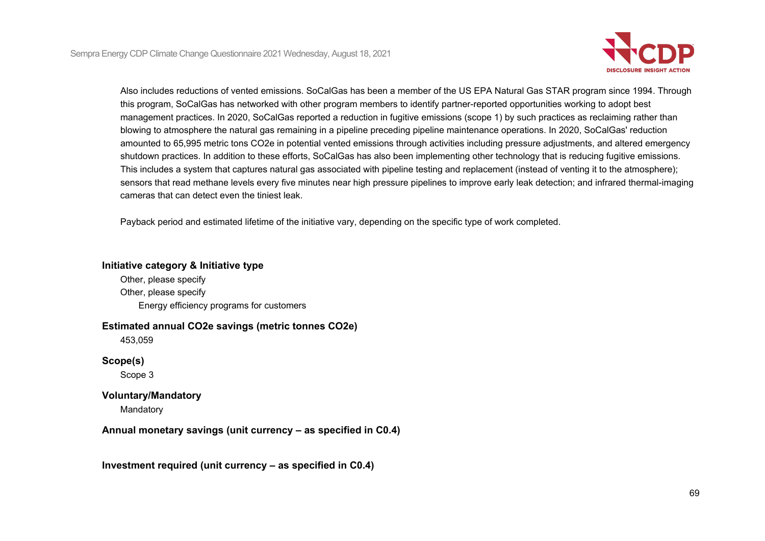Also includes reductions of vented emissions. SoCalGas has been a member of the US EPA Natural Gas STAR program since 1994. Through this program, SoCalGas has networked with other program members to identify partner-reported opportunities working to adopt best management practices. In 2020, SoCalGas reported a reduction in fugitive emissions (scope 1) by such practices as reclaiming rather than blowing to atmosphere the natural gas remaining in a pipeline preceding pipeline maintenance operations. In 2020, SoCalGas' reduction amounted to 65,995 metric tons CO2e in potential vented emissions through activities including pressure adjustments, and altered emergency shutdown practices. In addition to these efforts, SoCalGas has also been implementing other technology that is reducing fugitive emissions. This includes a system that captures natural gas associated with pipeline testing and replacement (instead of venting it to the atmosphere); sensors that read methane levels every five minutes near high pressure pipelines to improve early leak detection; and infrared thermal-imaging cameras that can detect even the tiniest leak.

Payback period and estimated lifetime of the initiative vary, depending on the specific type of work completed.

**Initiative category & Initiative type**

Other, please specify

Other, please specify

Energy efficiency programs for customers

**Estimated annual CO2e savings (metric tonnes CO2e)**

453,059

**Scope(s)**

Scope 3

**Voluntary/Mandatory**

Mandatory

**Annual monetary savings (unit currency – as specified in C0.4)**

**Investment required (unit currency – as specified in C0.4)**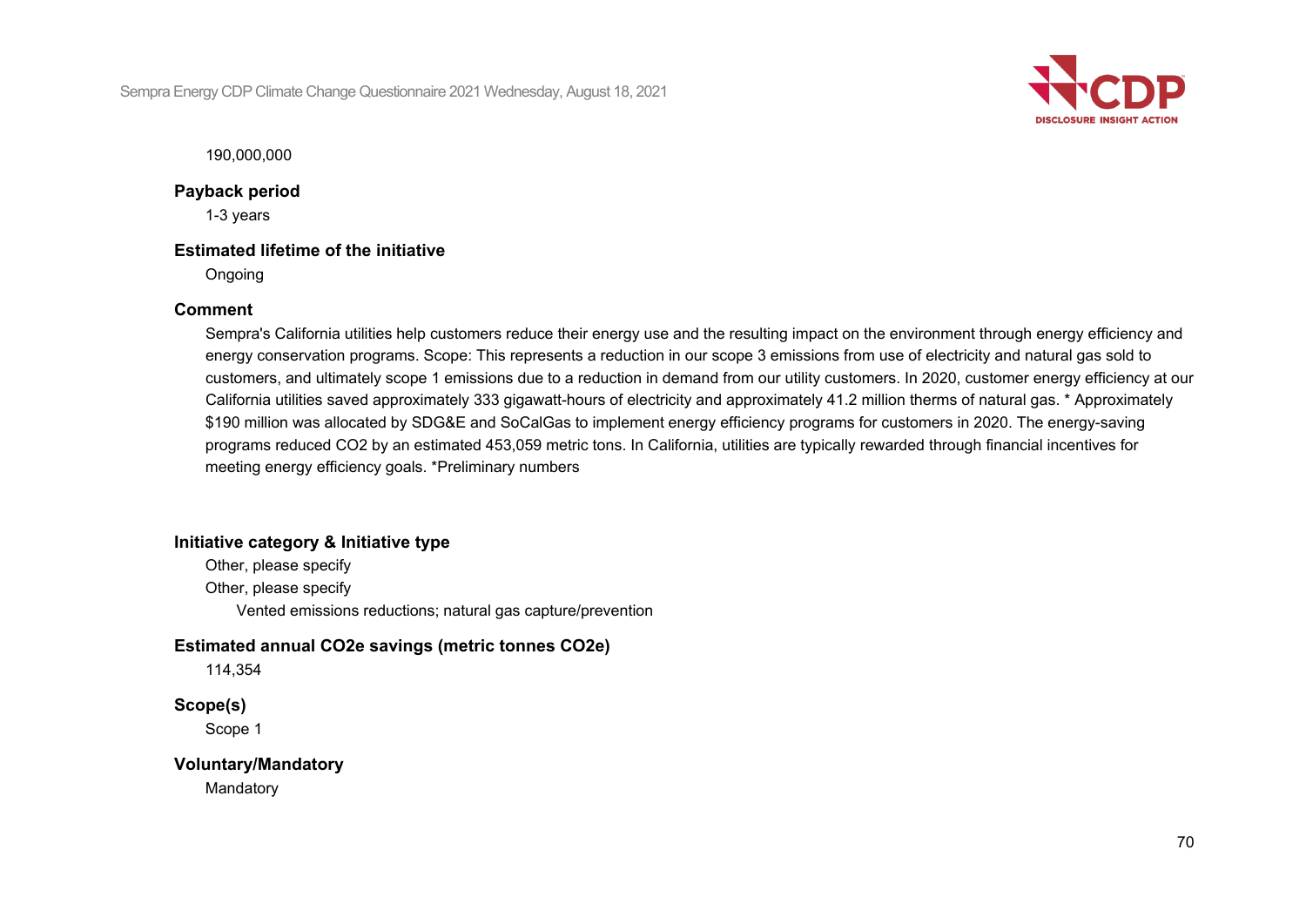190,000,000

**Payback period**

1-3 years

**Estimated lifetime of the initiative**

Ongoing

**Comment**

Sempra's California utilities help customers reduce their energy use and the resulting impact on the environment through energy efficiency and energy conservation programs. Scope: This represents a reduction in our scope 3 emissions from use of electricity and natural gas sold to customers, and ultimately scope 1 emissions due to a reduction in demand from our utility customers. In 2020, customer energy efficiency at our California utilities saved approximately 333 gigawatt-hours of electricity and approximately 41.2 million therms of natural gas. * Approximately $190 million was allocated by SDG&E and SoCalGas to implement energy efficiency programs for customers in 2020. The energy-saving programs reduced $CO_2$ by an estimated 453,059 metric tons. In California, utilities are typically rewarded through financial incentives for meeting energy efficiency goals. *Preliminary numbers

**Initiative category & Initiative type**

Other, please specify

Other, please specify

Vented emissions reductions; natural gas capture/prevention

**Estimated annual CO2e savings (metric tonnes CO2e)**

114,354

**Scope(s)**

Scope 1

**Voluntary/Mandatory**

Mandatory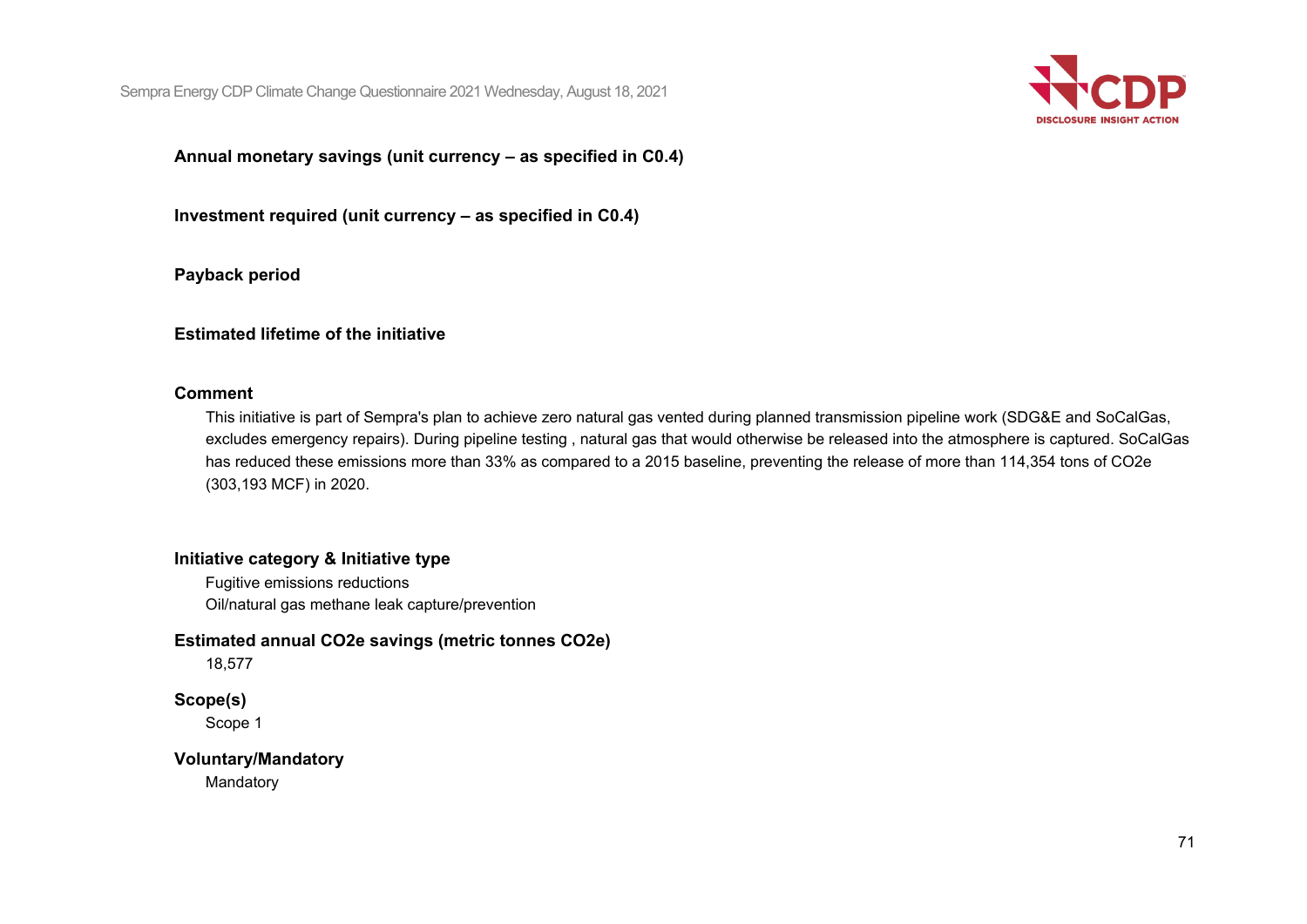**Annual monetary savings (unit currency – as specified in C0.4)**

**Investment required (unit currency – as specified in C0.4)**

**Payback period**

**Estimated lifetime of the initiative**

**Comment**

This initiative is part of Sempra's plan to achieve zero natural gas vented during planned transmission pipeline work (SDG&E and SoCalGas, excludes emergency repairs). During pipeline testing , natural gas that would otherwise be released into the atmosphere is captured. SoCalGas has reduced these emissions more than 33% as compared to a 2015 baseline, preventing the release of more than 114,354 tons of $CO_2e$ (303,193 MCF) in 2020.

**Initiative category & Initiative type**

Fugitive emissions reductions

Oil/natural gas methane leak capture/prevention

**Estimated annual $CO_2e$ savings (metric tonnes $CO_2e$)**

18,577

**Scope(s)**

Scope 1

**Voluntary/Mandatory**

Mandatory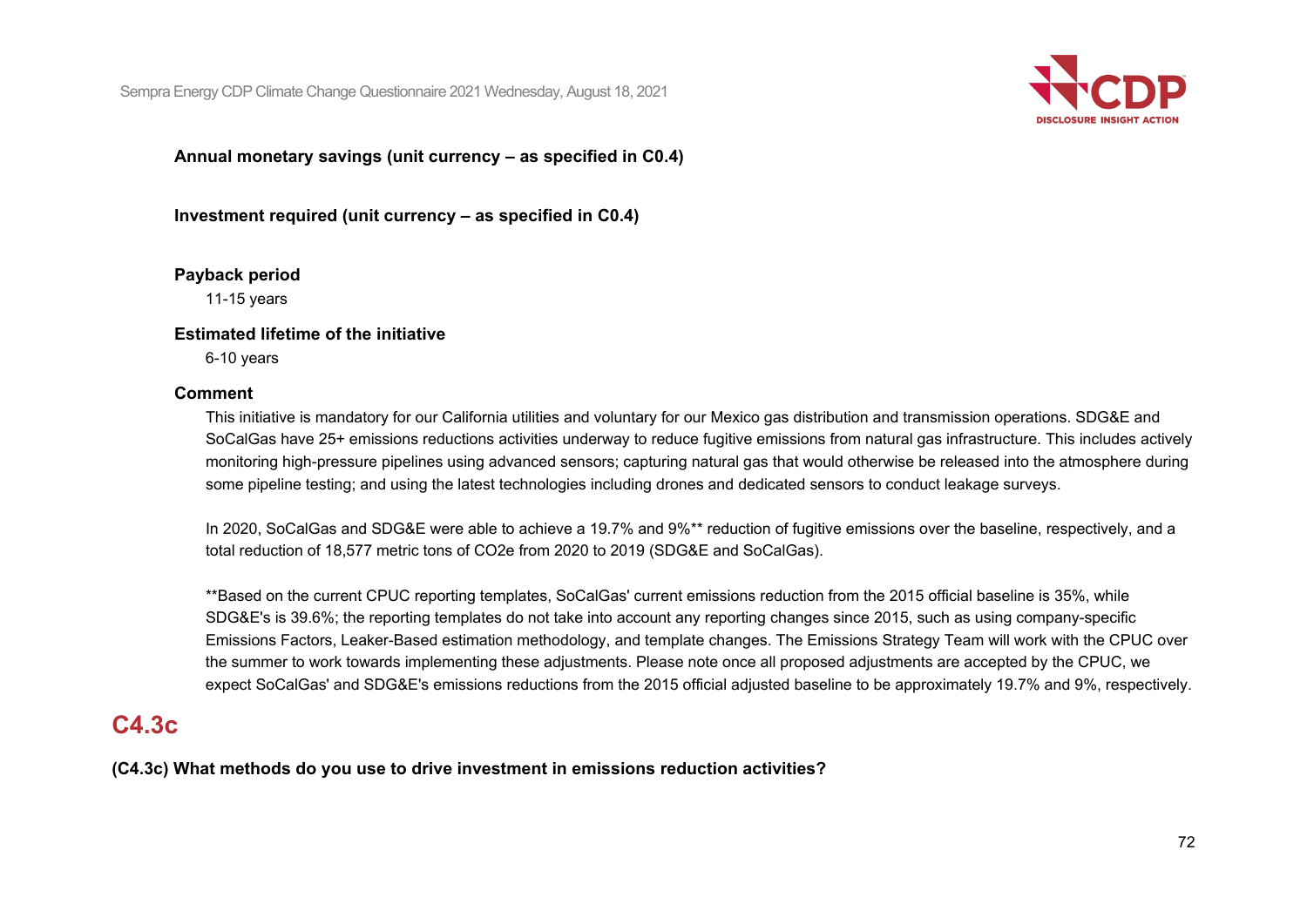**Annual monetary savings (unit currency – as specified in C0.4)**

**Investment required (unit currency – as specified in C0.4)**

**Payback period**

11-15 years

**Estimated lifetime of the initiative**

6-10 years

**Comment**

This initiative is mandatory for our California utilities and voluntary for our Mexico gas distribution and transmission operations. SDG&E and SoCalGas have 25+ emissions reductions activities underway to reduce fugitive emissions from natural gas infrastructure. This includes actively monitoring high-pressure pipelines using advanced sensors; capturing natural gas that would otherwise be released into the atmosphere during some pipeline testing; and using the latest technologies including drones and dedicated sensors to conduct leakage surveys.

In 2020, SoCalGas and SDG&E were able to achieve a 19.7% and 9%** reduction of fugitive emissions over the baseline, respectively, and a total reduction of 18,577 metric tons of CO2e from 2020 to 2019 (SDG&E and SoCalGas).

**Based on the current CPUC reporting templates, SoCalGas' current emissions reduction from the 2015 official baseline is 35%, while SDG&E's is 39.6%; the reporting templates do not take into account any reporting changes since 2015, such as using company-specific Emissions Factors, Leaker-Based estimation methodology, and template changes. The Emissions Strategy Team will work with the CPUC over the summer to work towards implementing these adjustments. Please note once all proposed adjustments are accepted by the CPUC, we expect SoCalGas' and SDG&E's emissions reductions from the 2015 official adjusted baseline to be approximately 19.7% and 9%, respectively.

## C4.3c

**(C4.3c) What methods do you use to drive investment in emissions reduction activities?**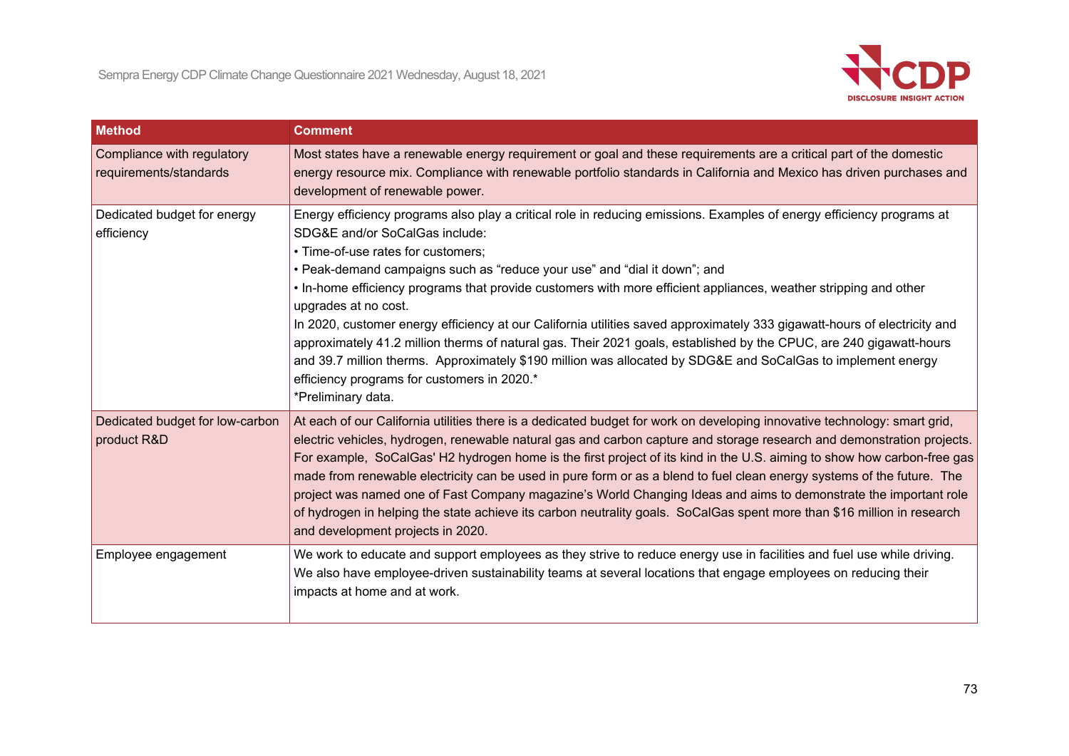| Method | Comment |
|---|---|
| Compliance with regulatory requirements/standards | Most states have a renewable energy requirement or goal and these requirements are a critical part of the domestic energy resource mix. Compliance with renewable portfolio standards in California and Mexico has driven purchases and development of renewable power. |
| Dedicated budget for energy efficiency | Energy efficiency programs also play a critical role in reducing emissions. Examples of energy efficiency programs at SDG&E and/or SoCalGas include:<br>• Time-of-use rates for customers;<br>• Peak-demand campaigns such as "reduce your use" and "dial it down"; and<br>• In-home efficiency programs that provide customers with more efficient appliances, weather stripping and other upgrades at no cost.<br>In 2020, customer energy efficiency at our California utilities saved approximately 333 gigawatt-hours of electricity and approximately 41.2 million therms of natural gas. Their 2021 goals, established by the CPUC, are 240 gigawatt-hours and 39.7 million therms. Approximately $190 million was allocated by SDG&E and SoCalGas to implement energy efficiency programs for customers in 2020.*<br>*Preliminary data. |
| Dedicated budget for low-carbon product R&D | At each of our California utilities there is a dedicated budget for work on developing innovative technology: smart grid, electric vehicles, hydrogen, renewable natural gas and carbon capture and storage research and demonstration projects. For example, SoCalGas' H2 hydrogen home is the first project of its kind in the U.S. aiming to show how carbon-free gas made from renewable electricity can be used in pure form or as a blend to fuel clean energy systems of the future. The project was named one of Fast Company magazine's World Changing Ideas and aims to demonstrate the important role of hydrogen in helping the state achieve its carbon neutrality goals. SoCalGas spent more than $16 million in research and development projects in 2020. |
| Employee engagement | We work to educate and support employees as they strive to reduce energy use in facilities and fuel use while driving. We also have employee-driven sustainability teams at several locations that engage employees on reducing their impacts at home and at work. |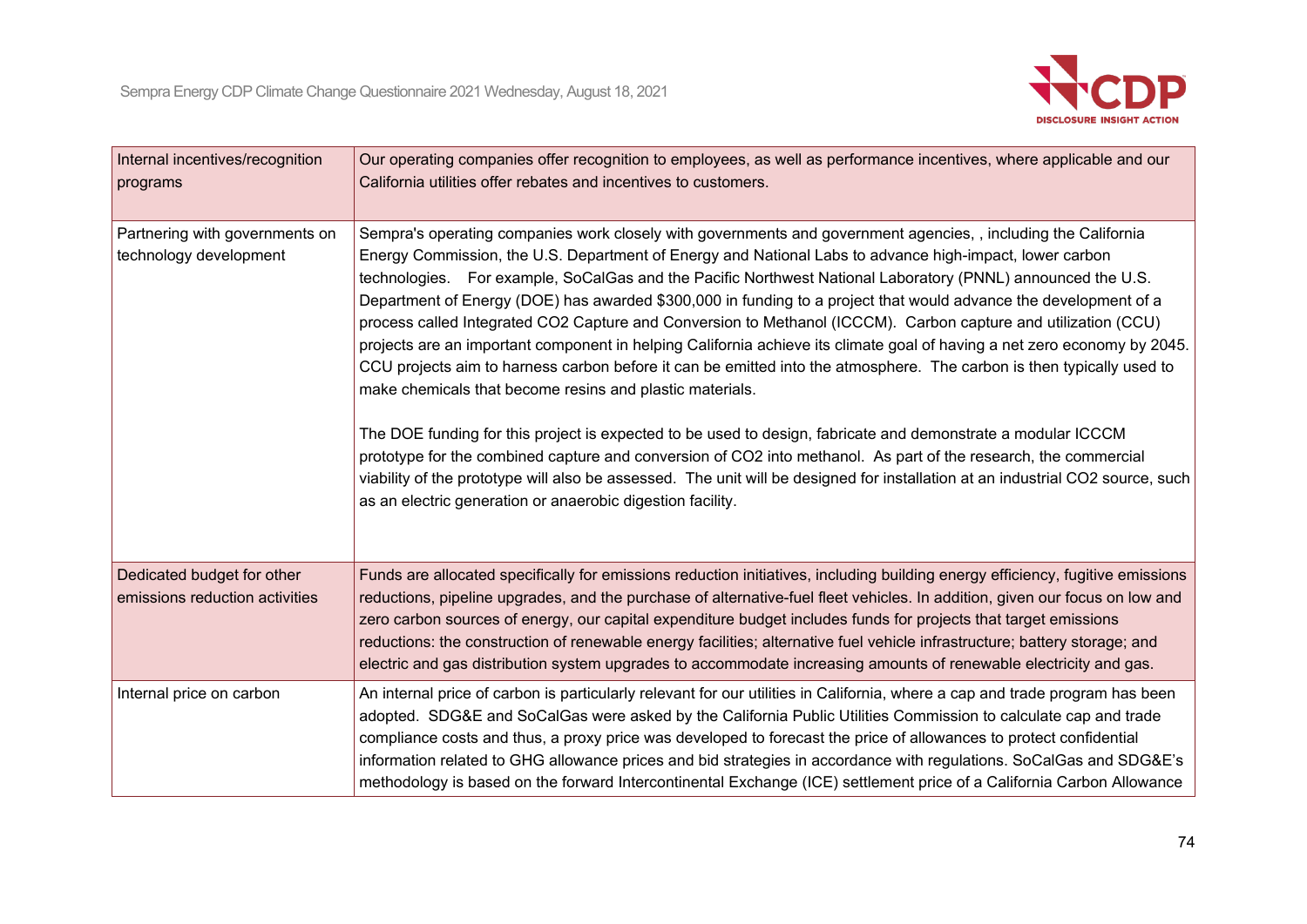| | |
|---|---|
| Internal incentives/recognition programs | Our operating companies offer recognition to employees, as well as performance incentives, where applicable and our California utilities offer rebates and incentives to customers. |
| Partnering with governments on technology development | Sempra's operating companies work closely with governments and government agencies, , including the California Energy Commission, the U.S. Department of Energy and National Labs to advance high-impact, lower carbon technologies. For example, SoCalGas and the Pacific Northwest National Laboratory (PNNL) announced the U.S. Department of Energy (DOE) has awarded \$300,000 in funding to a project that would advance the development of a process called Integrated CO2 Capture and Conversion to Methanol (ICCCM). Carbon capture and utilization (CCU) projects are an important component in helping California achieve its climate goal of having a net zero economy by 2045. CCU projects aim to harness carbon before it can be emitted into the atmosphere. The carbon is then typically used to make chemicals that become resins and plastic materials.<br><br>The DOE funding for this project is expected to be used to design, fabricate and demonstrate a modular ICCCM prototype for the combined capture and conversion of CO2 into methanol. As part of the research, the commercial viability of the prototype will also be assessed. The unit will be designed for installation at an industrial CO2 source, such as an electric generation or anaerobic digestion facility. |
| Dedicated budget for other emissions reduction activities | Funds are allocated specifically for emissions reduction initiatives, including building energy efficiency, fugitive emissions reductions, pipeline upgrades, and the purchase of alternative-fuel fleet vehicles. In addition, given our focus on low and zero carbon sources of energy, our capital expenditure budget includes funds for projects that target emissions reductions: the construction of renewable energy facilities; alternative fuel vehicle infrastructure; battery storage; and electric and gas distribution system upgrades to accommodate increasing amounts of renewable electricity and gas. |
| Internal price on carbon | An internal price of carbon is particularly relevant for our utilities in California, where a cap and trade program has been adopted. SDG&E and SoCalGas were asked by the California Public Utilities Commission to calculate cap and trade compliance costs and thus, a proxy price was developed to forecast the price of allowances to protect confidential information related to GHG allowance prices and bid strategies in accordance with regulations. SoCalGas and SDG&E's methodology is based on the forward Intercontinental Exchange (ICE) settlement price of a California Carbon Allowance |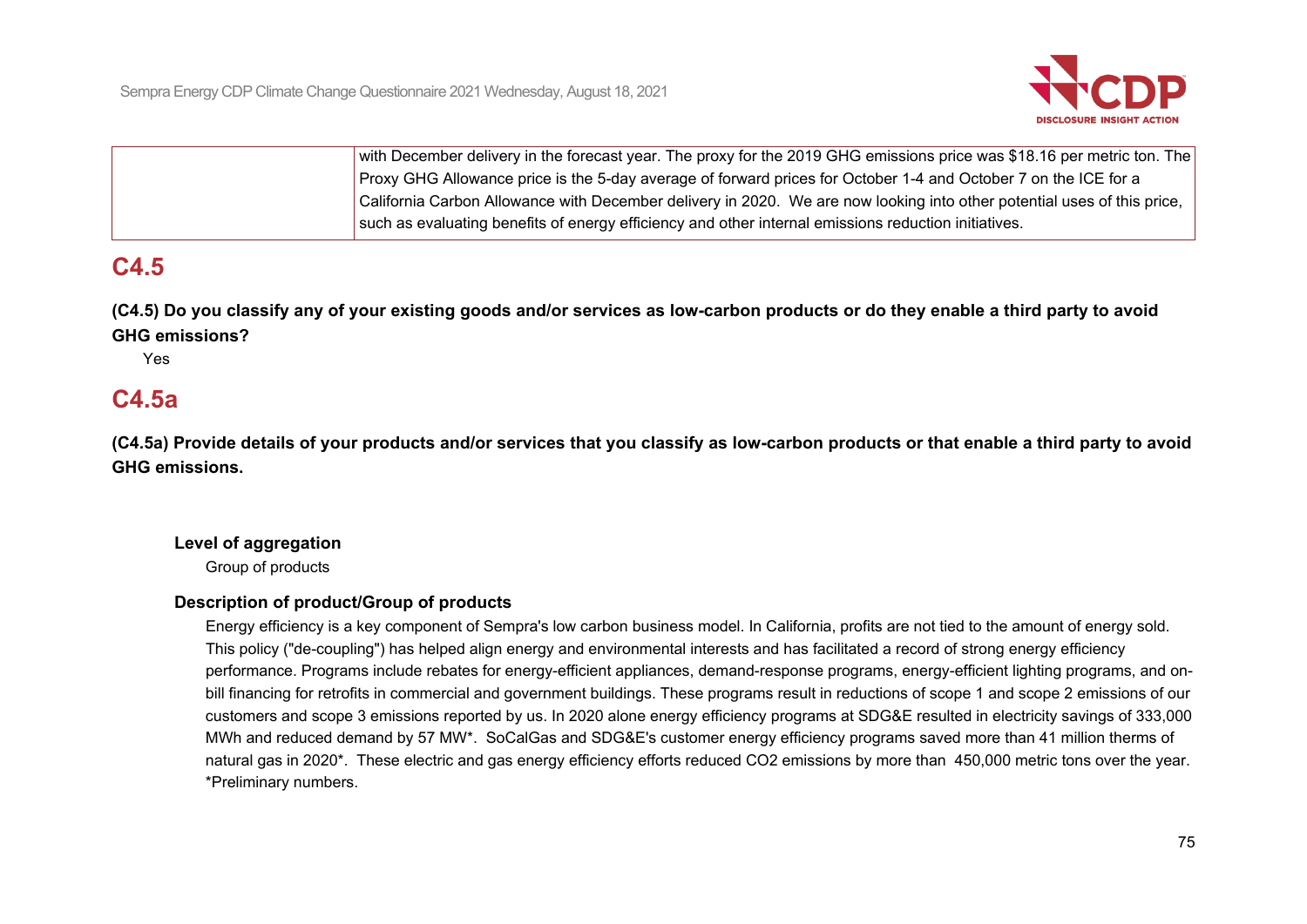| | with December delivery in the forecast year. The proxy for the 2019 GHG emissions price was $18.16 per metric ton. The Proxy GHG Allowance price is the 5-day average of forward prices for October 1-4 and October 7 on the ICE for a California Carbon Allowance with December delivery in 2020. We are now looking into other potential uses of this price, such as evaluating benefits of energy efficiency and other internal emissions reduction initiatives. |
|---|---|

## C4.5

**(C4.5) Do you classify any of your existing goods and/or services as low-carbon products or do they enable a third party to avoid GHG emissions?**

Yes

## C4.5a

**(C4.5a) Provide details of your products and/or services that you classify as low-carbon products or that enable a third party to avoid GHG emissions.**

**Level of aggregation**

Group of products

**Description of product/Group of products**

Energy efficiency is a key component of Sempra's low carbon business model. In California, profits are not tied to the amount of energy sold. This policy ("de-coupling") has helped align energy and environmental interests and has facilitated a record of strong energy efficiency performance. Programs include rebates for energy-efficient appliances, demand-response programs, energy-efficient lighting programs, and on-bill financing for retrofits in commercial and government buildings. These programs result in reductions of scope 1 and scope 2 emissions of our customers and scope 3 emissions reported by us. In 2020 alone energy efficiency programs at SDG&E resulted in electricity savings of 333,000 MWh and reduced demand by 57 MW*. SoCalGas and SDG&E's customer energy efficiency programs saved more than 41 million therms of natural gas in 2020*. These electric and gas energy efficiency efforts reduced $CO_2$ emissions by more than 450,000 metric tons over the year. *Preliminary numbers.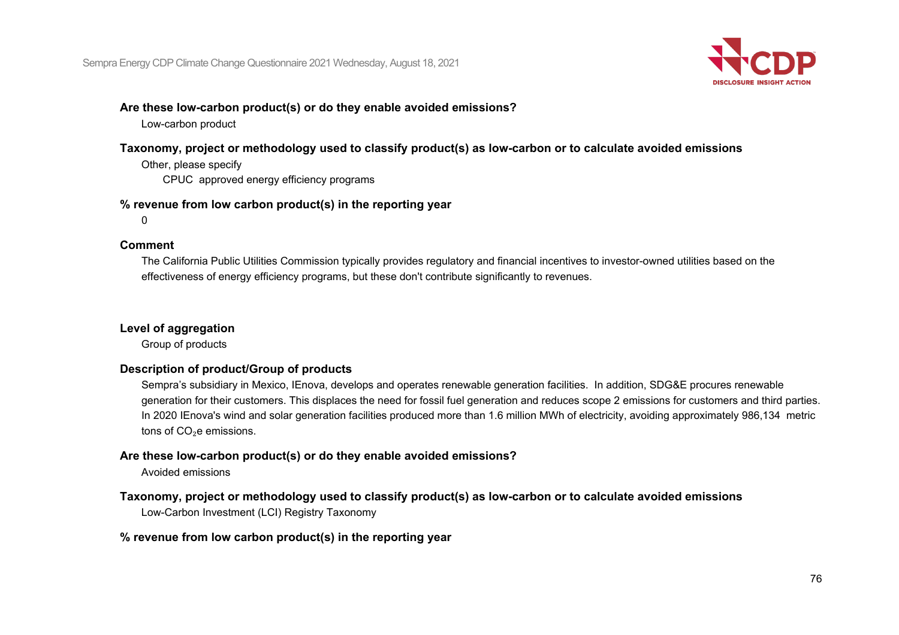**Are these low-carbon product(s) or do they enable avoided emissions?**

Low-carbon product

**Taxonomy, project or methodology used to classify product(s) as low-carbon or to calculate avoided emissions**

Other, please specify

CPUC approved energy efficiency programs

**% revenue from low carbon product(s) in the reporting year**

0

**Comment**

The California Public Utilities Commission typically provides regulatory and financial incentives to investor-owned utilities based on the effectiveness of energy efficiency programs, but these don't contribute significantly to revenues.

**Level of aggregation**

Group of products

**Description of product/Group of products**

Sempra's subsidiary in Mexico, IEnova, develops and operates renewable generation facilities. In addition, SDG&E procures renewable generation for their customers. This displaces the need for fossil fuel generation and reduces scope 2 emissions for customers and third parties. In 2020 IEnova's wind and solar generation facilities produced more than 1.6 million MWh of electricity, avoiding approximately 986,134 metric tons of $CO_2$e emissions.

**Are these low-carbon product(s) or do they enable avoided emissions?**

Avoided emissions

**Taxonomy, project or methodology used to classify product(s) as low-carbon or to calculate avoided emissions**

Low-Carbon Investment (LCI) Registry Taxonomy

**% revenue from low carbon product(s) in the reporting year**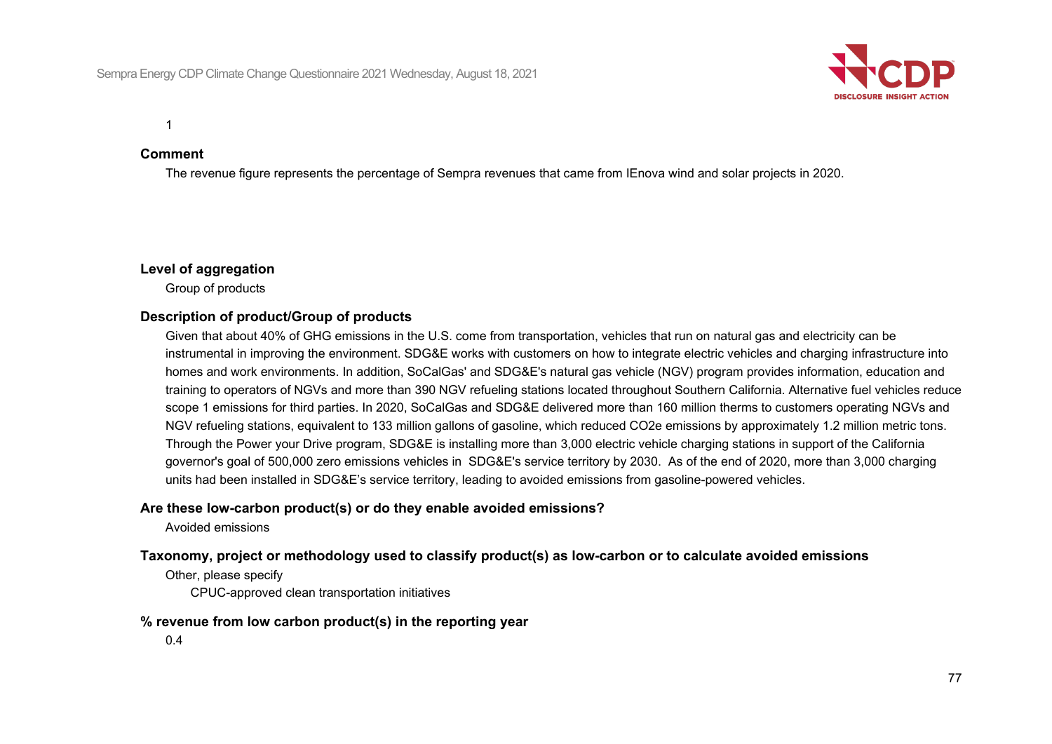1

**Comment**

The revenue figure represents the percentage of Sempra revenues that came from IEnova wind and solar projects in 2020.

**Level of aggregation**

Group of products

**Description of product/Group of products**

Given that about 40% of GHG emissions in the U.S. come from transportation, vehicles that run on natural gas and electricity can be instrumental in improving the environment. SDG&E works with customers on how to integrate electric vehicles and charging infrastructure into homes and work environments. In addition, SoCalGas' and SDG&E's natural gas vehicle (NGV) program provides information, education and training to operators of NGVs and more than 390 NGV refueling stations located throughout Southern California. Alternative fuel vehicles reduce scope 1 emissions for third parties. In 2020, SoCalGas and SDG&E delivered more than 160 million therms to customers operating NGVs and NGV refueling stations, equivalent to 133 million gallons of gasoline, which reduced CO2e emissions by approximately 1.2 million metric tons. Through the Power your Drive program, SDG&E is installing more than 3,000 electric vehicle charging stations in support of the California governor's goal of 500,000 zero emissions vehicles in SDG&E's service territory by 2030. As of the end of 2020, more than 3,000 charging units had been installed in SDG&E's service territory, leading to avoided emissions from gasoline-powered vehicles.

**Are these low-carbon product(s) or do they enable avoided emissions?**

Avoided emissions

**Taxonomy, project or methodology used to classify product(s) as low-carbon or to calculate avoided emissions**

Other, please specify

CPUC-approved clean transportation initiatives

**% revenue from low carbon product(s) in the reporting year**

0.4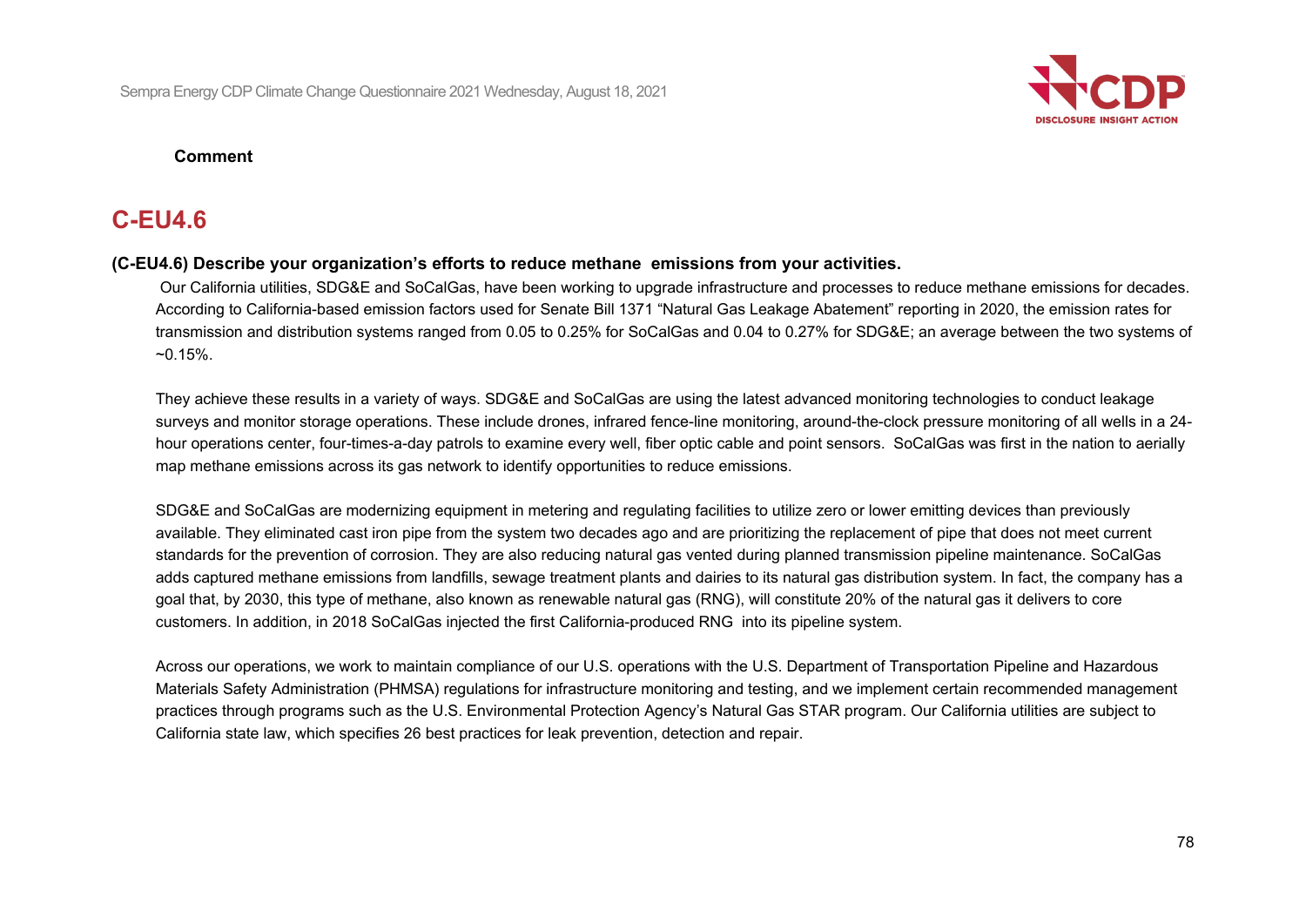**Comment**

## C-EU4.6

**(C-EU4.6) Describe your organization's efforts to reduce methane emissions from your activities.**

Our California utilities, SDG&E and SoCalGas, have been working to upgrade infrastructure and processes to reduce methane emissions for decades. According to California-based emission factors used for Senate Bill 1371 "Natural Gas Leakage Abatement" reporting in 2020, the emission rates for transmission and distribution systems ranged from 0.05 to 0.25% for SoCalGas and 0.04 to 0.27% for SDG&E; an average between the two systems of ~0.15%.

They achieve these results in a variety of ways. SDG&E and SoCalGas are using the latest advanced monitoring technologies to conduct leakage surveys and monitor storage operations. These include drones, infrared fence-line monitoring, around-the-clock pressure monitoring of all wells in a 24-hour operations center, four-times-a-day patrols to examine every well, fiber optic cable and point sensors. SoCalGas was first in the nation to aerially map methane emissions across its gas network to identify opportunities to reduce emissions.

SDG&E and SoCalGas are modernizing equipment in metering and regulating facilities to utilize zero or lower emitting devices than previously available. They eliminated cast iron pipe from the system two decades ago and are prioritizing the replacement of pipe that does not meet current standards for the prevention of corrosion. They are also reducing natural gas vented during planned transmission pipeline maintenance. SoCalGas adds captured methane emissions from landfills, sewage treatment plants and dairies to its natural gas distribution system. In fact, the company has a goal that, by 2030, this type of methane, also known as renewable natural gas (RNG), will constitute 20% of the natural gas it delivers to core customers. In addition, in 2018 SoCalGas injected the first California-produced RNG into its pipeline system.

Across our operations, we work to maintain compliance of our U.S. operations with the U.S. Department of Transportation Pipeline and Hazardous Materials Safety Administration (PHMSA) regulations for infrastructure monitoring and testing, and we implement certain recommended management practices through programs such as the U.S. Environmental Protection Agency's Natural Gas STAR program. Our California utilities are subject to California state law, which specifies 26 best practices for leak prevention, detection and repair.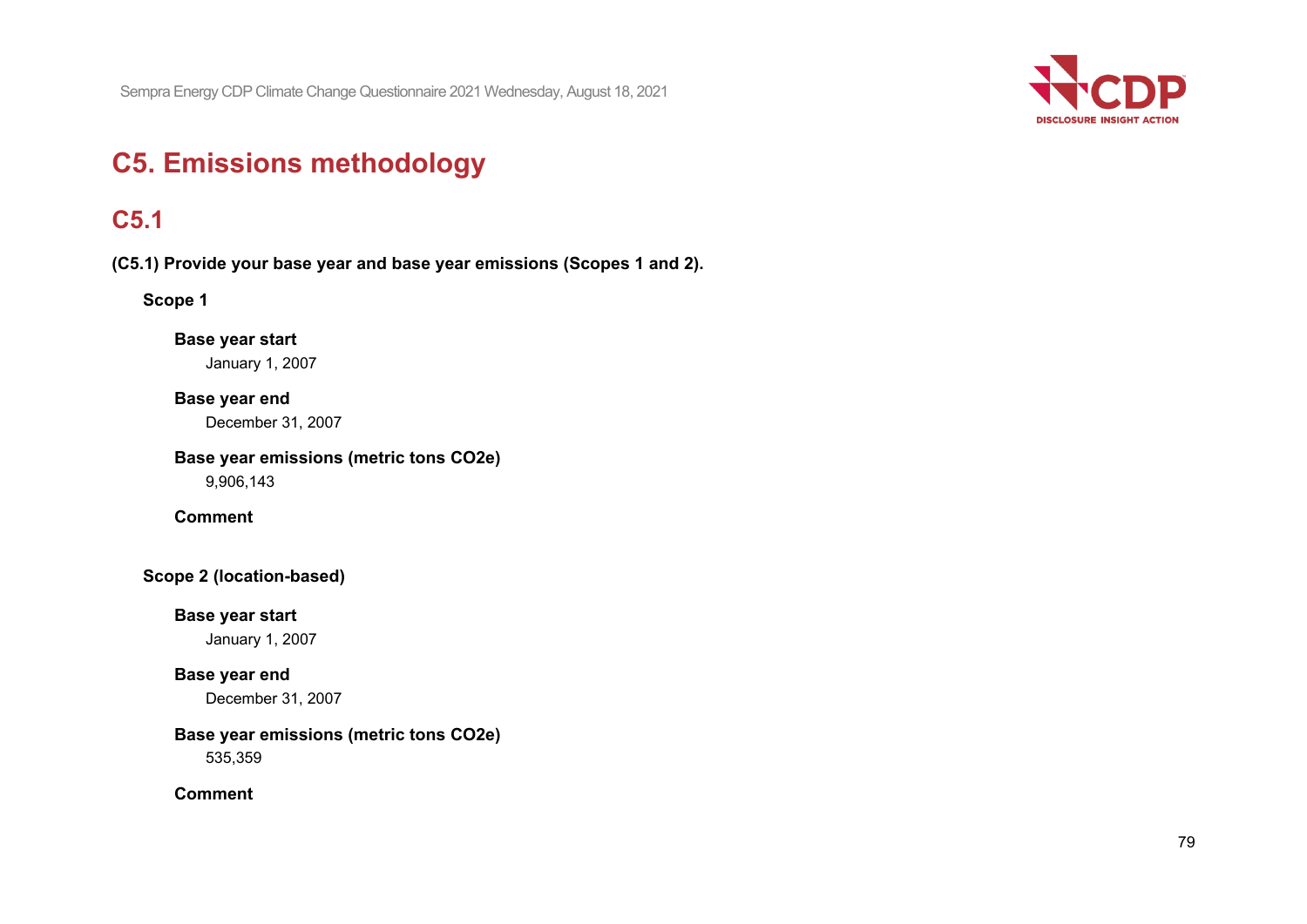# C5. Emissions methodology

## C5.1

**(C5.1) Provide your base year and base year emissions (Scopes 1 and 2).**

**Scope 1**

**Base year start**

January 1, 2007

**Base year end**

December 31, 2007

**Base year emissions (metric tons CO2e)**

9,906,143

**Comment**

**Scope 2 (location-based)**

**Base year start**

January 1, 2007

**Base year end**

December 31, 2007

**Base year emissions (metric tons CO2e)**

535,359

**Comment**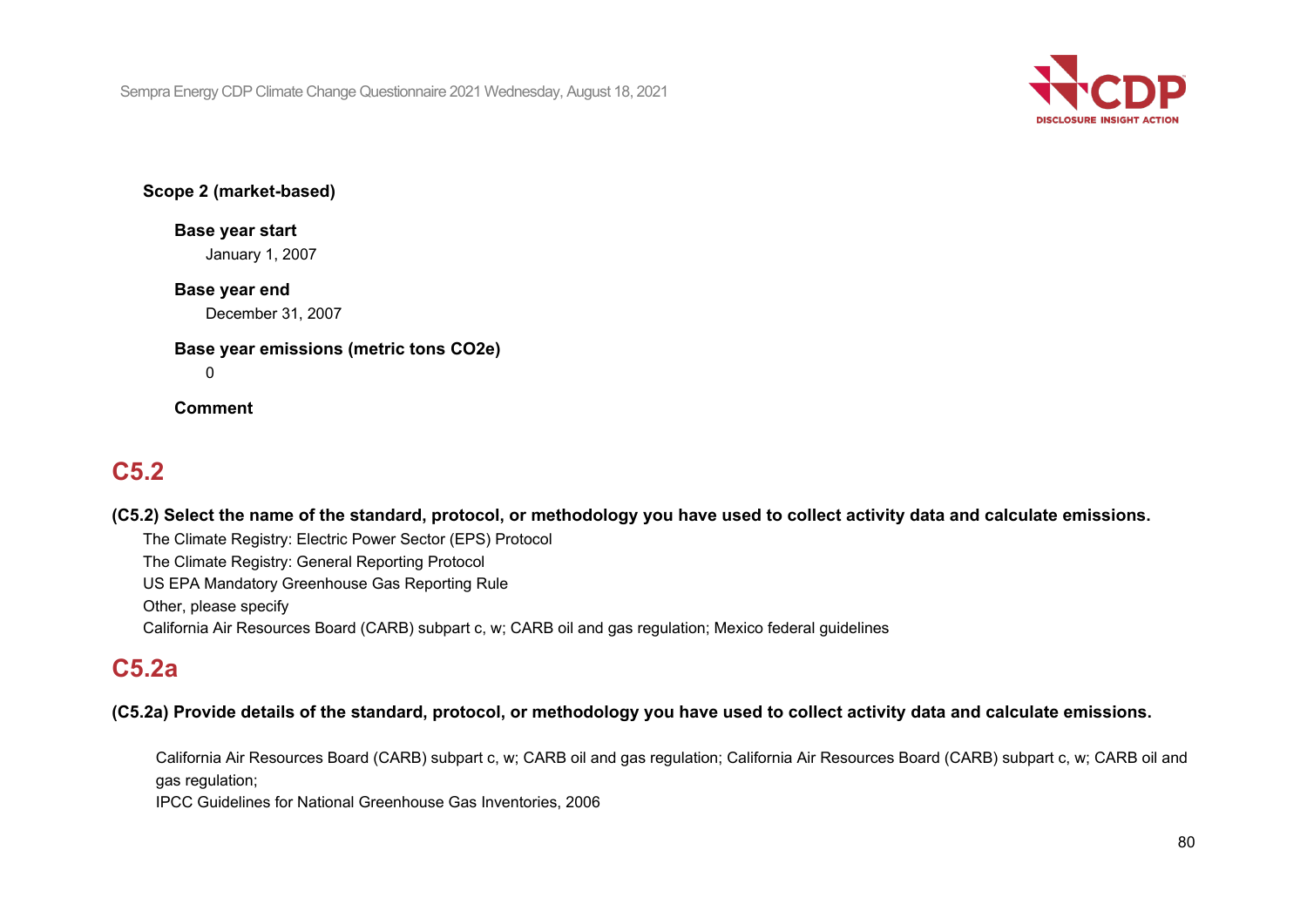**Scope 2 (market-based)**

**Base year start**

January 1, 2007

**Base year end**

December 31, 2007

**Base year emissions (metric tons CO2e)**

0

**Comment**

## C5.2

**(C5.2) Select the name of the standard, protocol, or methodology you have used to collect activity data and calculate emissions.**

The Climate Registry: Electric Power Sector (EPS) Protocol
The Climate Registry: General Reporting Protocol
US EPA Mandatory Greenhouse Gas Reporting Rule
Other, please specify
California Air Resources Board (CARB) subpart c, w; CARB oil and gas regulation; Mexico federal guidelines

## C5.2a

**(C5.2a) Provide details of the standard, protocol, or methodology you have used to collect activity data and calculate emissions.**

California Air Resources Board (CARB) subpart c, w; CARB oil and gas regulation; California Air Resources Board (CARB) subpart c, w; CARB oil and gas regulation;
IPCC Guidelines for National Greenhouse Gas Inventories, 2006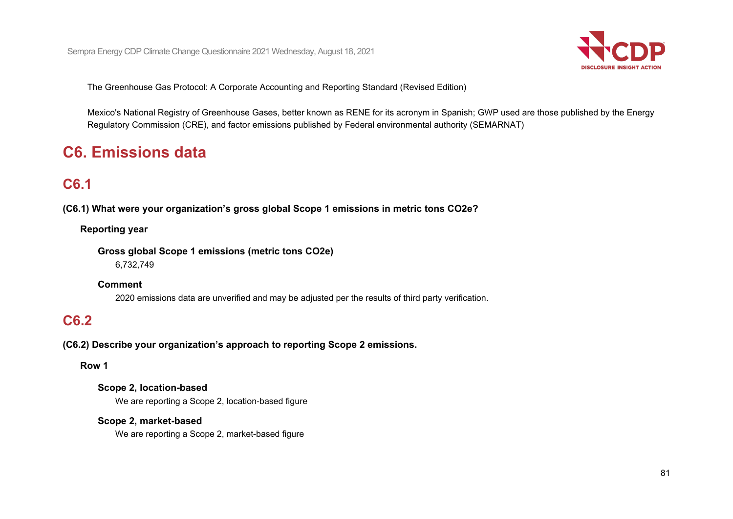The Greenhouse Gas Protocol: A Corporate Accounting and Reporting Standard (Revised Edition)

Mexico's National Registry of Greenhouse Gases, better known as RENE for its acronym in Spanish; GWP used are those published by the Energy Regulatory Commission (CRE), and factor emissions published by Federal environmental authority (SEMARNAT)

# C6. Emissions data

## C6.1

**(C6.1) What were your organization's gross global Scope 1 emissions in metric tons CO2e?**

**Reporting year**

**Gross global Scope 1 emissions (metric tons CO2e)**

6,732,749

**Comment**

2020 emissions data are unverified and may be adjusted per the results of third party verification.

## C6.2

**(C6.2) Describe your organization's approach to reporting Scope 2 emissions.**

**Row 1**

**Scope 2, location-based**

We are reporting a Scope 2, location-based figure

**Scope 2, market-based**

We are reporting a Scope 2, market-based figure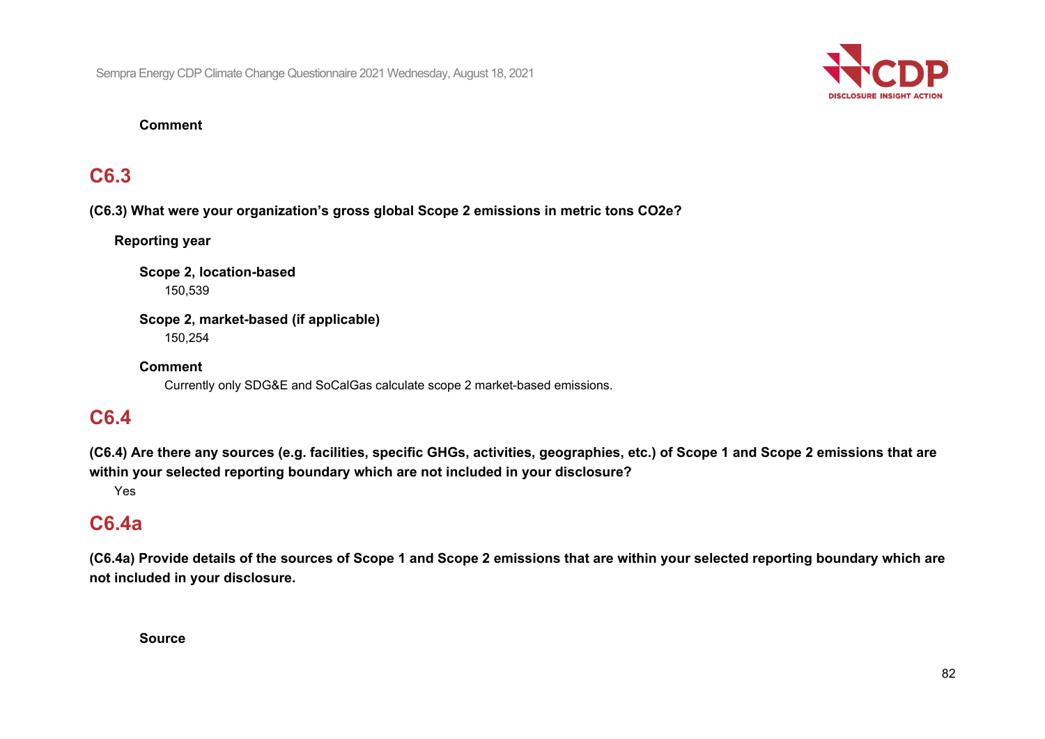**Comment**

## C6.3

**(C6.3) What were your organization's gross global Scope 2 emissions in metric tons CO2e?**

**Reporting year**

**Scope 2, location-based**

150,539

**Scope 2, market-based (if applicable)**

150,254

**Comment**

Currently only SDG&E and SoCalGas calculate scope 2 market-based emissions.

## C6.4

**(C6.4) Are there any sources (e.g. facilities, specific GHGs, activities, geographies, etc.) of Scope 1 and Scope 2 emissions that are within your selected reporting boundary which are not included in your disclosure?**

Yes

## C6.4a

**(C6.4a) Provide details of the sources of Scope 1 and Scope 2 emissions that are within your selected reporting boundary which are not included in your disclosure.**

**Source**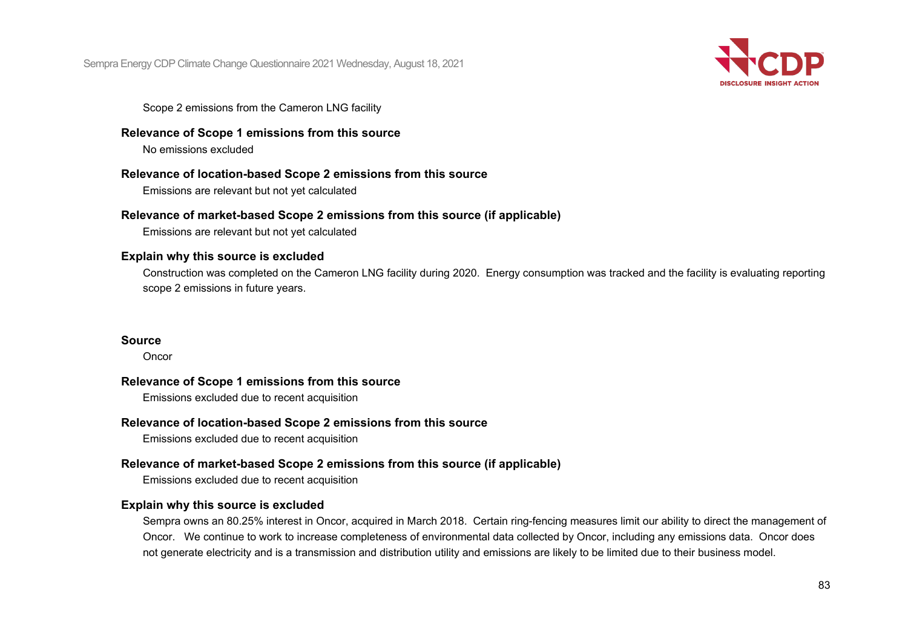Scope 2 emissions from the Cameron LNG facility

**Relevance of Scope 1 emissions from this source**

No emissions excluded

**Relevance of location-based Scope 2 emissions from this source**

Emissions are relevant but not yet calculated

**Relevance of market-based Scope 2 emissions from this source (if applicable)**

Emissions are relevant but not yet calculated

**Explain why this source is excluded**

Construction was completed on the Cameron LNG facility during 2020. Energy consumption was tracked and the facility is evaluating reporting scope 2 emissions in future years.

**Source**

Oncor

**Relevance of Scope 1 emissions from this source**

Emissions excluded due to recent acquisition

**Relevance of location-based Scope 2 emissions from this source**

Emissions excluded due to recent acquisition

**Relevance of market-based Scope 2 emissions from this source (if applicable)**

Emissions excluded due to recent acquisition

**Explain why this source is excluded**

Sempra owns an 80.25% interest in Oncor, acquired in March 2018. Certain ring-fencing measures limit our ability to direct the management of Oncor. We continue to work to increase completeness of environmental data collected by Oncor, including any emissions data. Oncor does not generate electricity and is a transmission and distribution utility and emissions are likely to be limited due to their business model.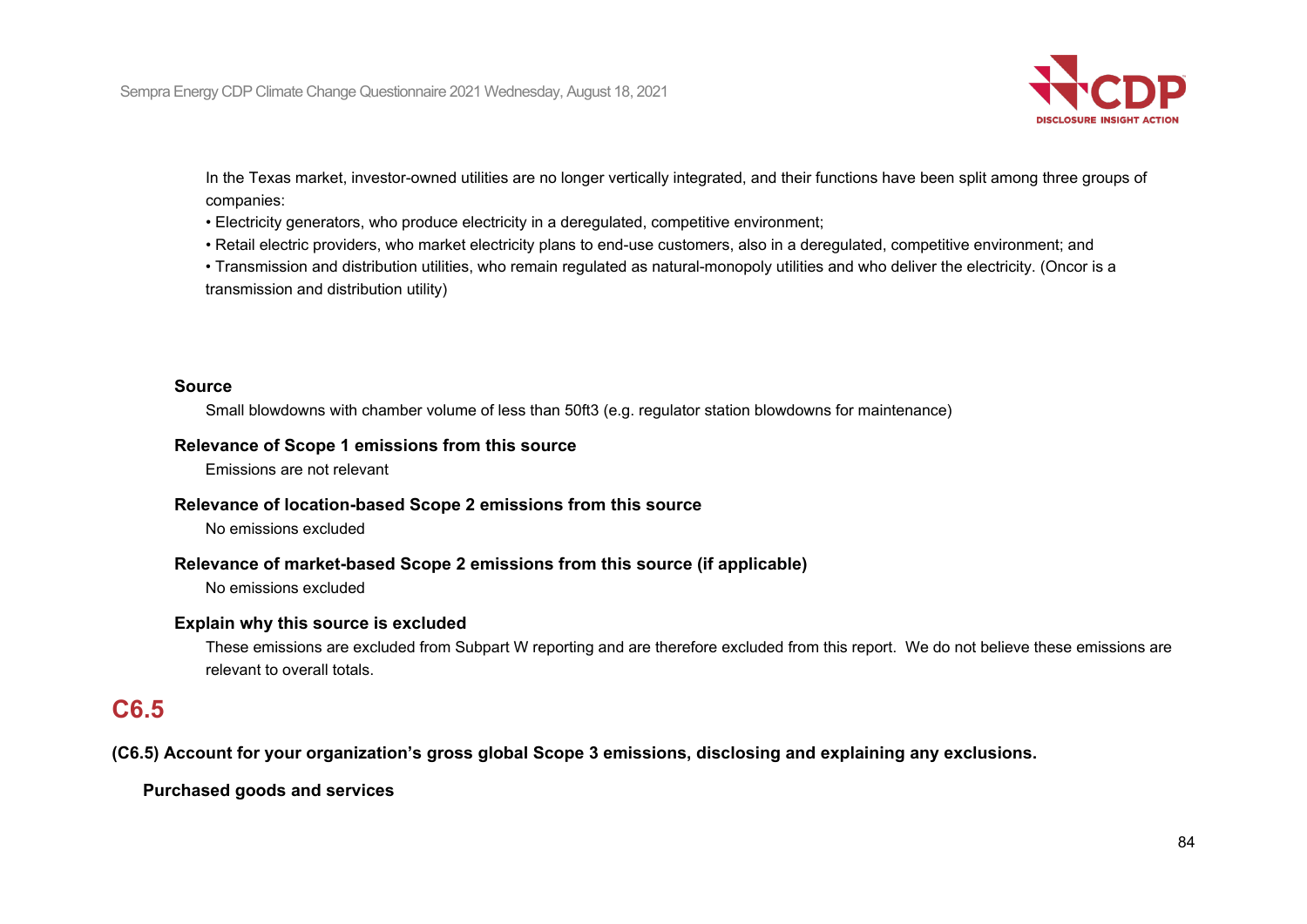In the Texas market, investor-owned utilities are no longer vertically integrated, and their functions have been split among three groups of companies:

• Electricity generators, who produce electricity in a deregulated, competitive environment;

• Retail electric providers, who market electricity plans to end-use customers, also in a deregulated, competitive environment; and

• Transmission and distribution utilities, who remain regulated as natural-monopoly utilities and who deliver the electricity. (Oncor is a transmission and distribution utility)

**Source**

Small blowdowns with chamber volume of less than 50ft3 (e.g. regulator station blowdowns for maintenance)

**Relevance of Scope 1 emissions from this source**

Emissions are not relevant

**Relevance of location-based Scope 2 emissions from this source**

No emissions excluded

**Relevance of market-based Scope 2 emissions from this source (if applicable)**

No emissions excluded

**Explain why this source is excluded**

These emissions are excluded from Subpart W reporting and are therefore excluded from this report. We do not believe these emissions are relevant to overall totals.

## C6.5

**(C6.5) Account for your organization's gross global Scope 3 emissions, disclosing and explaining any exclusions.**

**Purchased goods and services**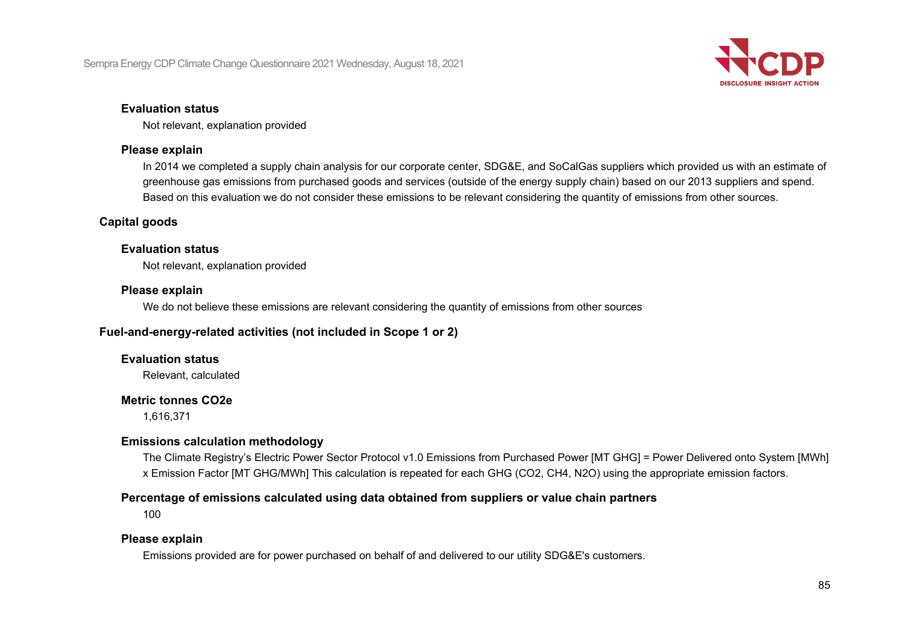**Evaluation status**

Not relevant, explanation provided

**Please explain**

In 2014 we completed a supply chain analysis for our corporate center, SDG&E, and SoCalGas suppliers which provided us with an estimate of greenhouse gas emissions from purchased goods and services (outside of the energy supply chain) based on our 2013 suppliers and spend. Based on this evaluation we do not consider these emissions to be relevant considering the quantity of emissions from other sources.

### Capital goods

**Evaluation status**

Not relevant, explanation provided

**Please explain**

We do not believe these emissions are relevant considering the quantity of emissions from other sources

### Fuel-and-energy-related activities (not included in Scope 1 or 2)

**Evaluation status**

Relevant, calculated

**Metric tonnes CO2e**

1,616,371

**Emissions calculation methodology**

The Climate Registry's Electric Power Sector Protocol v1.0 Emissions from Purchased Power [MT GHG] = Power Delivered onto System [MWh] x Emission Factor [MT GHG/MWh] This calculation is repeated for each GHG ($CO_2$, $CH_4$, $N_2O$) using the appropriate emission factors.

**Percentage of emissions calculated using data obtained from suppliers or value chain partners**

100

**Please explain**

Emissions provided are for power purchased on behalf of and delivered to our utility SDG&E's customers.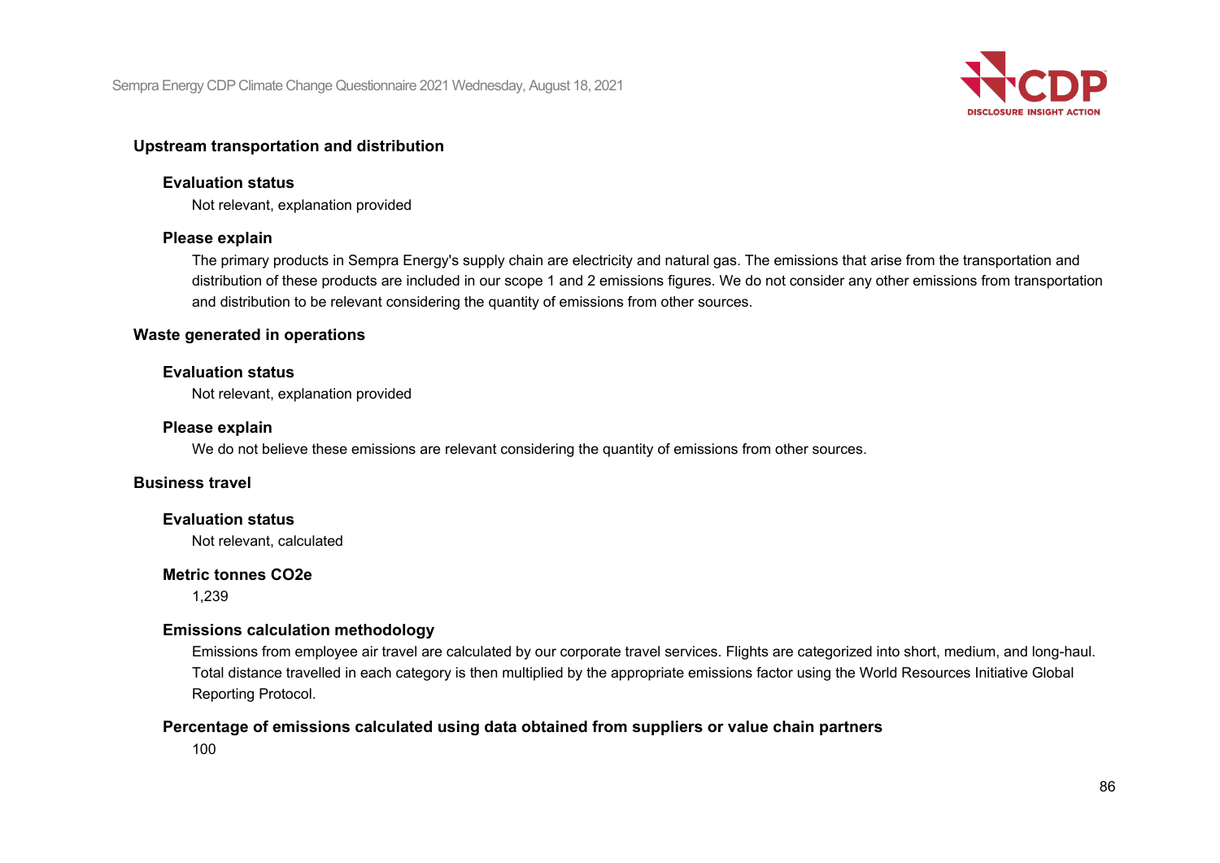### Upstream transportation and distribution

#### Evaluation status

Not relevant, explanation provided

#### Please explain

The primary products in Sempra Energy's supply chain are electricity and natural gas. The emissions that arise from the transportation and distribution of these products are included in our scope 1 and 2 emissions figures. We do not consider any other emissions from transportation and distribution to be relevant considering the quantity of emissions from other sources.

### Waste generated in operations

#### Evaluation status

Not relevant, explanation provided

#### Please explain

We do not believe these emissions are relevant considering the quantity of emissions from other sources.

### Business travel

#### Evaluation status

Not relevant, calculated

#### Metric tonnes CO2e

1,239

#### Emissions calculation methodology

Emissions from employee air travel are calculated by our corporate travel services. Flights are categorized into short, medium, and long-haul. Total distance travelled in each category is then multiplied by the appropriate emissions factor using the World Resources Initiative Global Reporting Protocol.

#### Percentage of emissions calculated using data obtained from suppliers or value chain partners

100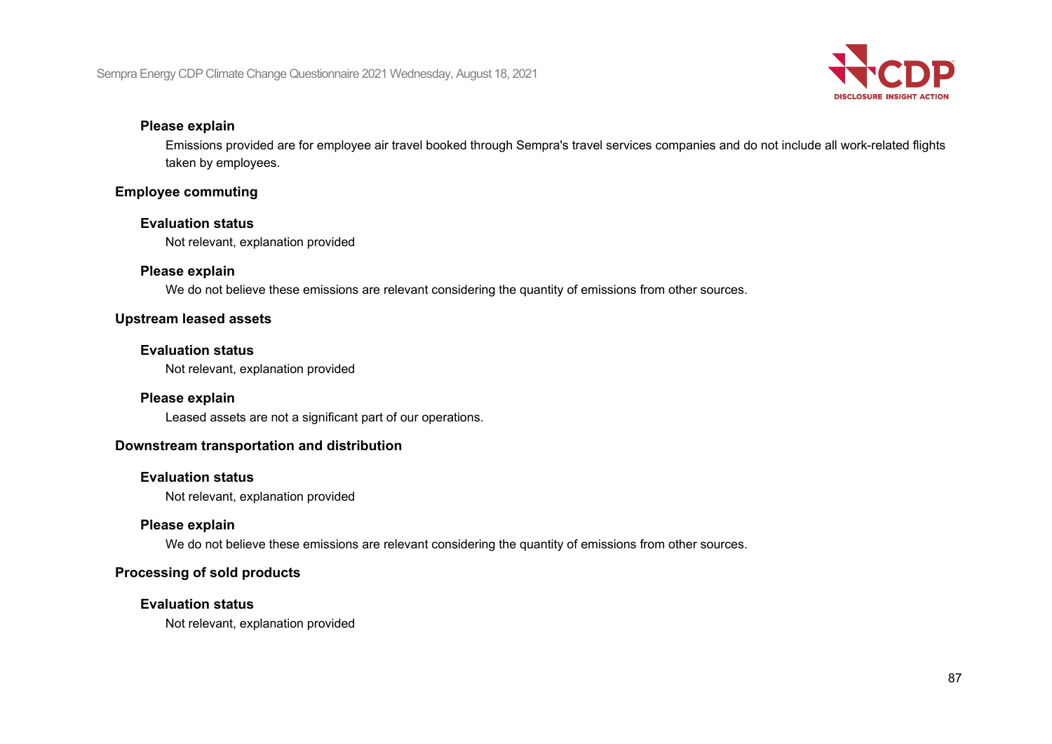**Please explain**

Emissions provided are for employee air travel booked through Sempra's travel services companies and do not include all work-related flights taken by employees.

**Employee commuting**

**Evaluation status**

Not relevant, explanation provided

**Please explain**

We do not believe these emissions are relevant considering the quantity of emissions from other sources.

**Upstream leased assets**

**Evaluation status**

Not relevant, explanation provided

**Please explain**

Leased assets are not a significant part of our operations.

**Downstream transportation and distribution**

**Evaluation status**

Not relevant, explanation provided

**Please explain**

We do not believe these emissions are relevant considering the quantity of emissions from other sources.

**Processing of sold products**

**Evaluation status**

Not relevant, explanation provided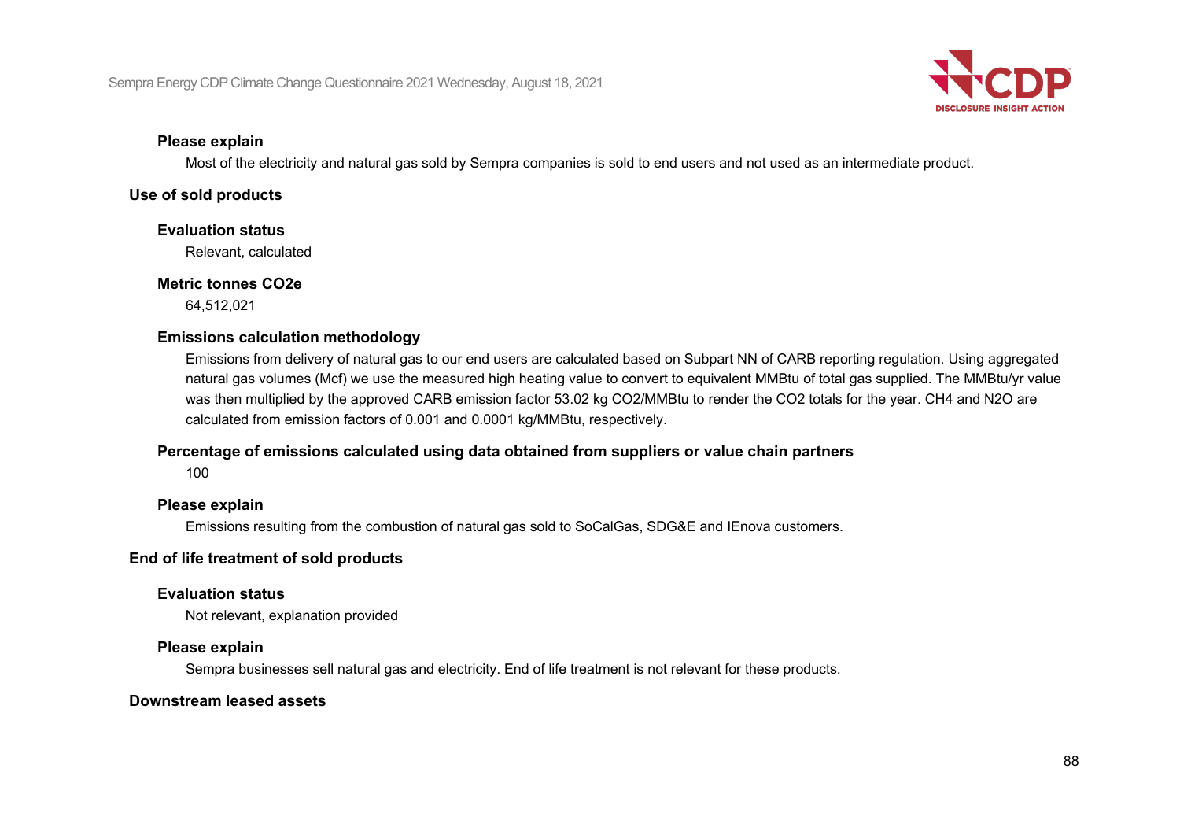**Please explain**

Most of the electricity and natural gas sold by Sempra companies is sold to end users and not used as an intermediate product.

**Use of sold products**

**Evaluation status**

Relevant, calculated

**Metric tonnes CO2e**

64,512,021

**Emissions calculation methodology**

Emissions from delivery of natural gas to our end users are calculated based on Subpart NN of CARB reporting regulation. Using aggregated natural gas volumes (Mcf) we use the measured high heating value to convert to equivalent MMBtu of total gas supplied. The MMBtu/yr value was then multiplied by the approved CARB emission factor 53.02 kg $CO_2$/MMBtu to render the $CO_2$ totals for the year. $CH_4$ and $N_2O$ are calculated from emission factors of 0.001 and 0.0001 kg/MMBtu, respectively.

**Percentage of emissions calculated using data obtained from suppliers or value chain partners**

100

**Please explain**

Emissions resulting from the combustion of natural gas sold to SoCalGas, SDG&E and IEnova customers.

**End of life treatment of sold products**

**Evaluation status**

Not relevant, explanation provided

**Please explain**

Sempra businesses sell natural gas and electricity. End of life treatment is not relevant for these products.

**Downstream leased assets**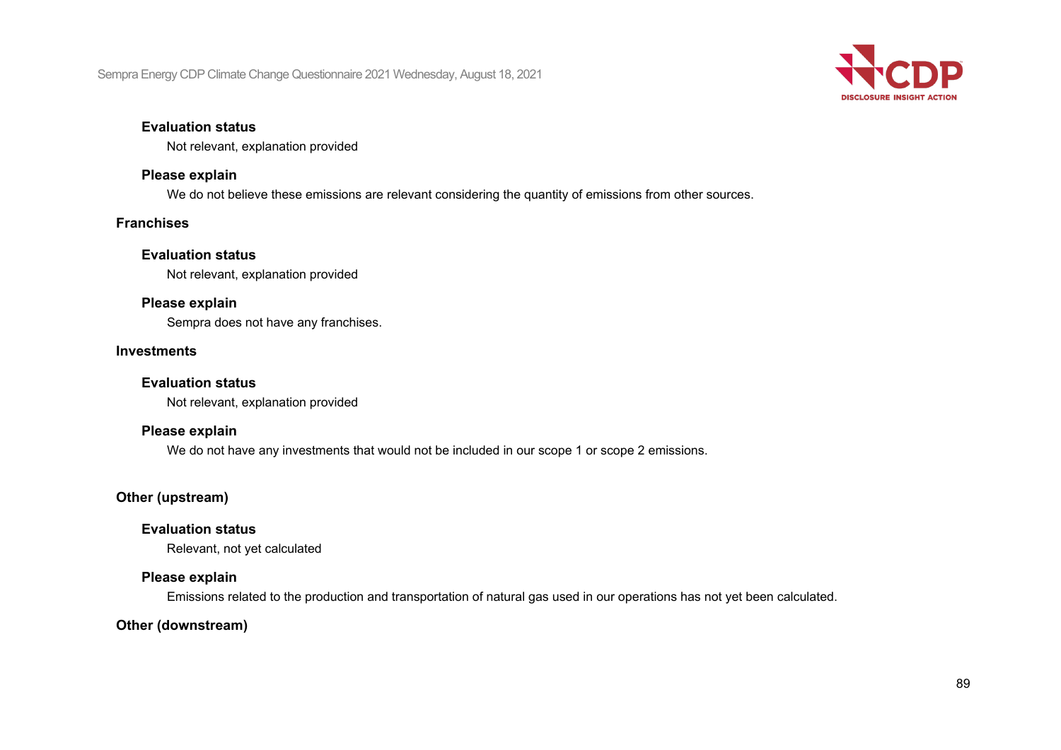**Evaluation status**

Not relevant, explanation provided

**Please explain**

We do not believe these emissions are relevant considering the quantity of emissions from other sources.

### Franchises

**Evaluation status**

Not relevant, explanation provided

**Please explain**

Sempra does not have any franchises.

### Investments

**Evaluation status**

Not relevant, explanation provided

**Please explain**

We do not have any investments that would not be included in our scope 1 or scope 2 emissions.

### Other (upstream)

**Evaluation status**

Relevant, not yet calculated

**Please explain**

Emissions related to the production and transportation of natural gas used in our operations has not yet been calculated.

### Other (downstream)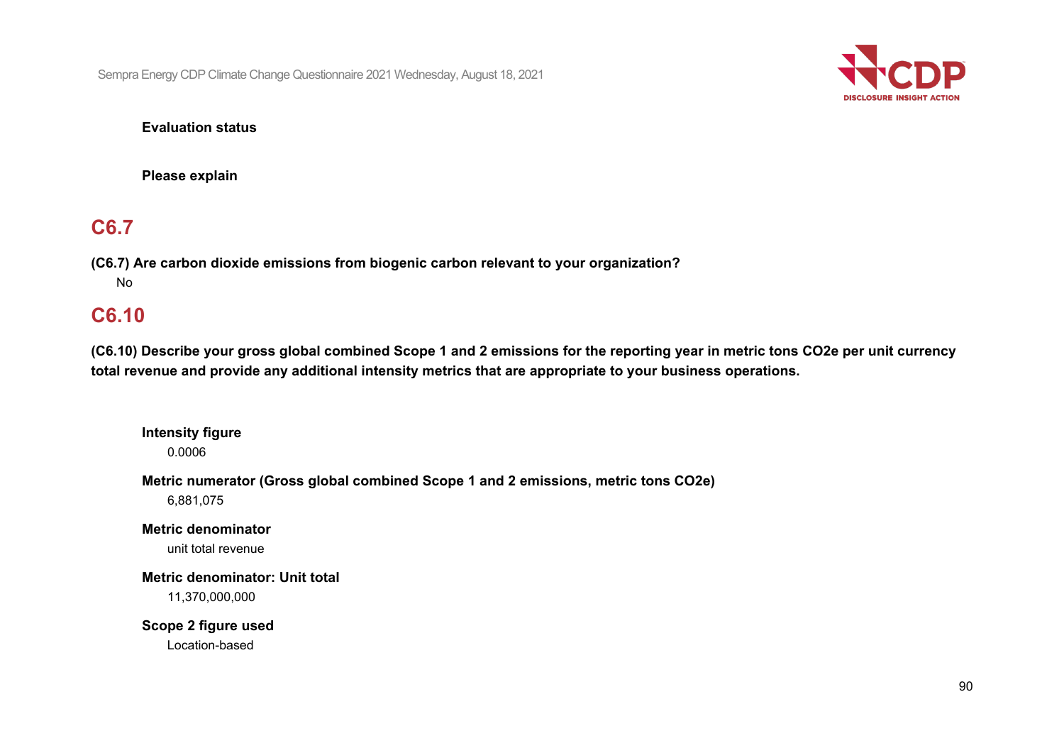**Evaluation status**

**Please explain**

## C6.7

**(C6.7) Are carbon dioxide emissions from biogenic carbon relevant to your organization?**

No

## C6.10

**(C6.10) Describe your gross global combined Scope 1 and 2 emissions for the reporting year in metric tons CO2e per unit currency total revenue and provide any additional intensity metrics that are appropriate to your business operations.**

**Intensity figure**

0.0006

**Metric numerator (Gross global combined Scope 1 and 2 emissions, metric tons CO2e)**

6,881,075

**Metric denominator**

unit total revenue

**Metric denominator: Unit total**

11,370,000,000

**Scope 2 figure used**

Location-based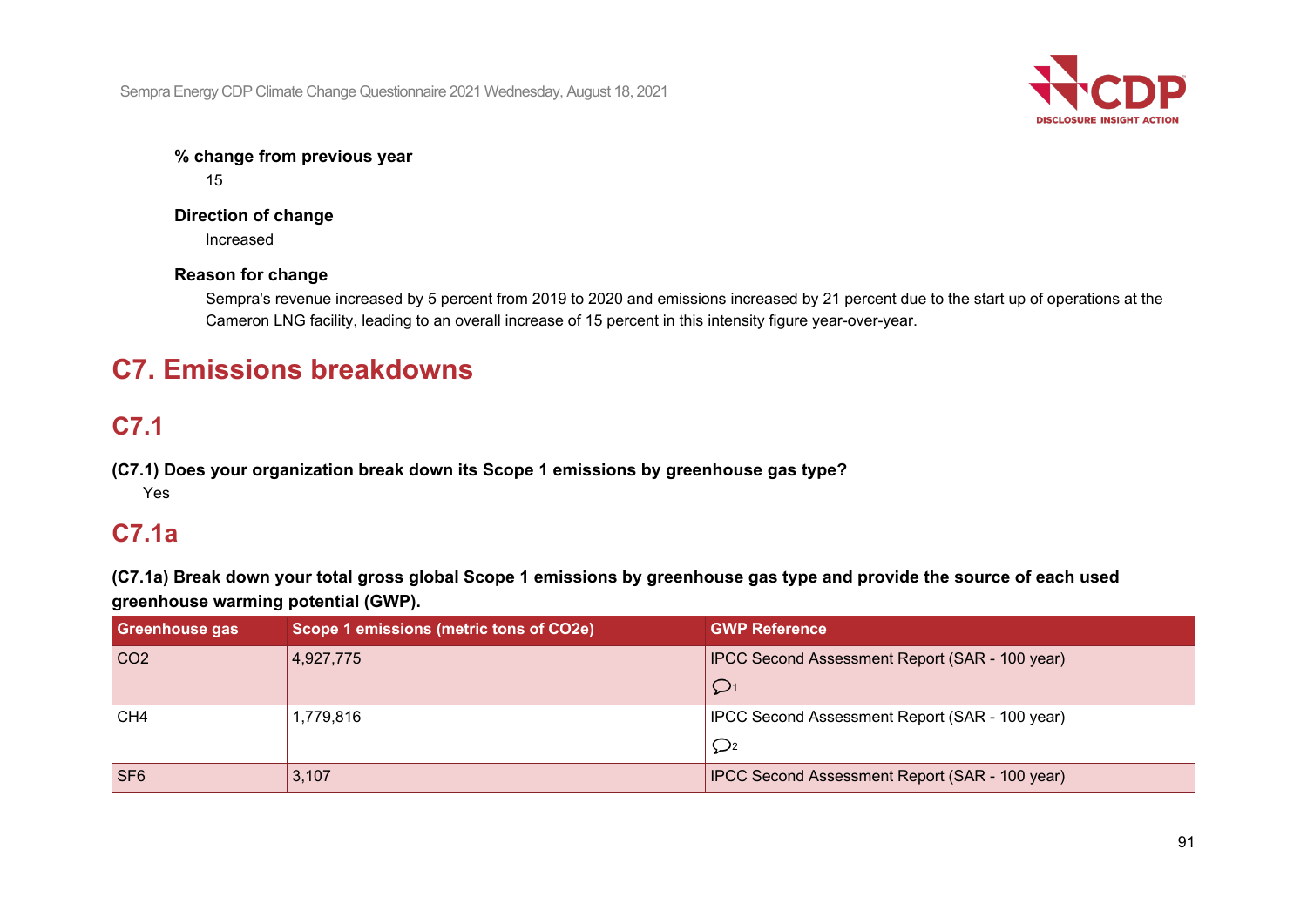**% change from previous year**

15

**Direction of change**

Increased

**Reason for change**

Sempra's revenue increased by 5 percent from 2019 to 2020 and emissions increased by 21 percent due to the start up of operations at the Cameron LNG facility, leading to an overall increase of 15 percent in this intensity figure year-over-year.

# C7. Emissions breakdowns

## C7.1

**(C7.1) Does your organization break down its Scope 1 emissions by greenhouse gas type?**

Yes

## C7.1a

**(C7.1a) Break down your total gross global Scope 1 emissions by greenhouse gas type and provide the source of each used greenhouse warming potential (GWP).**

| Greenhouse gas | Scope 1 emissions (metric tons of CO2e) | GWP Reference |
|---|---|---|
| $CO_2$ | 4,927,775 | IPCC Second Assessment Report (SAR - 100 year) [1] |
| $CH_4$ | 1,779,816 | IPCC Second Assessment Report (SAR - 100 year) [2] |
| $SF_6$ | 3,107 | IPCC Second Assessment Report (SAR - 100 year) |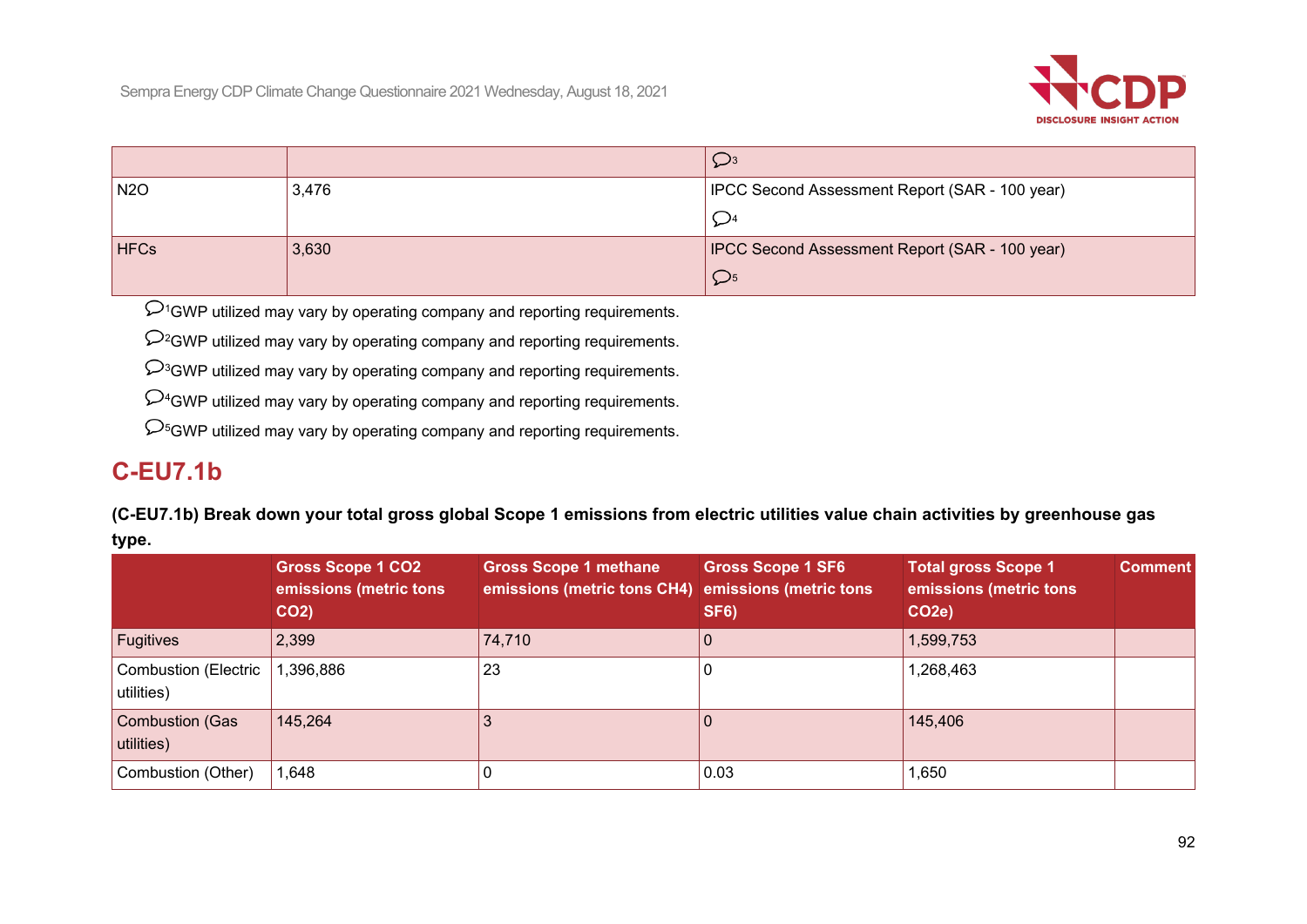| | | [3] |
|---|---|---|
| N2O | 3,476 | IPCC Second Assessment Report (SAR - 100 year)<br>[4] |
| HFCs | 3,630 | IPCC Second Assessment Report (SAR - 100 year)<br>[5] |

[1]GWP utilized may vary by operating company and reporting requirements.

[2]GWP utilized may vary by operating company and reporting requirements.

[3]GWP utilized may vary by operating company and reporting requirements.

[4]GWP utilized may vary by operating company and reporting requirements.

[5]GWP utilized may vary by operating company and reporting requirements.

## C-EU7.1b

**(C-EU7.1b) Break down your total gross global Scope 1 emissions from electric utilities value chain activities by greenhouse gas type.**

| | Gross Scope 1 CO2 emissions (metric tons CO2) | Gross Scope 1 methane emissions (metric tons CH4) | Gross Scope 1 SF6 emissions (metric tons SF6) | Total gross Scope 1 emissions (metric tons CO2e) | Comment |
|---|---|---|---|---|---|
| Fugitives | 2,399 | 74,710 | 0 | 1,599,753 | |
| Combustion (Electric utilities) | 1,396,886 | 23 | 0 | 1,268,463 | |
| Combustion (Gas utilities) | 145,264 | 3 | 0 | 145,406 | |
| Combustion (Other) | 1,648 | 0 | 0.03 | 1,650 | |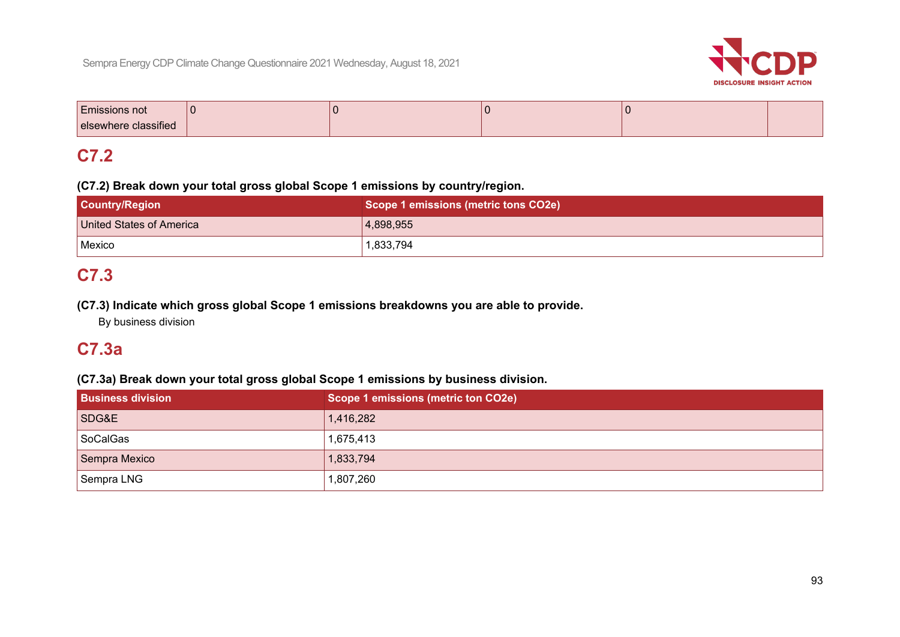| Emissions not elsewhere classified | 0 | 0 | 0 | 0 | |
|---|---|---|---|---|---|

## C7.2

**(C7.2) Break down your total gross global Scope 1 emissions by country/region.**

| Country/Region | Scope 1 emissions (metric tons CO2e) |
|---|---|
| United States of America | 4,898,955 |
| Mexico | 1,833,794 |

## C7.3

**(C7.3) Indicate which gross global Scope 1 emissions breakdowns you are able to provide.**

By business division

## C7.3a

**(C7.3a) Break down your total gross global Scope 1 emissions by business division.**

| Business division | Scope 1 emissions (metric ton CO2e) |
|---|---|
| SDG&E | 1,416,282 |
| SoCalGas | 1,675,413 |
| Sempra Mexico | 1,833,794 |
| Sempra LNG | 1,807,260 |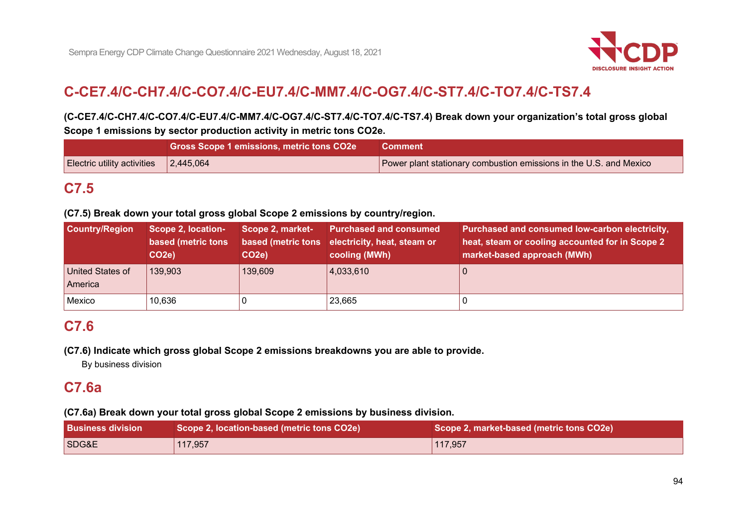## C-CE7.4/C-CH7.4/C-CO7.4/C-EU7.4/C-MM7.4/C-OG7.4/C-ST7.4/C-TO7.4/C-TS7.4

**(C-CE7.4/C-CH7.4/C-CO7.4/C-EU7.4/C-MM7.4/C-OG7.4/C-ST7.4/C-TO7.4/C-TS7.4) Break down your organization's total gross global Scope 1 emissions by sector production activity in metric tons CO2e.**

| | Gross Scope 1 emissions, metric tons CO2e | Comment |
|---|---|---|
| Electric utility activities | 2,445,064 | Power plant stationary combustion emissions in the U.S. and Mexico |

## C7.5

**(C7.5) Break down your total gross global Scope 2 emissions by country/region.**

| Country/Region | Scope 2, location-based (metric tons CO2e) | Scope 2, market-based (metric tons CO2e) | Purchased and consumed electricity, heat, steam or cooling (MWh) | Purchased and consumed low-carbon electricity, heat, steam or cooling accounted for in Scope 2 market-based approach (MWh) |
|---|---|---|---|---|
| United States of America | 139,903 | 139,609 | 4,033,610 | 0 |
| Mexico | 10,636 | 0 | 23,665 | 0 |

## C7.6

**(C7.6) Indicate which gross global Scope 2 emissions breakdowns you are able to provide.**

By business division

## C7.6a

**(C7.6a) Break down your total gross global Scope 2 emissions by business division.**

| Business division | Scope 2, location-based (metric tons CO2e) | Scope 2, market-based (metric tons CO2e) |
|---|---|---|
| SDG&E | 117,957 | 117,957 |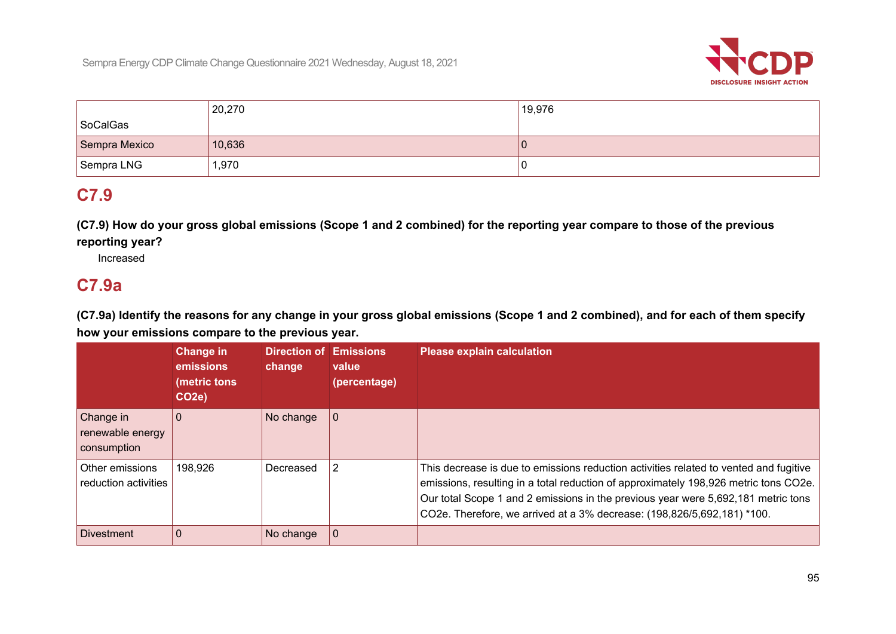| | | |
|---|---|---|
| SoCalGas | 20,270 | 19,976 |
| Sempra Mexico | 10,636 | 0 |
| Sempra LNG | 1,970 | 0 |

## C7.9

**(C7.9) How do your gross global emissions (Scope 1 and 2 combined) for the reporting year compare to those of the previous reporting year?**

Increased

## C7.9a

**(C7.9a) Identify the reasons for any change in your gross global emissions (Scope 1 and 2 combined), and for each of them specify how your emissions compare to the previous year.**

| | Change in emissions (metric tons CO2e) | Direction of change | Emissions value (percentage) | Please explain calculation |
|---|---|---|---|---|
| Change in renewable energy consumption | 0 | No change | 0 | |
| Other emissions reduction activities | 198,926 | Decreased | 2 | This decrease is due to emissions reduction activities related to vented and fugitive emissions, resulting in a total reduction of approximately 198,926 metric tons CO2e. Our total Scope 1 and 2 emissions in the previous year were 5,692,181 metric tons CO2e. Therefore, we arrived at a 3% decrease: (198,826/5,692,181) *100. |
| Divestment | 0 | No change | 0 | |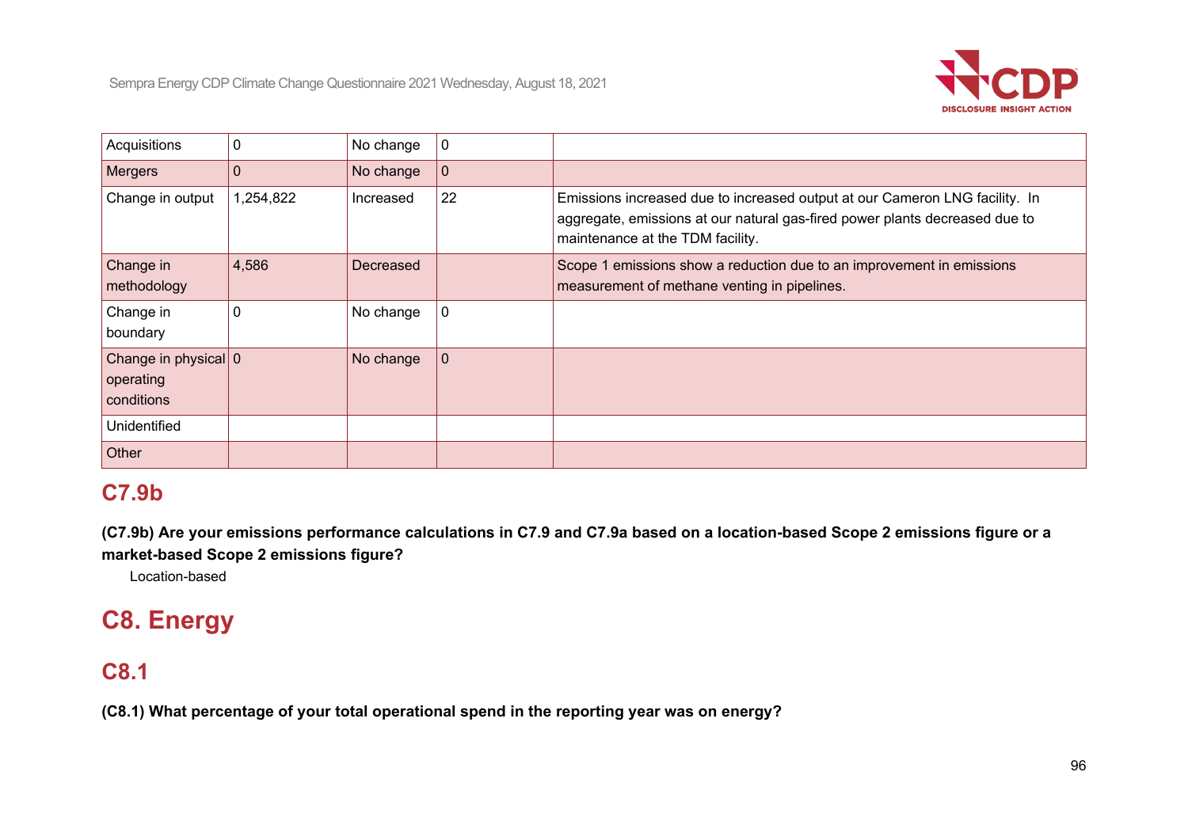| | | | | |
|---|---|---|---|---|
| Acquisitions | 0 | No change | 0 | |
| Mergers | 0 | No change | 0 | |
| Change in output | 1,254,822 | Increased | 22 | Emissions increased due to increased output at our Cameron LNG facility. In aggregate, emissions at our natural gas-fired power plants decreased due to maintenance at the TDM facility. |
| Change in methodology | 4,586 | Decreased | | Scope 1 emissions show a reduction due to an improvement in emissions measurement of methane venting in pipelines. |
| Change in boundary | 0 | No change | 0 | |
| Change in physical operating conditions | 0 | No change | 0 | |
| Unidentified | | | | |
| Other | | | | |

## C7.9b

**(C7.9b) Are your emissions performance calculations in C7.9 and C7.9a based on a location-based Scope 2 emissions figure or a market-based Scope 2 emissions figure?**

Location-based

# C8. Energy

## C8.1

**(C8.1) What percentage of your total operational spend in the reporting year was on energy?**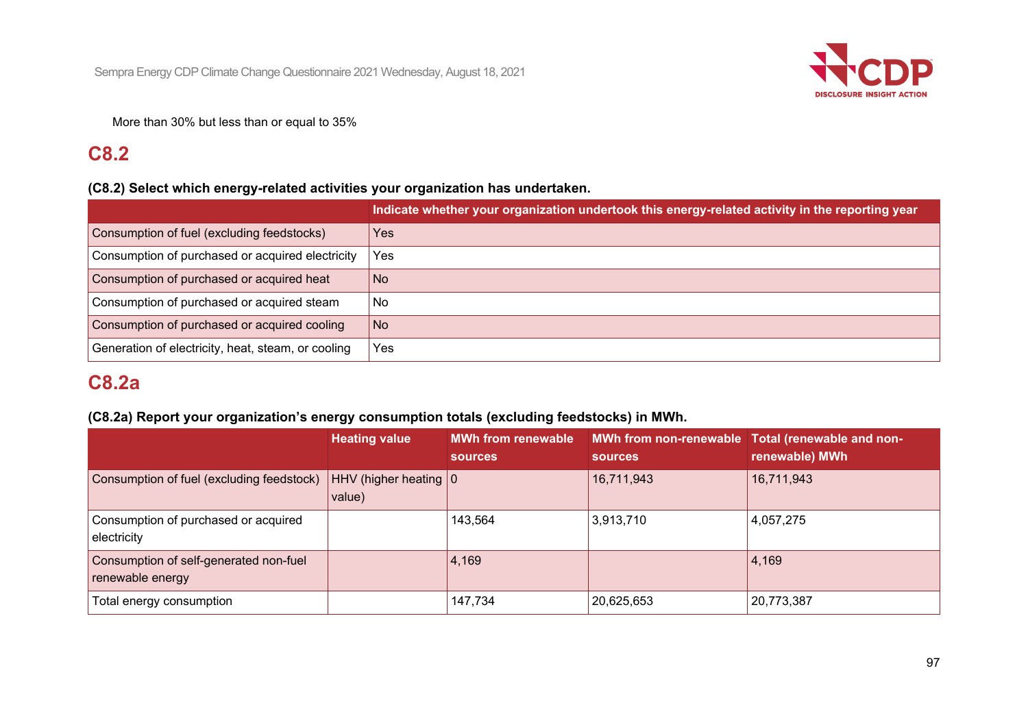More than 30% but less than or equal to 35%

## C8.2

**(C8.2) Select which energy-related activities your organization has undertaken.**

| | Indicate whether your organization undertook this energy-related activity in the reporting year |
|---|---|
| Consumption of fuel (excluding feedstocks) | Yes |
| Consumption of purchased or acquired electricity | Yes |
| Consumption of purchased or acquired heat | No |
| Consumption of purchased or acquired steam | No |
| Consumption of purchased or acquired cooling | No |
| Generation of electricity, heat, steam, or cooling | Yes |

## C8.2a

**(C8.2a) Report your organization's energy consumption totals (excluding feedstocks) in MWh.**

| | Heating value | MWh from renewable sources | MWh from non-renewable sources | Total (renewable and non-renewable) MWh |
|---|---|---|---|---|
| Consumption of fuel (excluding feedstock) | HHV (higher heating value) | 0 | 16,711,943 | 16,711,943 |
| Consumption of purchased or acquired electricity | | 143,564 | 3,913,710 | 4,057,275 |
| Consumption of self-generated non-fuel renewable energy | | 4,169 | | 4,169 |
| Total energy consumption | | 147,734 | 20,625,653 | 20,773,387 |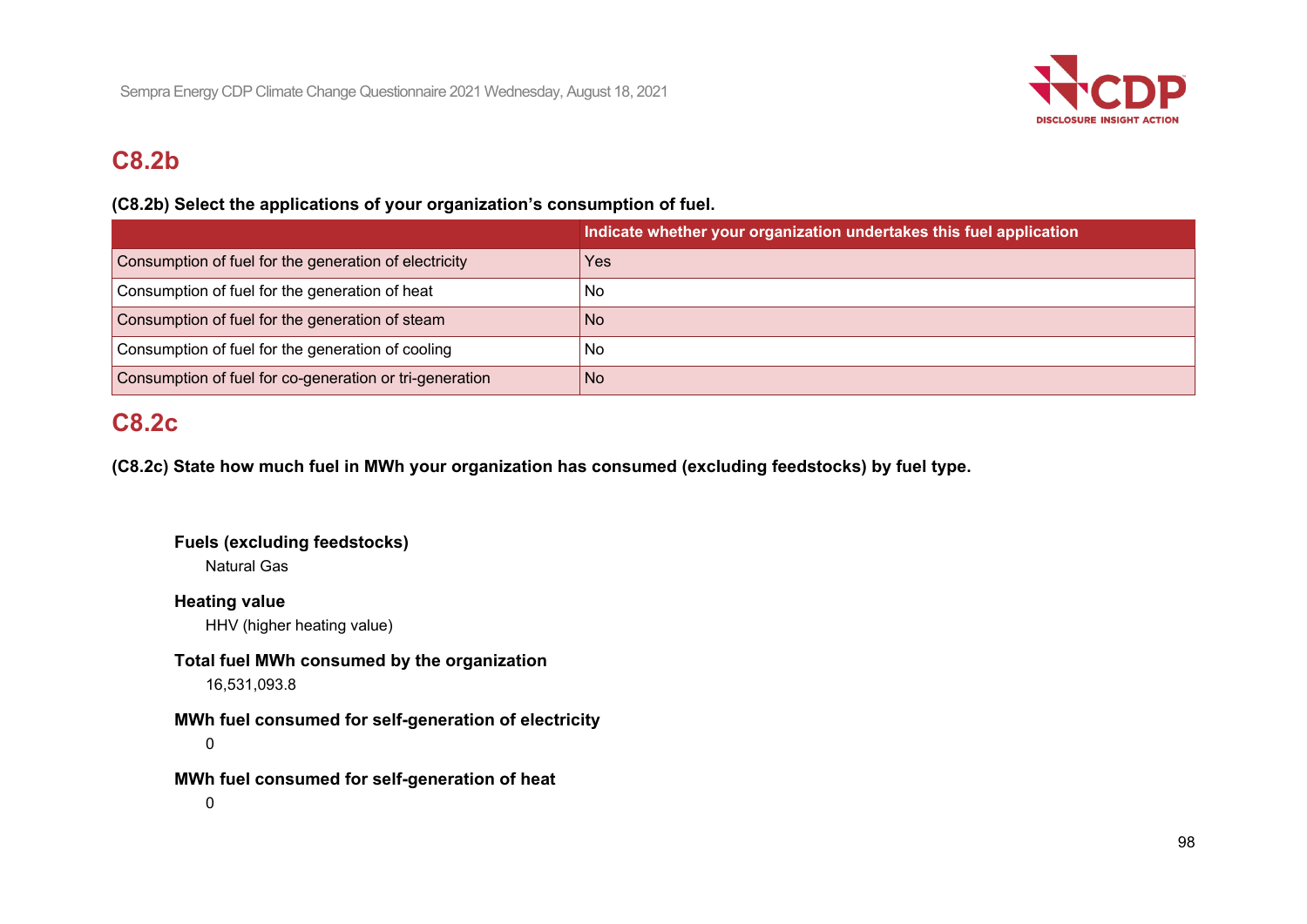## C8.2b

**(C8.2b) Select the applications of your organization's consumption of fuel.**

| | Indicate whether your organization undertakes this fuel application |
|---|---|
| Consumption of fuel for the generation of electricity | Yes |
| Consumption of fuel for the generation of heat | No |
| Consumption of fuel for the generation of steam | No |
| Consumption of fuel for the generation of cooling | No |
| Consumption of fuel for co-generation or tri-generation | No |

## C8.2c

**(C8.2c) State how much fuel in MWh your organization has consumed (excluding feedstocks) by fuel type.**

**Fuels (excluding feedstocks)**

Natural Gas

**Heating value**

HHV (higher heating value)

**Total fuel MWh consumed by the organization**

16,531,093.8

**MWh fuel consumed for self-generation of electricity**

0

**MWh fuel consumed for self-generation of heat**

0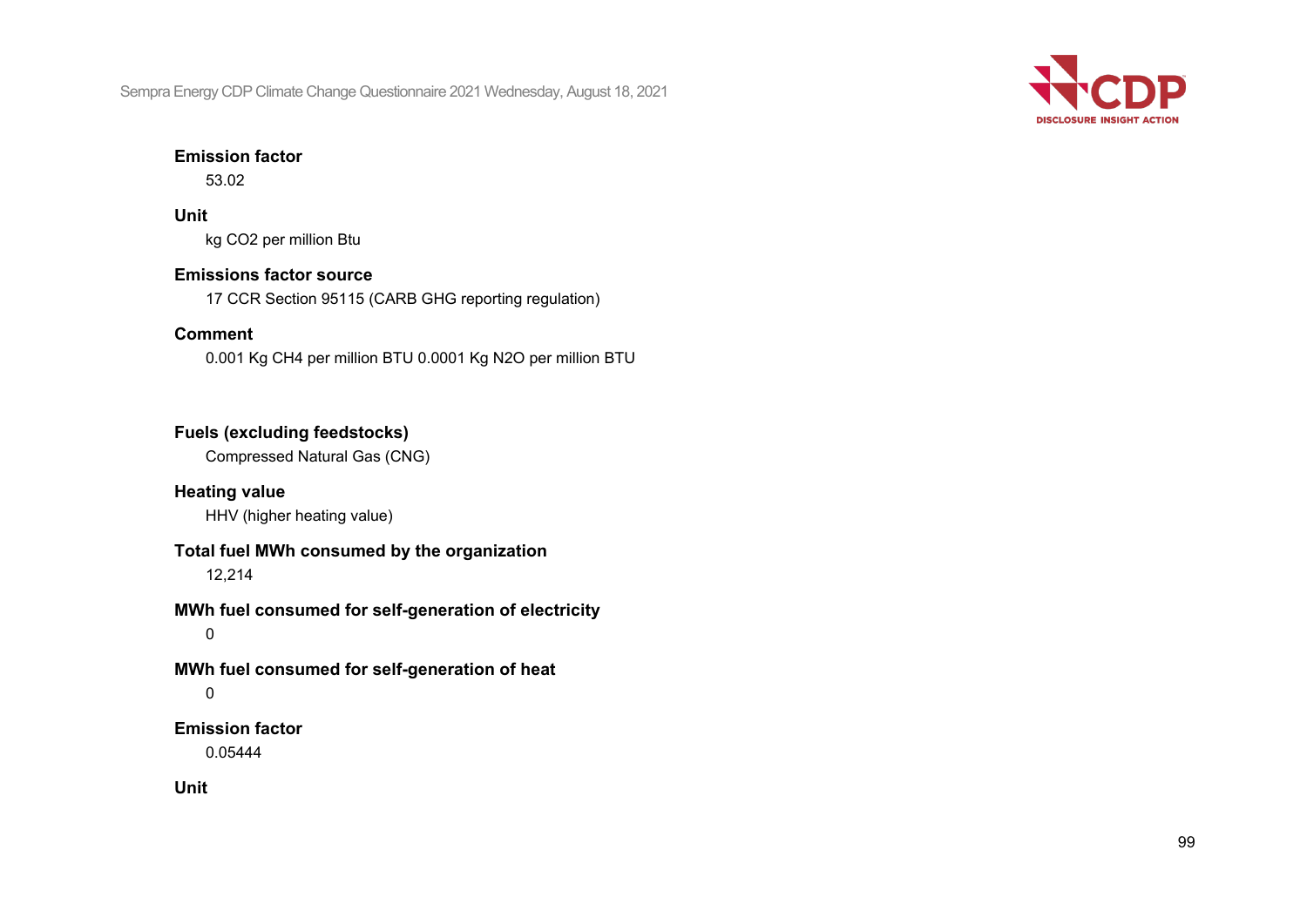**Emission factor**

53.02

**Unit**

kg $CO_2$ per million Btu

**Emissions factor source**

17 CCR Section 95115 (CARB GHG reporting regulation)

**Comment**

0.001 Kg $CH_4$ per million BTU 0.0001 Kg $N_2O$ per million BTU

**Fuels (excluding feedstocks)**

Compressed Natural Gas (CNG)

**Heating value**

HHV (higher heating value)

**Total fuel MWh consumed by the organization**

12,214

**MWh fuel consumed for self-generation of electricity**

0

**MWh fuel consumed for self-generation of heat**

0

**Emission factor**

0.05444

**Unit**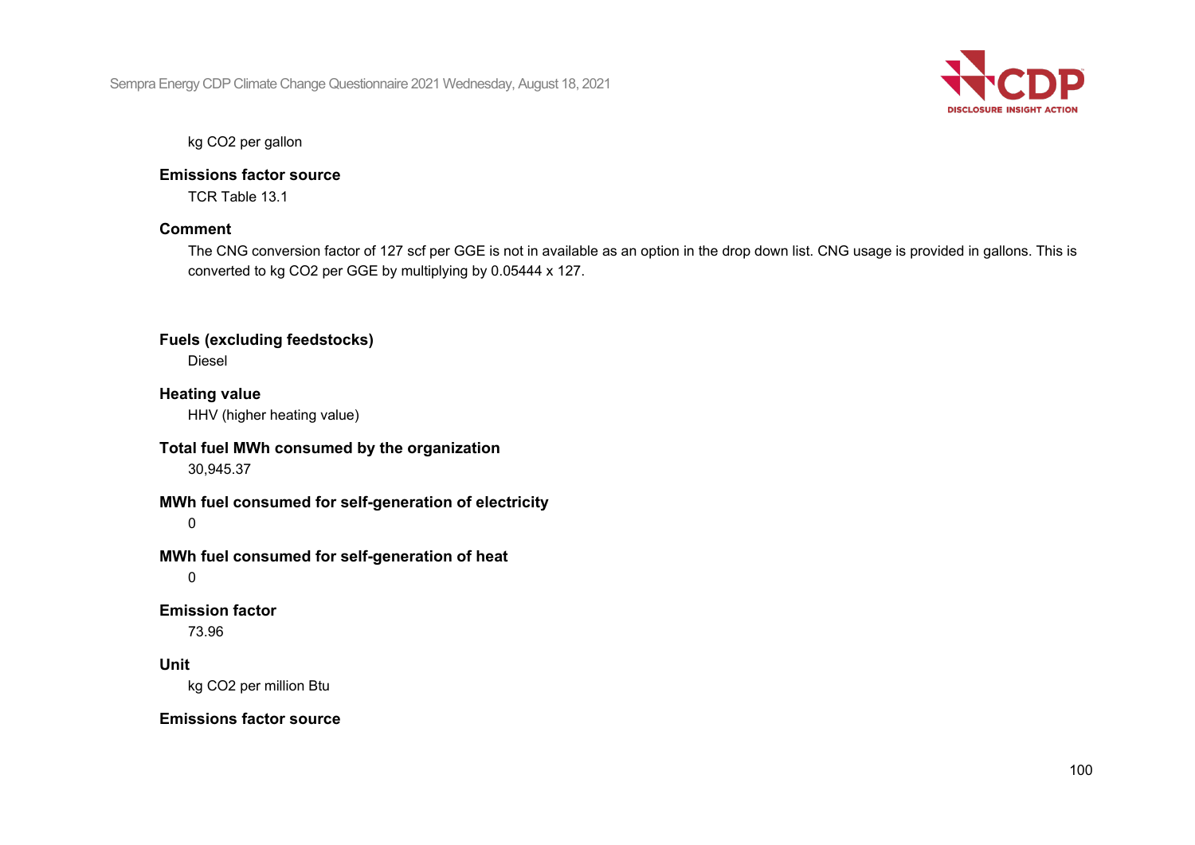kg $CO_2$ per gallon

**Emissions factor source**

TCR Table 13.1

**Comment**

The CNG conversion factor of 127 scf per GGE is not in available as an option in the drop down list. CNG usage is provided in gallons. This is converted to kg $CO_2$ per GGE by multiplying by 0.05444 x 127.

**Fuels (excluding feedstocks)**

Diesel

**Heating value**

HHV (higher heating value)

**Total fuel MWh consumed by the organization**

30,945.37

**MWh fuel consumed for self-generation of electricity**

0

**MWh fuel consumed for self-generation of heat**

0

**Emission factor**

73.96

**Unit**

kg $CO_2$ per million Btu

**Emissions factor source**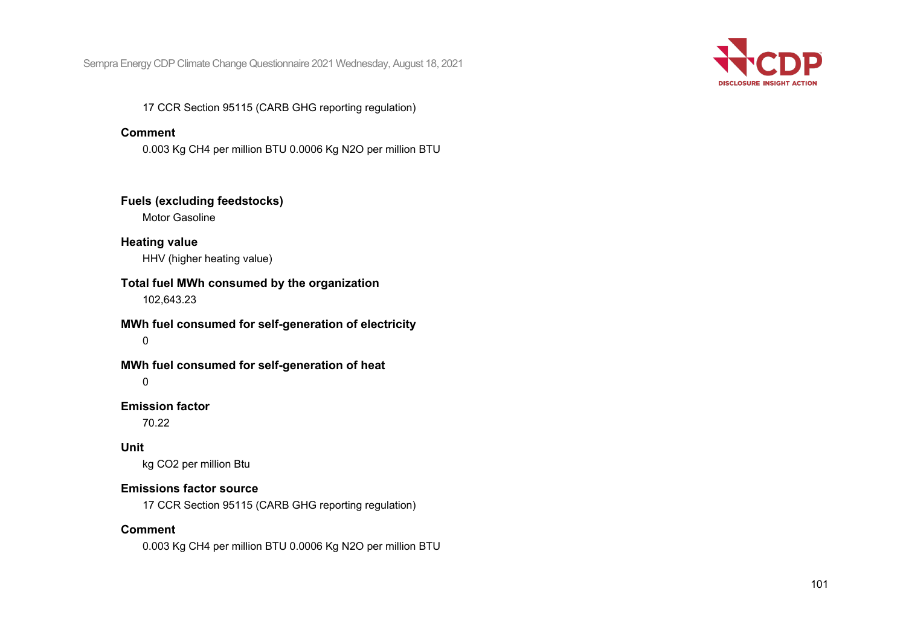17 CCR Section 95115 (CARB GHG reporting regulation)

**Comment**

0.003 Kg $CH_4$ per million BTU 0.0006 Kg $N_2O$ per million BTU

**Fuels (excluding feedstocks)**

Motor Gasoline

**Heating value**

HHV (higher heating value)

**Total fuel MWh consumed by the organization**

102,643.23

**MWh fuel consumed for self-generation of electricity**

0

**MWh fuel consumed for self-generation of heat**

0

**Emission factor**

70.22

**Unit**

kg $CO_2$ per million Btu

**Emissions factor source**

17 CCR Section 95115 (CARB GHG reporting regulation)

**Comment**

0.003 Kg $CH_4$ per million BTU 0.0006 Kg $N_2O$ per million BTU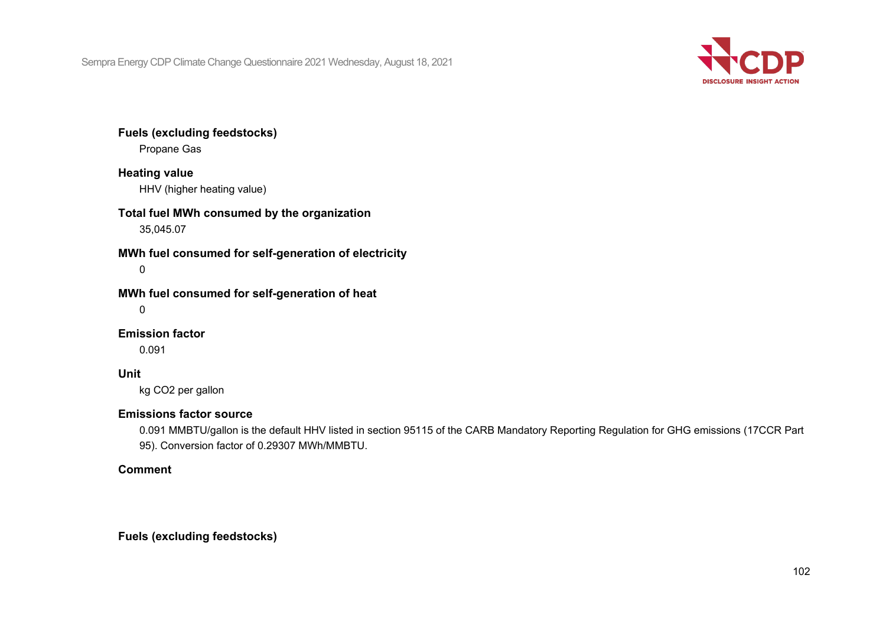**Fuels (excluding feedstocks)**

Propane Gas

**Heating value**

HHV (higher heating value)

**Total fuel MWh consumed by the organization**

35,045.07

**MWh fuel consumed for self-generation of electricity**

0

**MWh fuel consumed for self-generation of heat**

0

**Emission factor**

0.091

**Unit**

kg CO2 per gallon

**Emissions factor source**

0.091 MMBTU/gallon is the default HHV listed in section 95115 of the CARB Mandatory Reporting Regulation for GHG emissions (17CCR Part 95). Conversion factor of 0.29307 MWh/MMBTU.

**Comment**

**Fuels (excluding feedstocks)**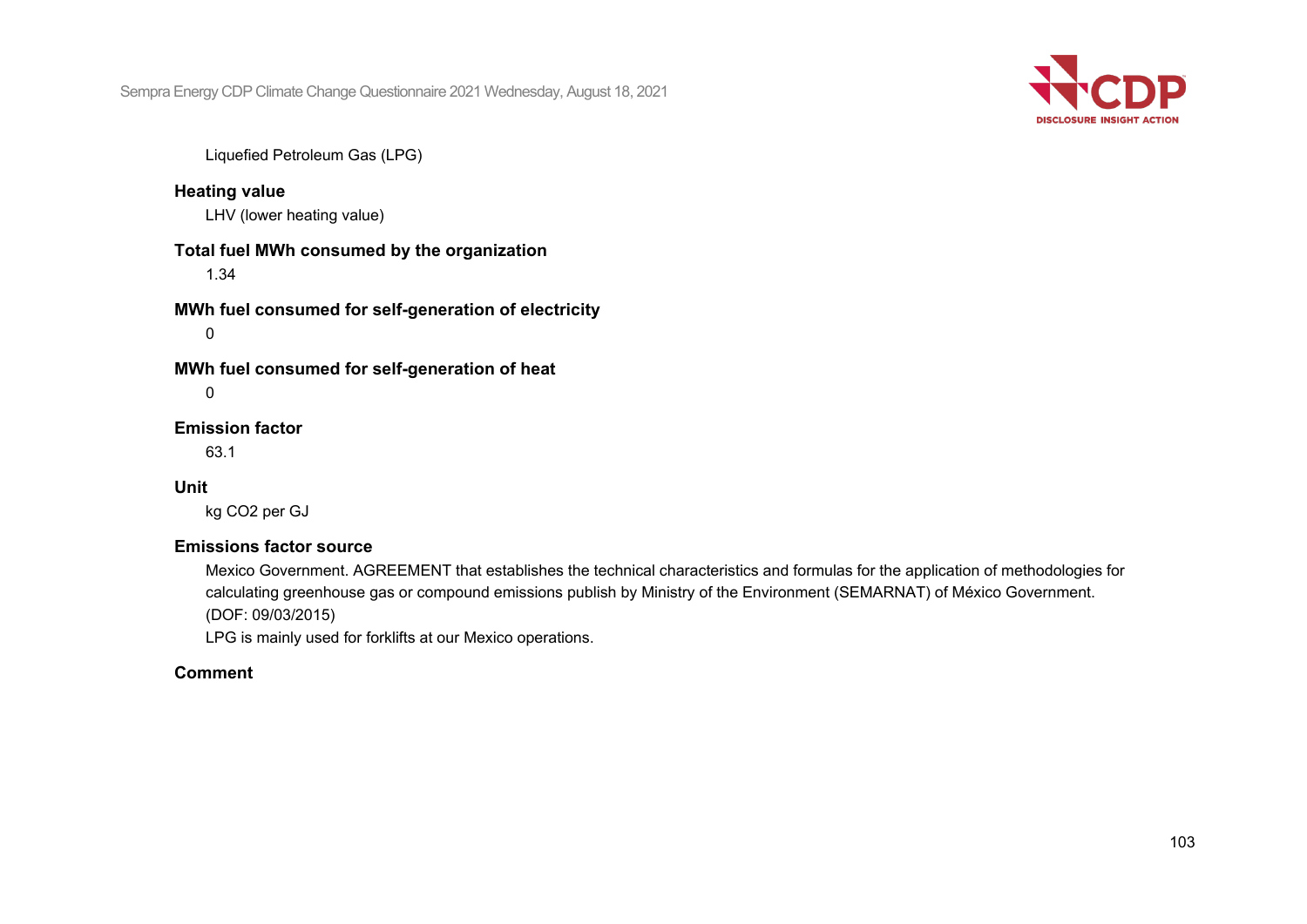Liquefied Petroleum Gas (LPG)

**Heating value**

LHV (lower heating value)

**Total fuel MWh consumed by the organization**

1.34

**MWh fuel consumed for self-generation of electricity**

0

**MWh fuel consumed for self-generation of heat**

0

**Emission factor**

63.1

**Unit**

kg CO2 per GJ

**Emissions factor source**

Mexico Government. AGREEMENT that establishes the technical characteristics and formulas for the application of methodologies for calculating greenhouse gas or compound emissions publish by Ministry of the Environment (SEMARNAT) of México Government. (DOF: 09/03/2015)

LPG is mainly used for forklifts at our Mexico operations.

**Comment**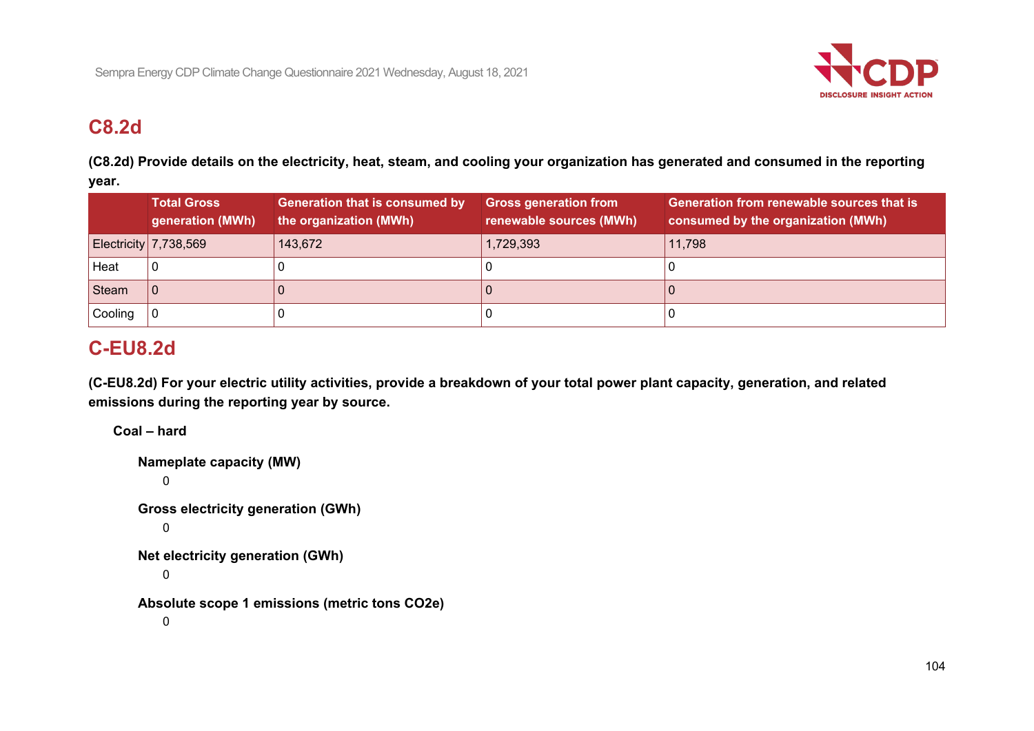## C8.2d

**(C8.2d) Provide details on the electricity, heat, steam, and cooling your organization has generated and consumed in the reporting year.**

| | Total Gross generation (MWh) | Generation that is consumed by the organization (MWh) | Gross generation from renewable sources (MWh) | Generation from renewable sources that is consumed by the organization (MWh) |
|---|---|---|---|---|
| Electricity | 7,738,569 | 143,672 | 1,729,393 | 11,798 |
| Heat | 0 | 0 | 0 | 0 |
| Steam | 0 | 0 | 0 | 0 |
| Cooling | 0 | 0 | 0 | 0 |

## C-EU8.2d

**(C-EU8.2d) For your electric utility activities, provide a breakdown of your total power plant capacity, generation, and related emissions during the reporting year by source.**

**Coal – hard**

**Nameplate capacity (MW)**

0

**Gross electricity generation (GWh)**

0

**Net electricity generation (GWh)**

0

**Absolute scope 1 emissions (metric tons CO2e)**

0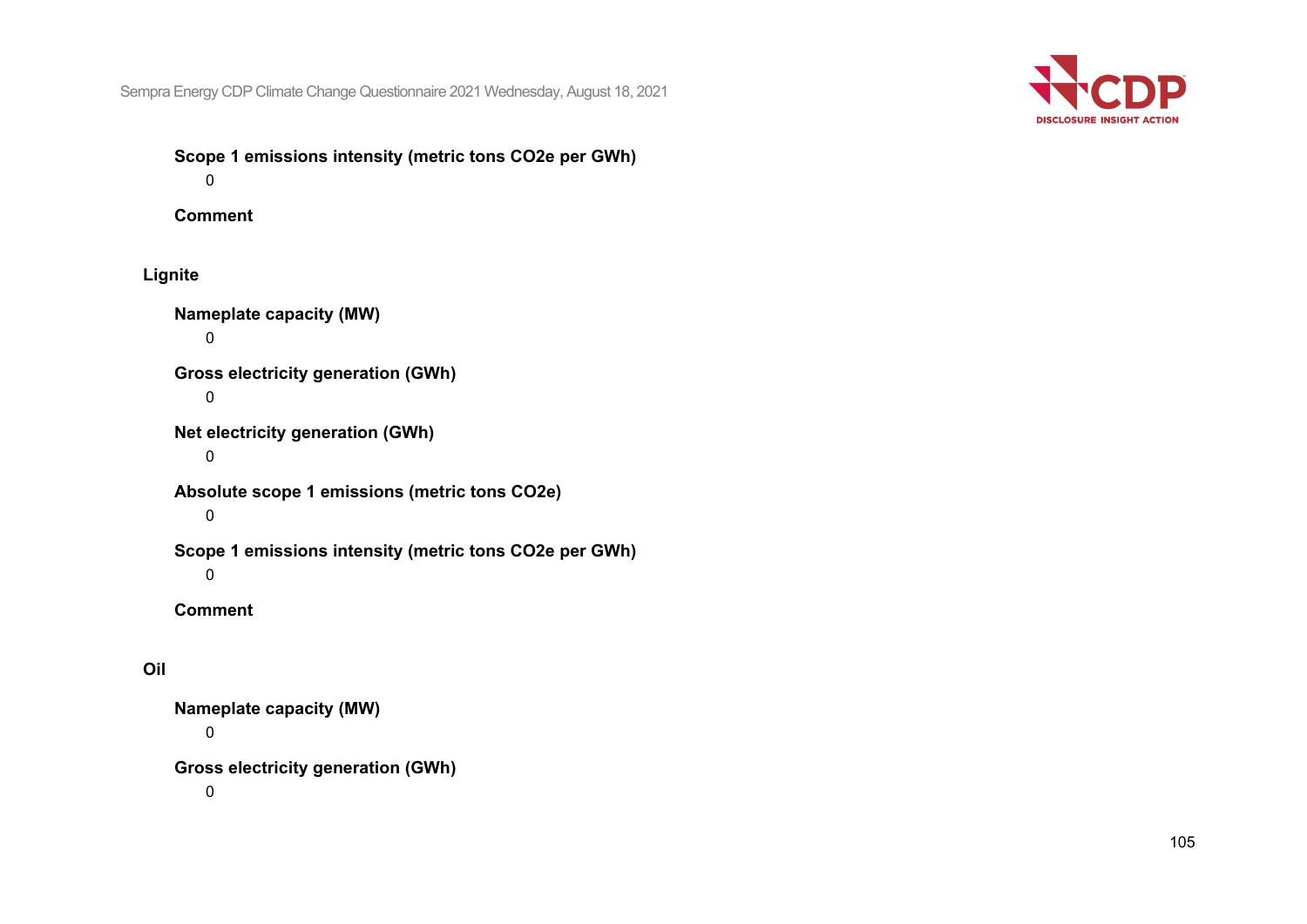**Scope 1 emissions intensity (metric tons CO2e per GWh)**

0

**Comment**

### Lignite

**Nameplate capacity (MW)**

0

**Gross electricity generation (GWh)**

0

**Net electricity generation (GWh)**

0

**Absolute scope 1 emissions (metric tons CO2e)**

0

**Scope 1 emissions intensity (metric tons CO2e per GWh)**

0

**Comment**

### Oil

**Nameplate capacity (MW)**

0

**Gross electricity generation (GWh)**

0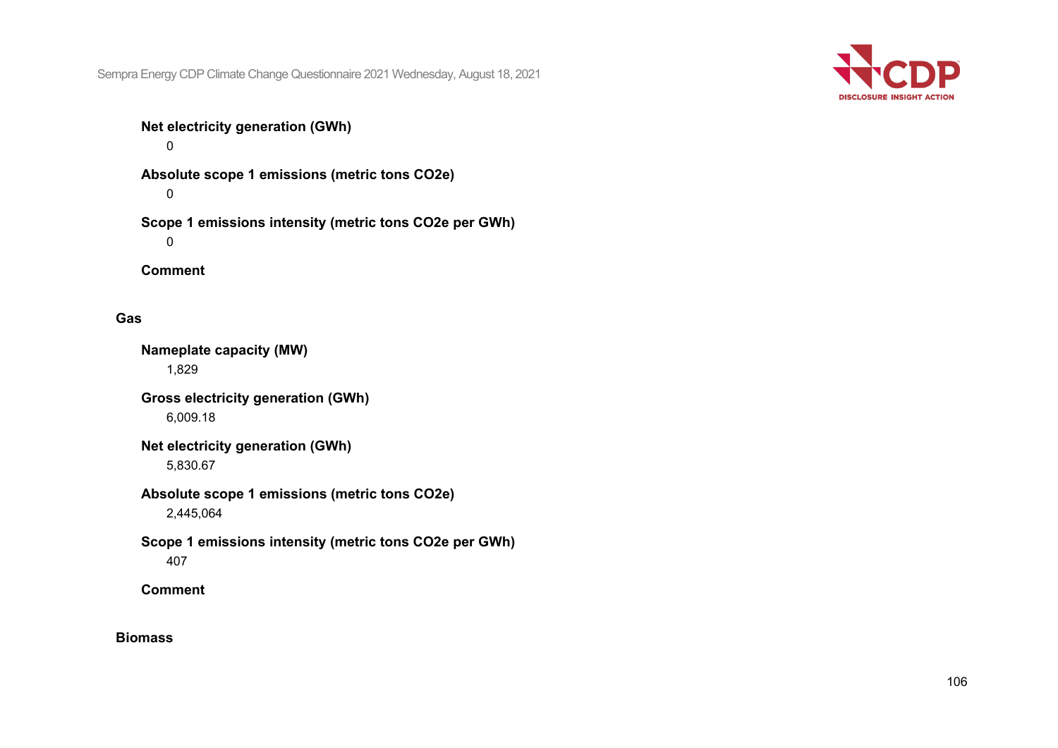**Net electricity generation (GWh)**

0

**Absolute scope 1 emissions (metric tons CO2e)**

0

**Scope 1 emissions intensity (metric tons CO2e per GWh)**

0

**Comment**

**Gas**

**Nameplate capacity (MW)**

1,829

**Gross electricity generation (GWh)**

6,009.18

**Net electricity generation (GWh)**

5,830.67

**Absolute scope 1 emissions (metric tons CO2e)**

2,445,064

**Scope 1 emissions intensity (metric tons CO2e per GWh)**

407

**Comment**

**Biomass**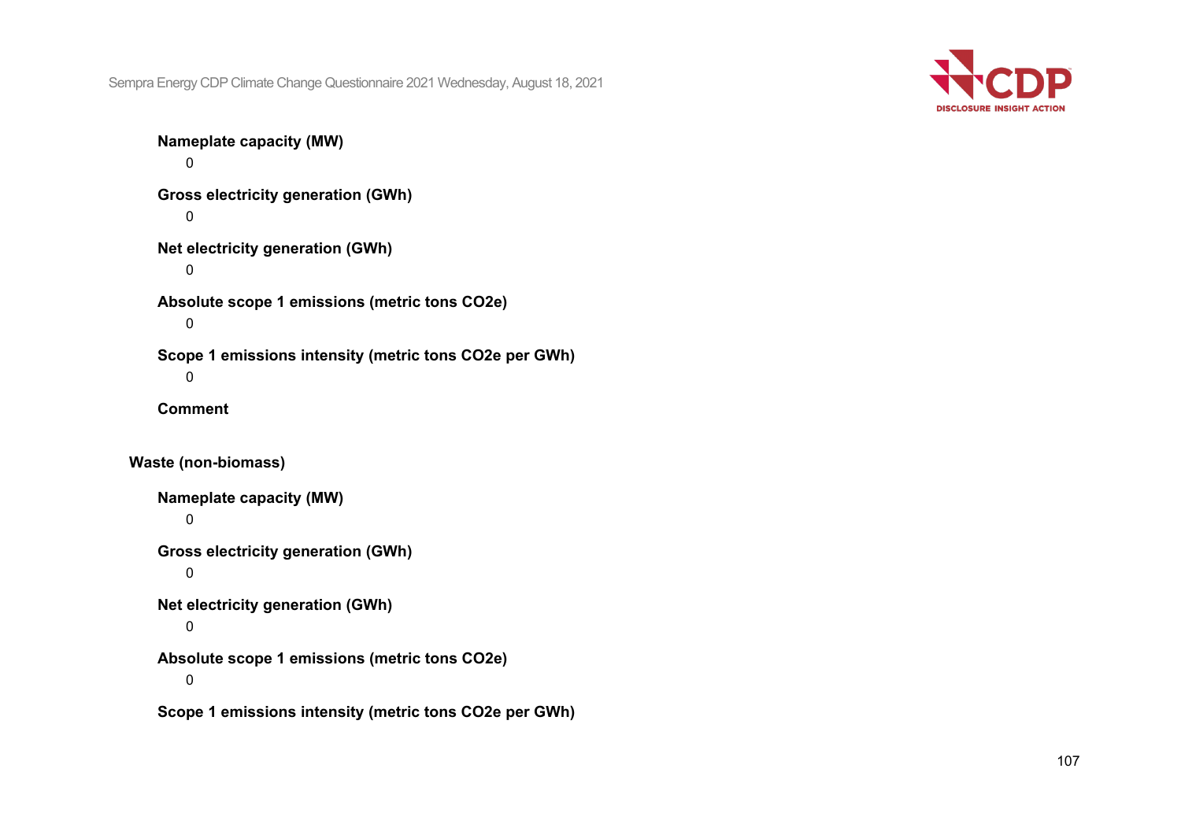**Nameplate capacity (MW)**

0

**Gross electricity generation (GWh)**

0

**Net electricity generation (GWh)**

0

**Absolute scope 1 emissions (metric tons CO2e)**

0

**Scope 1 emissions intensity (metric tons CO2e per GWh)**

0

**Comment**

**Waste (non-biomass)**

**Nameplate capacity (MW)**

0

**Gross electricity generation (GWh)**

0

**Net electricity generation (GWh)**

0

**Absolute scope 1 emissions (metric tons CO2e)**

0

**Scope 1 emissions intensity (metric tons CO2e per GWh)**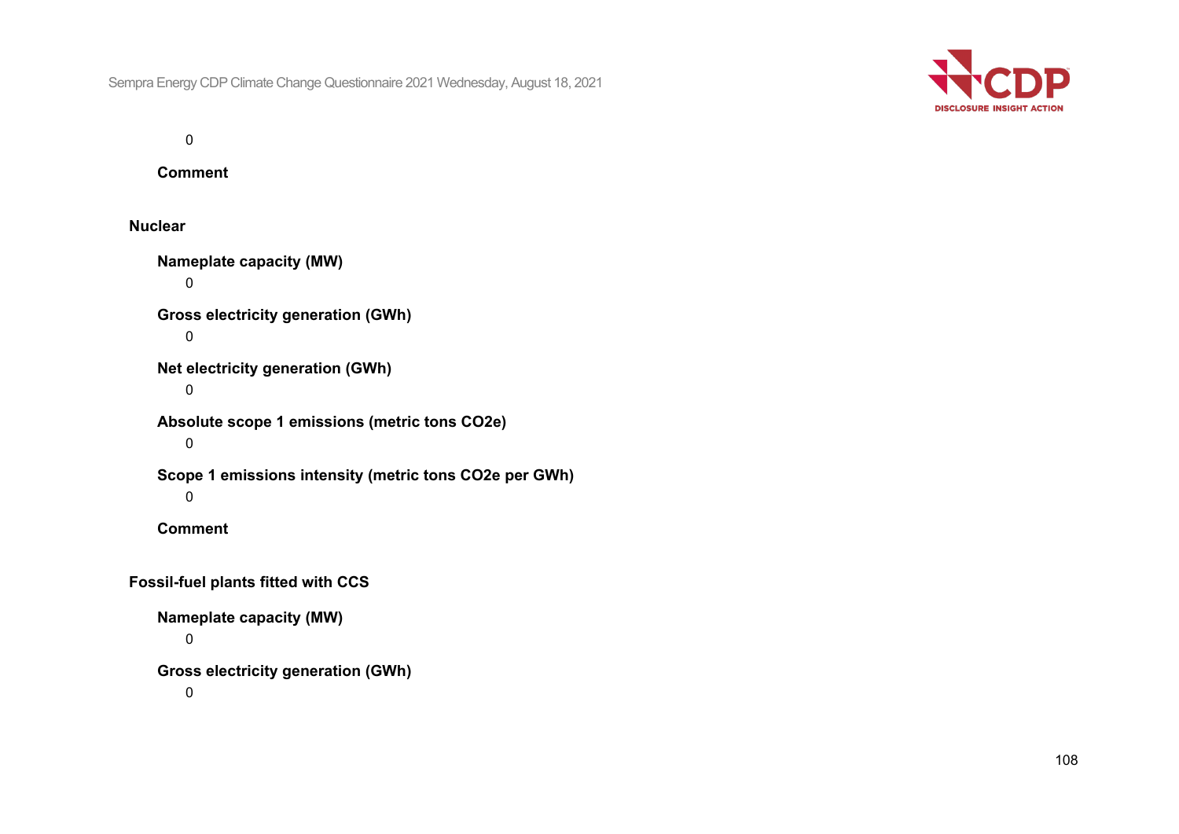0

**Comment**

**Nuclear**

**Nameplate capacity (MW)**

0

**Gross electricity generation (GWh)**

0

**Net electricity generation (GWh)**

0

**Absolute scope 1 emissions (metric tons CO2e)**

0

**Scope 1 emissions intensity (metric tons CO2e per GWh)**

0

**Comment**

**Fossil-fuel plants fitted with CCS**

**Nameplate capacity (MW)**

0

**Gross electricity generation (GWh)**

0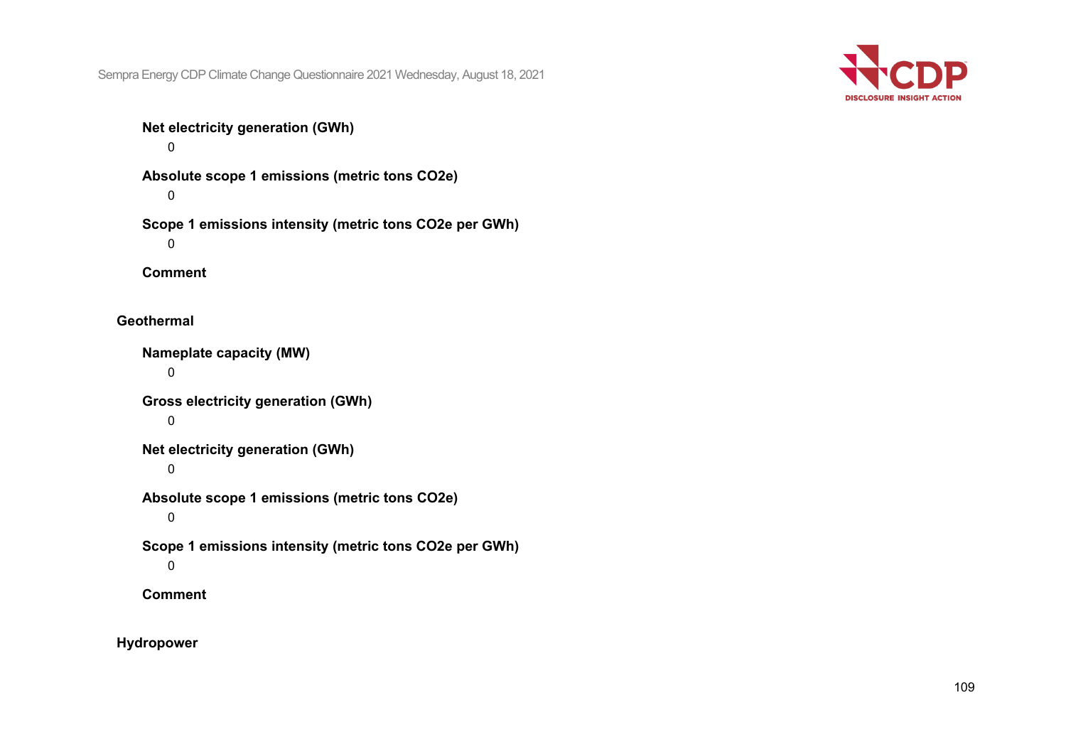**Net electricity generation (GWh)**

0

**Absolute scope 1 emissions (metric tons CO2e)**

0

**Scope 1 emissions intensity (metric tons CO2e per GWh)**

0

**Comment**

**Geothermal**

**Nameplate capacity (MW)**

0

**Gross electricity generation (GWh)**

0

**Net electricity generation (GWh)**

0

**Absolute scope 1 emissions (metric tons CO2e)**

0

**Scope 1 emissions intensity (metric tons CO2e per GWh)**

0

**Comment**

**Hydropower**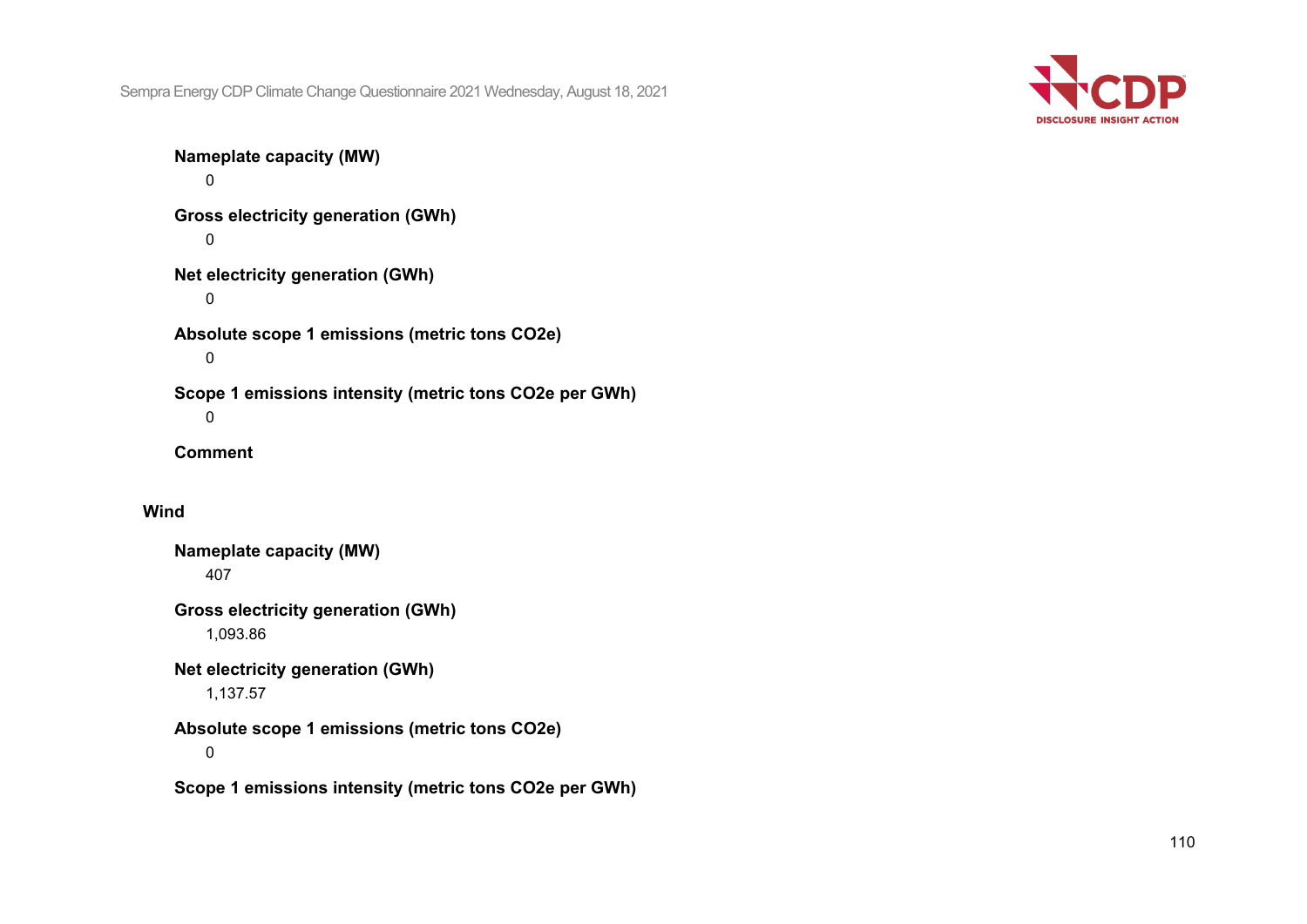**Nameplate capacity (MW)**

0

**Gross electricity generation (GWh)**

0

**Net electricity generation (GWh)**

0

**Absolute scope 1 emissions (metric tons CO2e)**

0

**Scope 1 emissions intensity (metric tons CO2e per GWh)**

0

**Comment**

### Wind

**Nameplate capacity (MW)**

407

**Gross electricity generation (GWh)**

1,093.86

**Net electricity generation (GWh)**

1,137.57

**Absolute scope 1 emissions (metric tons CO2e)**

0

**Scope 1 emissions intensity (metric tons CO2e per GWh)**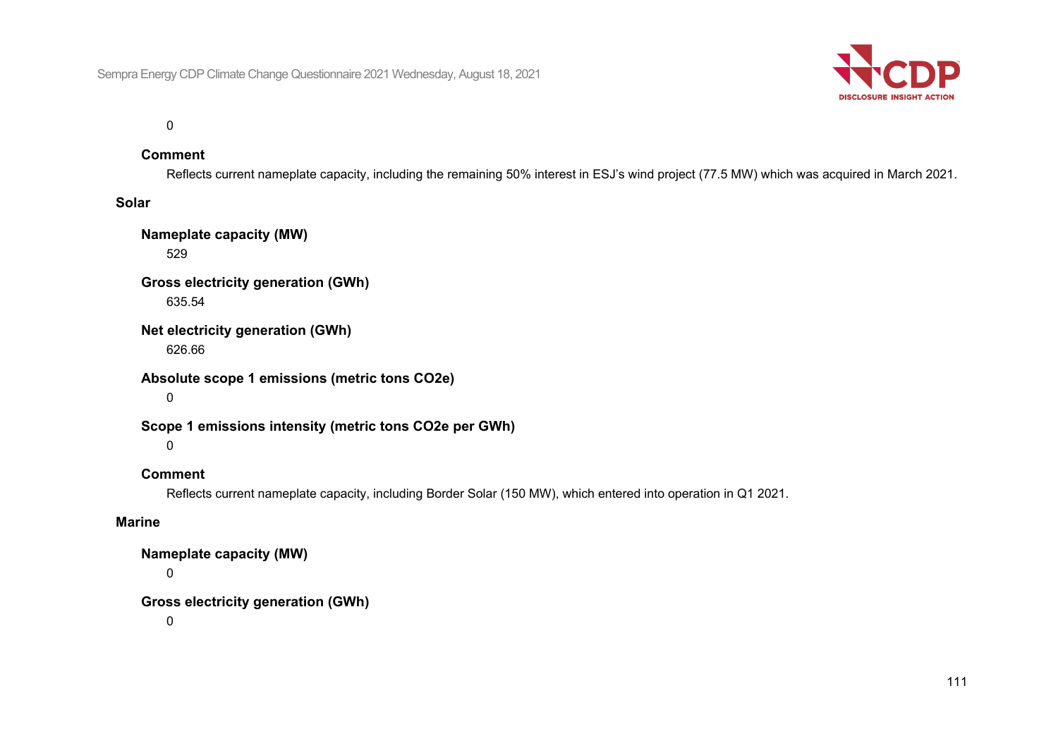0

**Comment**

Reflects current nameplate capacity, including the remaining 50% interest in ESJ's wind project (77.5 MW) which was acquired in March 2021.

**Solar**

**Nameplate capacity (MW)**

529

**Gross electricity generation (GWh)**

635.54

**Net electricity generation (GWh)**

626.66

**Absolute scope 1 emissions (metric tons CO2e)**

0

**Scope 1 emissions intensity (metric tons CO2e per GWh)**

0

**Comment**

Reflects current nameplate capacity, including Border Solar (150 MW), which entered into operation in Q1 2021.

**Marine**

**Nameplate capacity (MW)**

0

**Gross electricity generation (GWh)**

0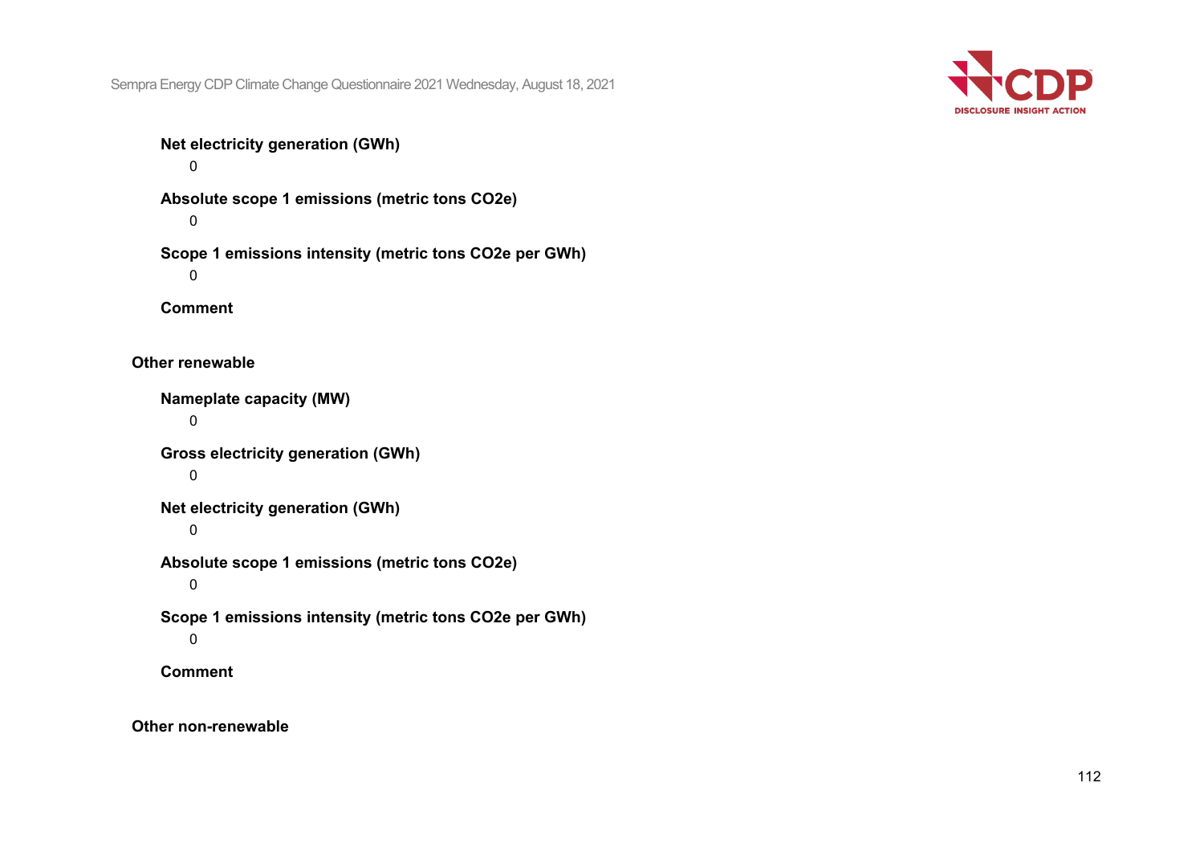**Net electricity generation (GWh)**

0

**Absolute scope 1 emissions (metric tons CO2e)**

0

**Scope 1 emissions intensity (metric tons CO2e per GWh)**

0

**Comment**

**Other renewable**

**Nameplate capacity (MW)**

0

**Gross electricity generation (GWh)**

0

**Net electricity generation (GWh)**

0

**Absolute scope 1 emissions (metric tons CO2e)**

0

**Scope 1 emissions intensity (metric tons CO2e per GWh)**

0

**Comment**

**Other non-renewable**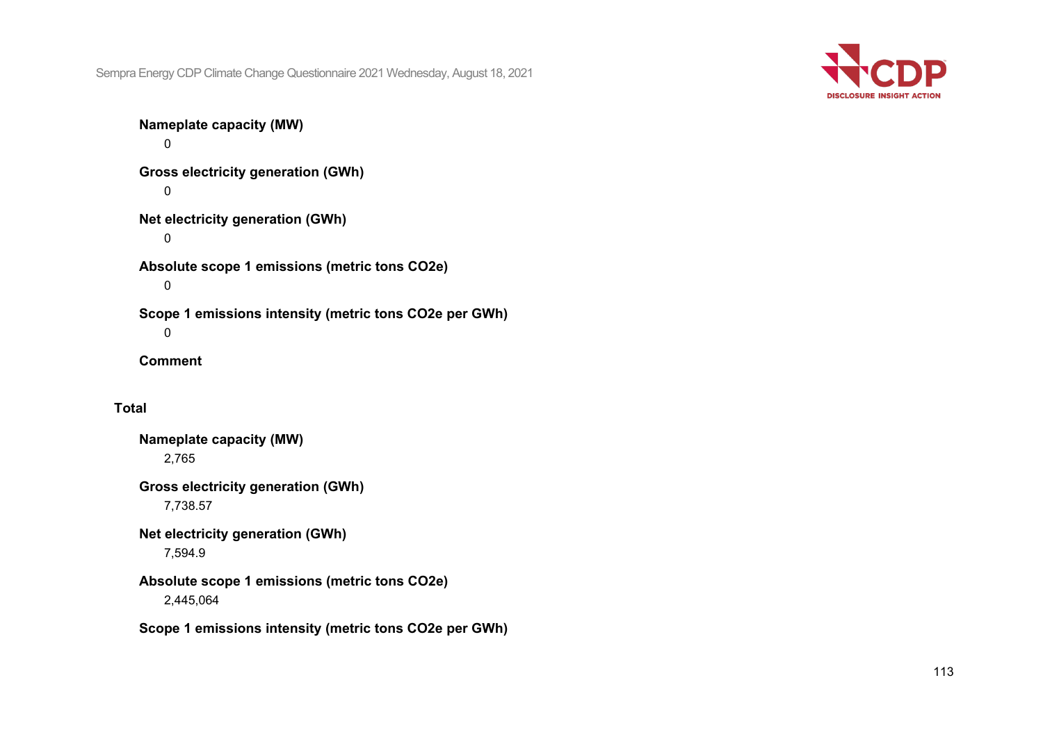**Nameplate capacity (MW)**

0

**Gross electricity generation (GWh)**

0

**Net electricity generation (GWh)**

0

**Absolute scope 1 emissions (metric tons CO2e)**

0

**Scope 1 emissions intensity (metric tons CO2e per GWh)**

0

**Comment**

### Total

**Nameplate capacity (MW)**

2,765

**Gross electricity generation (GWh)**

7,738.57

**Net electricity generation (GWh)**

7,594.9

**Absolute scope 1 emissions (metric tons CO2e)**

2,445,064

**Scope 1 emissions intensity (metric tons CO2e per GWh)**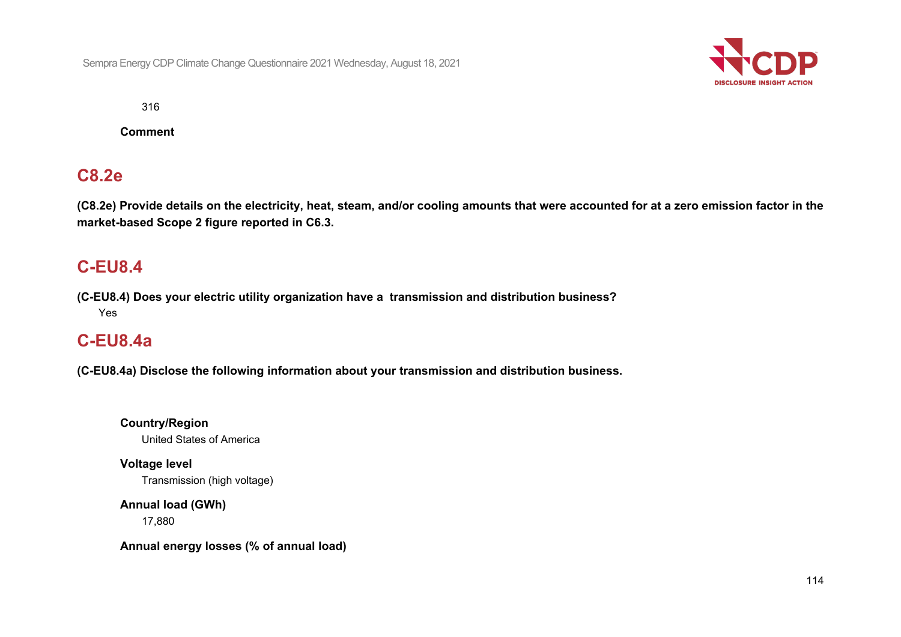316

**Comment**

## C8.2e

**(C8.2e) Provide details on the electricity, heat, steam, and/or cooling amounts that were accounted for at a zero emission factor in the market-based Scope 2 figure reported in C6.3.**

## C-EU8.4

**(C-EU8.4) Does your electric utility organization have a transmission and distribution business?**

Yes

## C-EU8.4a

**(C-EU8.4a) Disclose the following information about your transmission and distribution business.**

**Country/Region**

United States of America

**Voltage level**

Transmission (high voltage)

**Annual load (GWh)**

17,880

**Annual energy losses (% of annual load)**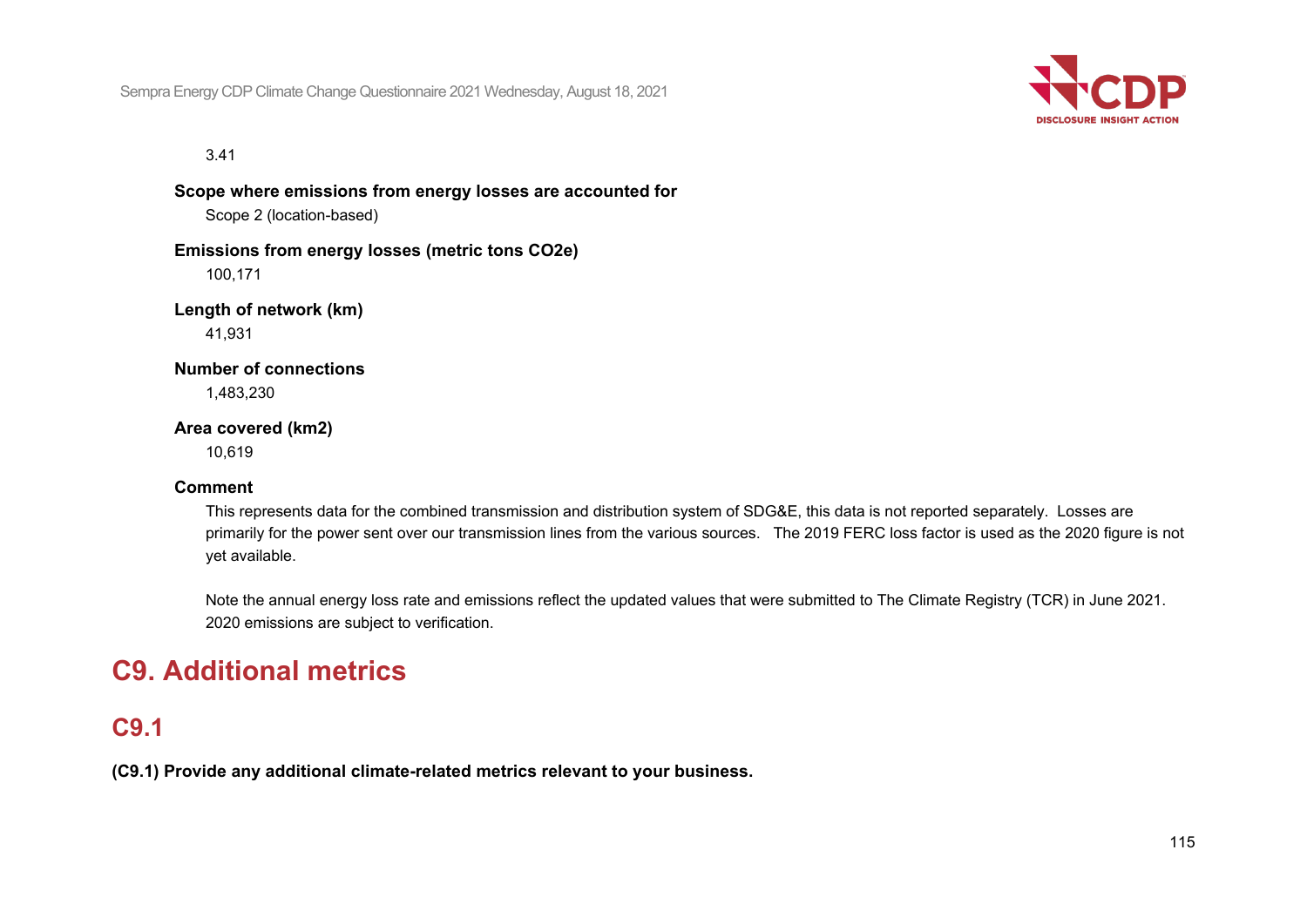3.41

**Scope where emissions from energy losses are accounted for**

Scope 2 (location-based)

**Emissions from energy losses (metric tons CO2e)**

100,171

**Length of network (km)**

41,931

**Number of connections**

1,483,230

**Area covered (km2)**

10,619

**Comment**

This represents data for the combined transmission and distribution system of SDG&E, this data is not reported separately. Losses are primarily for the power sent over our transmission lines from the various sources. The 2019 FERC loss factor is used as the 2020 figure is not yet available.

Note the annual energy loss rate and emissions reflect the updated values that were submitted to The Climate Registry (TCR) in June 2021. 2020 emissions are subject to verification.

# C9. Additional metrics

## C9.1

**(C9.1) Provide any additional climate-related metrics relevant to your business.**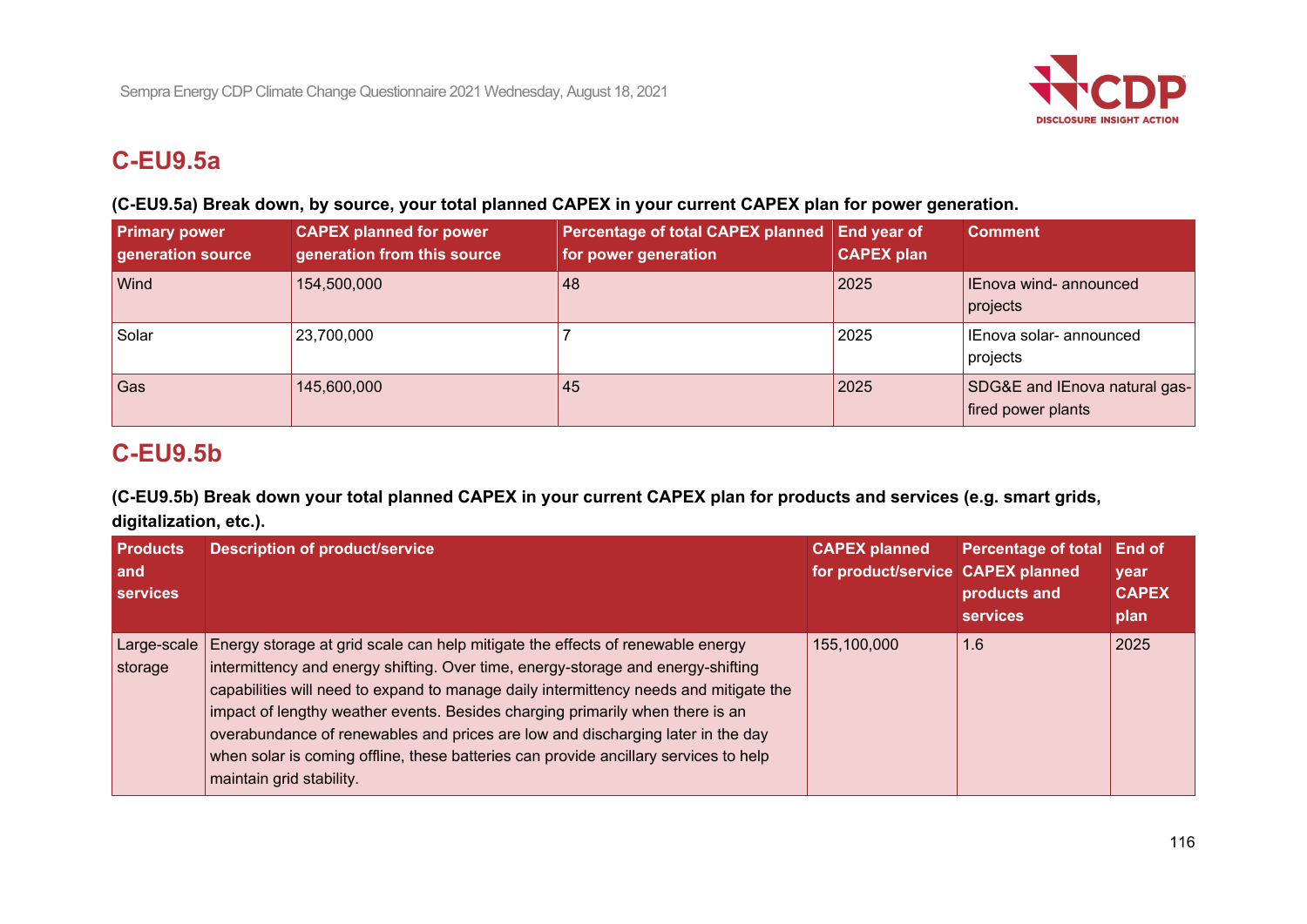## C-EU9.5a

**(C-EU9.5a) Break down, by source, your total planned CAPEX in your current CAPEX plan for power generation.**

| Primary power generation source | CAPEX planned for power generation from this source | Percentage of total CAPEX planned for power generation | End year of CAPEX plan | Comment |
|---|---|---|---|---|
| Wind | 154,500,000 | 48 | 2025 | IEnova wind- announced projects |
| Solar | 23,700,000 | 7 | 2025 | IEnova solar- announced projects |
| Gas | 145,600,000 | 45 | 2025 | SDG&E and IEnova natural gas-fired power plants |

## C-EU9.5b

**(C-EU9.5b) Break down your total planned CAPEX in your current CAPEX plan for products and services (e.g. smart grids, digitalization, etc.).**

| Products and services | Description of product/service | CAPEX planned for product/service | Percentage of total CAPEX planned products and services | End of year CAPEX plan |
|---|---|---|---|---|
| Large-scale storage | Energy storage at grid scale can help mitigate the effects of renewable energy intermittency and energy shifting. Over time, energy-storage and energy-shifting capabilities will need to expand to manage daily intermittency needs and mitigate the impact of lengthy weather events. Besides charging primarily when there is an overabundance of renewables and prices are low and discharging later in the day when solar is coming offline, these batteries can provide ancillary services to help maintain grid stability. | 155,100,000 | 1.6 | 2025 |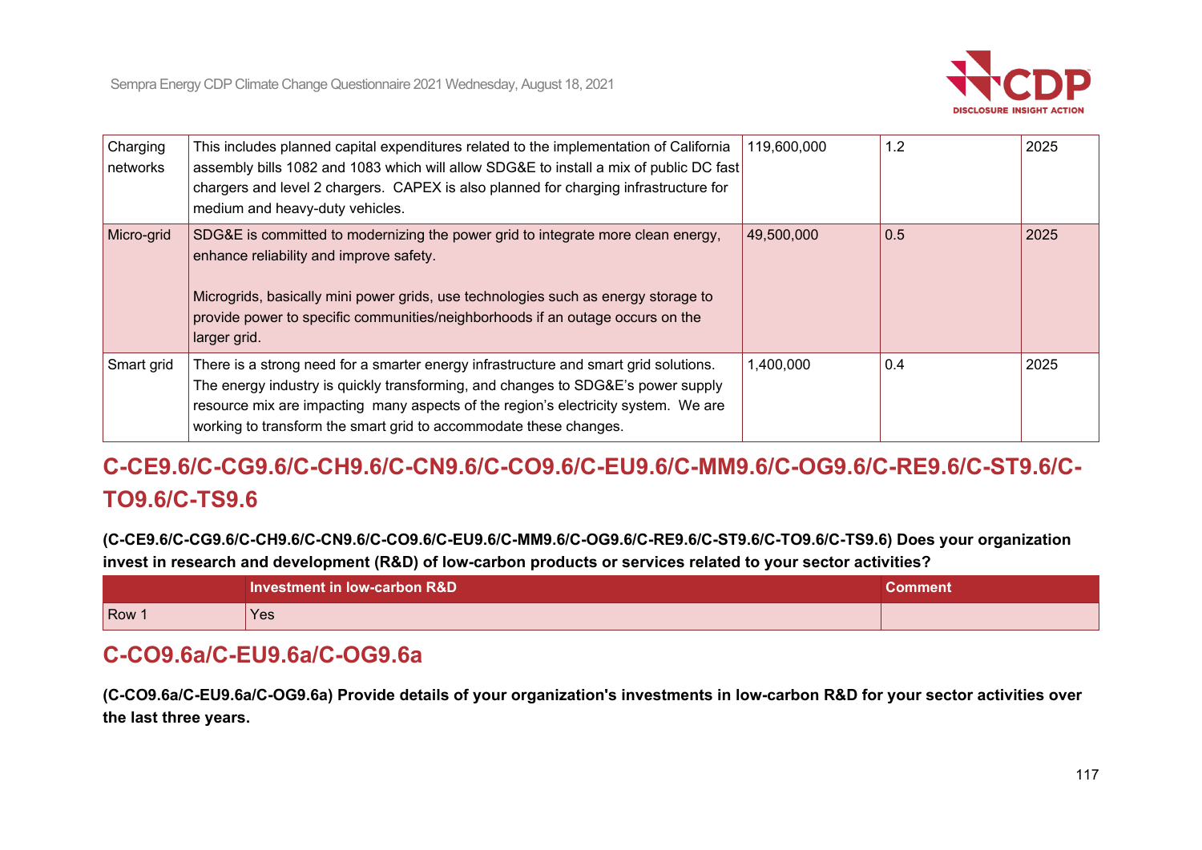| | | | | |
|---|---|---|---|---|
| Charging networks | This includes planned capital expenditures related to the implementation of California assembly bills 1082 and 1083 which will allow SDG&E to install a mix of public DC fast chargers and level 2 chargers. CAPEX is also planned for charging infrastructure for medium and heavy-duty vehicles. | 119,600,000 | 1.2 | 2025 |
| Micro-grid | SDG&E is committed to modernizing the power grid to integrate more clean energy, enhance reliability and improve safety.<br><br>Microgrids, basically mini power grids, use technologies such as energy storage to provide power to specific communities/neighborhoods if an outage occurs on the larger grid. | 49,500,000 | 0.5 | 2025 |
| Smart grid | There is a strong need for a smarter energy infrastructure and smart grid solutions. The energy industry is quickly transforming, and changes to SDG&E's power supply resource mix are impacting many aspects of the region's electricity system. We are working to transform the smart grid to accommodate these changes. | 1,400,000 | 0.4 | 2025 |

## C-CE9.6/C-CG9.6/C-CH9.6/C-CN9.6/C-CO9.6/C-EU9.6/C-MM9.6/C-OG9.6/C-RE9.6/C-ST9.6/C-TO9.6/C-TS9.6

**(C-CE9.6/C-CG9.6/C-CH9.6/C-CN9.6/C-CO9.6/C-EU9.6/C-MM9.6/C-OG9.6/C-RE9.6/C-ST9.6/C-TO9.6/C-TS9.6) Does your organization invest in research and development (R&D) of low-carbon products or services related to your sector activities?**

| | Investment in low-carbon R&D | Comment |
|---|---|---|
| Row 1 | Yes | |

## C-CO9.6a/C-EU9.6a/C-OG9.6a

**(C-CO9.6a/C-EU9.6a/C-OG9.6a) Provide details of your organization's investments in low-carbon R&D for your sector activities over the last three years.**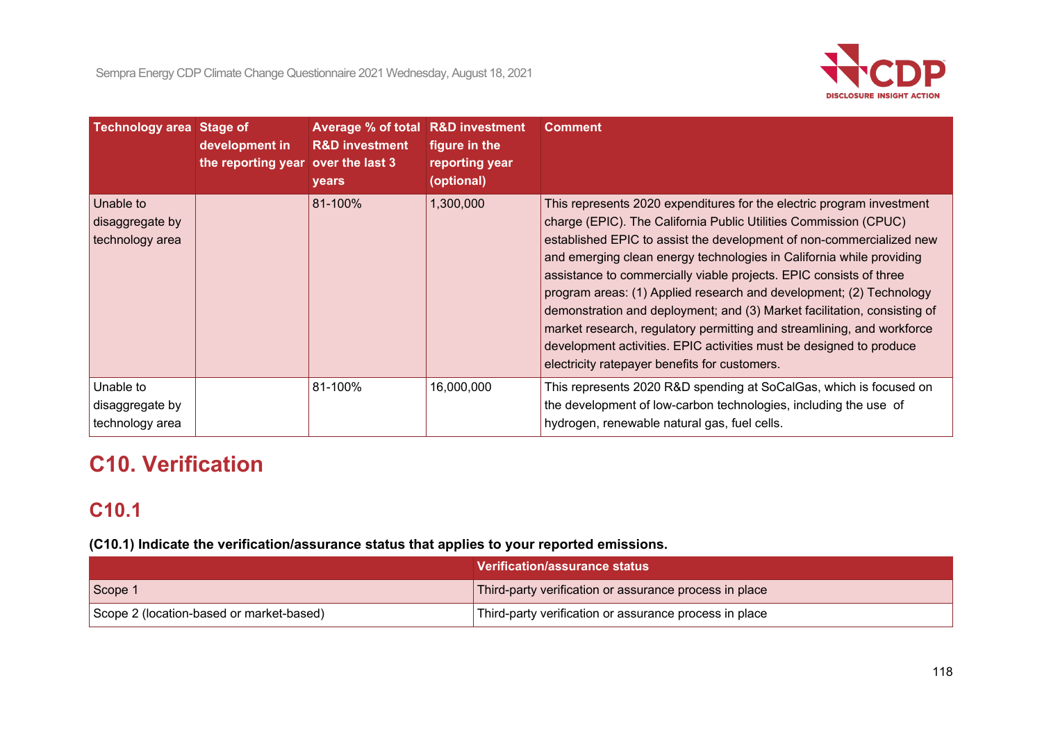| Technology area | Stage of development in the reporting year | Average % of total R&D investment over the last 3 years | R&D investment figure in the reporting year (optional) | Comment |
|---|---|---|---|---|
| Unable to disaggregate by technology area | | 81-100% | 1,300,000 | This represents 2020 expenditures for the electric program investment charge (EPIC). The California Public Utilities Commission (CPUC) established EPIC to assist the development of non-commercialized new and emerging clean energy technologies in California while providing assistance to commercially viable projects. EPIC consists of three program areas: (1) Applied research and development; (2) Technology demonstration and deployment; and (3) Market facilitation, consisting of market research, regulatory permitting and streamlining, and workforce development activities. EPIC activities must be designed to produce electricity ratepayer benefits for customers. |
| Unable to disaggregate by technology area | | 81-100% | 16,000,000 | This represents 2020 R&D spending at SoCalGas, which is focused on the development of low-carbon technologies, including the use of hydrogen, renewable natural gas, fuel cells. |

# C10. Verification

## C10.1

**(C10.1) Indicate the verification/assurance status that applies to your reported emissions.**

| | Verification/assurance status |
|---|---|
| Scope 1 | Third-party verification or assurance process in place |
| Scope 2 (location-based or market-based) | Third-party verification or assurance process in place |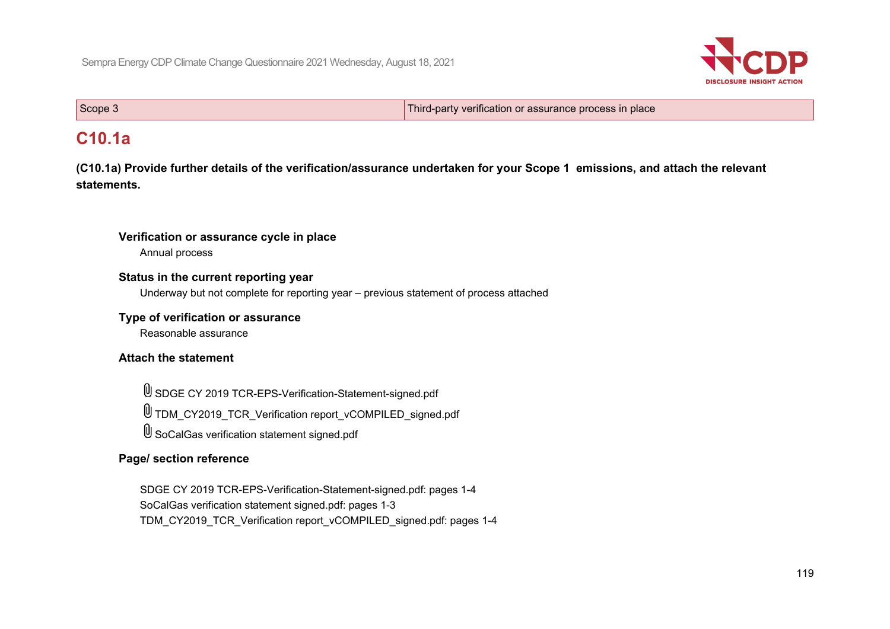| Scope 3 | Third-party verification or assurance process in place |
|---|---|

## C10.1a

**(C10.1a) Provide further details of the verification/assurance undertaken for your Scope 1 emissions, and attach the relevant statements.**

**Verification or assurance cycle in place**

Annual process

**Status in the current reporting year**

Underway but not complete for reporting year – previous statement of process attached

**Type of verification or assurance**

Reasonable assurance

**Attach the statement**

SDGE CY 2019 TCR-EPS-Verification-Statement-signed.pdf
TDM_CY2019_TCR_Verification report_vCOMPILED_signed.pdf
SoCalGas verification statement signed.pdf

**Page/ section reference**

SDGE CY 2019 TCR-EPS-Verification-Statement-signed.pdf: pages 1-4
SoCalGas verification statement signed.pdf: pages 1-3
TDM_CY2019_TCR_Verification report_vCOMPILED_signed.pdf: pages 1-4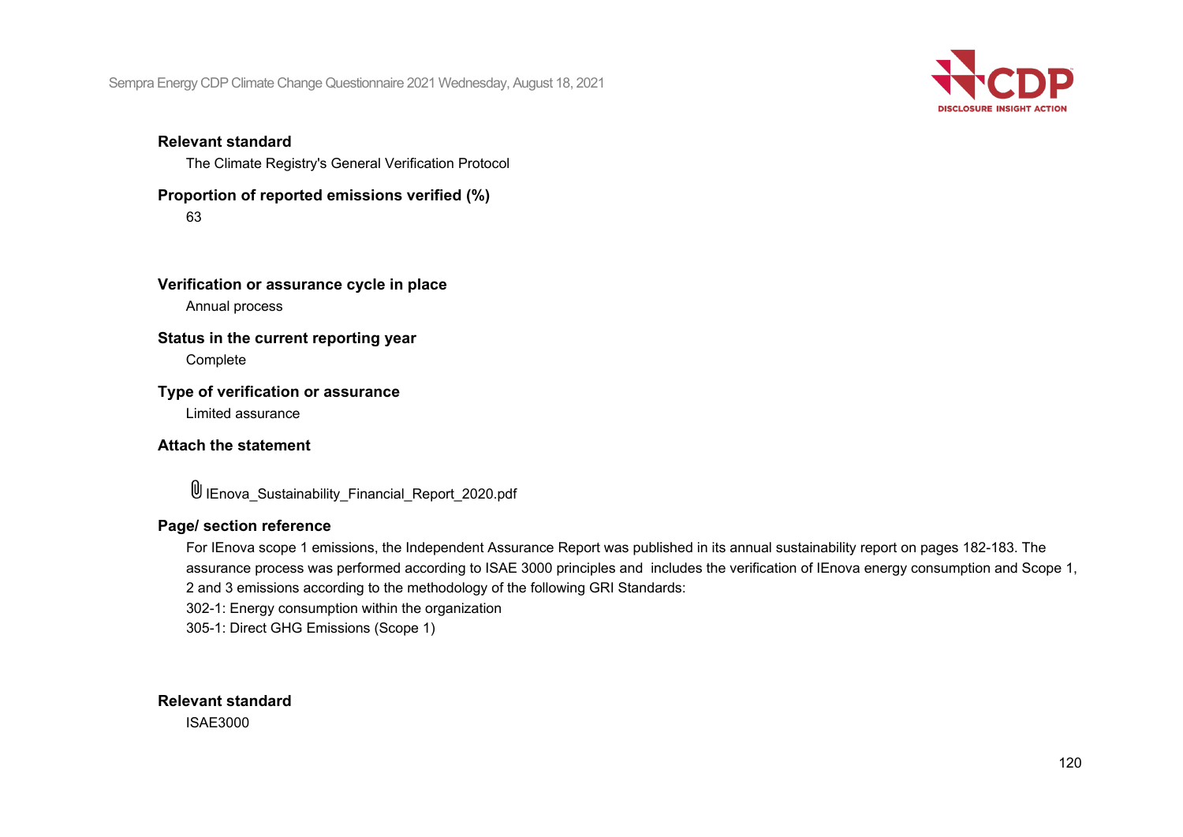**Relevant standard**

The Climate Registry's General Verification Protocol

**Proportion of reported emissions verified (%)**

63

**Verification or assurance cycle in place**

Annual process

**Status in the current reporting year**

Complete

**Type of verification or assurance**

Limited assurance

**Attach the statement**

IEnova_Sustainability_Financial_Report_2020.pdf

**Page/ section reference**

For IEnova scope 1 emissions, the Independent Assurance Report was published in its annual sustainability report on pages 182-183. The assurance process was performed according to ISAE 3000 principles and includes the verification of IEnova energy consumption and Scope 1, 2 and 3 emissions according to the methodology of the following GRI Standards:

302-1: Energy consumption within the organization

305-1: Direct GHG Emissions (Scope 1)

**Relevant standard**

ISAE3000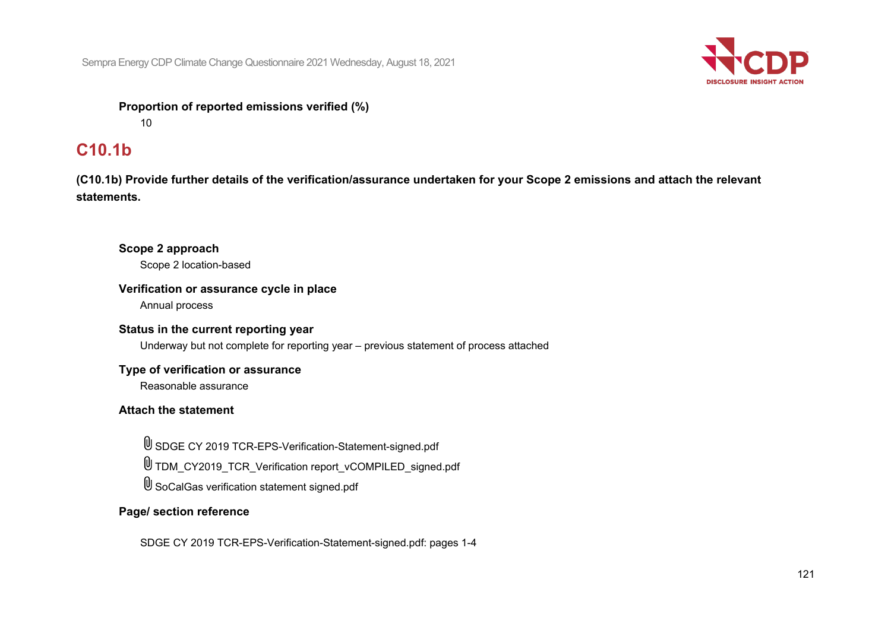**Proportion of reported emissions verified (%)**

10

## C10.1b

**(C10.1b) Provide further details of the verification/assurance undertaken for your Scope 2 emissions and attach the relevant statements.**

**Scope 2 approach**

Scope 2 location-based

**Verification or assurance cycle in place**

Annual process

**Status in the current reporting year**

Underway but not complete for reporting year – previous statement of process attached

**Type of verification or assurance**

Reasonable assurance

**Attach the statement**

SDGE CY 2019 TCR-EPS-Verification-Statement-signed.pdf

TDM_CY2019_TCR_Verification report_vCOMPILED_signed.pdf

SoCalGas verification statement signed.pdf

**Page/ section reference**

SDGE CY 2019 TCR-EPS-Verification-Statement-signed.pdf: pages 1-4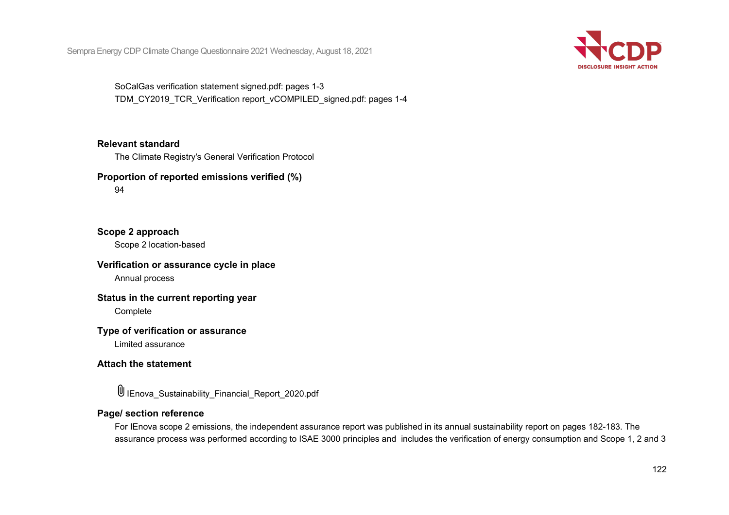SoCalGas verification statement signed.pdf: pages 1-3
TDM_CY2019_TCR_Verification report_vCOMPILED_signed.pdf: pages 1-4

**Relevant standard**

The Climate Registry's General Verification Protocol

**Proportion of reported emissions verified (%)**

94

**Scope 2 approach**

Scope 2 location-based

**Verification or assurance cycle in place**

Annual process

**Status in the current reporting year**

Complete

**Type of verification or assurance**

Limited assurance

**Attach the statement**

IEnova_Sustainability_Financial_Report_2020.pdf

**Page/ section reference**

For IEnova scope 2 emissions, the independent assurance report was published in its annual sustainability report on pages 182-183. The assurance process was performed according to ISAE 3000 principles and includes the verification of energy consumption and Scope 1, 2 and 3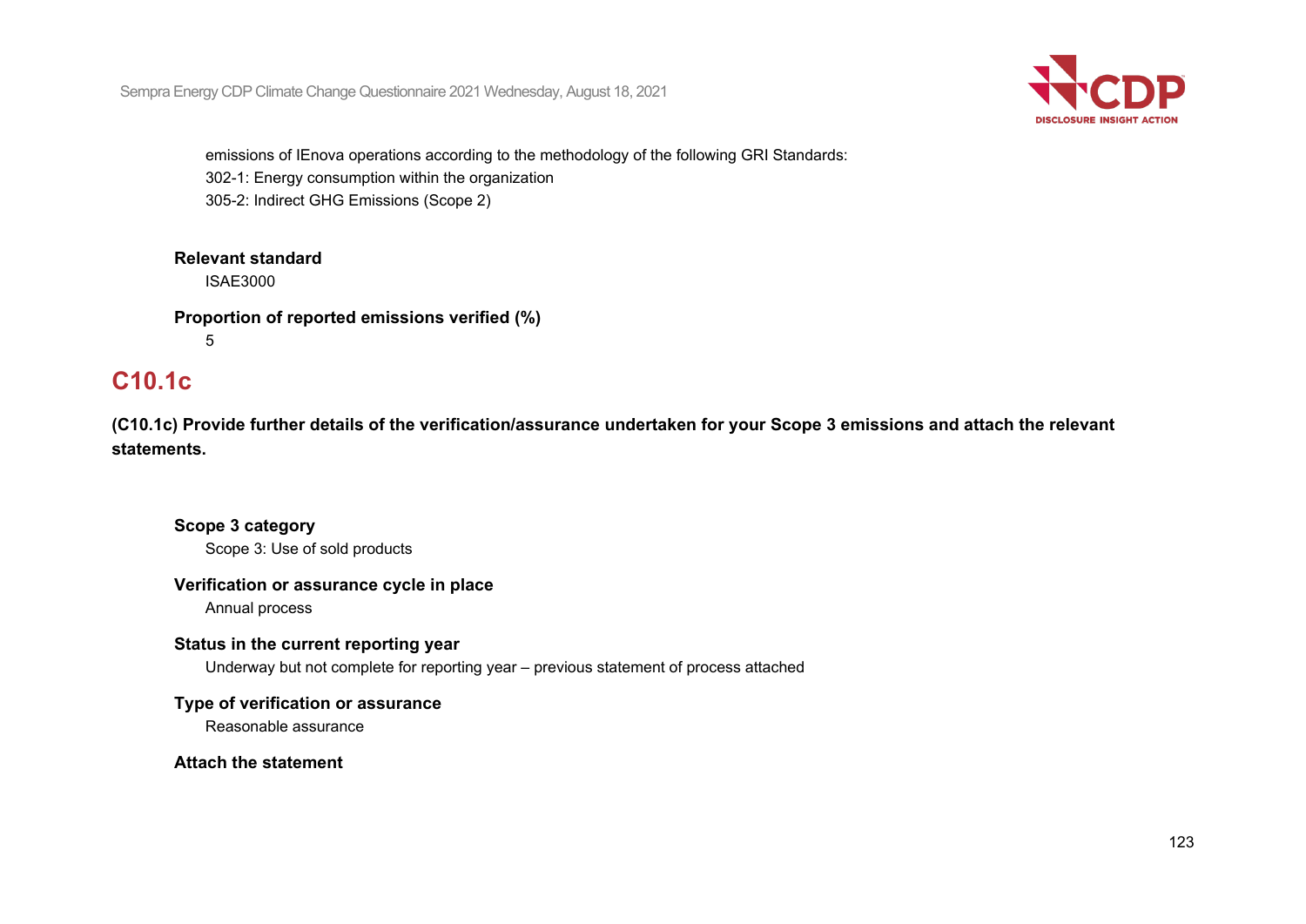emissions of IEnova operations according to the methodology of the following GRI Standards:
302-1: Energy consumption within the organization
305-2: Indirect GHG Emissions (Scope 2)

**Relevant standard**
ISAE3000

**Proportion of reported emissions verified (%)**
5

## C10.1c

**(C10.1c) Provide further details of the verification/assurance undertaken for your Scope 3 emissions and attach the relevant statements.**

**Scope 3 category**
Scope 3: Use of sold products

**Verification or assurance cycle in place**
Annual process

**Status in the current reporting year**
Underway but not complete for reporting year – previous statement of process attached

**Type of verification or assurance**
Reasonable assurance

**Attach the statement**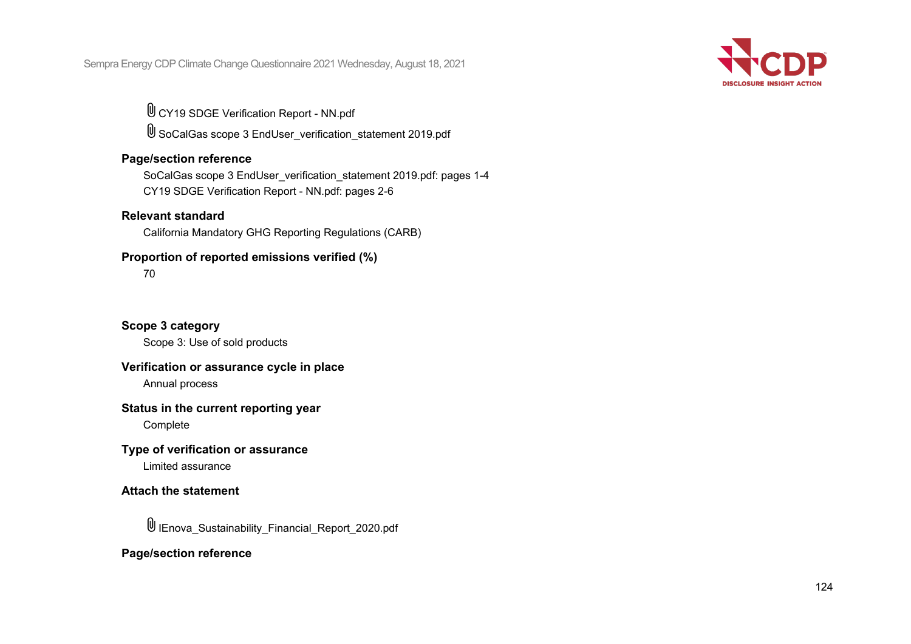CY19 SDGE Verification Report - NN.pdf

SoCalGas scope 3 EndUser_verification_statement 2019.pdf

**Page/section reference**

SoCalGas scope 3 EndUser_verification_statement 2019.pdf: pages 1-4
CY19 SDGE Verification Report - NN.pdf: pages 2-6

**Relevant standard**

California Mandatory GHG Reporting Regulations (CARB)

**Proportion of reported emissions verified (%)**

70

**Scope 3 category**

Scope 3: Use of sold products

**Verification or assurance cycle in place**

Annual process

**Status in the current reporting year**

Complete

**Type of verification or assurance**

Limited assurance

**Attach the statement**

IEnova_Sustainability_Financial_Report_2020.pdf

**Page/section reference**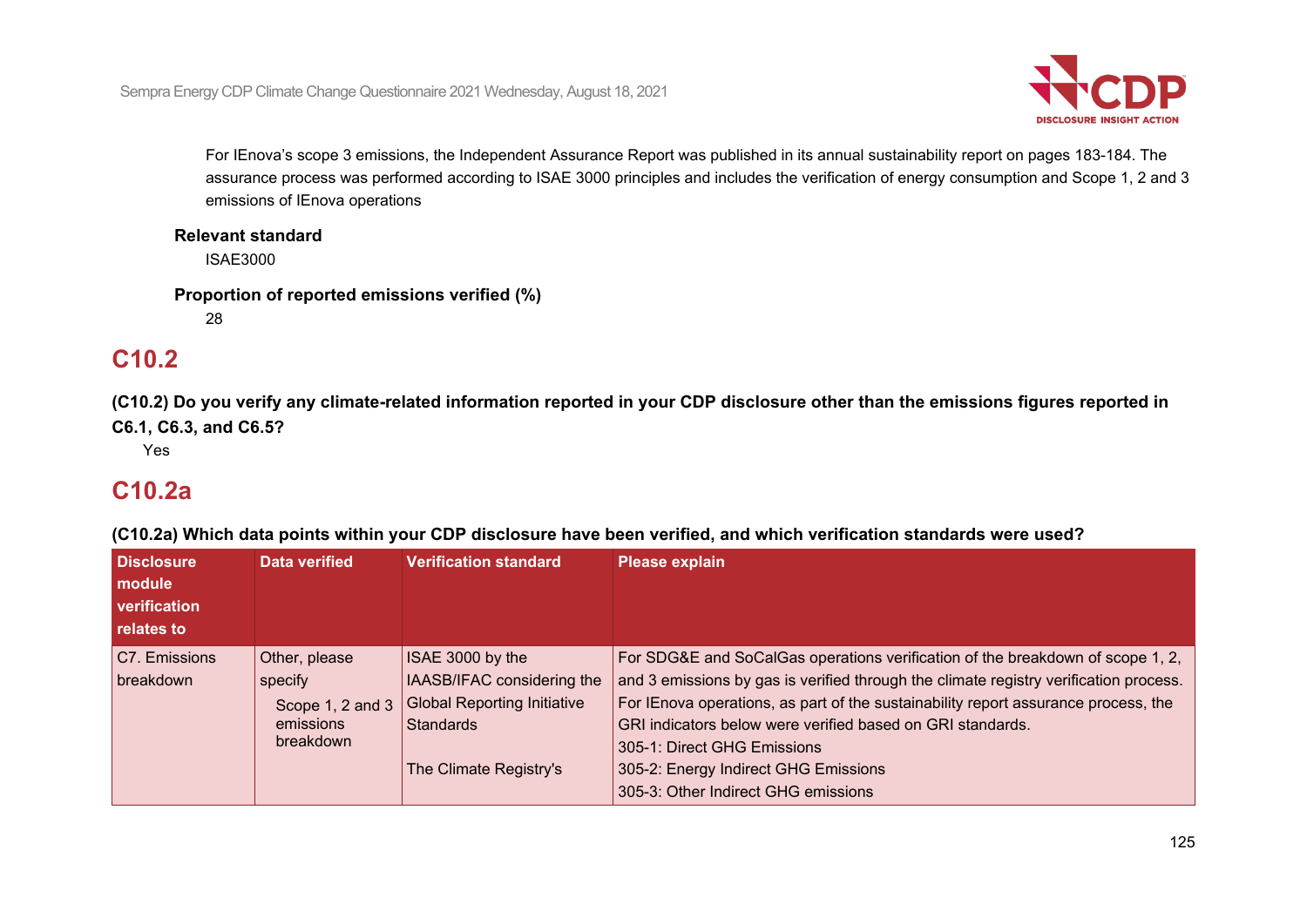For IEnova's scope 3 emissions, the Independent Assurance Report was published in its annual sustainability report on pages 183-184. The assurance process was performed according to ISAE 3000 principles and includes the verification of energy consumption and Scope 1, 2 and 3 emissions of IEnova operations

**Relevant standard**

ISAE3000

**Proportion of reported emissions verified (%)**

28

## C10.2

**(C10.2) Do you verify any climate-related information reported in your CDP disclosure other than the emissions figures reported in C6.1, C6.3, and C6.5?**

Yes

## C10.2a

**(C10.2a) Which data points within your CDP disclosure have been verified, and which verification standards were used?**

| Disclosure module verification relates to | Data verified | Verification standard | Please explain |
|---|---|---|---|
| C7. Emissions breakdown | Other, please specify<br>Scope 1, 2 and 3 emissions breakdown | ISAE 3000 by the IAASB/IFAC considering the Global Reporting Initiative Standards<br><br>The Climate Registry's | For SDG&E and SoCalGas operations verification of the breakdown of scope 1, 2, and 3 emissions by gas is verified through the climate registry verification process. For IEnova operations, as part of the sustainability report assurance process, the GRI indicators below were verified based on GRI standards.<br>305-1: Direct GHG Emissions<br>305-2: Energy Indirect GHG Emissions<br>305-3: Other Indirect GHG emissions |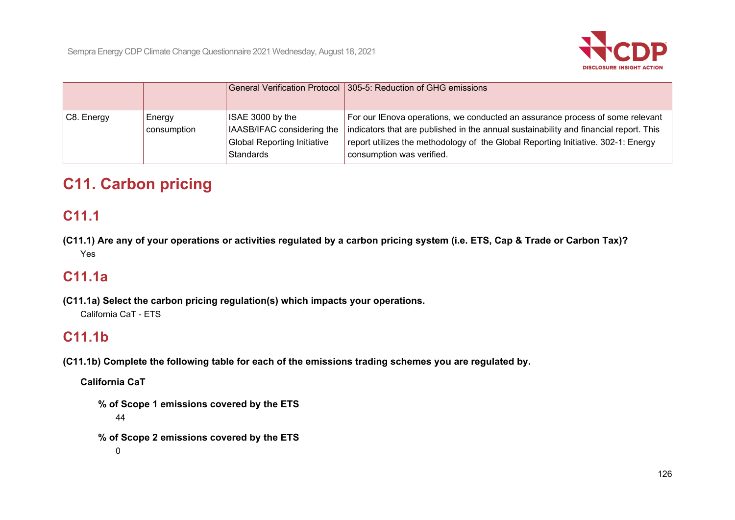|  |  | General Verification Protocol | 305-5: Reduction of GHG emissions |
|---|---|---|---|
| C8. Energy | Energy consumption | ISAE 3000 by the IAASB/IFAC considering the Global Reporting Initiative Standards | For our IEnova operations, we conducted an assurance process of some relevant indicators that are published in the annual sustainability and financial report. This report utilizes the methodology of the Global Reporting Initiative. 302-1: Energy consumption was verified. |

# C11. Carbon pricing

## C11.1

**(C11.1) Are any of your operations or activities regulated by a carbon pricing system (i.e. ETS, Cap & Trade or Carbon Tax)?**

Yes

## C11.1a

**(C11.1a) Select the carbon pricing regulation(s) which impacts your operations.**

California CaT - ETS

## C11.1b

**(C11.1b) Complete the following table for each of the emissions trading schemes you are regulated by.**

**California CaT**

**% of Scope 1 emissions covered by the ETS**

44

**% of Scope 2 emissions covered by the ETS**

0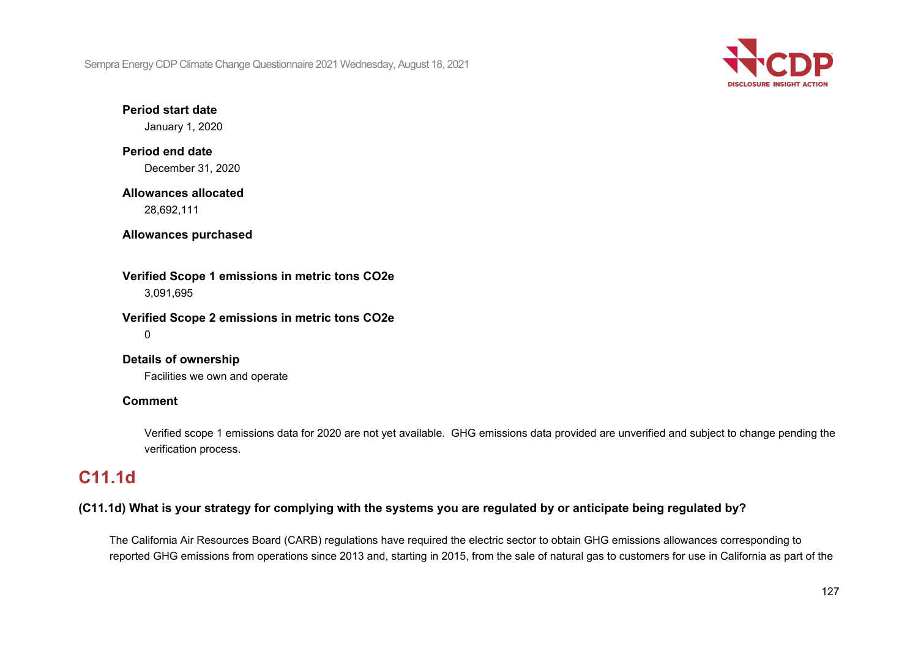**Period start date**

January 1, 2020

**Period end date**

December 31, 2020

**Allowances allocated**

28,692,111

**Allowances purchased**

**Verified Scope 1 emissions in metric tons CO2e**

3,091,695

**Verified Scope 2 emissions in metric tons CO2e**

0

**Details of ownership**

Facilities we own and operate

**Comment**

Verified scope 1 emissions data for 2020 are not yet available. GHG emissions data provided are unverified and subject to change pending the verification process.

## C11.1d

**(C11.1d) What is your strategy for complying with the systems you are regulated by or anticipate being regulated by?**

The California Air Resources Board (CARB) regulations have required the electric sector to obtain GHG emissions allowances corresponding to reported GHG emissions from operations since 2013 and, starting in 2015, from the sale of natural gas to customers for use in California as part of the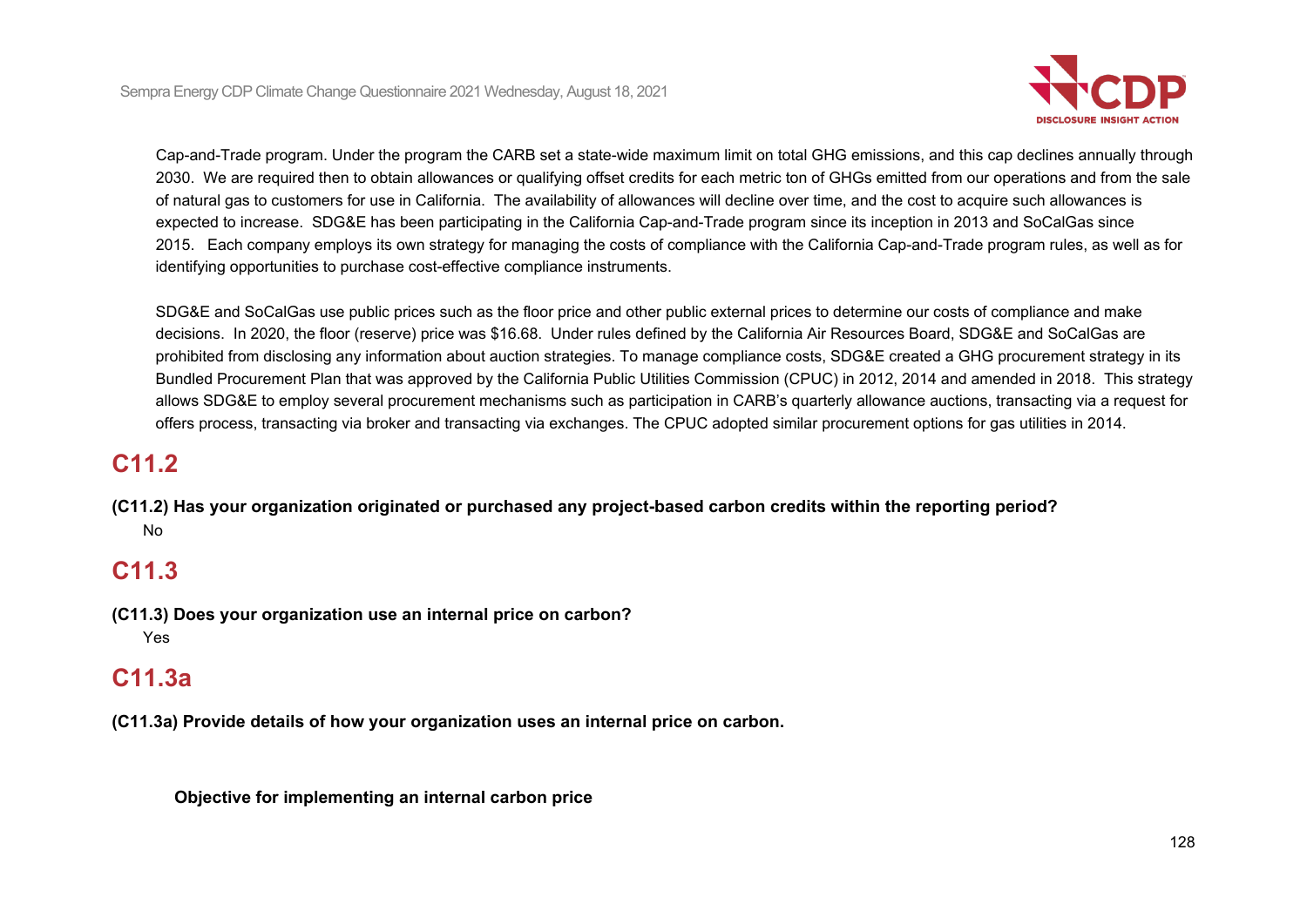Cap-and-Trade program. Under the program the CARB set a state-wide maximum limit on total GHG emissions, and this cap declines annually through 2030. We are required then to obtain allowances or qualifying offset credits for each metric ton of GHGs emitted from our operations and from the sale of natural gas to customers for use in California. The availability of allowances will decline over time, and the cost to acquire such allowances is expected to increase. SDG&E has been participating in the California Cap-and-Trade program since its inception in 2013 and SoCalGas since 2015. Each company employs its own strategy for managing the costs of compliance with the California Cap-and-Trade program rules, as well as for identifying opportunities to purchase cost-effective compliance instruments.

SDG&E and SoCalGas use public prices such as the floor price and other public external prices to determine our costs of compliance and make decisions. In 2020, the floor (reserve) price was $16.68. Under rules defined by the California Air Resources Board, SDG&E and SoCalGas are prohibited from disclosing any information about auction strategies. To manage compliance costs, SDG&E created a GHG procurement strategy in its Bundled Procurement Plan that was approved by the California Public Utilities Commission (CPUC) in 2012, 2014 and amended in 2018. This strategy allows SDG&E to employ several procurement mechanisms such as participation in CARB's quarterly allowance auctions, transacting via a request for offers process, transacting via broker and transacting via exchanges. The CPUC adopted similar procurement options for gas utilities in 2014.

## C11.2

**(C11.2) Has your organization originated or purchased any project-based carbon credits within the reporting period?**

No

## C11.3

**(C11.3) Does your organization use an internal price on carbon?**

Yes

## C11.3a

**(C11.3a) Provide details of how your organization uses an internal price on carbon.**

**Objective for implementing an internal carbon price**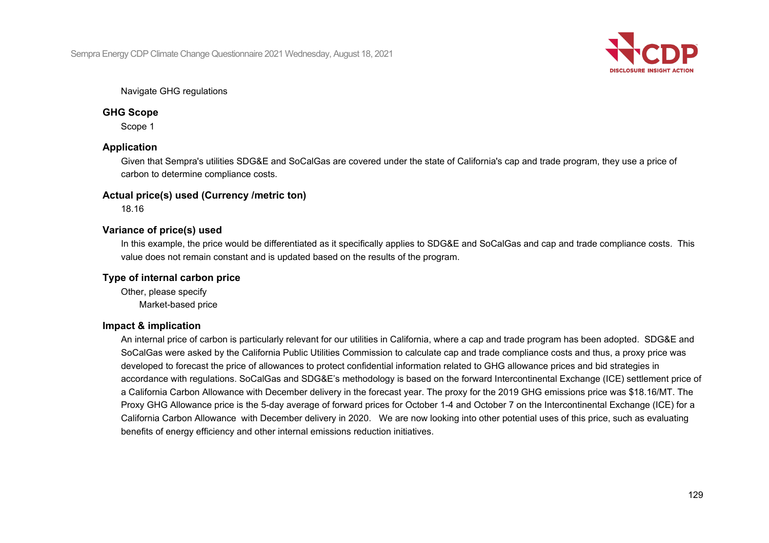Navigate GHG regulations

**GHG Scope**

Scope 1

**Application**

Given that Sempra's utilities SDG&E and SoCalGas are covered under the state of California's cap and trade program, they use a price of carbon to determine compliance costs.

**Actual price(s) used (Currency /metric ton)**

18.16

**Variance of price(s) used**

In this example, the price would be differentiated as it specifically applies to SDG&E and SoCalGas and cap and trade compliance costs. This value does not remain constant and is updated based on the results of the program.

**Type of internal carbon price**

Other, please specify

Market-based price

**Impact & implication**

An internal price of carbon is particularly relevant for our utilities in California, where a cap and trade program has been adopted. SDG&E and SoCalGas were asked by the California Public Utilities Commission to calculate cap and trade compliance costs and thus, a proxy price was developed to forecast the price of allowances to protect confidential information related to GHG allowance prices and bid strategies in accordance with regulations. SoCalGas and SDG&E's methodology is based on the forward Intercontinental Exchange (ICE) settlement price of a California Carbon Allowance with December delivery in the forecast year. The proxy for the 2019 GHG emissions price was $18.16/MT. The Proxy GHG Allowance price is the 5-day average of forward prices for October 1-4 and October 7 on the Intercontinental Exchange (ICE) for a California Carbon Allowance with December delivery in 2020. We are now looking into other potential uses of this price, such as evaluating benefits of energy efficiency and other internal emissions reduction initiatives.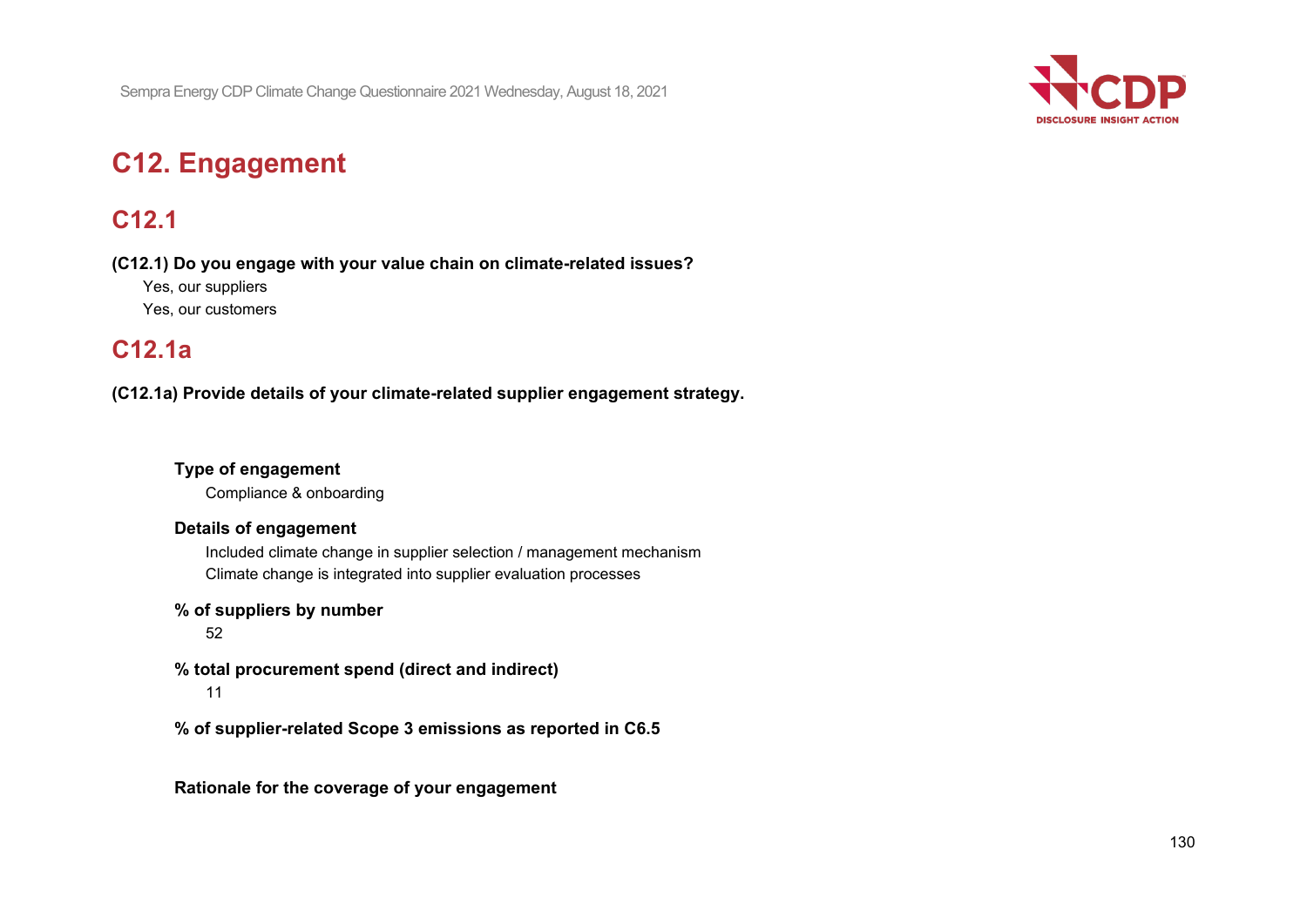# C12. Engagement

## C12.1

**(C12.1) Do you engage with your value chain on climate-related issues?**

Yes, our suppliers

Yes, our customers

## C12.1a

**(C12.1a) Provide details of your climate-related supplier engagement strategy.**

**Type of engagement**

Compliance & onboarding

**Details of engagement**

Included climate change in supplier selection / management mechanism

Climate change is integrated into supplier evaluation processes

**% of suppliers by number**

52

**% total procurement spend (direct and indirect)**

11

**% of supplier-related Scope 3 emissions as reported in C6.5**

**Rationale for the coverage of your engagement**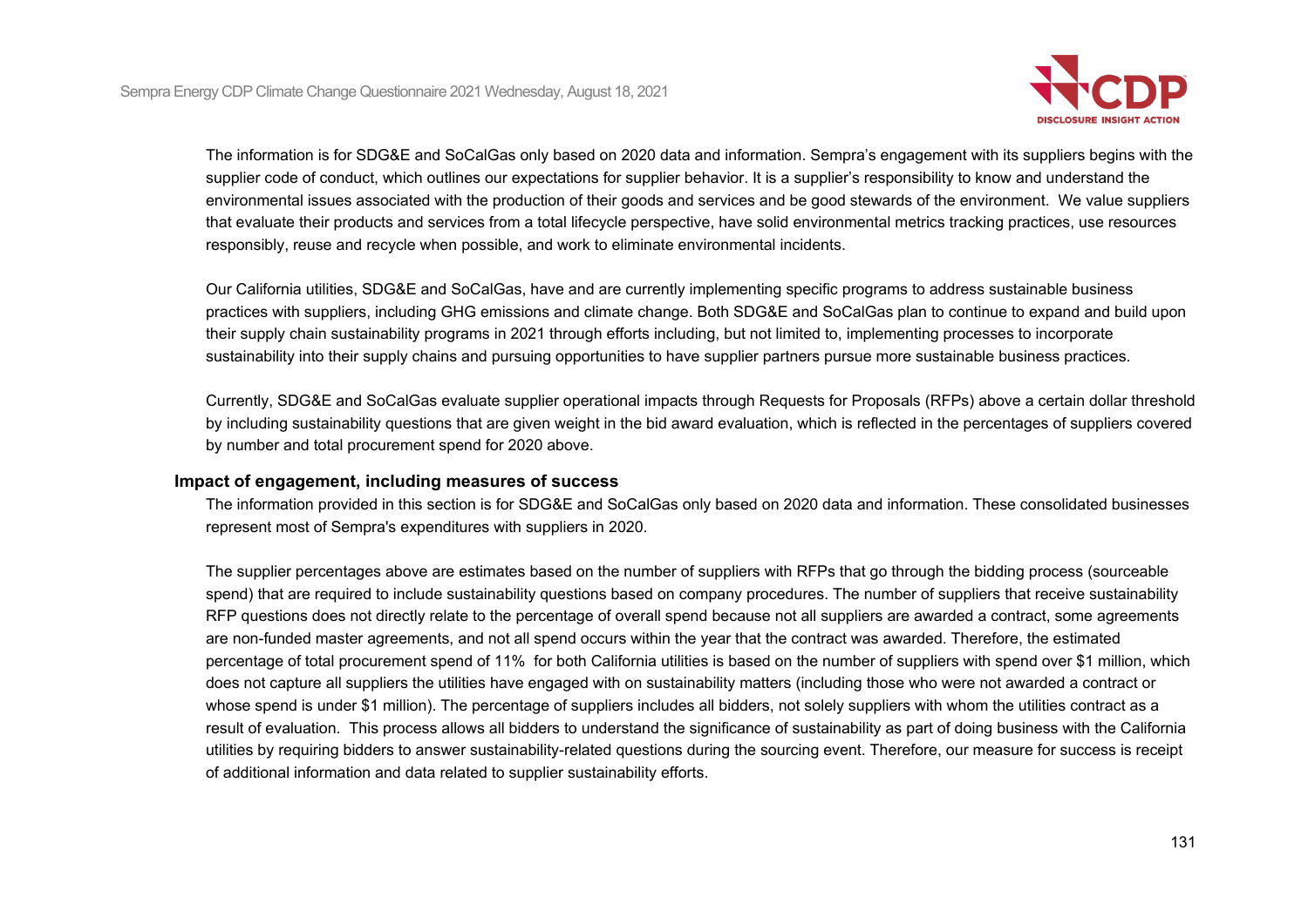The information is for SDG&E and SoCalGas only based on 2020 data and information. Sempra's engagement with its suppliers begins with the supplier code of conduct, which outlines our expectations for supplier behavior. It is a supplier's responsibility to know and understand the environmental issues associated with the production of their goods and services and be good stewards of the environment. We value suppliers that evaluate their products and services from a total lifecycle perspective, have solid environmental metrics tracking practices, use resources responsibly, reuse and recycle when possible, and work to eliminate environmental incidents.

Our California utilities, SDG&E and SoCalGas, have and are currently implementing specific programs to address sustainable business practices with suppliers, including GHG emissions and climate change. Both SDG&E and SoCalGas plan to continue to expand and build upon their supply chain sustainability programs in 2021 through efforts including, but not limited to, implementing processes to incorporate sustainability into their supply chains and pursuing opportunities to have supplier partners pursue more sustainable business practices.

Currently, SDG&E and SoCalGas evaluate supplier operational impacts through Requests for Proposals (RFPs) above a certain dollar threshold by including sustainability questions that are given weight in the bid award evaluation, which is reflected in the percentages of suppliers covered by number and total procurement spend for 2020 above.

**Impact of engagement, including measures of success**

The information provided in this section is for SDG&E and SoCalGas only based on 2020 data and information. These consolidated businesses represent most of Sempra's expenditures with suppliers in 2020.

The supplier percentages above are estimates based on the number of suppliers with RFPs that go through the bidding process (sourceable spend) that are required to include sustainability questions based on company procedures. The number of suppliers that receive sustainability RFP questions does not directly relate to the percentage of overall spend because not all suppliers are awarded a contract, some agreements are non-funded master agreements, and not all spend occurs within the year that the contract was awarded. Therefore, the estimated percentage of total procurement spend of 11% for both California utilities is based on the number of suppliers with spend over $1 million, which does not capture all suppliers the utilities have engaged with on sustainability matters (including those who were not awarded a contract or whose spend is under $1 million). The percentage of suppliers includes all bidders, not solely suppliers with whom the utilities contract as a result of evaluation. This process allows all bidders to understand the significance of sustainability as part of doing business with the California utilities by requiring bidders to answer sustainability-related questions during the sourcing event. Therefore, our measure for success is receipt of additional information and data related to supplier sustainability efforts.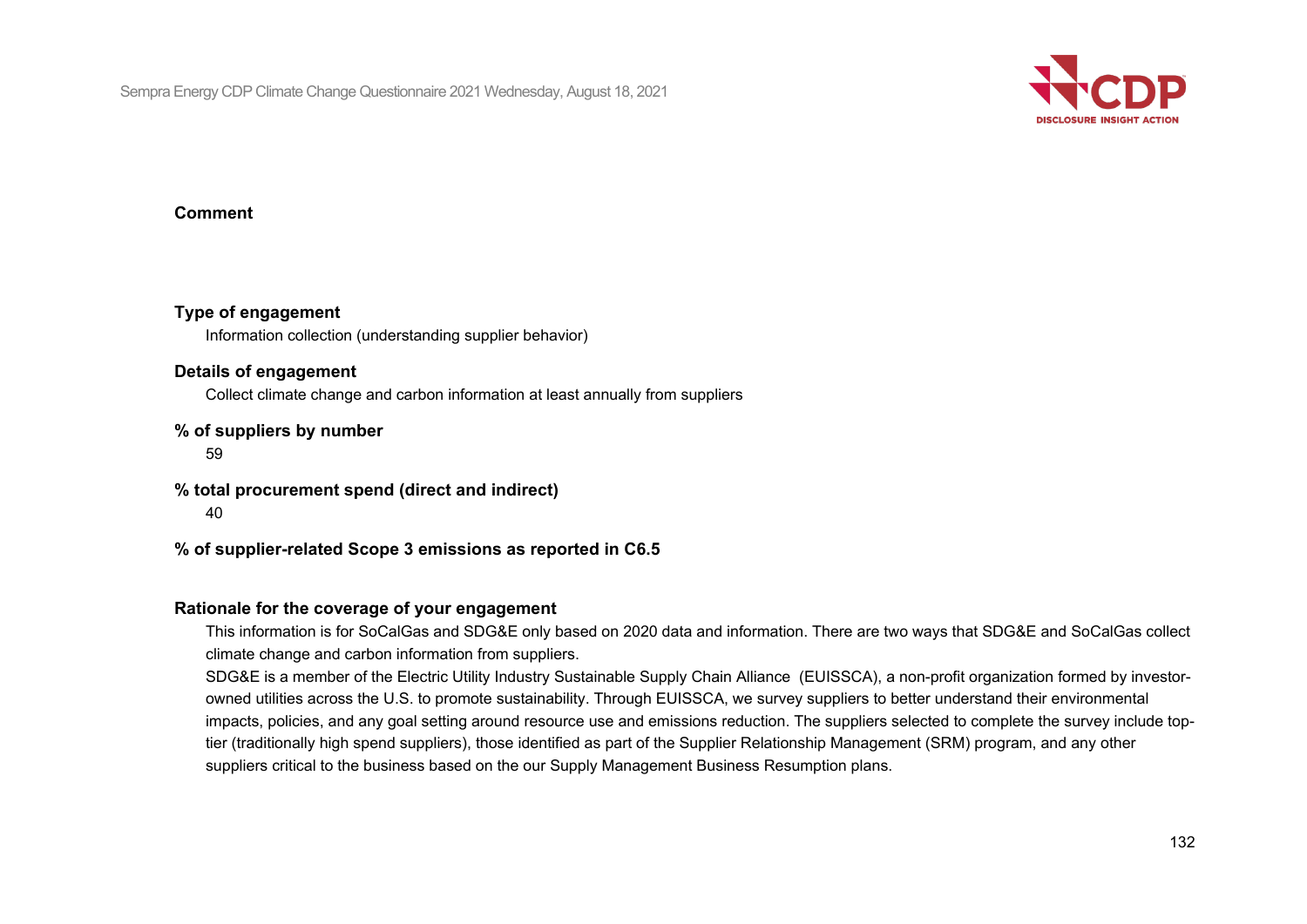**Comment**

**Type of engagement**

Information collection (understanding supplier behavior)

**Details of engagement**

Collect climate change and carbon information at least annually from suppliers

**% of suppliers by number**

59

**% total procurement spend (direct and indirect)**

40

**% of supplier-related Scope 3 emissions as reported in C6.5**

**Rationale for the coverage of your engagement**

This information is for SoCalGas and SDG&E only based on 2020 data and information. There are two ways that SDG&E and SoCalGas collect climate change and carbon information from suppliers.

SDG&E is a member of the Electric Utility Industry Sustainable Supply Chain Alliance (EUISSCA), a non-profit organization formed by investor-owned utilities across the U.S. to promote sustainability. Through EUISSCA, we survey suppliers to better understand their environmental impacts, policies, and any goal setting around resource use and emissions reduction. The suppliers selected to complete the survey include top-tier (traditionally high spend suppliers), those identified as part of the Supplier Relationship Management (SRM) program, and any other suppliers critical to the business based on the our Supply Management Business Resumption plans.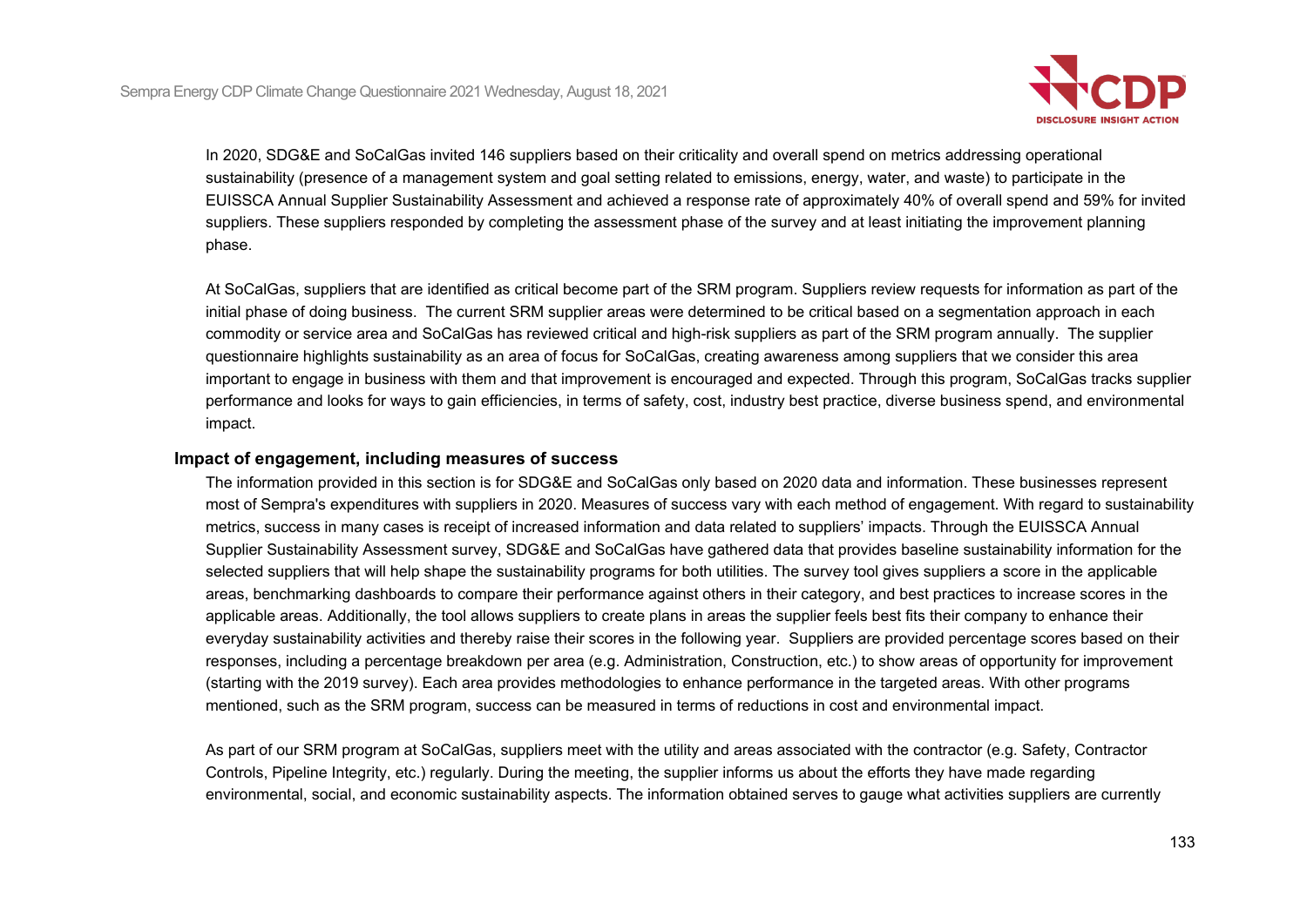In 2020, SDG&E and SoCalGas invited 146 suppliers based on their criticality and overall spend on metrics addressing operational sustainability (presence of a management system and goal setting related to emissions, energy, water, and waste) to participate in the EUISSCA Annual Supplier Sustainability Assessment and achieved a response rate of approximately 40% of overall spend and 59% for invited suppliers. These suppliers responded by completing the assessment phase of the survey and at least initiating the improvement planning phase.

At SoCalGas, suppliers that are identified as critical become part of the SRM program. Suppliers review requests for information as part of the initial phase of doing business. The current SRM supplier areas were determined to be critical based on a segmentation approach in each commodity or service area and SoCalGas has reviewed critical and high-risk suppliers as part of the SRM program annually. The supplier questionnaire highlights sustainability as an area of focus for SoCalGas, creating awareness among suppliers that we consider this area important to engage in business with them and that improvement is encouraged and expected. Through this program, SoCalGas tracks supplier performance and looks for ways to gain efficiencies, in terms of safety, cost, industry best practice, diverse business spend, and environmental impact.

**Impact of engagement, including measures of success**

The information provided in this section is for SDG&E and SoCalGas only based on 2020 data and information. These businesses represent most of Sempra's expenditures with suppliers in 2020. Measures of success vary with each method of engagement. With regard to sustainability metrics, success in many cases is receipt of increased information and data related to suppliers' impacts. Through the EUISSCA Annual Supplier Sustainability Assessment survey, SDG&E and SoCalGas have gathered data that provides baseline sustainability information for the selected suppliers that will help shape the sustainability programs for both utilities. The survey tool gives suppliers a score in the applicable areas, benchmarking dashboards to compare their performance against others in their category, and best practices to increase scores in the applicable areas. Additionally, the tool allows suppliers to create plans in areas the supplier feels best fits their company to enhance their everyday sustainability activities and thereby raise their scores in the following year. Suppliers are provided percentage scores based on their responses, including a percentage breakdown per area (e.g. Administration, Construction, etc.) to show areas of opportunity for improvement (starting with the 2019 survey). Each area provides methodologies to enhance performance in the targeted areas. With other programs mentioned, such as the SRM program, success can be measured in terms of reductions in cost and environmental impact.

As part of our SRM program at SoCalGas, suppliers meet with the utility and areas associated with the contractor (e.g. Safety, Contractor Controls, Pipeline Integrity, etc.) regularly. During the meeting, the supplier informs us about the efforts they have made regarding environmental, social, and economic sustainability aspects. The information obtained serves to gauge what activities suppliers are currently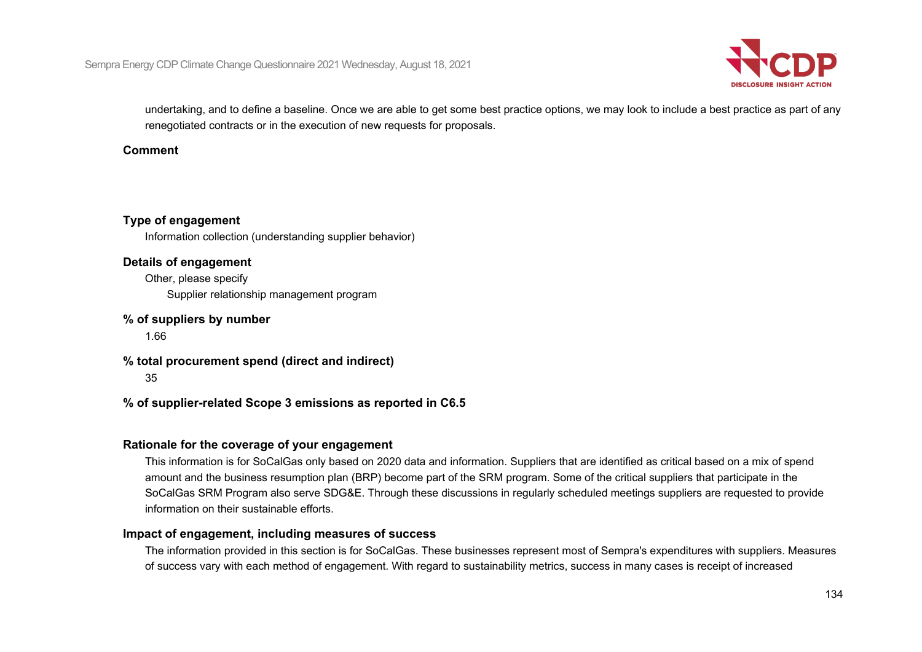undertaking, and to define a baseline. Once we are able to get some best practice options, we may look to include a best practice as part of any renegotiated contracts or in the execution of new requests for proposals.

**Comment**

**Type of engagement**

Information collection (understanding supplier behavior)

**Details of engagement**

Other, please specify

Supplier relationship management program

**% of suppliers by number**

1.66

**% total procurement spend (direct and indirect)**

35

**% of supplier-related Scope 3 emissions as reported in C6.5**

**Rationale for the coverage of your engagement**

This information is for SoCalGas only based on 2020 data and information. Suppliers that are identified as critical based on a mix of spend amount and the business resumption plan (BRP) become part of the SRM program. Some of the critical suppliers that participate in the SoCalGas SRM Program also serve SDG&E. Through these discussions in regularly scheduled meetings suppliers are requested to provide information on their sustainable efforts.

**Impact of engagement, including measures of success**

The information provided in this section is for SoCalGas. These businesses represent most of Sempra's expenditures with suppliers. Measures of success vary with each method of engagement. With regard to sustainability metrics, success in many cases is receipt of increased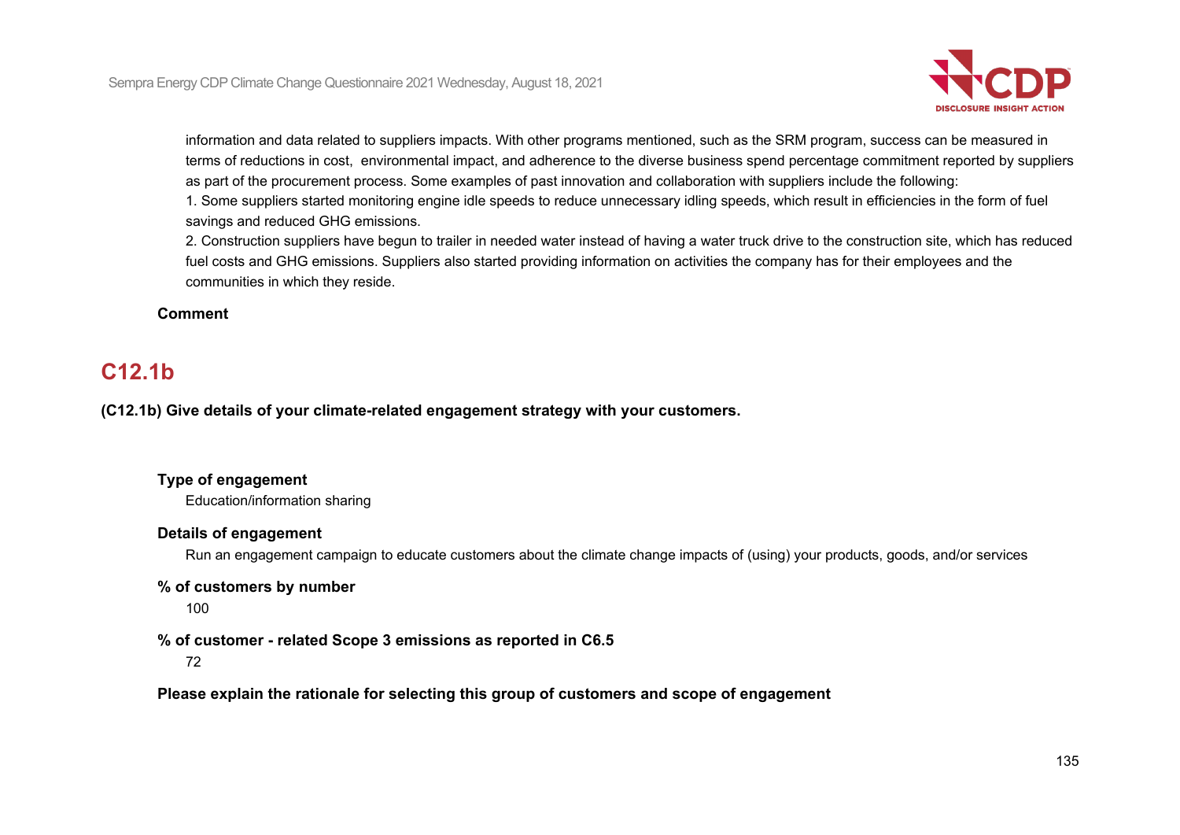information and data related to suppliers impacts. With other programs mentioned, such as the SRM program, success can be measured in terms of reductions in cost, environmental impact, and adherence to the diverse business spend percentage commitment reported by suppliers as part of the procurement process. Some examples of past innovation and collaboration with suppliers include the following:
1. Some suppliers started monitoring engine idle speeds to reduce unnecessary idling speeds, which result in efficiencies in the form of fuel savings and reduced GHG emissions.
2. Construction suppliers have begun to trailer in needed water instead of having a water truck drive to the construction site, which has reduced fuel costs and GHG emissions. Suppliers also started providing information on activities the company has for their employees and the communities in which they reside.

**Comment**

## C12.1b

**(C12.1b) Give details of your climate-related engagement strategy with your customers.**

**Type of engagement**

Education/information sharing

**Details of engagement**

Run an engagement campaign to educate customers about the climate change impacts of (using) your products, goods, and/or services

**% of customers by number**

100

**% of customer - related Scope 3 emissions as reported in C6.5**

72

**Please explain the rationale for selecting this group of customers and scope of engagement**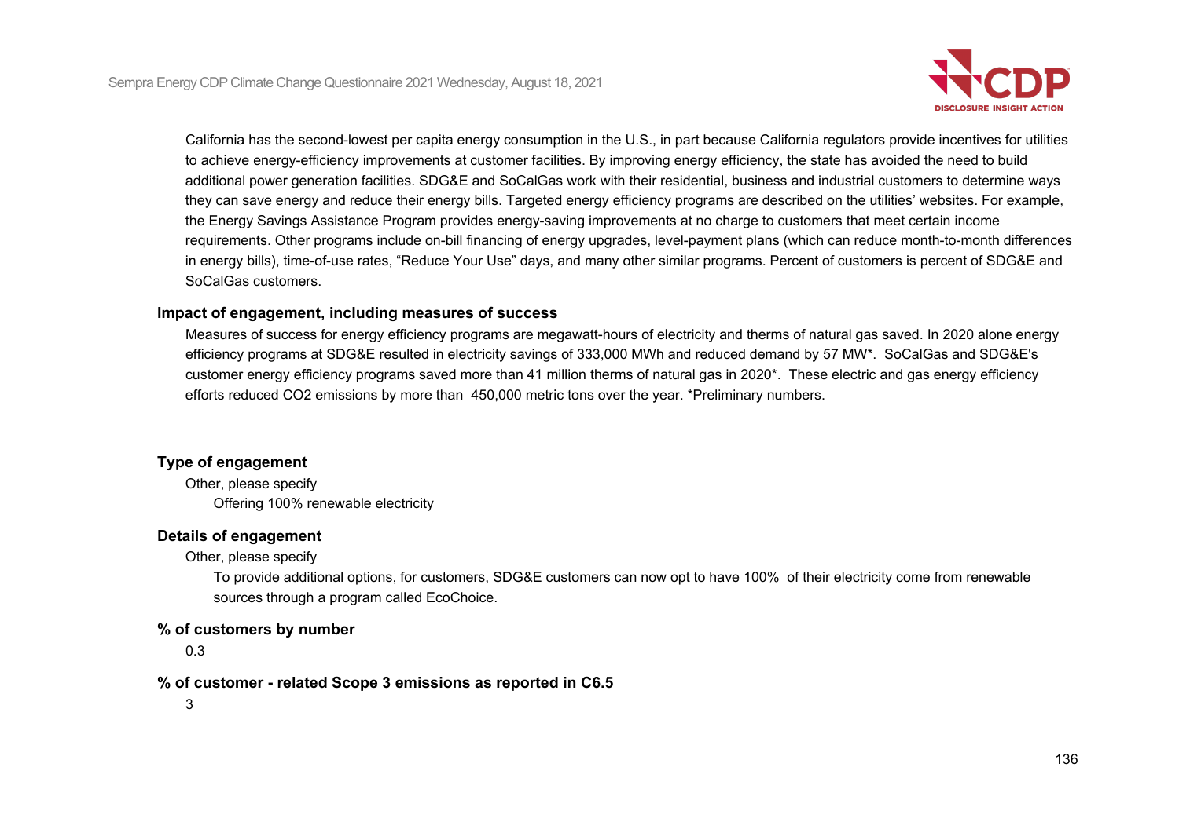California has the second-lowest per capita energy consumption in the U.S., in part because California regulators provide incentives for utilities to achieve energy-efficiency improvements at customer facilities. By improving energy efficiency, the state has avoided the need to build additional power generation facilities. SDG&E and SoCalGas work with their residential, business and industrial customers to determine ways they can save energy and reduce their energy bills. Targeted energy efficiency programs are described on the utilities' websites. For example, the Energy Savings Assistance Program provides energy-saving improvements at no charge to customers that meet certain income requirements. Other programs include on-bill financing of energy upgrades, level-payment plans (which can reduce month-to-month differences in energy bills), time-of-use rates, "Reduce Your Use" days, and many other similar programs. Percent of customers is percent of SDG&E and SoCalGas customers.

**Impact of engagement, including measures of success**

Measures of success for energy efficiency programs are megawatt-hours of electricity and therms of natural gas saved. In 2020 alone energy efficiency programs at SDG&E resulted in electricity savings of 333,000 MWh and reduced demand by 57 MW*. SoCalGas and SDG&E's customer energy efficiency programs saved more than 41 million therms of natural gas in 2020*. These electric and gas energy efficiency efforts reduced $CO_2$ emissions by more than 450,000 metric tons over the year. *Preliminary numbers.

**Type of engagement**

Other, please specify

Offering 100% renewable electricity

**Details of engagement**

Other, please specify

To provide additional options, for customers, SDG&E customers can now opt to have 100% of their electricity come from renewable sources through a program called EcoChoice.

**% of customers by number**

0.3

**% of customer - related Scope 3 emissions as reported in C6.5**

3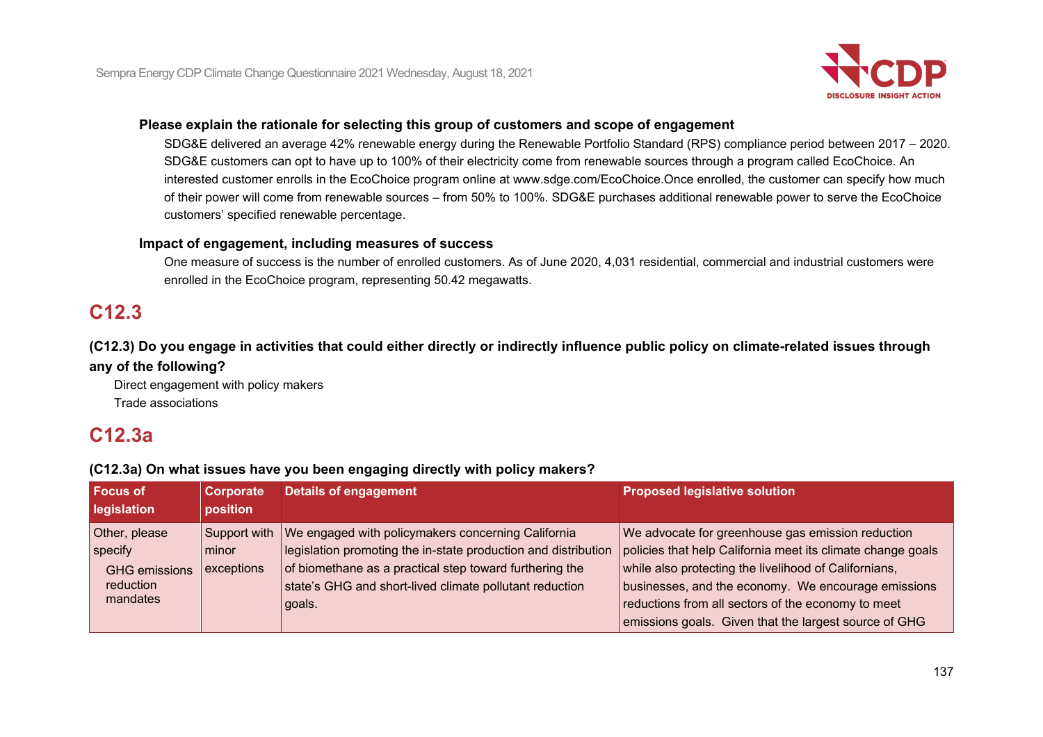**Please explain the rationale for selecting this group of customers and scope of engagement**

SDG&E delivered an average 42% renewable energy during the Renewable Portfolio Standard (RPS) compliance period between 2017 – 2020. SDG&E customers can opt to have up to 100% of their electricity come from renewable sources through a program called EcoChoice. An interested customer enrolls in the EcoChoice program online at www.sdge.com/EcoChoice.Once enrolled, the customer can specify how much of their power will come from renewable sources – from 50% to 100%. SDG&E purchases additional renewable power to serve the EcoChoice customers' specified renewable percentage.

**Impact of engagement, including measures of success**

One measure of success is the number of enrolled customers. As of June 2020, 4,031 residential, commercial and industrial customers were enrolled in the EcoChoice program, representing 50.42 megawatts.

## C12.3

**(C12.3) Do you engage in activities that could either directly or indirectly influence public policy on climate-related issues through any of the following?**

Direct engagement with policy makers
Trade associations

## C12.3a

**(C12.3a) On what issues have you been engaging directly with policy makers?**

| Focus of legislation | Corporate position | Details of engagement | Proposed legislative solution |
|---|---|---|---|
| Other, please specify<br>GHG emissions reduction mandates | Support with minor exceptions | We engaged with policymakers concerning California legislation promoting the in-state production and distribution of biomethane as a practical step toward furthering the state's GHG and short-lived climate pollutant reduction goals. | We advocate for greenhouse gas emission reduction policies that help California meet its climate change goals while also protecting the livelihood of Californians, businesses, and the economy. We encourage emissions reductions from all sectors of the economy to meet emissions goals. Given that the largest source of GHG |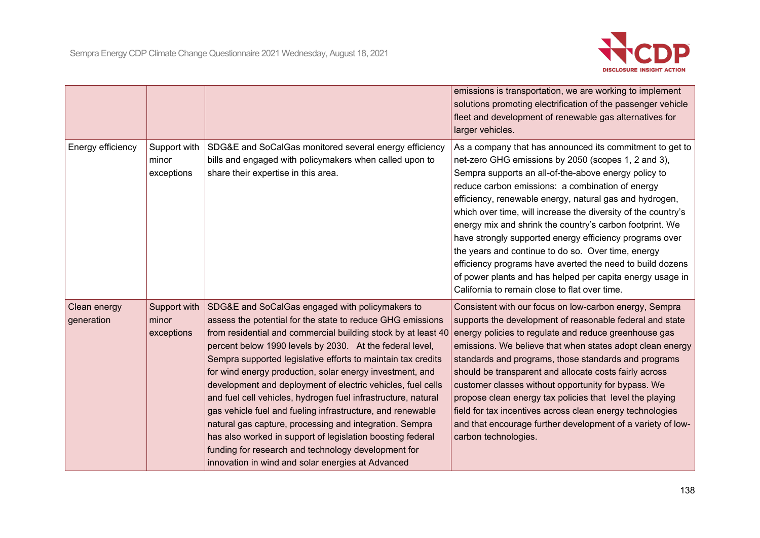| | | | |
|---|---|---|---|
| | | | emissions is transportation, we are working to implement solutions promoting electrification of the passenger vehicle fleet and development of renewable gas alternatives for larger vehicles. |
| Energy efficiency | Support with minor exceptions | SDG&E and SoCalGas monitored several energy efficiency bills and engaged with policymakers when called upon to share their expertise in this area. | As a company that has announced its commitment to get to net-zero GHG emissions by 2050 (scopes 1, 2 and 3), Sempra supports an all-of-the-above energy policy to reduce carbon emissions: a combination of energy efficiency, renewable energy, natural gas and hydrogen, which over time, will increase the diversity of the country's energy mix and shrink the country's carbon footprint. We have strongly supported energy efficiency programs over the years and continue to do so. Over time, energy efficiency programs have averted the need to build dozens of power plants and has helped per capita energy usage in California to remain close to flat over time. |
| Clean energy generation | Support with minor exceptions | SDG&E and SoCalGas engaged with policymakers to assess the potential for the state to reduce GHG emissions from residential and commercial building stock by at least 40 percent below 1990 levels by 2030. At the federal level, Sempra supported legislative efforts to maintain tax credits for wind energy production, solar energy investment, and development and deployment of electric vehicles, fuel cells and fuel cell vehicles, hydrogen fuel infrastructure, natural gas vehicle fuel and fueling infrastructure, and renewable natural gas capture, processing and integration. Sempra has also worked in support of legislation boosting federal funding for research and technology development for innovation in wind and solar energies at Advanced | Consistent with our focus on low-carbon energy, Sempra supports the development of reasonable federal and state energy policies to regulate and reduce greenhouse gas emissions. We believe that when states adopt clean energy standards and programs, those standards and programs should be transparent and allocate costs fairly across customer classes without opportunity for bypass. We propose clean energy tax policies that level the playing field for tax incentives across clean energy technologies and that encourage further development of a variety of low-carbon technologies. |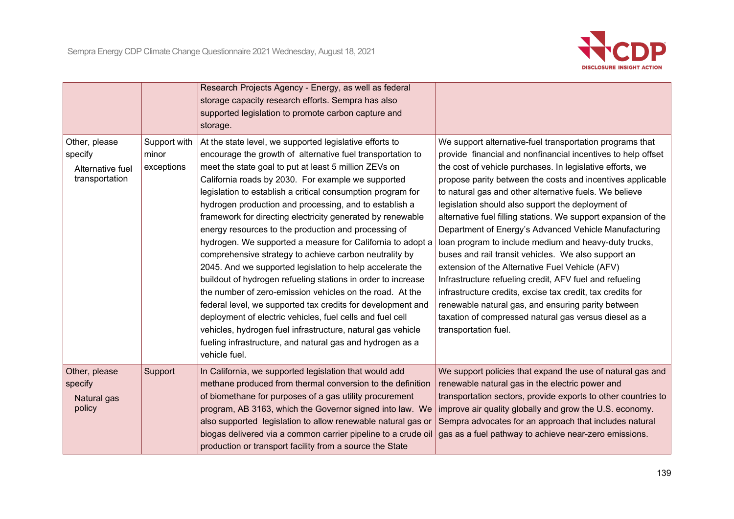| | | | |
|---|---|---|---|
| | | Research Projects Agency - Energy, as well as federal storage capacity research efforts. Sempra has also supported legislation to promote carbon capture and storage. | |
| Other, please specify<br>Alternative fuel transportation | Support with minor exceptions | At the state level, we supported legislative efforts to encourage the growth of alternative fuel transportation to meet the state goal to put at least 5 million ZEVs on California roads by 2030. For example we supported legislation to establish a critical consumption program for hydrogen production and processing, and to establish a framework for directing electricity generated by renewable energy resources to the production and processing of hydrogen. We supported a measure for California to adopt a comprehensive strategy to achieve carbon neutrality by 2045. And we supported legislation to help accelerate the buildout of hydrogen refueling stations in order to increase the number of zero-emission vehicles on the road. At the federal level, we supported tax credits for development and deployment of electric vehicles, fuel cells and fuel cell vehicles, hydrogen fuel infrastructure, natural gas vehicle fueling infrastructure, and natural gas and hydrogen as a vehicle fuel. | We support alternative-fuel transportation programs that provide financial and nonfinancial incentives to help offset the cost of vehicle purchases. In legislative efforts, we propose parity between the costs and incentives applicable to natural gas and other alternative fuels. We believe legislation should also support the deployment of alternative fuel filling stations. We support expansion of the Department of Energy's Advanced Vehicle Manufacturing loan program to include medium and heavy-duty trucks, buses and rail transit vehicles. We also support an extension of the Alternative Fuel Vehicle (AFV) Infrastructure refueling credit, AFV fuel and refueling infrastructure credits, excise tax credit, tax credits for renewable natural gas, and ensuring parity between taxation of compressed natural gas versus diesel as a transportation fuel. |
| Other, please specify<br>Natural gas policy | Support | In California, we supported legislation that would add methane produced from thermal conversion to the definition of biomethane for purposes of a gas utility procurement program, AB 3163, which the Governor signed into law. We also supported legislation to allow renewable natural gas or biogas delivered via a common carrier pipeline to a crude oil production or transport facility from a source the State | We support policies that expand the use of natural gas and renewable natural gas in the electric power and transportation sectors, provide exports to other countries to improve air quality globally and grow the U.S. economy. Sempra advocates for an approach that includes natural gas as a fuel pathway to achieve near-zero emissions. |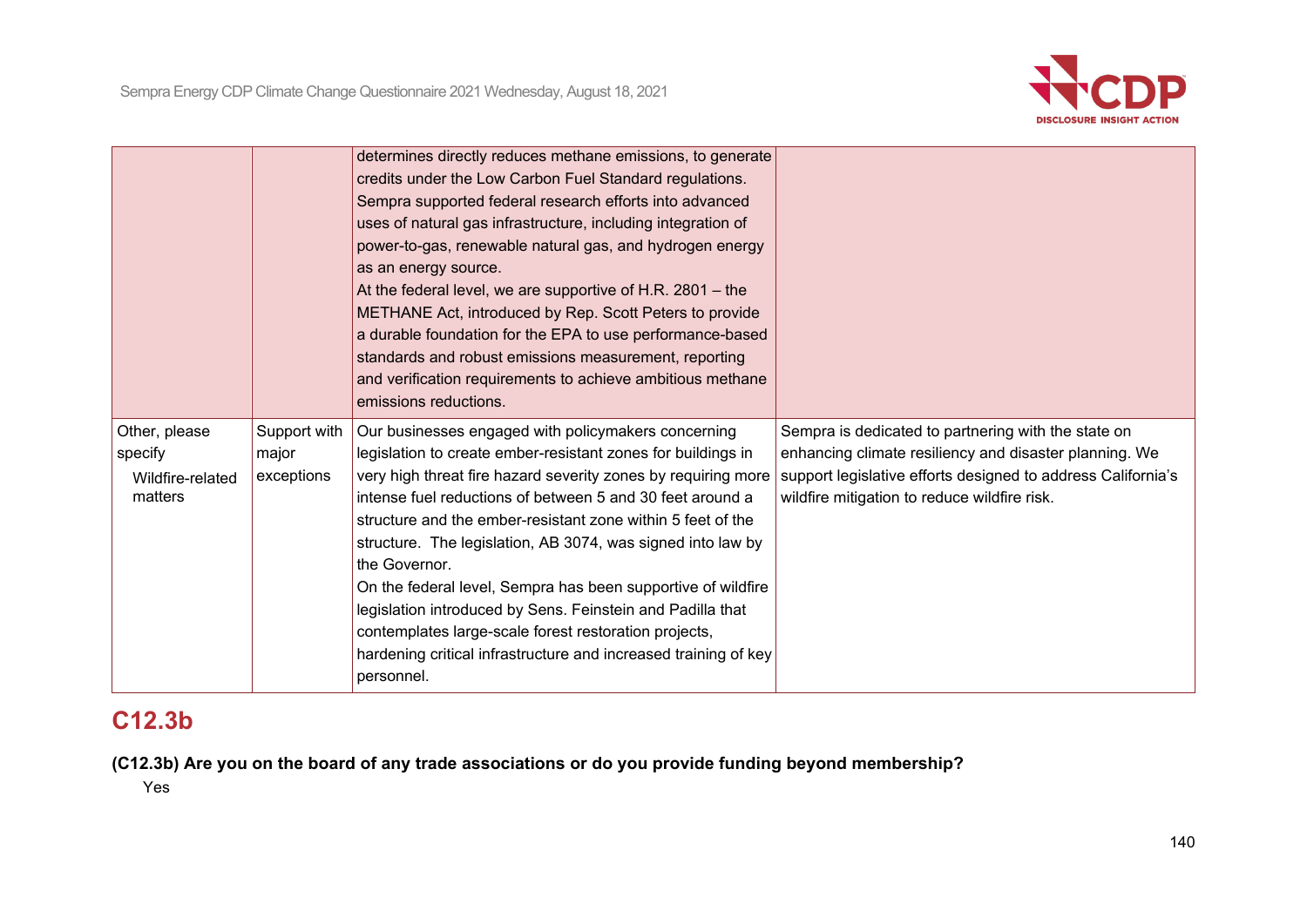| | | | |
|---|---|---|---|
| | | determines directly reduces methane emissions, to generate credits under the Low Carbon Fuel Standard regulations. Sempra supported federal research efforts into advanced uses of natural gas infrastructure, including integration of power-to-gas, renewable natural gas, and hydrogen energy as an energy source.<br>At the federal level, we are supportive of H.R. 2801 – the METHANE Act, introduced by Rep. Scott Peters to provide a durable foundation for the EPA to use performance-based standards and robust emissions measurement, reporting and verification requirements to achieve ambitious methane emissions reductions. | |
| Other, please specify<br>Wildfire-related matters | Support with major exceptions | Our businesses engaged with policymakers concerning legislation to create ember-resistant zones for buildings in very high threat fire hazard severity zones by requiring more intense fuel reductions of between 5 and 30 feet around a structure and the ember-resistant zone within 5 feet of the structure. The legislation, AB 3074, was signed into law by the Governor.<br>On the federal level, Sempra has been supportive of wildfire legislation introduced by Sens. Feinstein and Padilla that contemplates large-scale forest restoration projects, hardening critical infrastructure and increased training of key personnel. | Sempra is dedicated to partnering with the state on enhancing climate resiliency and disaster planning. We support legislative efforts designed to address California's wildfire mitigation to reduce wildfire risk. |

## C12.3b

**(C12.3b) Are you on the board of any trade associations or do you provide funding beyond membership?**

Yes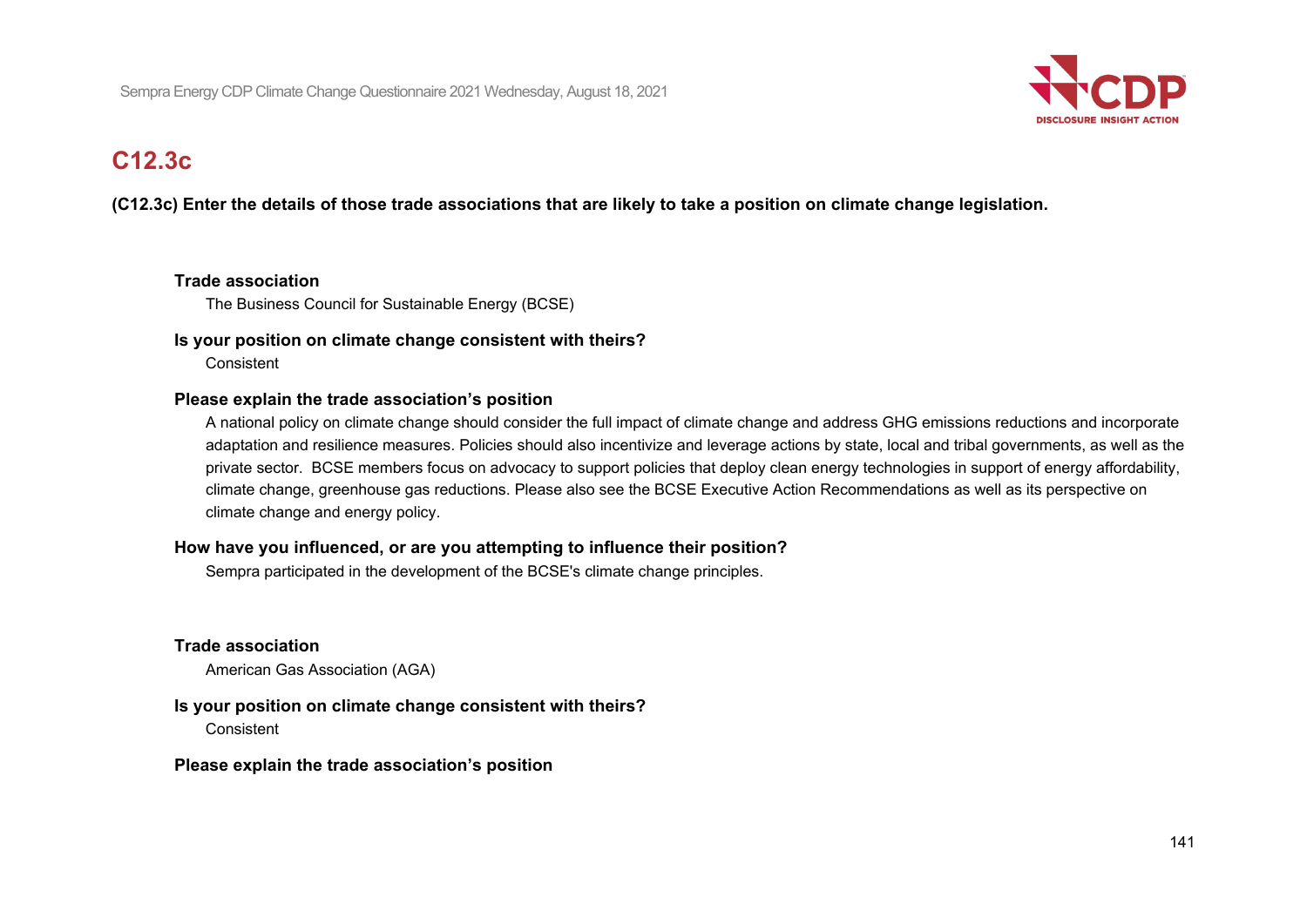## C12.3c

**(C12.3c) Enter the details of those trade associations that are likely to take a position on climate change legislation.**

**Trade association**

The Business Council for Sustainable Energy (BCSE)

**Is your position on climate change consistent with theirs?**

Consistent

**Please explain the trade association's position**

A national policy on climate change should consider the full impact of climate change and address GHG emissions reductions and incorporate adaptation and resilience measures. Policies should also incentivize and leverage actions by state, local and tribal governments, as well as the private sector. BCSE members focus on advocacy to support policies that deploy clean energy technologies in support of energy affordability, climate change, greenhouse gas reductions. Please also see the BCSE Executive Action Recommendations as well as its perspective on climate change and energy policy.

**How have you influenced, or are you attempting to influence their position?**

Sempra participated in the development of the BCSE's climate change principles.

**Trade association**

American Gas Association (AGA)

**Is your position on climate change consistent with theirs?**

Consistent

**Please explain the trade association's position**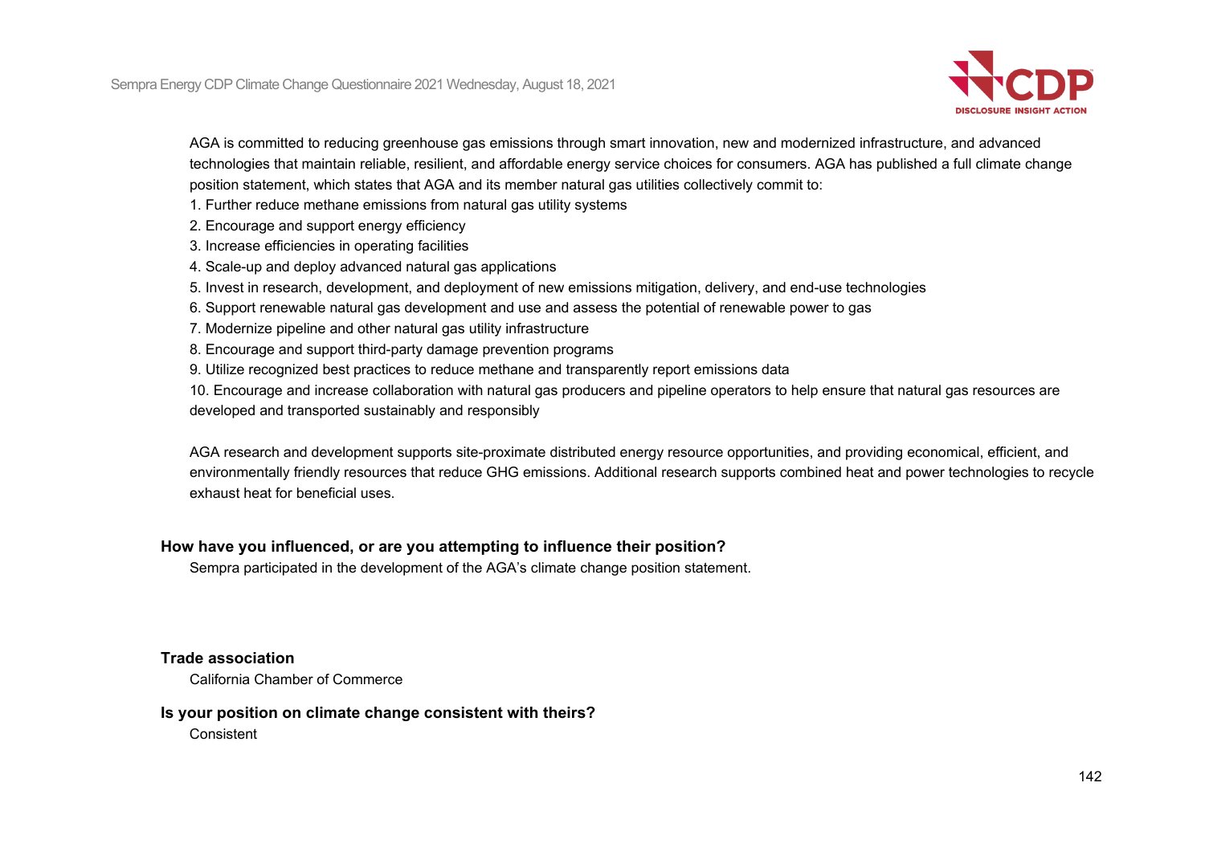AGA is committed to reducing greenhouse gas emissions through smart innovation, new and modernized infrastructure, and advanced technologies that maintain reliable, resilient, and affordable energy service choices for consumers. AGA has published a full climate change position statement, which states that AGA and its member natural gas utilities collectively commit to:

1. Further reduce methane emissions from natural gas utility systems
2. Encourage and support energy efficiency
3. Increase efficiencies in operating facilities
4. Scale-up and deploy advanced natural gas applications
5. Invest in research, development, and deployment of new emissions mitigation, delivery, and end-use technologies
6. Support renewable natural gas development and use and assess the potential of renewable power to gas
7. Modernize pipeline and other natural gas utility infrastructure
8. Encourage and support third-party damage prevention programs
9. Utilize recognized best practices to reduce methane and transparently report emissions data
10. Encourage and increase collaboration with natural gas producers and pipeline operators to help ensure that natural gas resources are developed and transported sustainably and responsibly

AGA research and development supports site-proximate distributed energy resource opportunities, and providing economical, efficient, and environmentally friendly resources that reduce GHG emissions. Additional research supports combined heat and power technologies to recycle exhaust heat for beneficial uses.

**How have you influenced, or are you attempting to influence their position?**

Sempra participated in the development of the AGA's climate change position statement.

**Trade association**

California Chamber of Commerce

**Is your position on climate change consistent with theirs?**

Consistent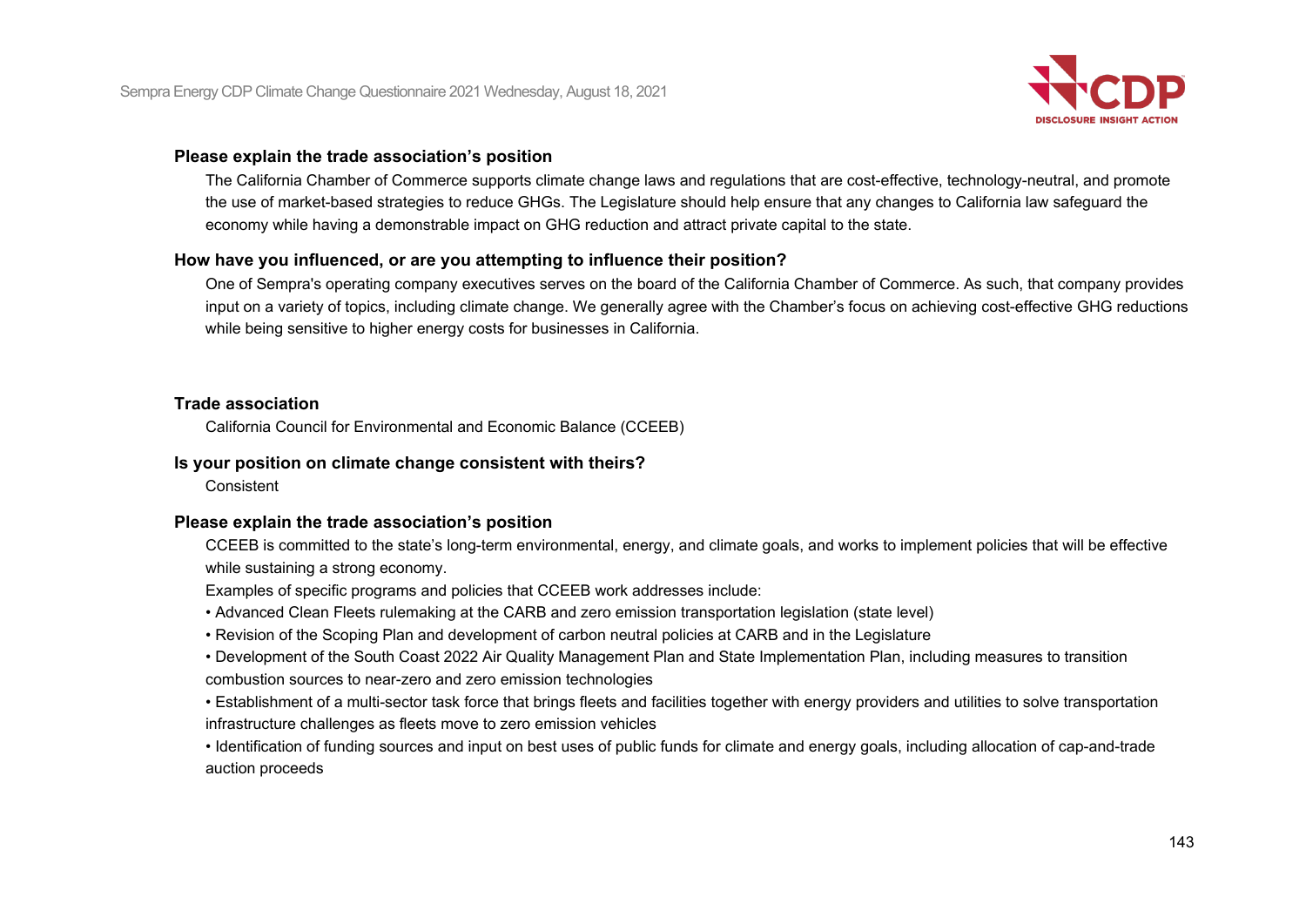**Please explain the trade association's position**

The California Chamber of Commerce supports climate change laws and regulations that are cost-effective, technology-neutral, and promote the use of market-based strategies to reduce GHGs. The Legislature should help ensure that any changes to California law safeguard the economy while having a demonstrable impact on GHG reduction and attract private capital to the state.

**How have you influenced, or are you attempting to influence their position?**

One of Sempra's operating company executives serves on the board of the California Chamber of Commerce. As such, that company provides input on a variety of topics, including climate change. We generally agree with the Chamber's focus on achieving cost-effective GHG reductions while being sensitive to higher energy costs for businesses in California.

**Trade association**

California Council for Environmental and Economic Balance (CCEEB)

**Is your position on climate change consistent with theirs?**

Consistent

**Please explain the trade association's position**

CCEEB is committed to the state's long-term environmental, energy, and climate goals, and works to implement policies that will be effective while sustaining a strong economy.

Examples of specific programs and policies that CCEEB work addresses include:

- Advanced Clean Fleets rulemaking at the CARB and zero emission transportation legislation (state level)
- Revision of the Scoping Plan and development of carbon neutral policies at CARB and in the Legislature
- Development of the South Coast 2022 Air Quality Management Plan and State Implementation Plan, including measures to transition combustion sources to near-zero and zero emission technologies
- Establishment of a multi-sector task force that brings fleets and facilities together with energy providers and utilities to solve transportation infrastructure challenges as fleets move to zero emission vehicles
- Identification of funding sources and input on best uses of public funds for climate and energy goals, including allocation of cap-and-trade auction proceeds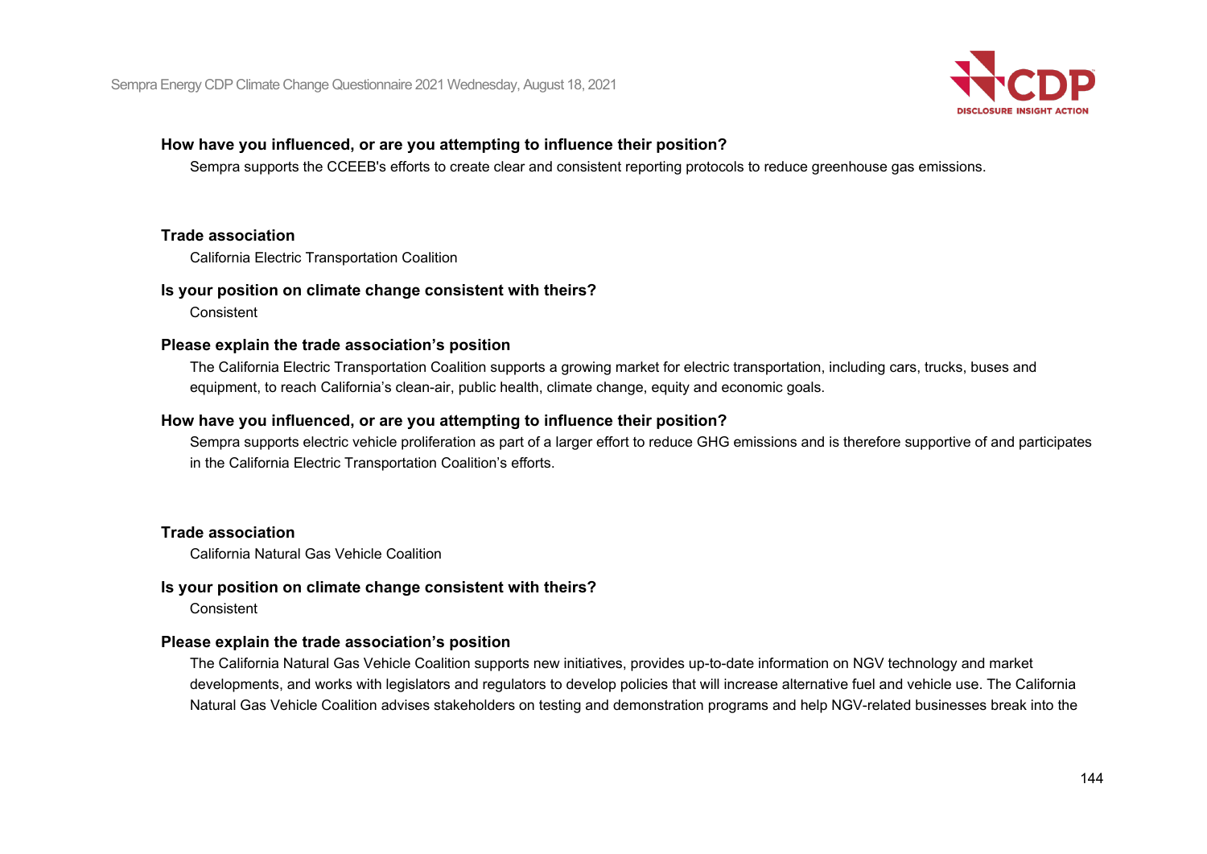**How have you influenced, or are you attempting to influence their position?**

Sempra supports the CCEEB's efforts to create clear and consistent reporting protocols to reduce greenhouse gas emissions.

**Trade association**

California Electric Transportation Coalition

**Is your position on climate change consistent with theirs?**

Consistent

**Please explain the trade association's position**

The California Electric Transportation Coalition supports a growing market for electric transportation, including cars, trucks, buses and equipment, to reach California's clean-air, public health, climate change, equity and economic goals.

**How have you influenced, or are you attempting to influence their position?**

Sempra supports electric vehicle proliferation as part of a larger effort to reduce GHG emissions and is therefore supportive of and participates in the California Electric Transportation Coalition's efforts.

**Trade association**

California Natural Gas Vehicle Coalition

**Is your position on climate change consistent with theirs?**

Consistent

**Please explain the trade association's position**

The California Natural Gas Vehicle Coalition supports new initiatives, provides up-to-date information on NGV technology and market developments, and works with legislators and regulators to develop policies that will increase alternative fuel and vehicle use. The California Natural Gas Vehicle Coalition advises stakeholders on testing and demonstration programs and help NGV-related businesses break into the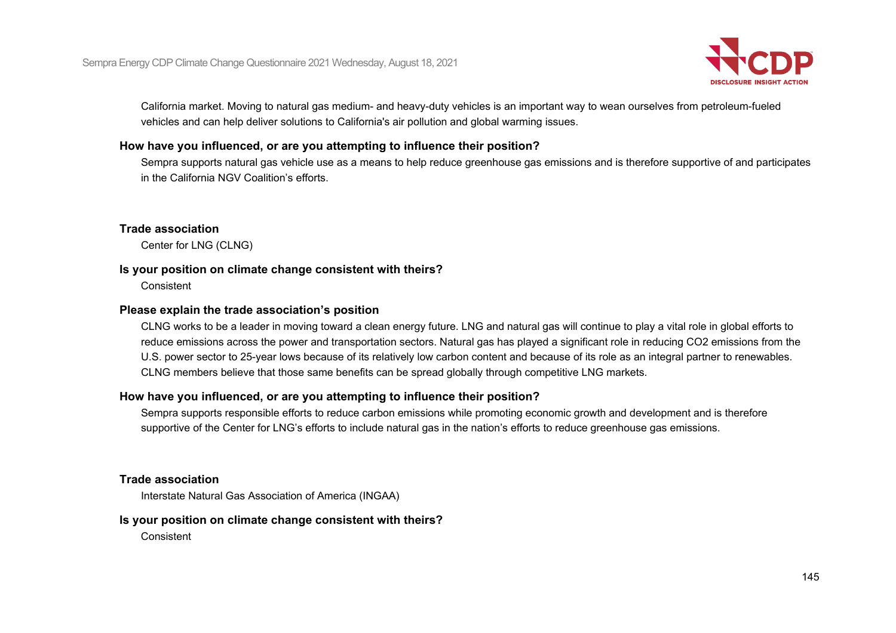California market. Moving to natural gas medium- and heavy-duty vehicles is an important way to wean ourselves from petroleum-fueled vehicles and can help deliver solutions to California's air pollution and global warming issues.

**How have you influenced, or are you attempting to influence their position?**

Sempra supports natural gas vehicle use as a means to help reduce greenhouse gas emissions and is therefore supportive of and participates in the California NGV Coalition's efforts.

**Trade association**

Center for LNG (CLNG)

**Is your position on climate change consistent with theirs?**

Consistent

**Please explain the trade association's position**

CLNG works to be a leader in moving toward a clean energy future. LNG and natural gas will continue to play a vital role in global efforts to reduce emissions across the power and transportation sectors. Natural gas has played a significant role in reducing CO2 emissions from the U.S. power sector to 25-year lows because of its relatively low carbon content and because of its role as an integral partner to renewables. CLNG members believe that those same benefits can be spread globally through competitive LNG markets.

**How have you influenced, or are you attempting to influence their position?**

Sempra supports responsible efforts to reduce carbon emissions while promoting economic growth and development and is therefore supportive of the Center for LNG's efforts to include natural gas in the nation's efforts to reduce greenhouse gas emissions.

**Trade association**

Interstate Natural Gas Association of America (INGAA)

**Is your position on climate change consistent with theirs?**

Consistent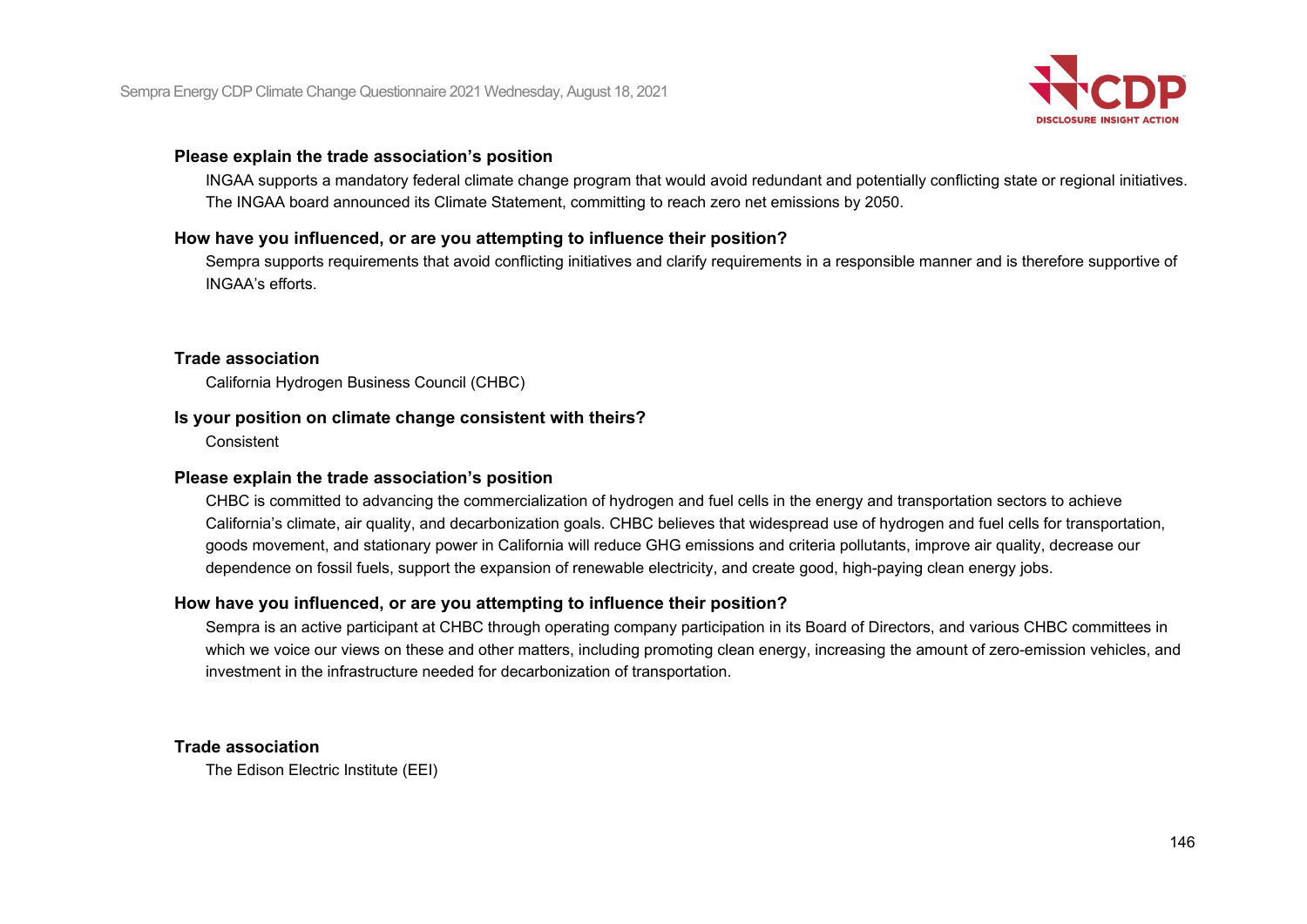**Please explain the trade association's position**

INGAA supports a mandatory federal climate change program that would avoid redundant and potentially conflicting state or regional initiatives. The INGAA board announced its Climate Statement, committing to reach zero net emissions by 2050.

**How have you influenced, or are you attempting to influence their position?**

Sempra supports requirements that avoid conflicting initiatives and clarify requirements in a responsible manner and is therefore supportive of INGAA's efforts.

**Trade association**

California Hydrogen Business Council (CHBC)

**Is your position on climate change consistent with theirs?**

Consistent

**Please explain the trade association's position**

CHBC is committed to advancing the commercialization of hydrogen and fuel cells in the energy and transportation sectors to achieve California's climate, air quality, and decarbonization goals. CHBC believes that widespread use of hydrogen and fuel cells for transportation, goods movement, and stationary power in California will reduce GHG emissions and criteria pollutants, improve air quality, decrease our dependence on fossil fuels, support the expansion of renewable electricity, and create good, high-paying clean energy jobs.

**How have you influenced, or are you attempting to influence their position?**

Sempra is an active participant at CHBC through operating company participation in its Board of Directors, and various CHBC committees in which we voice our views on these and other matters, including promoting clean energy, increasing the amount of zero-emission vehicles, and investment in the infrastructure needed for decarbonization of transportation.

**Trade association**

The Edison Electric Institute (EEI)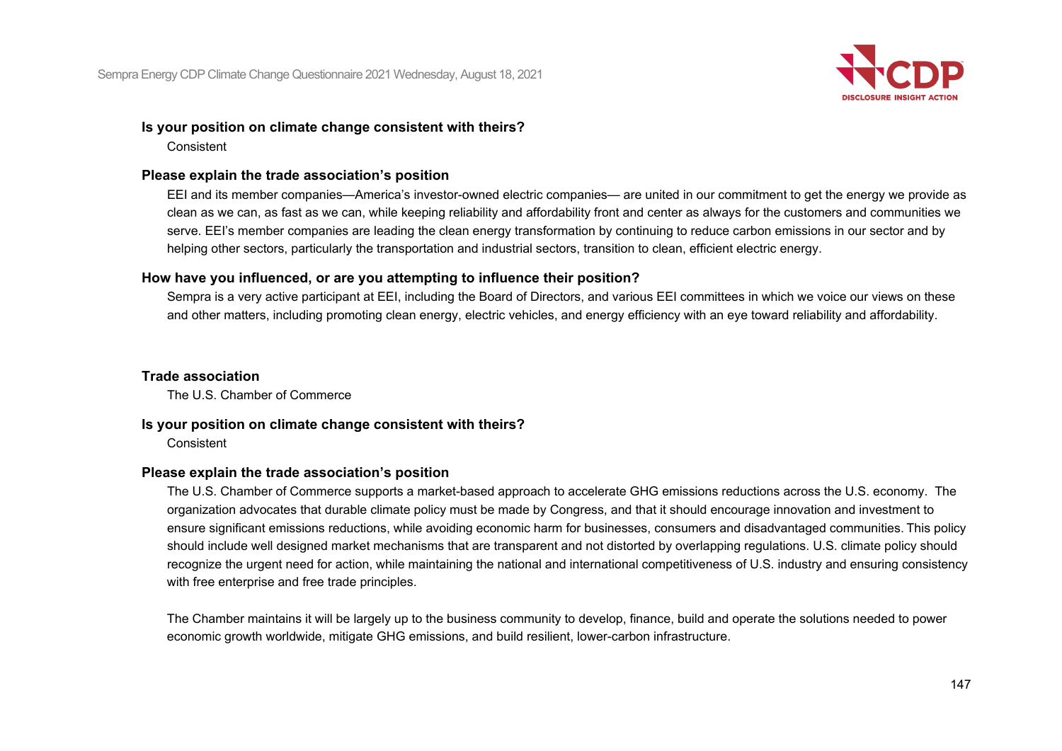**Is your position on climate change consistent with theirs?**

Consistent

**Please explain the trade association's position**

EEI and its member companies—America's investor-owned electric companies— are united in our commitment to get the energy we provide as clean as we can, as fast as we can, while keeping reliability and affordability front and center as always for the customers and communities we serve. EEI's member companies are leading the clean energy transformation by continuing to reduce carbon emissions in our sector and by helping other sectors, particularly the transportation and industrial sectors, transition to clean, efficient electric energy.

**How have you influenced, or are you attempting to influence their position?**

Sempra is a very active participant at EEI, including the Board of Directors, and various EEI committees in which we voice our views on these and other matters, including promoting clean energy, electric vehicles, and energy efficiency with an eye toward reliability and affordability.

**Trade association**

The U.S. Chamber of Commerce

**Is your position on climate change consistent with theirs?**

Consistent

**Please explain the trade association's position**

The U.S. Chamber of Commerce supports a market-based approach to accelerate GHG emissions reductions across the U.S. economy. The organization advocates that durable climate policy must be made by Congress, and that it should encourage innovation and investment to ensure significant emissions reductions, while avoiding economic harm for businesses, consumers and disadvantaged communities. This policy should include well designed market mechanisms that are transparent and not distorted by overlapping regulations. U.S. climate policy should recognize the urgent need for action, while maintaining the national and international competitiveness of U.S. industry and ensuring consistency with free enterprise and free trade principles.

The Chamber maintains it will be largely up to the business community to develop, finance, build and operate the solutions needed to power economic growth worldwide, mitigate GHG emissions, and build resilient, lower-carbon infrastructure.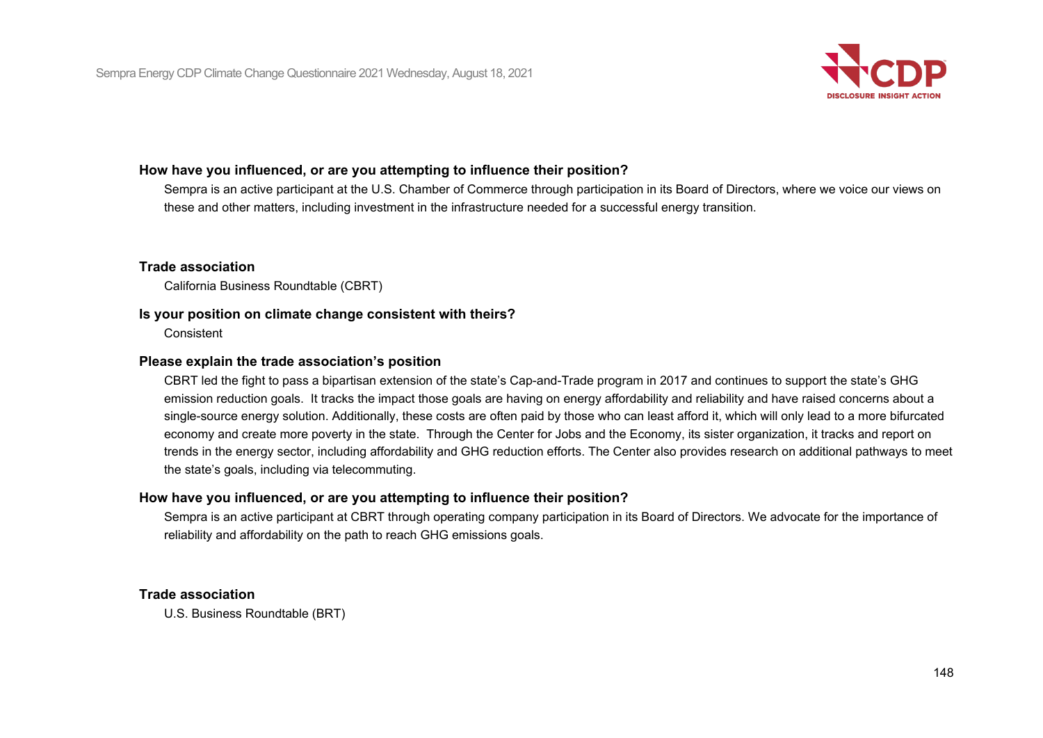**How have you influenced, or are you attempting to influence their position?**

Sempra is an active participant at the U.S. Chamber of Commerce through participation in its Board of Directors, where we voice our views on these and other matters, including investment in the infrastructure needed for a successful energy transition.

**Trade association**

California Business Roundtable (CBRT)

**Is your position on climate change consistent with theirs?**

Consistent

**Please explain the trade association's position**

CBRT led the fight to pass a bipartisan extension of the state's Cap-and-Trade program in 2017 and continues to support the state's GHG emission reduction goals. It tracks the impact those goals are having on energy affordability and reliability and have raised concerns about a single-source energy solution. Additionally, these costs are often paid by those who can least afford it, which will only lead to a more bifurcated economy and create more poverty in the state. Through the Center for Jobs and the Economy, its sister organization, it tracks and report on trends in the energy sector, including affordability and GHG reduction efforts. The Center also provides research on additional pathways to meet the state's goals, including via telecommuting.

**How have you influenced, or are you attempting to influence their position?**

Sempra is an active participant at CBRT through operating company participation in its Board of Directors. We advocate for the importance of reliability and affordability on the path to reach GHG emissions goals.

**Trade association**

U.S. Business Roundtable (BRT)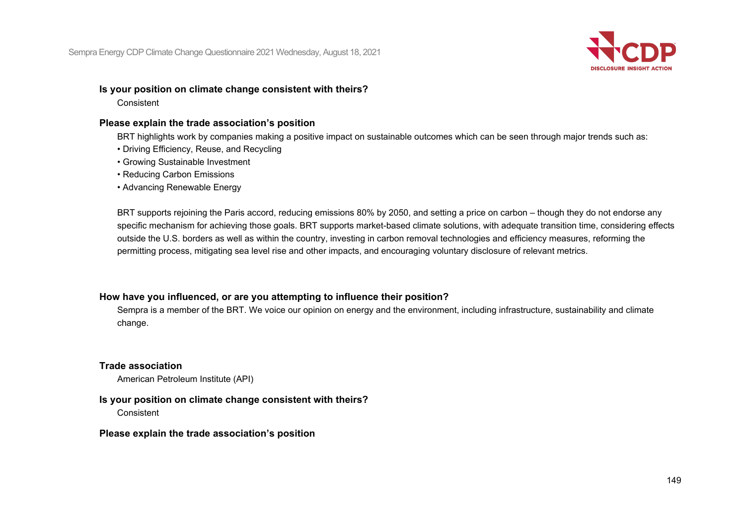**Is your position on climate change consistent with theirs?**

Consistent

**Please explain the trade association's position**

BRT highlights work by companies making a positive impact on sustainable outcomes which can be seen through major trends such as:

- Driving Efficiency, Reuse, and Recycling
- Growing Sustainable Investment
- Reducing Carbon Emissions
- Advancing Renewable Energy

BRT supports rejoining the Paris accord, reducing emissions 80% by 2050, and setting a price on carbon – though they do not endorse any specific mechanism for achieving those goals. BRT supports market-based climate solutions, with adequate transition time, considering effects outside the U.S. borders as well as within the country, investing in carbon removal technologies and efficiency measures, reforming the permitting process, mitigating sea level rise and other impacts, and encouraging voluntary disclosure of relevant metrics.

**How have you influenced, or are you attempting to influence their position?**

Sempra is a member of the BRT. We voice our opinion on energy and the environment, including infrastructure, sustainability and climate change.

**Trade association**

American Petroleum Institute (API)

**Is your position on climate change consistent with theirs?**

Consistent

**Please explain the trade association's position**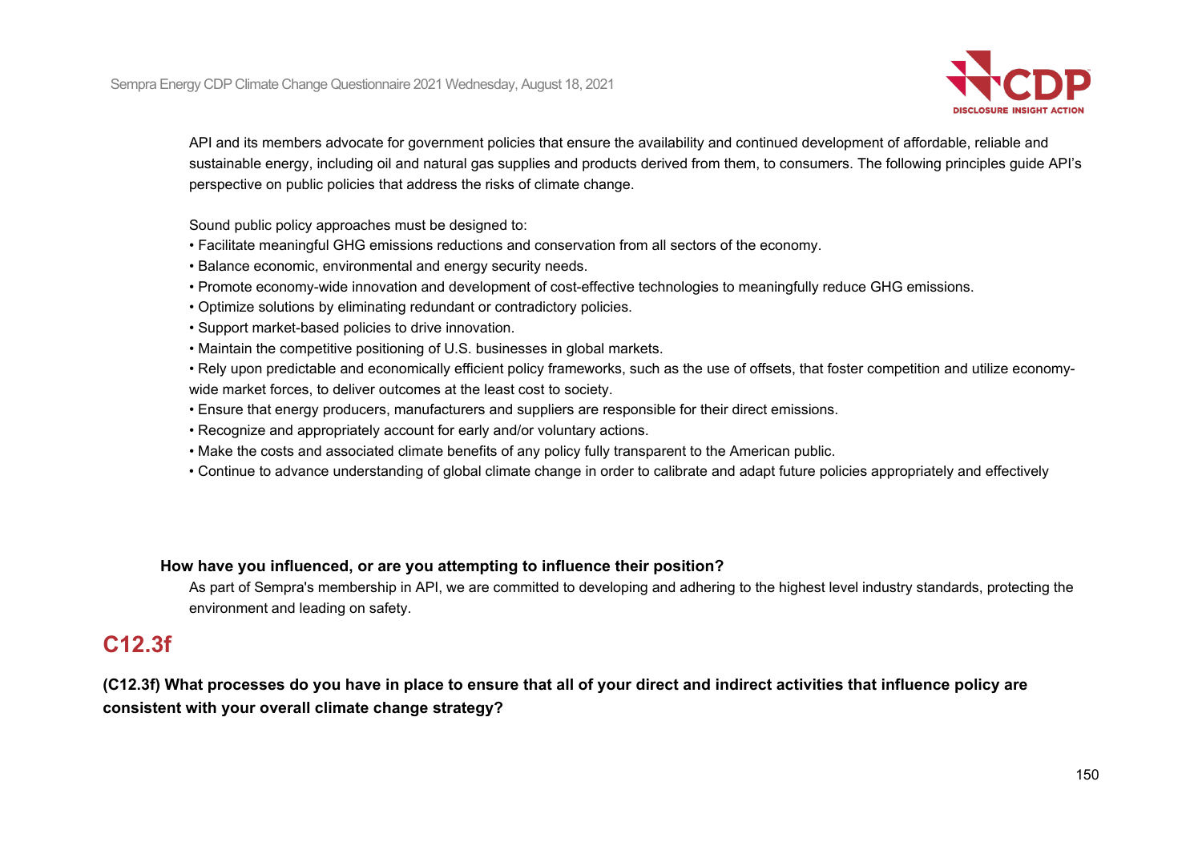API and its members advocate for government policies that ensure the availability and continued development of affordable, reliable and sustainable energy, including oil and natural gas supplies and products derived from them, to consumers. The following principles guide API's perspective on public policies that address the risks of climate change.

Sound public policy approaches must be designed to:

- Facilitate meaningful GHG emissions reductions and conservation from all sectors of the economy.
- Balance economic, environmental and energy security needs.
- Promote economy-wide innovation and development of cost-effective technologies to meaningfully reduce GHG emissions.
- Optimize solutions by eliminating redundant or contradictory policies.
- Support market-based policies to drive innovation.
- Maintain the competitive positioning of U.S. businesses in global markets.
- Rely upon predictable and economically efficient policy frameworks, such as the use of offsets, that foster competition and utilize economy-wide market forces, to deliver outcomes at the least cost to society.
- Ensure that energy producers, manufacturers and suppliers are responsible for their direct emissions.
- Recognize and appropriately account for early and/or voluntary actions.
- Make the costs and associated climate benefits of any policy fully transparent to the American public.
- Continue to advance understanding of global climate change in order to calibrate and adapt future policies appropriately and effectively

**How have you influenced, or are you attempting to influence their position?**

As part of Sempra's membership in API, we are committed to developing and adhering to the highest level industry standards, protecting the environment and leading on safety.

## C12.3f

**(C12.3f) What processes do you have in place to ensure that all of your direct and indirect activities that influence policy are consistent with your overall climate change strategy?**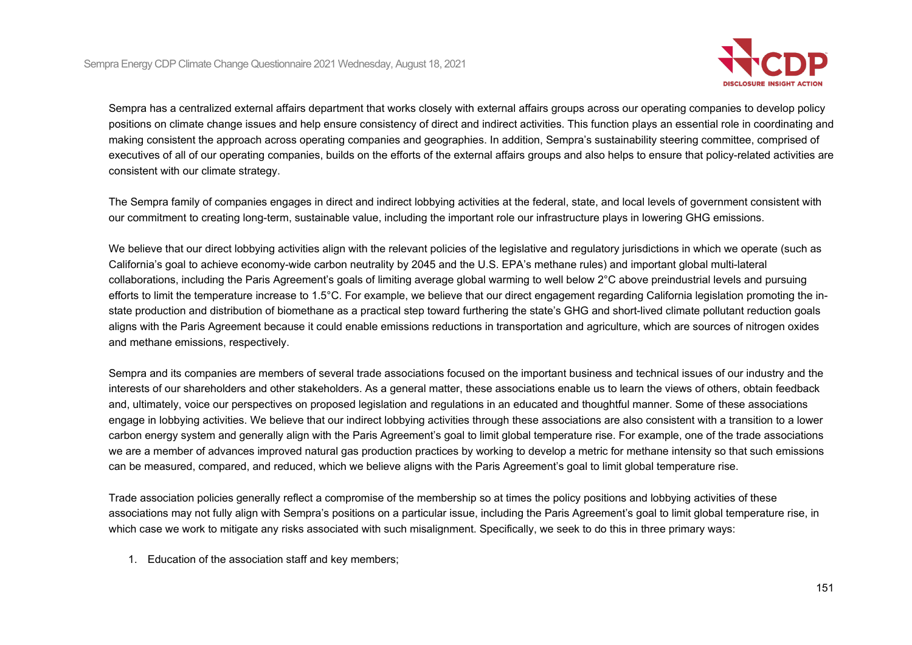Sempra has a centralized external affairs department that works closely with external affairs groups across our operating companies to develop policy positions on climate change issues and help ensure consistency of direct and indirect activities. This function plays an essential role in coordinating and making consistent the approach across operating companies and geographies. In addition, Sempra's sustainability steering committee, comprised of executives of all of our operating companies, builds on the efforts of the external affairs groups and also helps to ensure that policy-related activities are consistent with our climate strategy.

The Sempra family of companies engages in direct and indirect lobbying activities at the federal, state, and local levels of government consistent with our commitment to creating long-term, sustainable value, including the important role our infrastructure plays in lowering GHG emissions.

We believe that our direct lobbying activities align with the relevant policies of the legislative and regulatory jurisdictions in which we operate (such as California's goal to achieve economy-wide carbon neutrality by 2045 and the U.S. EPA's methane rules) and important global multi-lateral collaborations, including the Paris Agreement's goals of limiting average global warming to well below 2°C above preindustrial levels and pursuing efforts to limit the temperature increase to 1.5°C. For example, we believe that our direct engagement regarding California legislation promoting the in-state production and distribution of biomethane as a practical step toward furthering the state's GHG and short-lived climate pollutant reduction goals aligns with the Paris Agreement because it could enable emissions reductions in transportation and agriculture, which are sources of nitrogen oxides and methane emissions, respectively.

Sempra and its companies are members of several trade associations focused on the important business and technical issues of our industry and the interests of our shareholders and other stakeholders. As a general matter, these associations enable us to learn the views of others, obtain feedback and, ultimately, voice our perspectives on proposed legislation and regulations in an educated and thoughtful manner. Some of these associations engage in lobbying activities. We believe that our indirect lobbying activities through these associations are also consistent with a transition to a lower carbon energy system and generally align with the Paris Agreement's goal to limit global temperature rise. For example, one of the trade associations we are a member of advances improved natural gas production practices by working to develop a metric for methane intensity so that such emissions can be measured, compared, and reduced, which we believe aligns with the Paris Agreement's goal to limit global temperature rise.

Trade association policies generally reflect a compromise of the membership so at times the policy positions and lobbying activities of these associations may not fully align with Sempra's positions on a particular issue, including the Paris Agreement's goal to limit global temperature rise, in which case we work to mitigate any risks associated with such misalignment. Specifically, we seek to do this in three primary ways:

1. Education of the association staff and key members;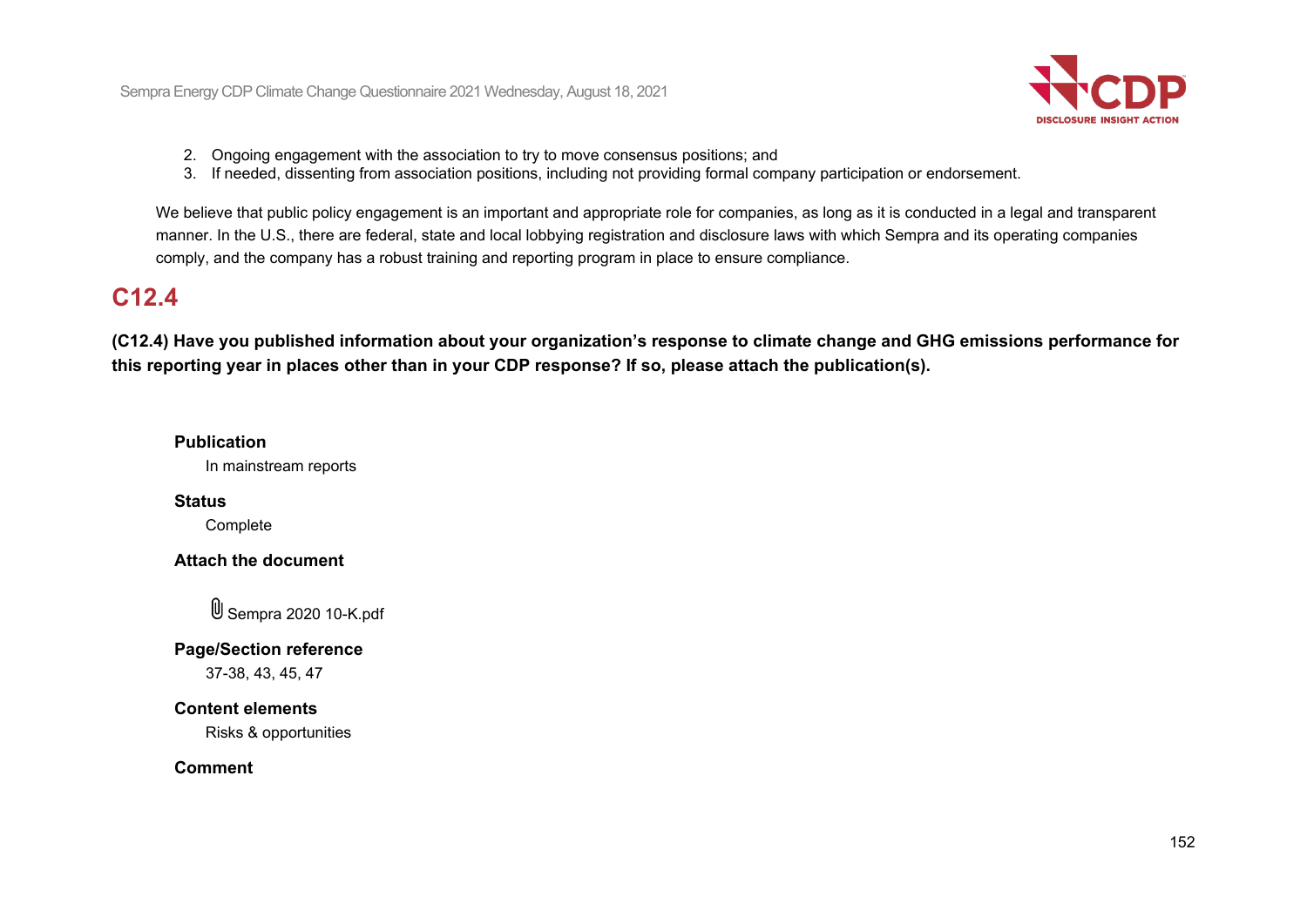2. Ongoing engagement with the association to try to move consensus positions; and
3. If needed, dissenting from association positions, including not providing formal company participation or endorsement.

We believe that public policy engagement is an important and appropriate role for companies, as long as it is conducted in a legal and transparent manner. In the U.S., there are federal, state and local lobbying registration and disclosure laws with which Sempra and its operating companies comply, and the company has a robust training and reporting program in place to ensure compliance.

## C12.4

**(C12.4) Have you published information about your organization's response to climate change and GHG emissions performance for this reporting year in places other than in your CDP response? If so, please attach the publication(s).**

**Publication**

In mainstream reports

**Status**

Complete

**Attach the document**

Sempra 2020 10-K.pdf

**Page/Section reference**

37-38, 43, 45, 47

**Content elements**

Risks & opportunities

**Comment**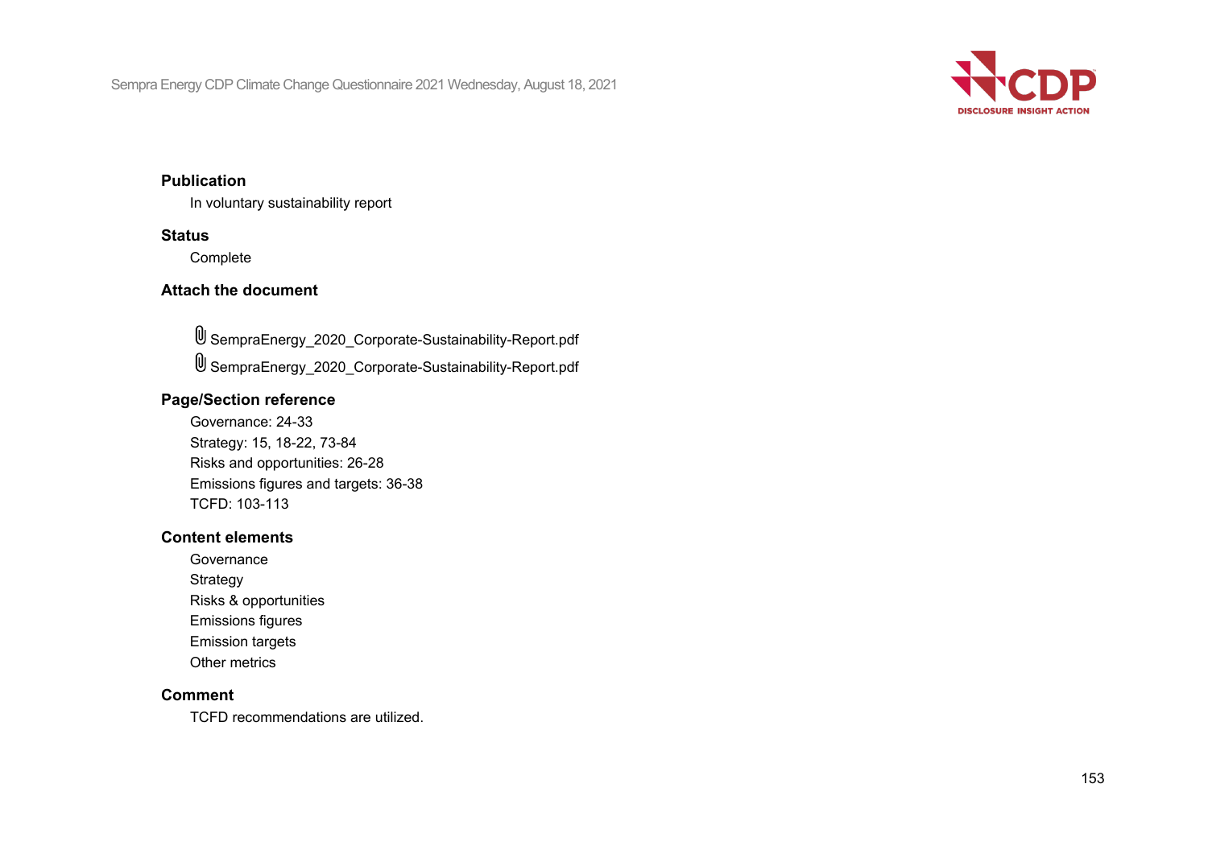**Publication**

In voluntary sustainability report

**Status**

Complete

**Attach the document**

SempraEnergy_2020_Corporate-Sustainability-Report.pdf

SempraEnergy_2020_Corporate-Sustainability-Report.pdf

**Page/Section reference**

Governance: 24-33
Strategy: 15, 18-22, 73-84
Risks and opportunities: 26-28
Emissions figures and targets: 36-38
TCFD: 103-113

**Content elements**

Governance
Strategy
Risks & opportunities
Emissions figures
Emission targets
Other metrics

**Comment**

TCFD recommendations are utilized.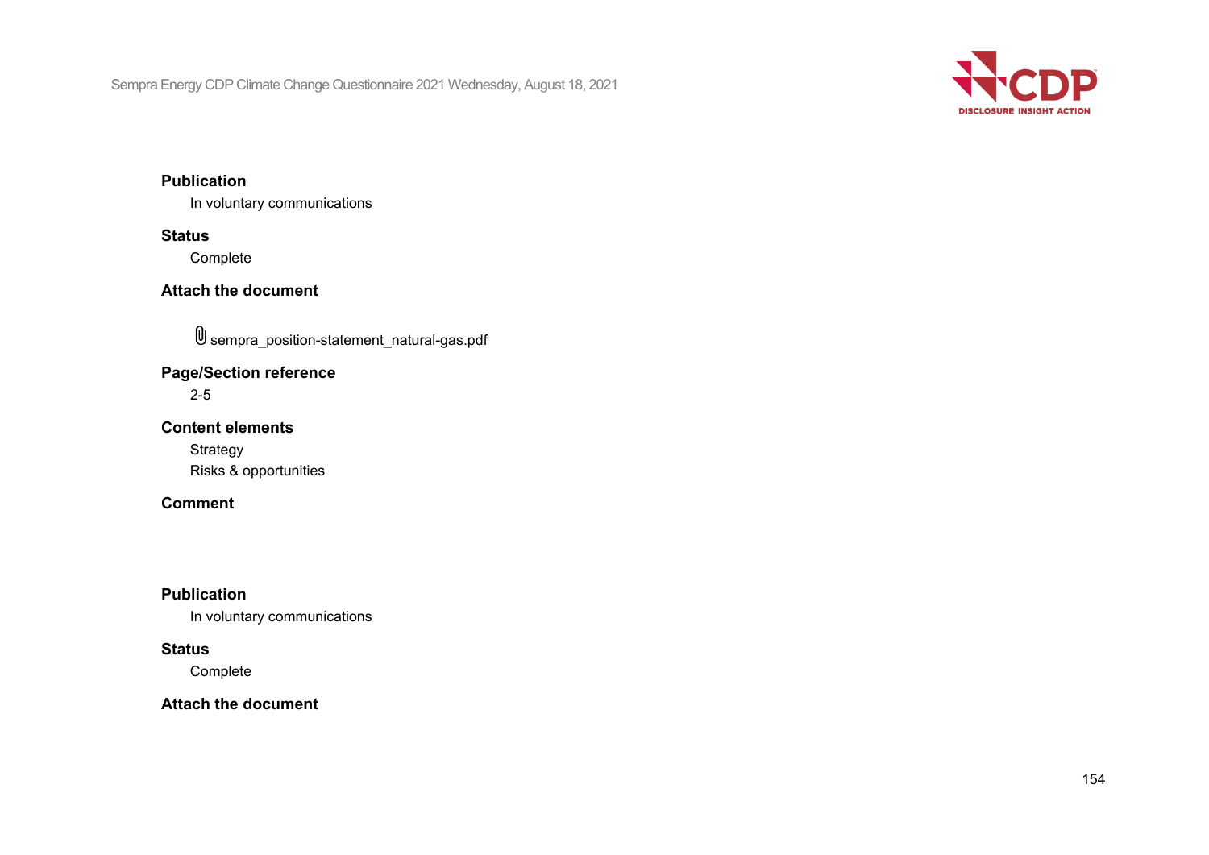**Publication**

In voluntary communications

**Status**

Complete

**Attach the document**

sempra_position-statement_natural-gas.pdf

**Page/Section reference**

2-5

**Content elements**

Strategy
Risks & opportunities

**Comment**

**Publication**

In voluntary communications

**Status**

Complete

**Attach the document**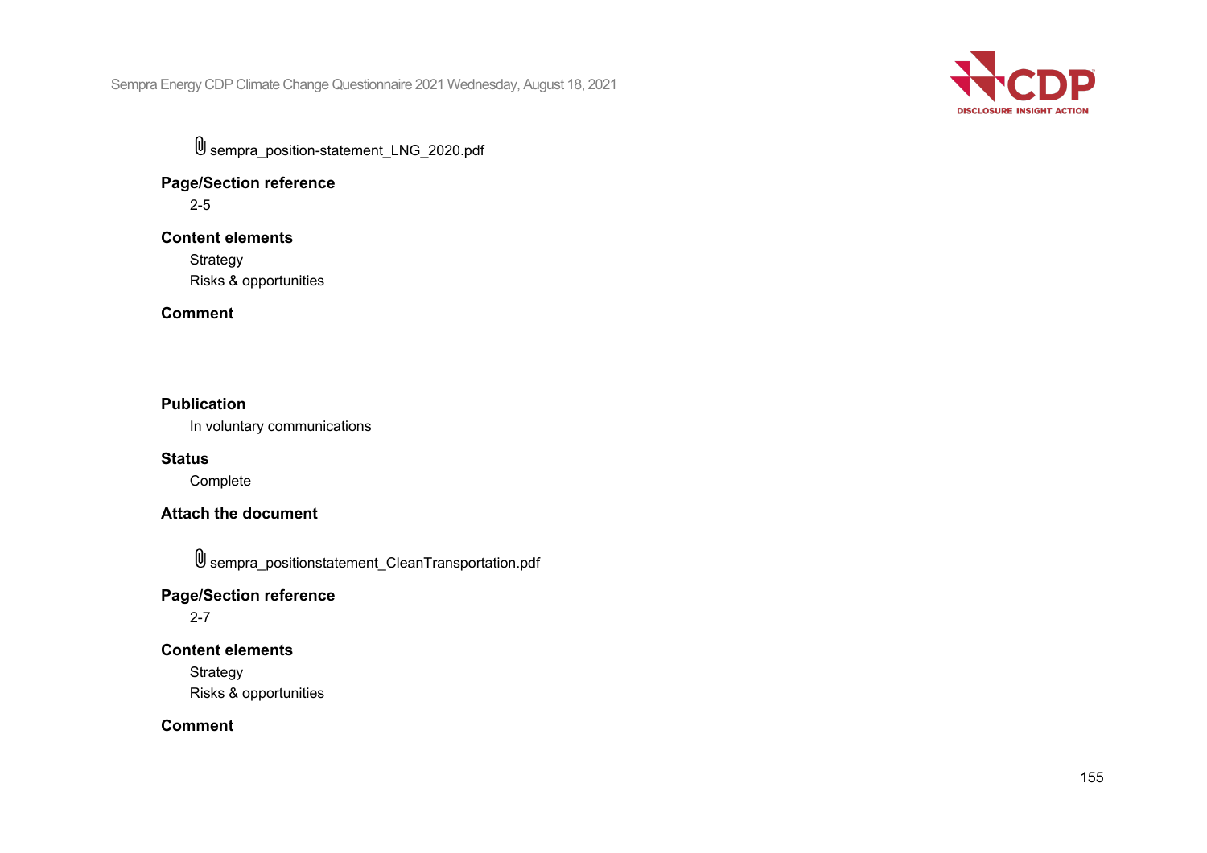sempra_position-statement_LNG_2020.pdf

**Page/Section reference**

2-5

**Content elements**

Strategy

Risks & opportunities

**Comment**

**Publication**

In voluntary communications

**Status**

Complete

**Attach the document**

sempra_positionstatement_CleanTransportation.pdf

**Page/Section reference**

2-7

**Content elements**

Strategy

Risks & opportunities

**Comment**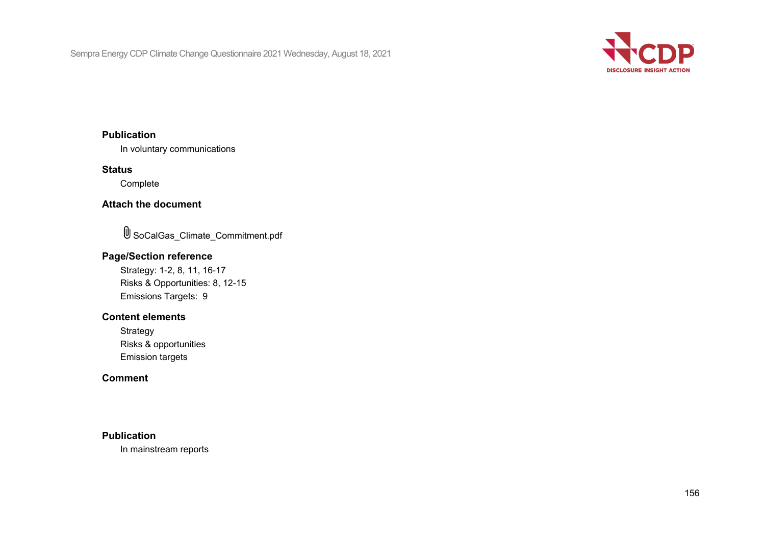**Publication**

In voluntary communications

**Status**

Complete

**Attach the document**

SoCalGas_Climate_Commitment.pdf

**Page/Section reference**

Strategy: 1-2, 8, 11, 16-17
Risks & Opportunities: 8, 12-15
Emissions Targets: 9

**Content elements**

Strategy
Risks & opportunities
Emission targets

**Comment**

**Publication**

In mainstream reports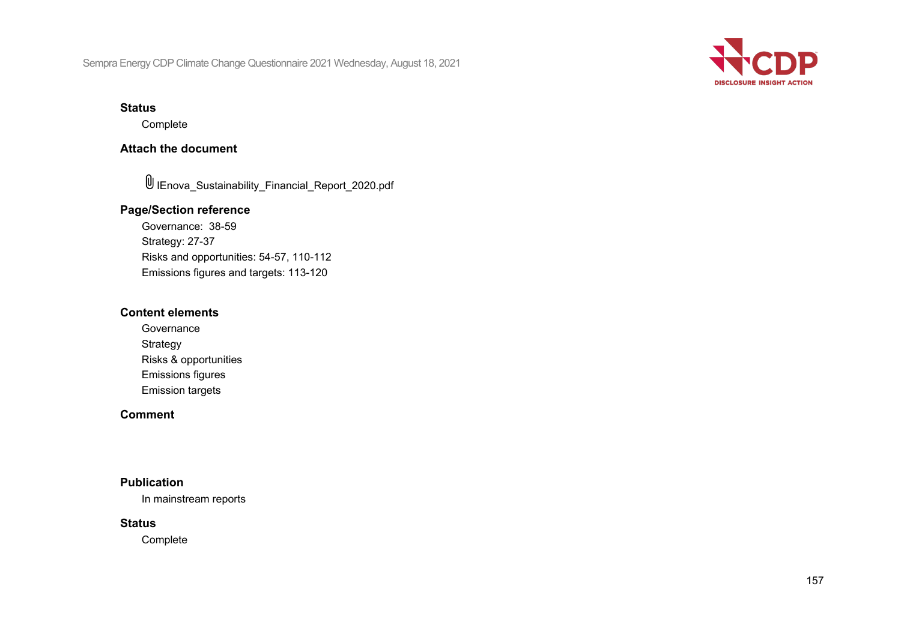**Status**

Complete

**Attach the document**

IEnova_Sustainability_Financial_Report_2020.pdf

**Page/Section reference**

Governance: 38-59
Strategy: 27-37
Risks and opportunities: 54-57, 110-112
Emissions figures and targets: 113-120

**Content elements**

Governance
Strategy
Risks & opportunities
Emissions figures
Emission targets

**Comment**

**Publication**

In mainstream reports

**Status**

Complete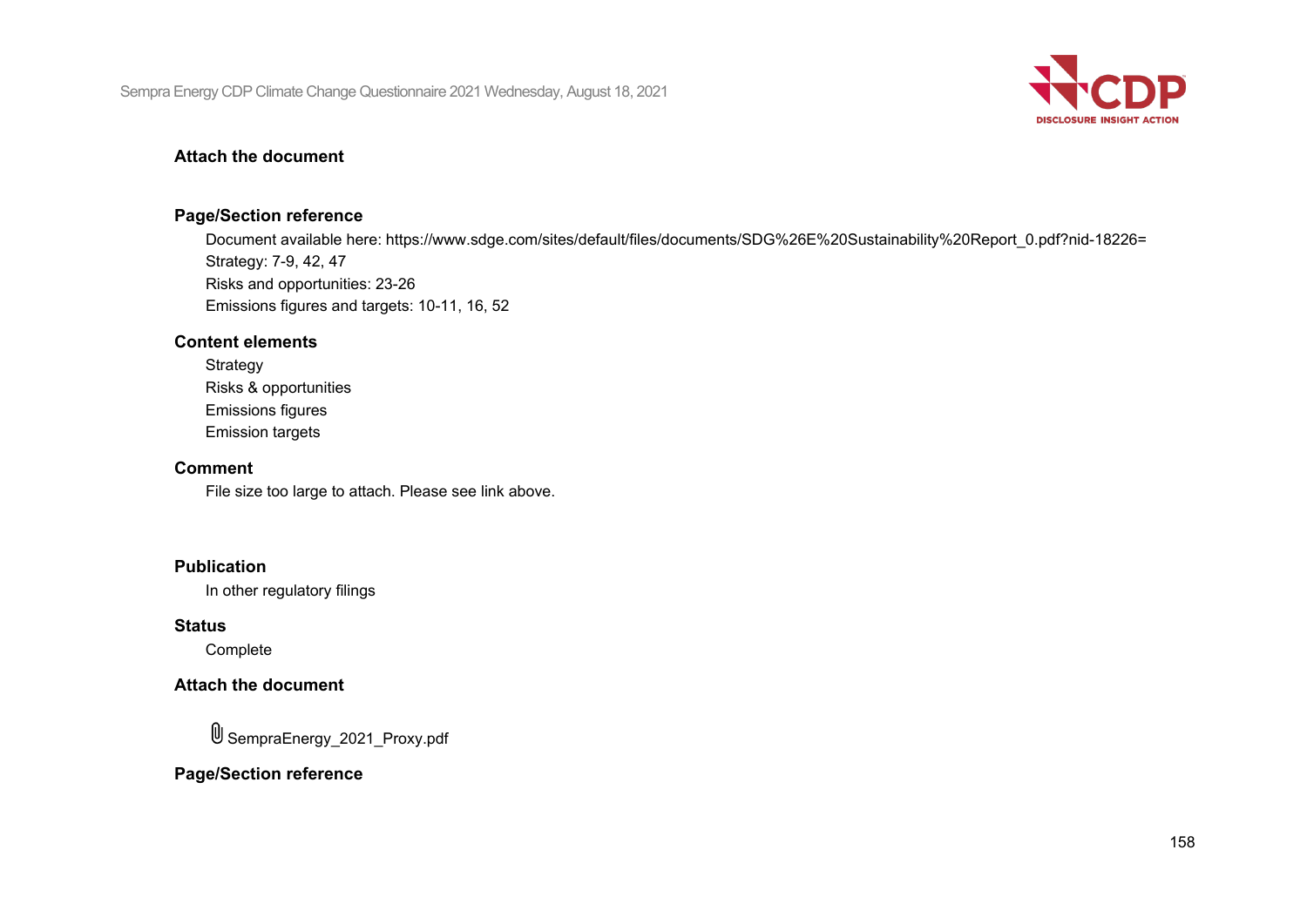**Attach the document**

**Page/Section reference**

Document available here: https://www.sdge.com/sites/default/files/documents/SDG%26E%20Sustainability%20Report_0.pdf?nid-18226=

Strategy: 7-9, 42, 47

Risks and opportunities: 23-26

Emissions figures and targets: 10-11, 16, 52

**Content elements**

Strategy

Risks & opportunities

Emissions figures

Emission targets

**Comment**

File size too large to attach. Please see link above.

**Publication**

In other regulatory filings

**Status**

Complete

**Attach the document**

SempraEnergy_2021_Proxy.pdf

**Page/Section reference**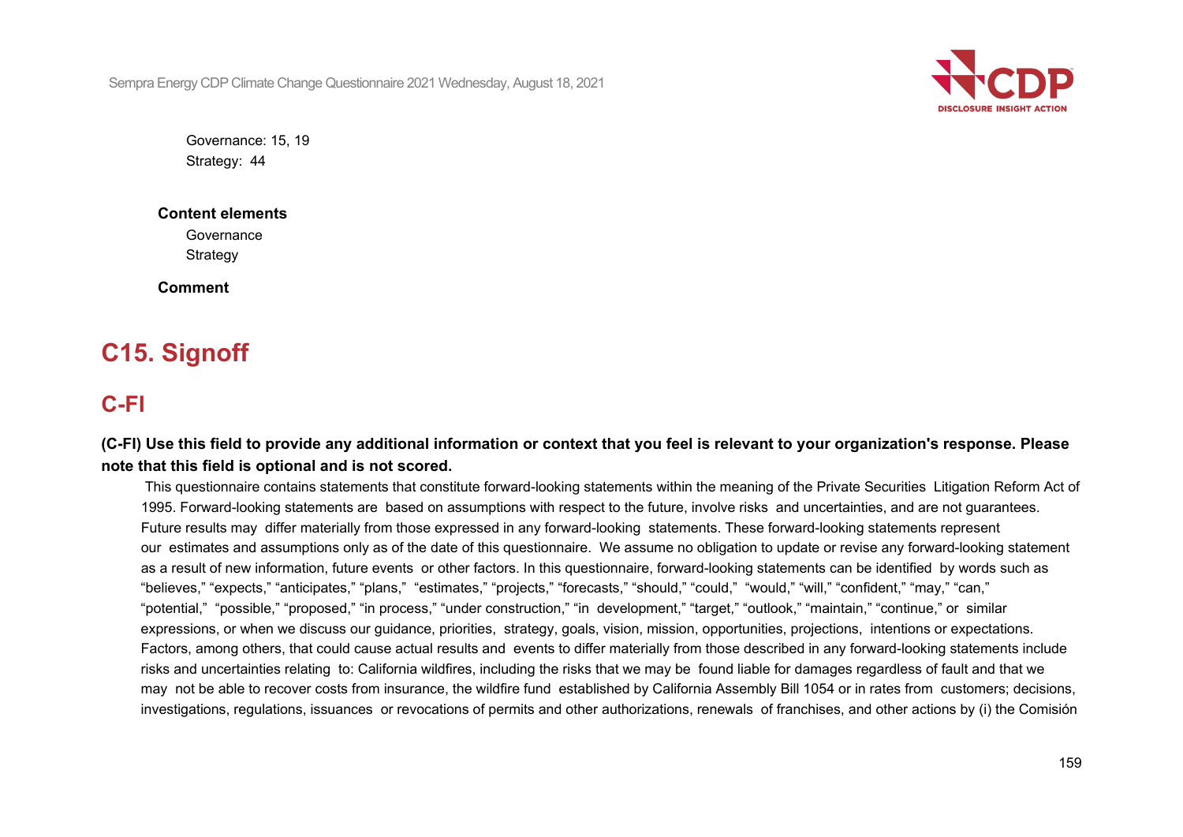Governance: 15, 19
Strategy: 44

**Content elements**

Governance
Strategy

**Comment**

# C15. Signoff

## C-FI

**(C-FI) Use this field to provide any additional information or context that you feel is relevant to your organization's response. Please note that this field is optional and is not scored.**

This questionnaire contains statements that constitute forward-looking statements within the meaning of the Private Securities Litigation Reform Act of 1995. Forward-looking statements are based on assumptions with respect to the future, involve risks and uncertainties, and are not guarantees. Future results may differ materially from those expressed in any forward-looking statements. These forward-looking statements represent our estimates and assumptions only as of the date of this questionnaire. We assume no obligation to update or revise any forward-looking statement as a result of new information, future events or other factors. In this questionnaire, forward-looking statements can be identified by words such as "believes," "expects," "anticipates," "plans," "estimates," "projects," "forecasts," "should," "could," "would," "will," "confident," "may," "can," "potential," "possible," "proposed," "in process," "under construction," "in development," "target," "outlook," "maintain," "continue," or similar expressions, or when we discuss our guidance, priorities, strategy, goals, vision, mission, opportunities, projections, intentions or expectations. Factors, among others, that could cause actual results and events to differ materially from those described in any forward-looking statements include risks and uncertainties relating to: California wildfires, including the risks that we may be found liable for damages regardless of fault and that we may not be able to recover costs from insurance, the wildfire fund established by California Assembly Bill 1054 or in rates from customers; decisions, investigations, regulations, issuances or revocations of permits and other authorizations, renewals of franchises, and other actions by (i) the Comisión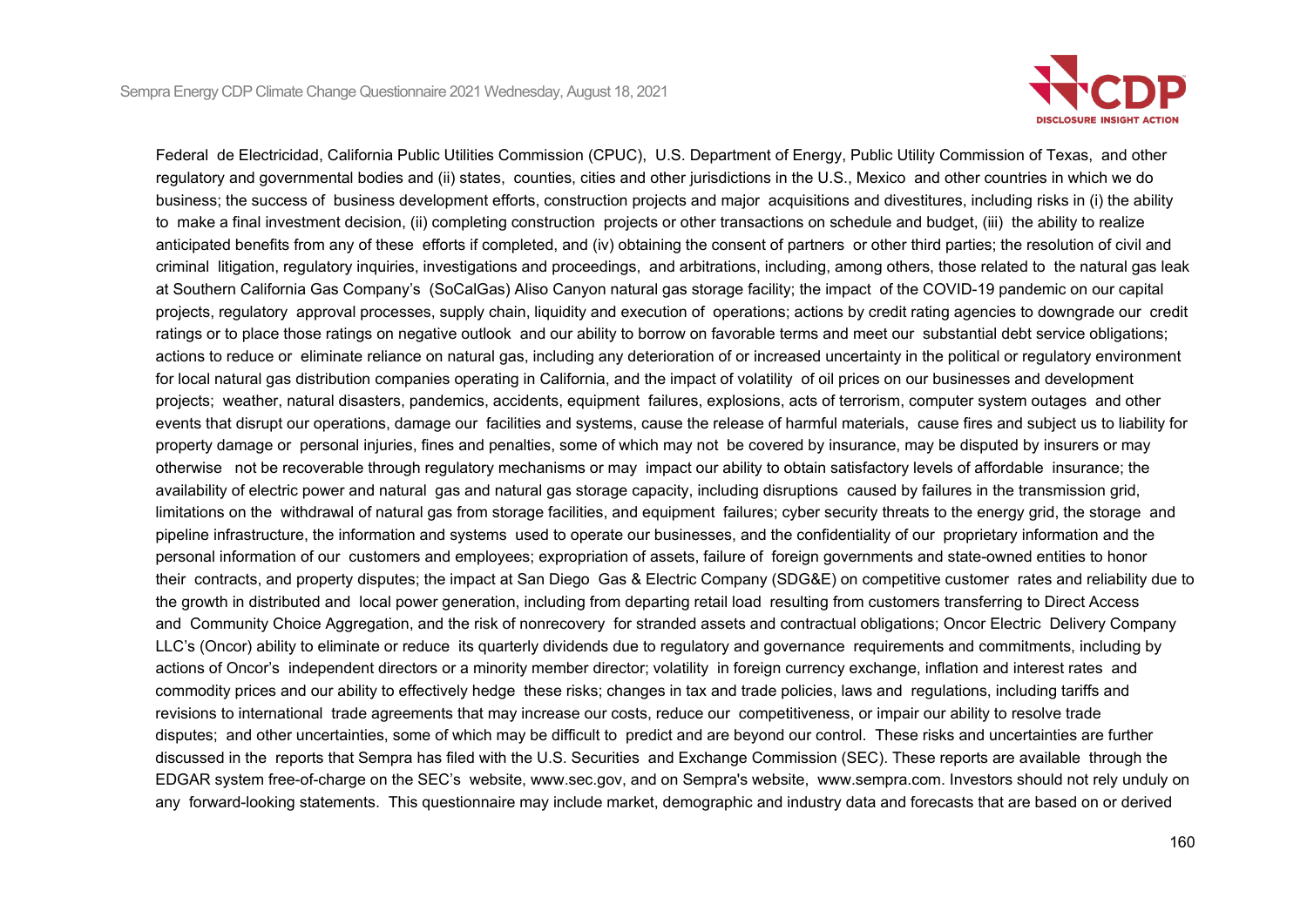Federal de Electricidad, California Public Utilities Commission (CPUC), U.S. Department of Energy, Public Utility Commission of Texas, and other regulatory and governmental bodies and (ii) states, counties, cities and other jurisdictions in the U.S., Mexico and other countries in which we do business; the success of business development efforts, construction projects and major acquisitions and divestitures, including risks in (i) the ability to make a final investment decision, (ii) completing construction projects or other transactions on schedule and budget, (iii) the ability to realize anticipated benefits from any of these efforts if completed, and (iv) obtaining the consent of partners or other third parties; the resolution of civil and criminal litigation, regulatory inquiries, investigations and proceedings, and arbitrations, including, among others, those related to the natural gas leak at Southern California Gas Company's (SoCalGas) Aliso Canyon natural gas storage facility; the impact of the COVID-19 pandemic on our capital projects, regulatory approval processes, supply chain, liquidity and execution of operations; actions by credit rating agencies to downgrade our credit ratings or to place those ratings on negative outlook and our ability to borrow on favorable terms and meet our substantial debt service obligations; actions to reduce or eliminate reliance on natural gas, including any deterioration of or increased uncertainty in the political or regulatory environment for local natural gas distribution companies operating in California, and the impact of volatility of oil prices on our businesses and development projects; weather, natural disasters, pandemics, accidents, equipment failures, explosions, acts of terrorism, computer system outages and other events that disrupt our operations, damage our facilities and systems, cause the release of harmful materials, cause fires and subject us to liability for property damage or personal injuries, fines and penalties, some of which may not be covered by insurance, may be disputed by insurers or may otherwise not be recoverable through regulatory mechanisms or may impact our ability to obtain satisfactory levels of affordable insurance; the availability of electric power and natural gas and natural gas storage capacity, including disruptions caused by failures in the transmission grid, limitations on the withdrawal of natural gas from storage facilities, and equipment failures; cyber security threats to the energy grid, the storage and pipeline infrastructure, the information and systems used to operate our businesses, and the confidentiality of our proprietary information and the personal information of our customers and employees; expropriation of assets, failure of foreign governments and state-owned entities to honor their contracts, and property disputes; the impact at San Diego Gas & Electric Company (SDG&E) on competitive customer rates and reliability due to the growth in distributed and local power generation, including from departing retail load resulting from customers transferring to Direct Access and Community Choice Aggregation, and the risk of nonrecovery for stranded assets and contractual obligations; Oncor Electric Delivery Company LLC's (Oncor) ability to eliminate or reduce its quarterly dividends due to regulatory and governance requirements and commitments, including by actions of Oncor's independent directors or a minority member director; volatility in foreign currency exchange, inflation and interest rates and commodity prices and our ability to effectively hedge these risks; changes in tax and trade policies, laws and regulations, including tariffs and revisions to international trade agreements that may increase our costs, reduce our competitiveness, or impair our ability to resolve trade disputes; and other uncertainties, some of which may be difficult to predict and are beyond our control. These risks and uncertainties are further discussed in the reports that Sempra has filed with the U.S. Securities and Exchange Commission (SEC). These reports are available through the EDGAR system free-of-charge on the SEC's website, www.sec.gov, and on Sempra's website, www.sempra.com. Investors should not rely unduly on any forward-looking statements. This questionnaire may include market, demographic and industry data and forecasts that are based on or derived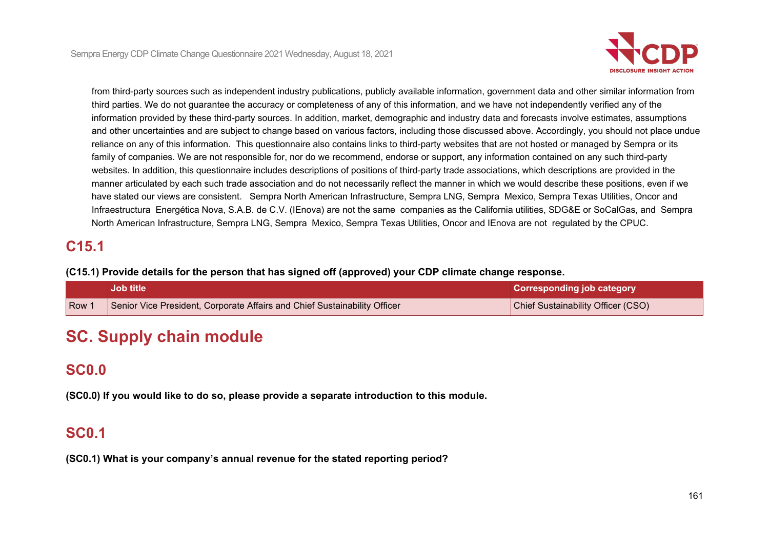from third-party sources such as independent industry publications, publicly available information, government data and other similar information from third parties. We do not guarantee the accuracy or completeness of any of this information, and we have not independently verified any of the information provided by these third-party sources. In addition, market, demographic and industry data and forecasts involve estimates, assumptions and other uncertainties and are subject to change based on various factors, including those discussed above. Accordingly, you should not place undue reliance on any of this information. This questionnaire also contains links to third-party websites that are not hosted or managed by Sempra or its family of companies. We are not responsible for, nor do we recommend, endorse or support, any information contained on any such third-party websites. In addition, this questionnaire includes descriptions of positions of third-party trade associations, which descriptions are provided in the manner articulated by each such trade association and do not necessarily reflect the manner in which we would describe these positions, even if we have stated our views are consistent. Sempra North American Infrastructure, Sempra LNG, Sempra Mexico, Sempra Texas Utilities, Oncor and Infraestructura Energética Nova, S.A.B. de C.V. (IEnova) are not the same companies as the California utilities, SDG&E or SoCalGas, and Sempra North American Infrastructure, Sempra LNG, Sempra Mexico, Sempra Texas Utilities, Oncor and IEnova are not regulated by the CPUC.

## C15.1

**(C15.1) Provide details for the person that has signed off (approved) your CDP climate change response.**

| | Job title | Corresponding job category |
|---|---|---|
| Row 1 | Senior Vice President, Corporate Affairs and Chief Sustainability Officer | Chief Sustainability Officer (CSO) |

# SC. Supply chain module

## SC0.0

**(SC0.0) If you would like to do so, please provide a separate introduction to this module.**

## SC0.1

**(SC0.1) What is your company's annual revenue for the stated reporting period?**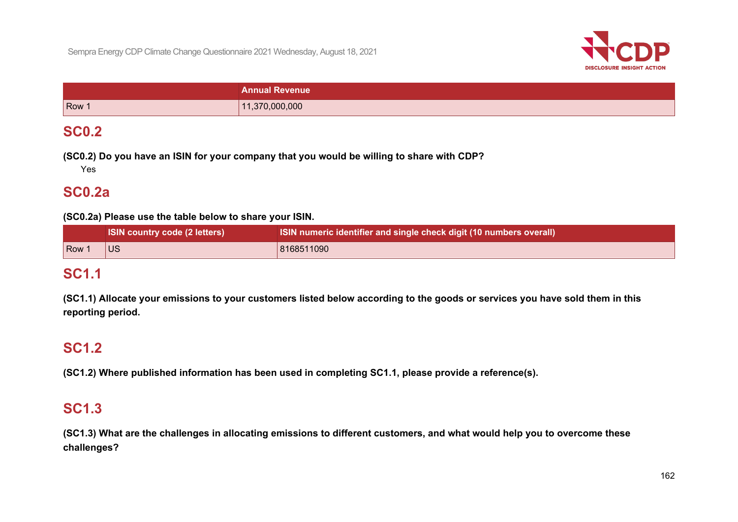| | Annual Revenue |
|---|---|
| Row 1 | 11,370,000,000 |

## SC0.2

**(SC0.2) Do you have an ISIN for your company that you would be willing to share with CDP?**

Yes

## SC0.2a

**(SC0.2a) Please use the table below to share your ISIN.**

| | ISIN country code (2 letters) | ISIN numeric identifier and single check digit (10 numbers overall) |
|---|---|---|
| Row 1 | US | 8168511090 |

## SC1.1

**(SC1.1) Allocate your emissions to your customers listed below according to the goods or services you have sold them in this reporting period.**

## SC1.2

**(SC1.2) Where published information has been used in completing SC1.1, please provide a reference(s).**

## SC1.3

**(SC1.3) What are the challenges in allocating emissions to different customers, and what would help you to overcome these challenges?**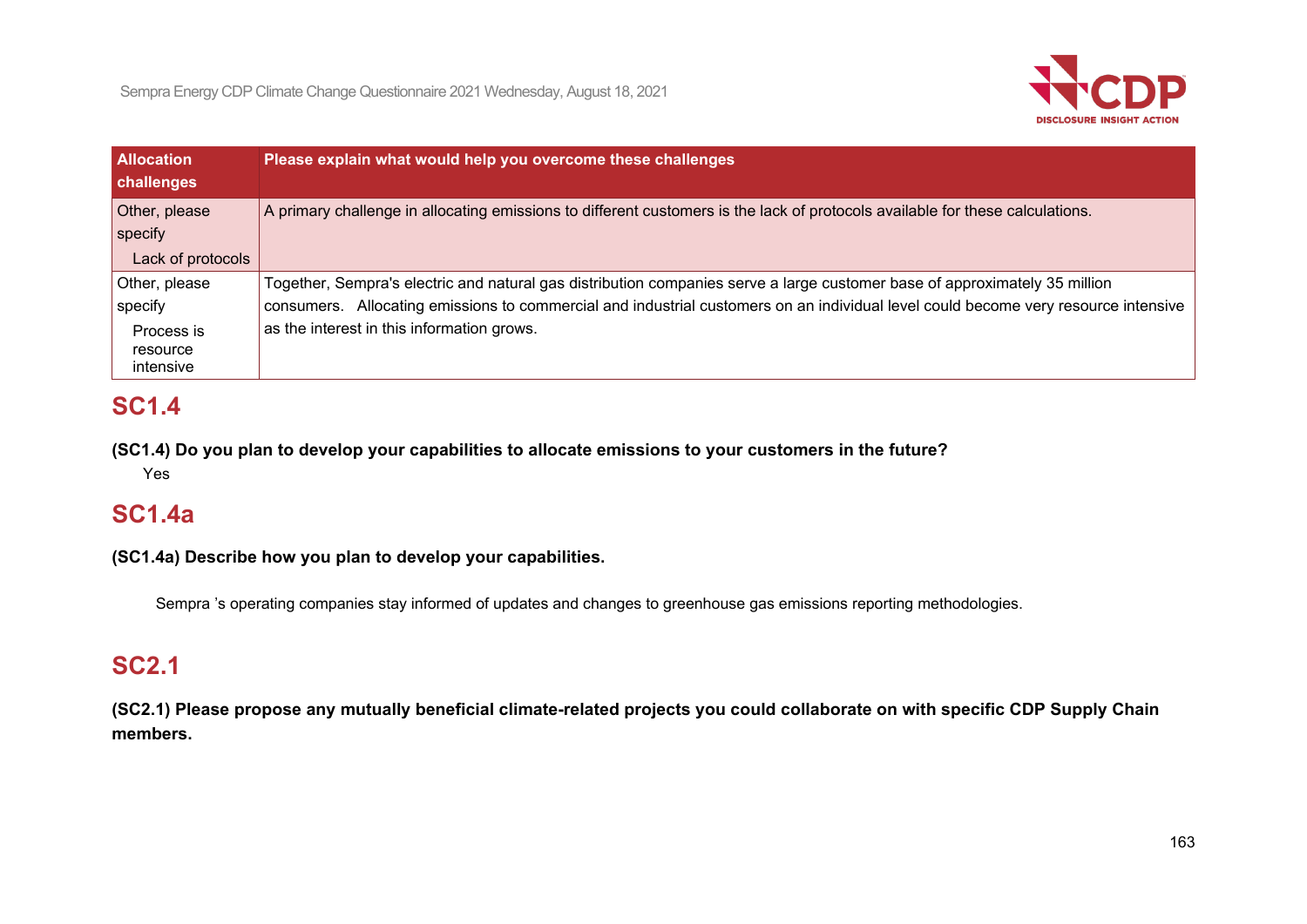| Allocation challenges | Please explain what would help you overcome these challenges |
|---|---|
| Other, please specify<br>Lack of protocols | A primary challenge in allocating emissions to different customers is the lack of protocols available for these calculations. |
| Other, please specify<br>Process is resource intensive | Together, Sempra's electric and natural gas distribution companies serve a large customer base of approximately 35 million consumers. Allocating emissions to commercial and industrial customers on an individual level could become very resource intensive as the interest in this information grows. |

## SC1.4

**(SC1.4) Do you plan to develop your capabilities to allocate emissions to your customers in the future?**

Yes

## SC1.4a

**(SC1.4a) Describe how you plan to develop your capabilities.**

Sempra 's operating companies stay informed of updates and changes to greenhouse gas emissions reporting methodologies.

## SC2.1

**(SC2.1) Please propose any mutually beneficial climate-related projects you could collaborate on with specific CDP Supply Chain members.**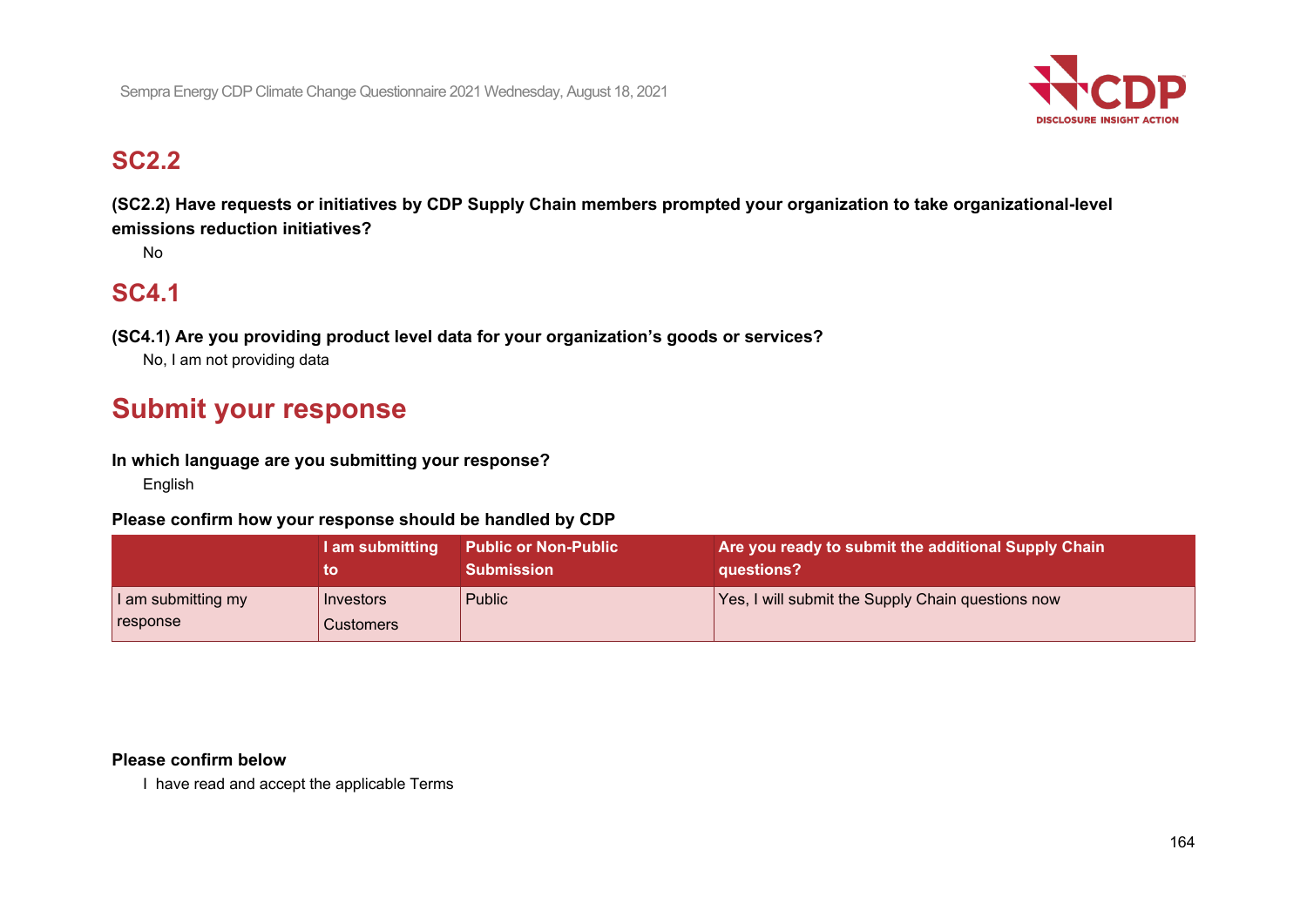## SC2.2

**(SC2.2) Have requests or initiatives by CDP Supply Chain members prompted your organization to take organizational-level emissions reduction initiatives?**

No

## SC4.1

**(SC4.1) Are you providing product level data for your organization's goods or services?**

No, I am not providing data

# Submit your response

**In which language are you submitting your response?**

English

**Please confirm how your response should be handled by CDP**

| | I am submitting to | Public or Non-Public Submission | Are you ready to submit the additional Supply Chain questions? |
|---|---|---|---|
| I am submitting my response | Investors<br>Customers | Public | Yes, I will submit the Supply Chain questions now |

**Please confirm below**

I have read and accept the applicable Terms